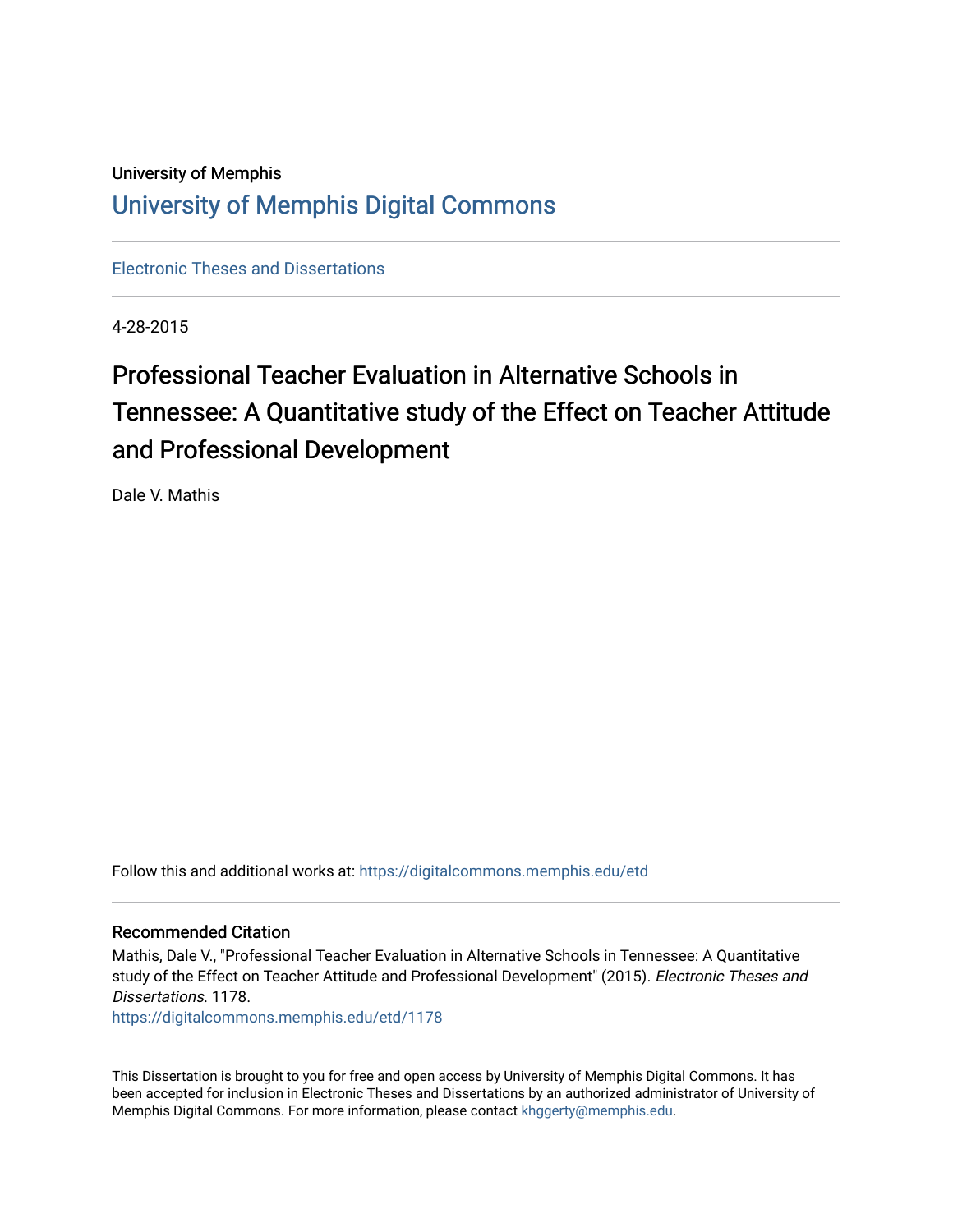University of Memphis

# University of Memphis Digital Commons

Electronic Theses and Dissertations

4-28-2015

# Professional Teacher Evaluation in Alternative Schools in Tennessee: A Quantitative study of the Effect on Teacher Attitude and Professional Development

Dale V. Mathis

Follow this and additional works at: https://digitalcommons.memphis.edu/etd

## Recommended Citation

Mathis, Dale V., "Professional Teacher Evaluation in Alternative Schools in Tennessee: A Quantitative study of the Effect on Teacher Attitude and Professional Development" (2015). *Electronic Theses and Dissertations*. 1178.
https://digitalcommons.memphis.edu/etd/1178

This Dissertation is brought to you for free and open access by University of Memphis Digital Commons. It has been accepted for inclusion in Electronic Theses and Dissertations by an authorized administrator of University of Memphis Digital Commons. For more information, please contact khggerty@memphis.edu.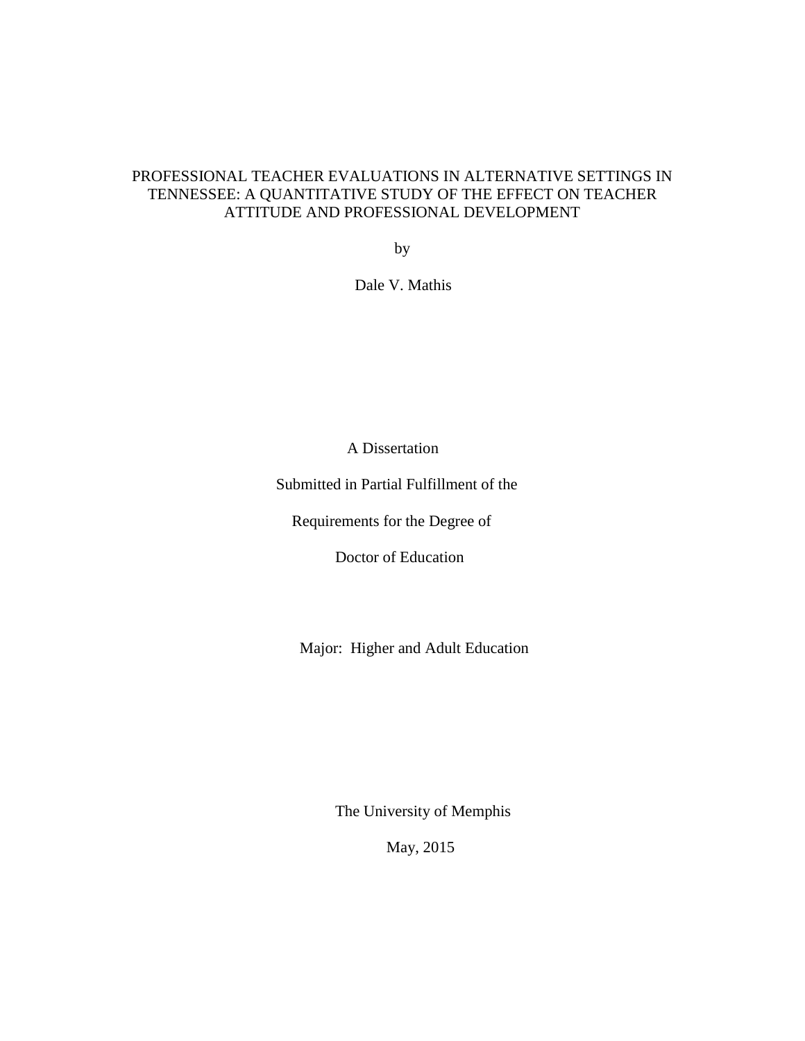PROFESSIONAL TEACHER EVALUATIONS IN ALTERNATIVE SETTINGS IN TENNESSEE: A QUANTITATIVE STUDY OF THE EFFECT ON TEACHER ATTITUDE AND PROFESSIONAL DEVELOPMENT

by

Dale V. Mathis

A Dissertation

Submitted in Partial Fulfillment of the

Requirements for the Degree of

Doctor of Education

Major: Higher and Adult Education

The University of Memphis

May, 2015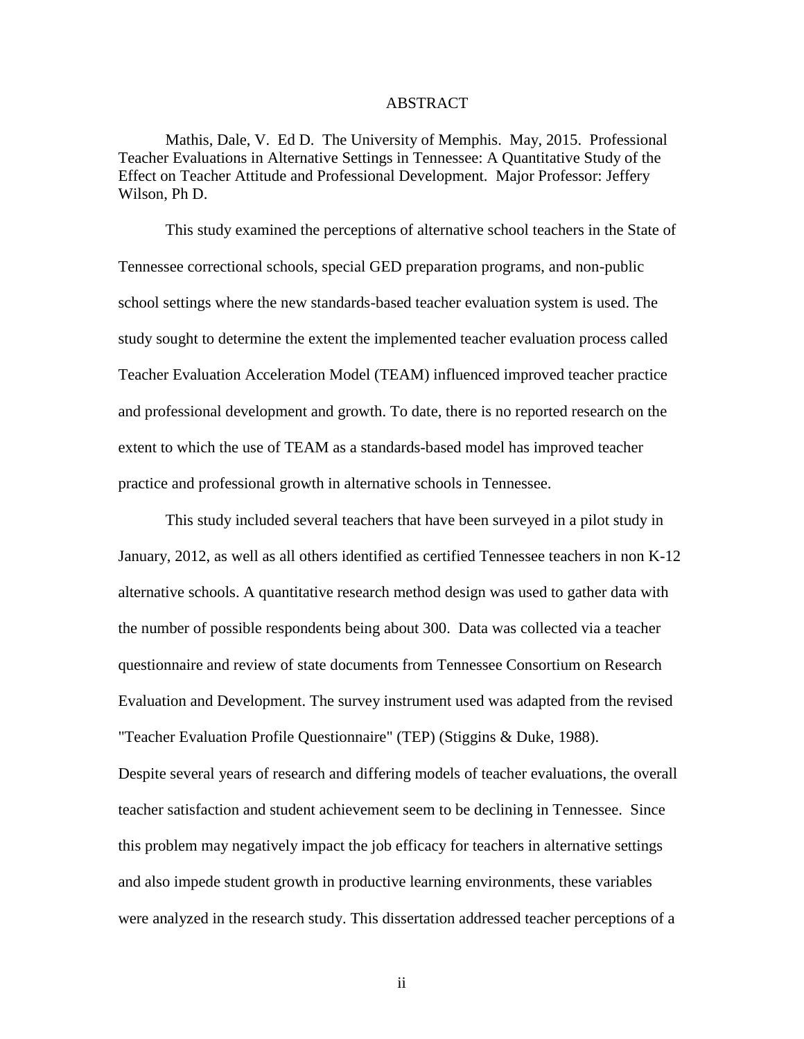# ABSTRACT

Mathis, Dale, V. Ed D. The University of Memphis. May, 2015. Professional Teacher Evaluations in Alternative Settings in Tennessee: A Quantitative Study of the Effect on Teacher Attitude and Professional Development. Major Professor: Jeffery Wilson, Ph D.

This study examined the perceptions of alternative school teachers in the State of Tennessee correctional schools, special GED preparation programs, and non-public school settings where the new standards-based teacher evaluation system is used. The study sought to determine the extent the implemented teacher evaluation process called Teacher Evaluation Acceleration Model (TEAM) influenced improved teacher practice and professional development and growth. To date, there is no reported research on the extent to which the use of TEAM as a standards-based model has improved teacher practice and professional growth in alternative schools in Tennessee.

This study included several teachers that have been surveyed in a pilot study in January, 2012, as well as all others identified as certified Tennessee teachers in non K-12 alternative schools. A quantitative research method design was used to gather data with the number of possible respondents being about 300. Data was collected via a teacher questionnaire and review of state documents from Tennessee Consortium on Research Evaluation and Development. The survey instrument used was adapted from the revised "Teacher Evaluation Profile Questionnaire" (TEP) (Stiggins & Duke, 1988).
Despite several years of research and differing models of teacher evaluations, the overall teacher satisfaction and student achievement seem to be declining in Tennessee. Since this problem may negatively impact the job efficacy for teachers in alternative settings and also impede student growth in productive learning environments, these variables were analyzed in the research study. This dissertation addressed teacher perceptions of a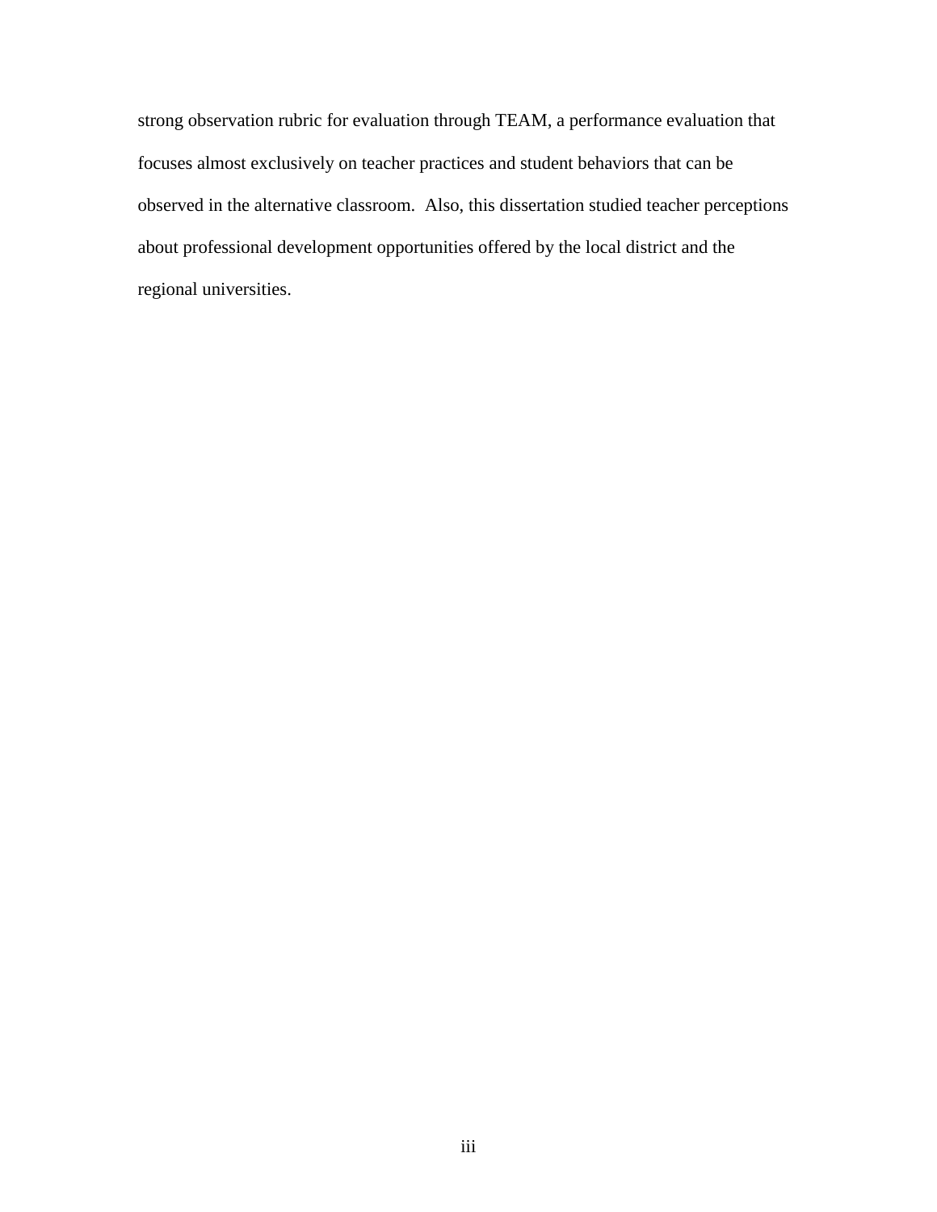strong observation rubric for evaluation through TEAM, a performance evaluation that focuses almost exclusively on teacher practices and student behaviors that can be observed in the alternative classroom. Also, this dissertation studied teacher perceptions about professional development opportunities offered by the local district and the regional universities.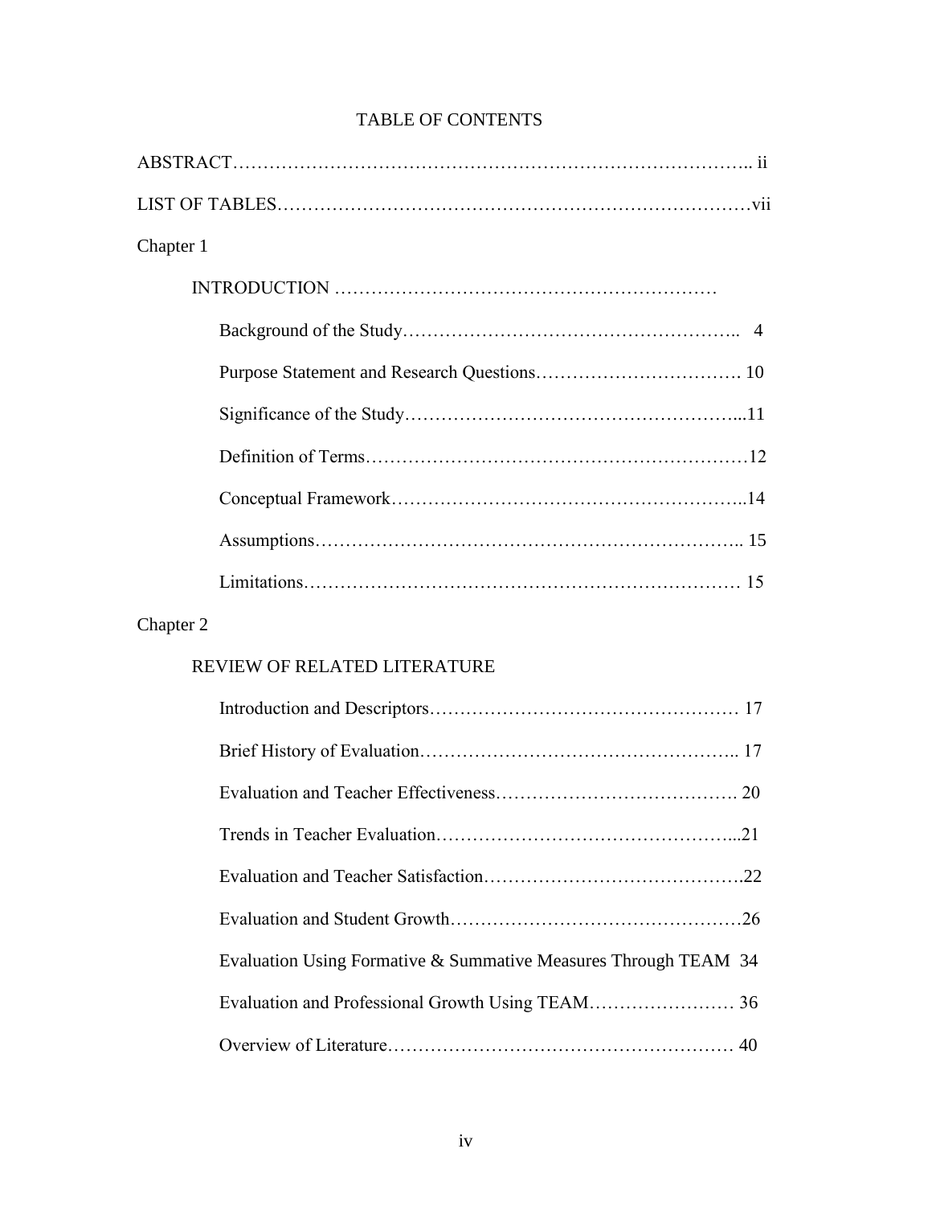# TABLE OF CONTENTS

ABSTRACT………………………………………………………………………….. ii

LIST OF TABLES…………………………………………………………………vii

Chapter 1

INTRODUCTION ……………………………………………………

Background of the Study……………………………………………..   4

Purpose Statement and Research Questions……………………………. 10

Significance of the Study……………………………………………...11

Definition of Terms……………………………………………………12

Conceptual Framework………………………………………………..14

Assumptions………………………………………………………….. 15

Limitations…………………………………………………………… 15

Chapter 2

REVIEW OF RELATED LITERATURE

Introduction and Descriptors…………………………………………… 17

Brief History of Evaluation…………………………………………….. 17

Evaluation and Teacher Effectiveness…………………………………. 20

Trends in Teacher Evaluation…………………………………………...21

Evaluation and Teacher Satisfaction…………………………………….22

Evaluation and Student Growth…………………………………………26

Evaluation Using Formative & Summative Measures Through TEAM 34

Evaluation and Professional Growth Using TEAM…………………… 36

Overview of Literature………………………………………………… 40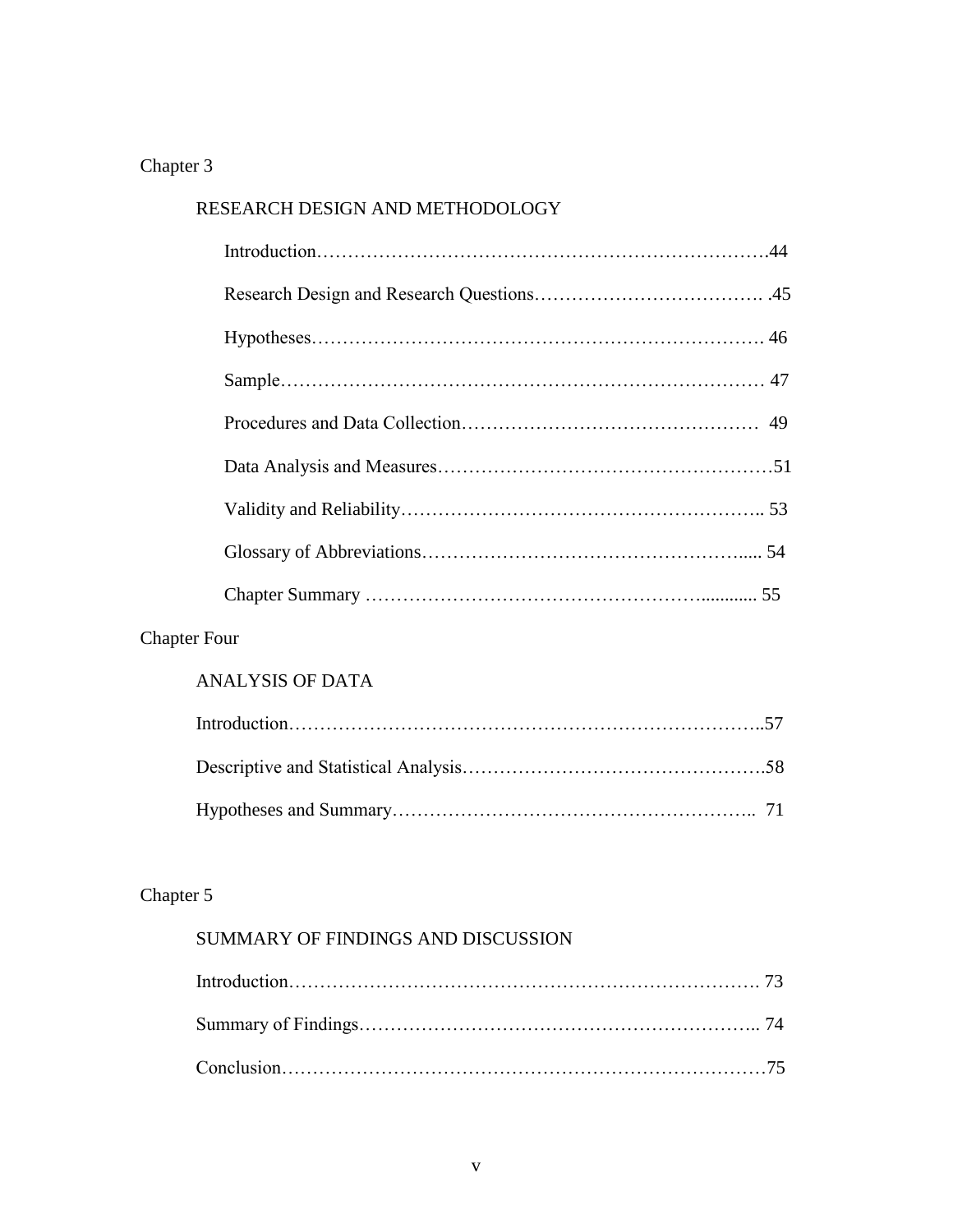Chapter 3

RESEARCH DESIGN AND METHODOLOGY

Introduction……………………………………………………………….44

Research Design and Research Questions………………………………. .45

Hypotheses………………………………………………………………. 46

Sample…………………………………………………………………… 47

Procedures and Data Collection…………………………………………  49

Data Analysis and Measures………………………………………………51

Validity and Reliability………………………………………………….. 53

Glossary of Abbreviations……………………………………………..... 54

Chapter Summary …………………………………………….............. 55

Chapter Four

ANALYSIS OF DATA

Introduction………………………………………………………………..57

Descriptive and Statistical Analysis……………………………………….58

Hypotheses and Summary………………………………………………..  71

Chapter 5

SUMMARY OF FINDINGS AND DISCUSSION

Introduction…………………………………………………………………. 73

Summary of Findings……………………………………………………….. 74

Conclusion…………………………………………………………………75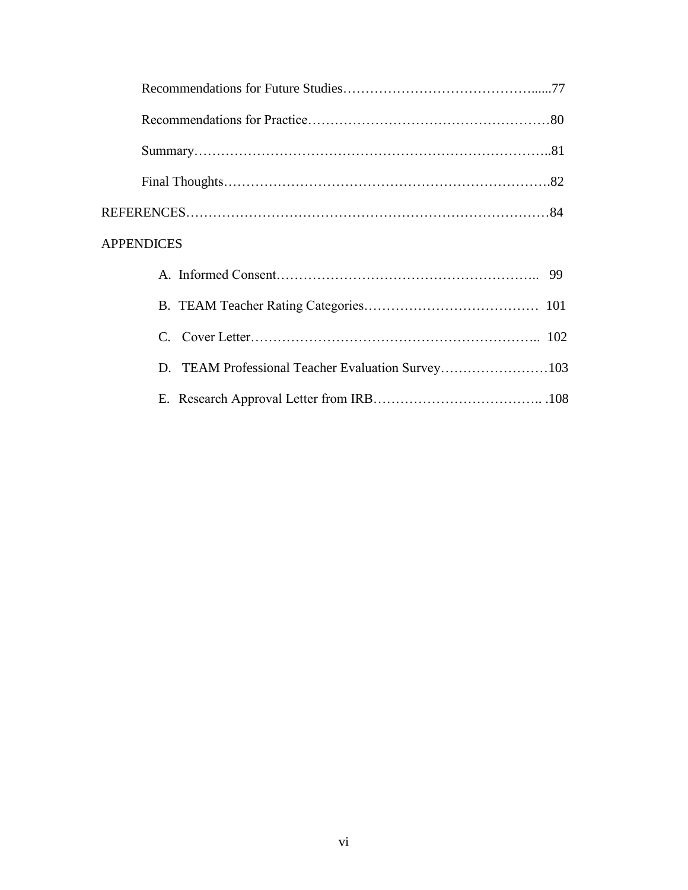Recommendations for Future Studies……………………………………......77

Recommendations for Practice……………………………………………80

Summary……………………………………………………………………..81

Final Thoughts…………………………………………………………….82

REFERENCES…………………………………………………………………84

APPENDICES

A. Informed Consent……………………………………………….. 99

B. TEAM Teacher Rating Categories………………………………… 101

C. Cover Letter……………………………………………………….. 102

D. TEAM Professional Teacher Evaluation Survey……………………103

E. Research Approval Letter from IRB……………………………….. .108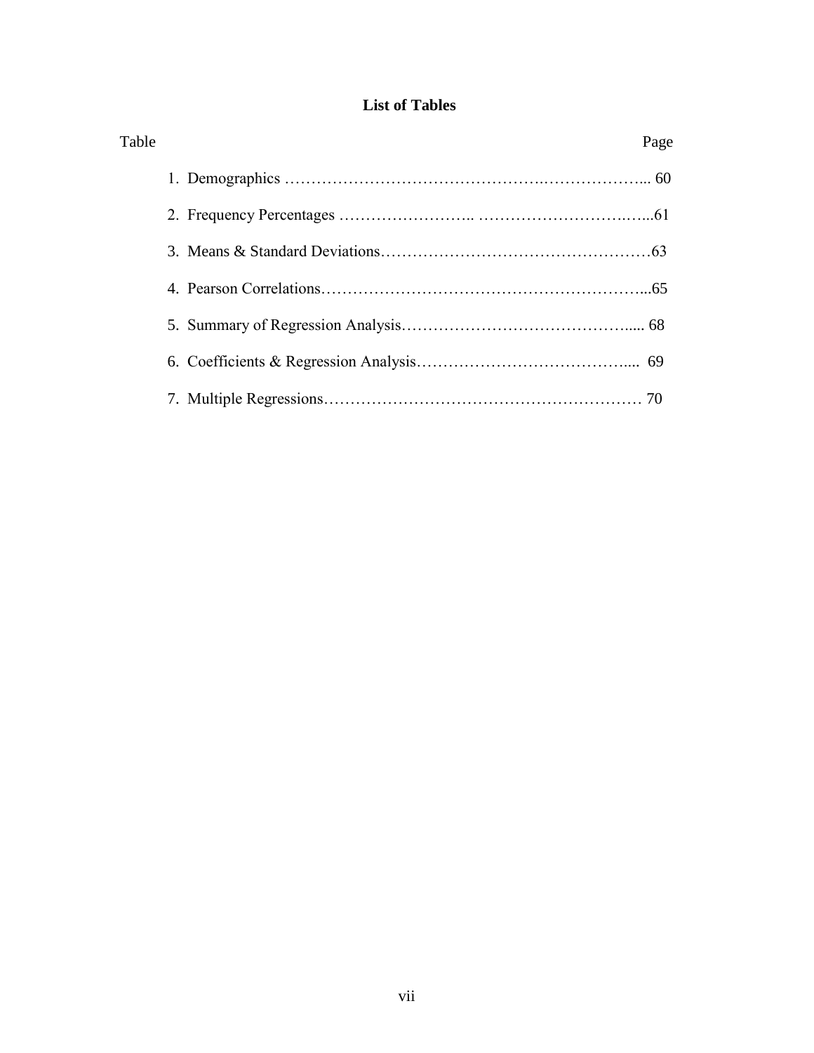# List of Tables

| Table | Page |
|---|---|
| 1. Demographics | 60 |
| 2. Frequency Percentages | 61 |
| 3. Means & Standard Deviations | 63 |
| 4. Pearson Correlations | 65 |
| 5. Summary of Regression Analysis | 68 |
| 6. Coefficients & Regression Analysis | 69 |
| 7. Multiple Regressions | 70 |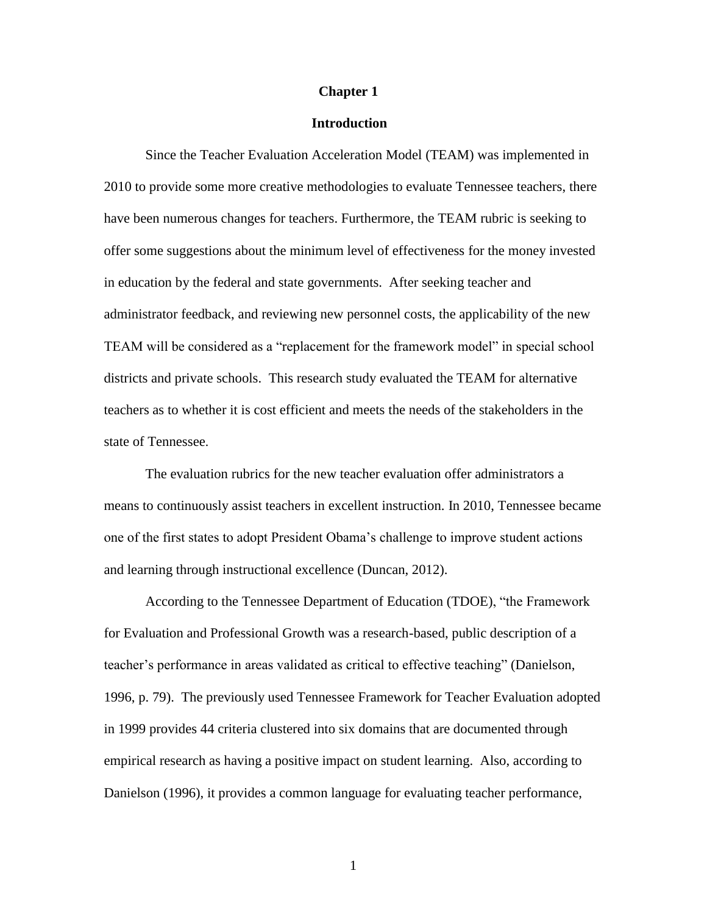# Chapter 1

## Introduction

Since the Teacher Evaluation Acceleration Model (TEAM) was implemented in 2010 to provide some more creative methodologies to evaluate Tennessee teachers, there have been numerous changes for teachers. Furthermore, the TEAM rubric is seeking to offer some suggestions about the minimum level of effectiveness for the money invested in education by the federal and state governments. After seeking teacher and administrator feedback, and reviewing new personnel costs, the applicability of the new TEAM will be considered as a "replacement for the framework model" in special school districts and private schools. This research study evaluated the TEAM for alternative teachers as to whether it is cost efficient and meets the needs of the stakeholders in the state of Tennessee.

The evaluation rubrics for the new teacher evaluation offer administrators a means to continuously assist teachers in excellent instruction. In 2010, Tennessee became one of the first states to adopt President Obama's challenge to improve student actions and learning through instructional excellence (Duncan, 2012).

According to the Tennessee Department of Education (TDOE), "the Framework for Evaluation and Professional Growth was a research-based, public description of a teacher's performance in areas validated as critical to effective teaching" (Danielson, 1996, p. 79). The previously used Tennessee Framework for Teacher Evaluation adopted in 1999 provides 44 criteria clustered into six domains that are documented through empirical research as having a positive impact on student learning. Also, according to Danielson (1996), it provides a common language for evaluating teacher performance,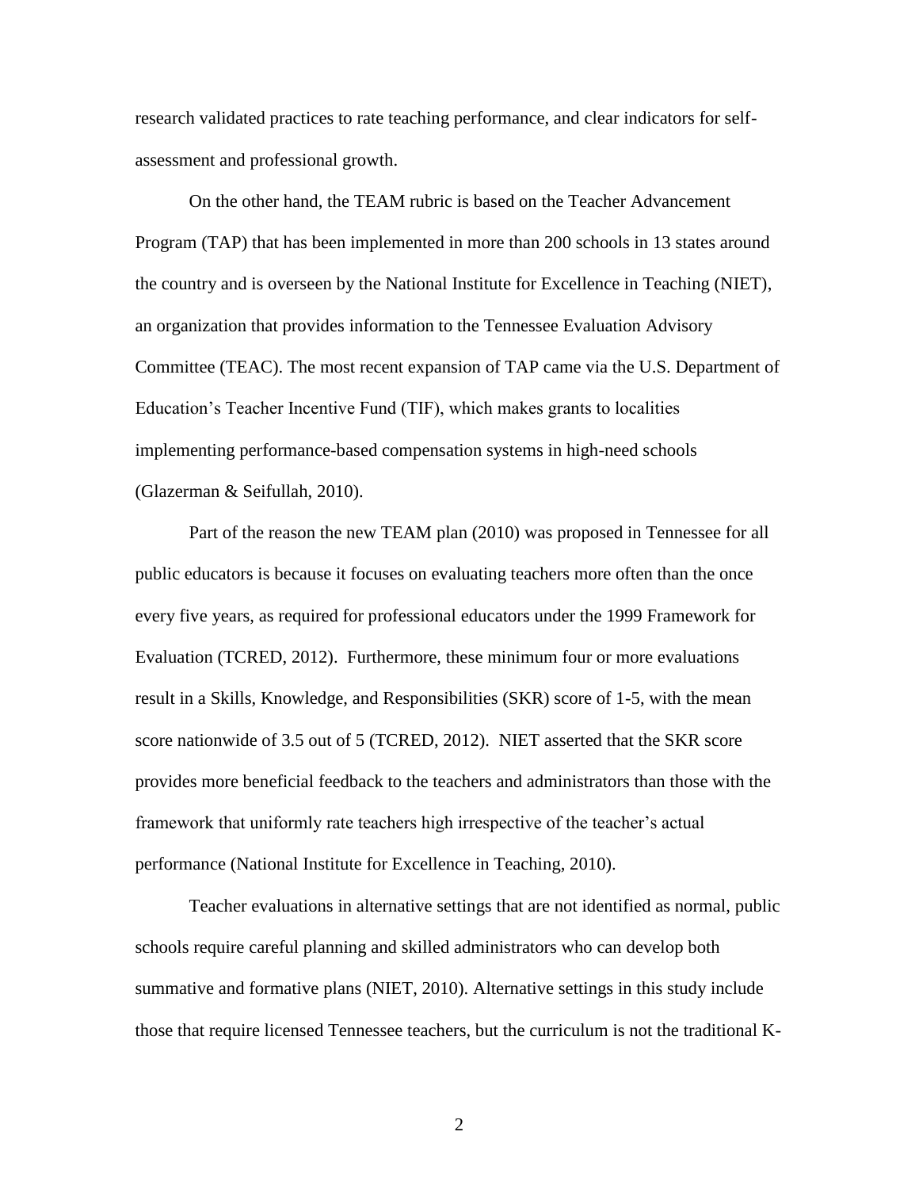research validated practices to rate teaching performance, and clear indicators for self-assessment and professional growth.

On the other hand, the TEAM rubric is based on the Teacher Advancement Program (TAP) that has been implemented in more than 200 schools in 13 states around the country and is overseen by the National Institute for Excellence in Teaching (NIET), an organization that provides information to the Tennessee Evaluation Advisory Committee (TEAC). The most recent expansion of TAP came via the U.S. Department of Education's Teacher Incentive Fund (TIF), which makes grants to localities implementing performance-based compensation systems in high-need schools (Glazerman & Seifullah, 2010).

Part of the reason the new TEAM plan (2010) was proposed in Tennessee for all public educators is because it focuses on evaluating teachers more often than the once every five years, as required for professional educators under the 1999 Framework for Evaluation (TCRED, 2012). Furthermore, these minimum four or more evaluations result in a Skills, Knowledge, and Responsibilities (SKR) score of 1-5, with the mean score nationwide of 3.5 out of 5 (TCRED, 2012). NIET asserted that the SKR score provides more beneficial feedback to the teachers and administrators than those with the framework that uniformly rate teachers high irrespective of the teacher's actual performance (National Institute for Excellence in Teaching, 2010).

Teacher evaluations in alternative settings that are not identified as normal, public schools require careful planning and skilled administrators who can develop both summative and formative plans (NIET, 2010). Alternative settings in this study include those that require licensed Tennessee teachers, but the curriculum is not the traditional K-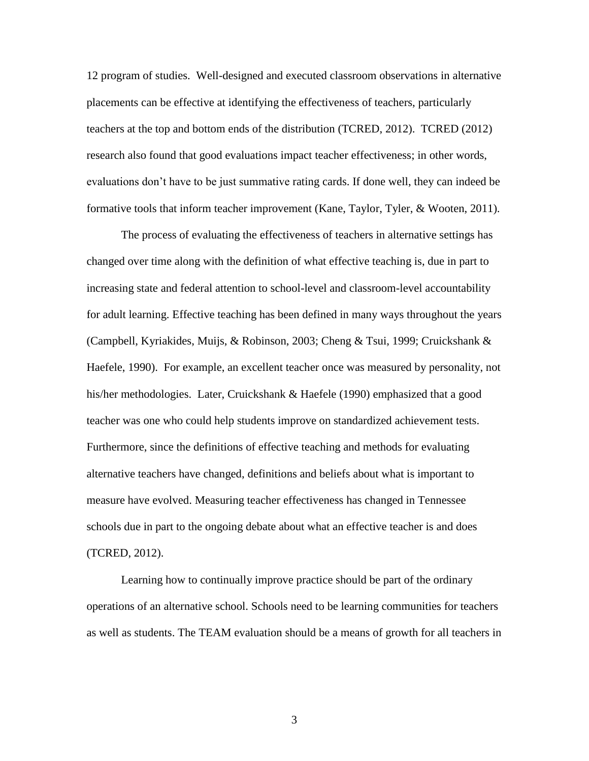12 program of studies. Well-designed and executed classroom observations in alternative placements can be effective at identifying the effectiveness of teachers, particularly teachers at the top and bottom ends of the distribution (TCRED, 2012). TCRED (2012) research also found that good evaluations impact teacher effectiveness; in other words, evaluations don't have to be just summative rating cards. If done well, they can indeed be formative tools that inform teacher improvement (Kane, Taylor, Tyler, & Wooten, 2011).

The process of evaluating the effectiveness of teachers in alternative settings has changed over time along with the definition of what effective teaching is, due in part to increasing state and federal attention to school-level and classroom-level accountability for adult learning. Effective teaching has been defined in many ways throughout the years (Campbell, Kyriakides, Muijs, & Robinson, 2003; Cheng & Tsui, 1999; Cruickshank & Haefele, 1990). For example, an excellent teacher once was measured by personality, not his/her methodologies. Later, Cruickshank & Haefele (1990) emphasized that a good teacher was one who could help students improve on standardized achievement tests. Furthermore, since the definitions of effective teaching and methods for evaluating alternative teachers have changed, definitions and beliefs about what is important to measure have evolved. Measuring teacher effectiveness has changed in Tennessee schools due in part to the ongoing debate about what an effective teacher is and does (TCRED, 2012).

Learning how to continually improve practice should be part of the ordinary operations of an alternative school. Schools need to be learning communities for teachers as well as students. The TEAM evaluation should be a means of growth for all teachers in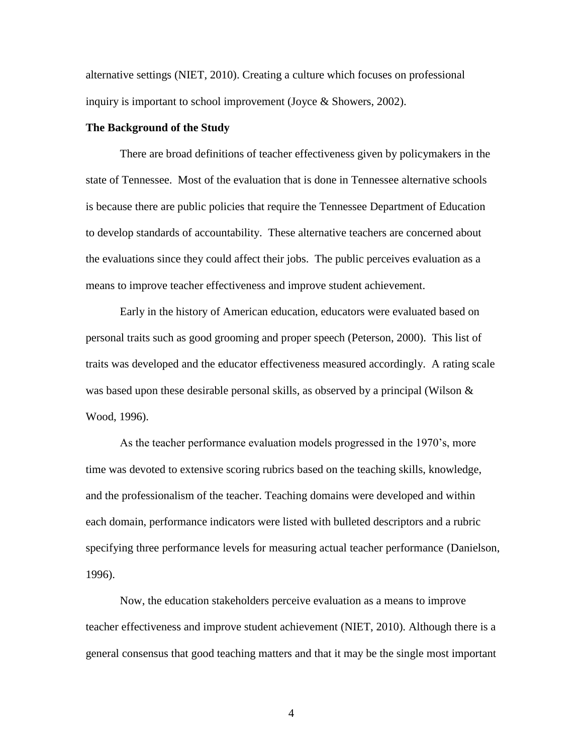alternative settings (NIET, 2010). Creating a culture which focuses on professional inquiry is important to school improvement (Joyce & Showers, 2002).

**The Background of the Study**

There are broad definitions of teacher effectiveness given by policymakers in the state of Tennessee. Most of the evaluation that is done in Tennessee alternative schools is because there are public policies that require the Tennessee Department of Education to develop standards of accountability. These alternative teachers are concerned about the evaluations since they could affect their jobs. The public perceives evaluation as a means to improve teacher effectiveness and improve student achievement.

Early in the history of American education, educators were evaluated based on personal traits such as good grooming and proper speech (Peterson, 2000). This list of traits was developed and the educator effectiveness measured accordingly. A rating scale was based upon these desirable personal skills, as observed by a principal (Wilson & Wood, 1996).

As the teacher performance evaluation models progressed in the 1970's, more time was devoted to extensive scoring rubrics based on the teaching skills, knowledge, and the professionalism of the teacher. Teaching domains were developed and within each domain, performance indicators were listed with bulleted descriptors and a rubric specifying three performance levels for measuring actual teacher performance (Danielson, 1996).

Now, the education stakeholders perceive evaluation as a means to improve teacher effectiveness and improve student achievement (NIET, 2010). Although there is a general consensus that good teaching matters and that it may be the single most important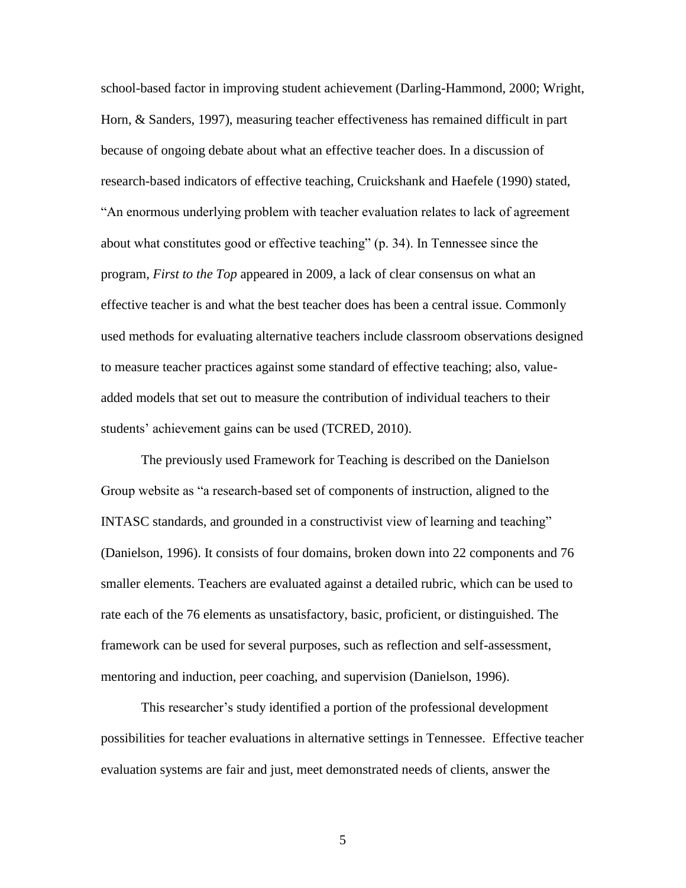school-based factor in improving student achievement (Darling-Hammond, 2000; Wright, Horn, & Sanders, 1997), measuring teacher effectiveness has remained difficult in part because of ongoing debate about what an effective teacher does. In a discussion of research-based indicators of effective teaching, Cruickshank and Haefele (1990) stated, “An enormous underlying problem with teacher evaluation relates to lack of agreement about what constitutes good or effective teaching” (p. 34). In Tennessee since the program, *First to the Top* appeared in 2009, a lack of clear consensus on what an effective teacher is and what the best teacher does has been a central issue. Commonly used methods for evaluating alternative teachers include classroom observations designed to measure teacher practices against some standard of effective teaching; also, value-added models that set out to measure the contribution of individual teachers to their students’ achievement gains can be used (TCRED, 2010).

The previously used Framework for Teaching is described on the Danielson Group website as “a research-based set of components of instruction, aligned to the INTASC standards, and grounded in a constructivist view of learning and teaching” (Danielson, 1996). It consists of four domains, broken down into 22 components and 76 smaller elements. Teachers are evaluated against a detailed rubric, which can be used to rate each of the 76 elements as unsatisfactory, basic, proficient, or distinguished. The framework can be used for several purposes, such as reflection and self-assessment, mentoring and induction, peer coaching, and supervision (Danielson, 1996).

This researcher’s study identified a portion of the professional development possibilities for teacher evaluations in alternative settings in Tennessee. Effective teacher evaluation systems are fair and just, meet demonstrated needs of clients, answer the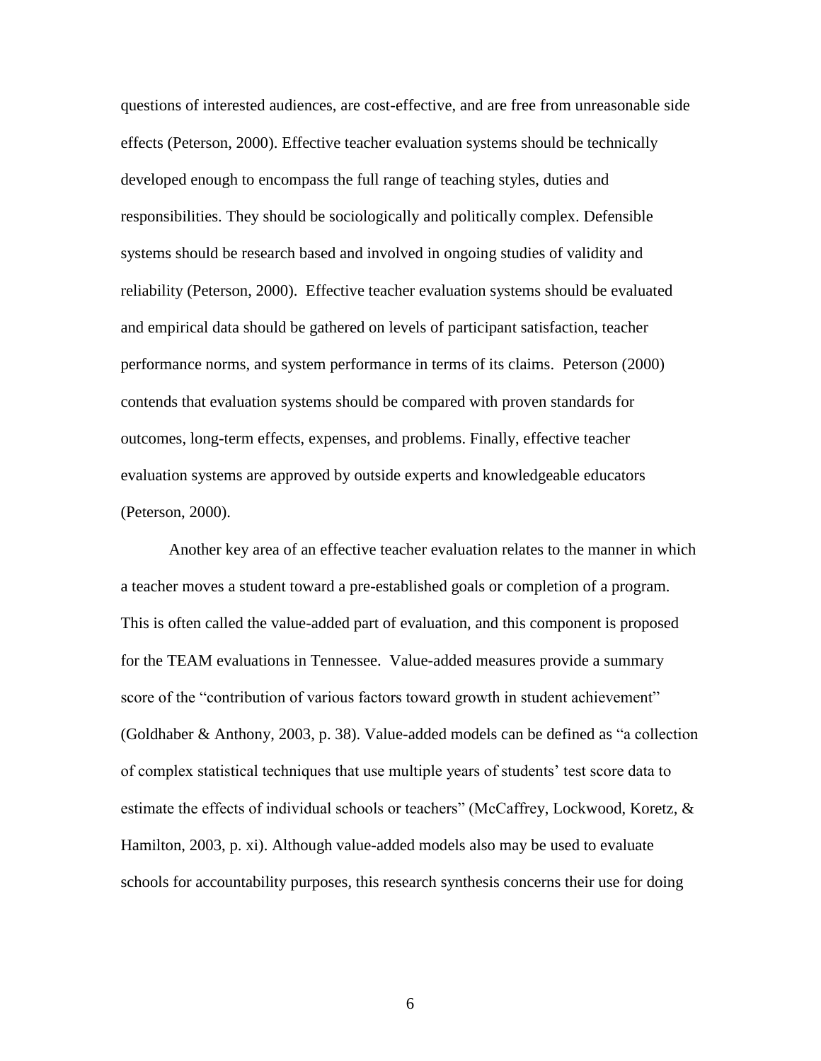questions of interested audiences, are cost-effective, and are free from unreasonable side effects (Peterson, 2000). Effective teacher evaluation systems should be technically developed enough to encompass the full range of teaching styles, duties and responsibilities. They should be sociologically and politically complex. Defensible systems should be research based and involved in ongoing studies of validity and reliability (Peterson, 2000). Effective teacher evaluation systems should be evaluated and empirical data should be gathered on levels of participant satisfaction, teacher performance norms, and system performance in terms of its claims. Peterson (2000) contends that evaluation systems should be compared with proven standards for outcomes, long-term effects, expenses, and problems. Finally, effective teacher evaluation systems are approved by outside experts and knowledgeable educators (Peterson, 2000).

Another key area of an effective teacher evaluation relates to the manner in which a teacher moves a student toward a pre-established goals or completion of a program. This is often called the value-added part of evaluation, and this component is proposed for the TEAM evaluations in Tennessee. Value-added measures provide a summary score of the "contribution of various factors toward growth in student achievement" (Goldhaber & Anthony, 2003, p. 38). Value-added models can be defined as "a collection of complex statistical techniques that use multiple years of students' test score data to estimate the effects of individual schools or teachers" (McCaffrey, Lockwood, Koretz, & Hamilton, 2003, p. xi). Although value-added models also may be used to evaluate schools for accountability purposes, this research synthesis concerns their use for doing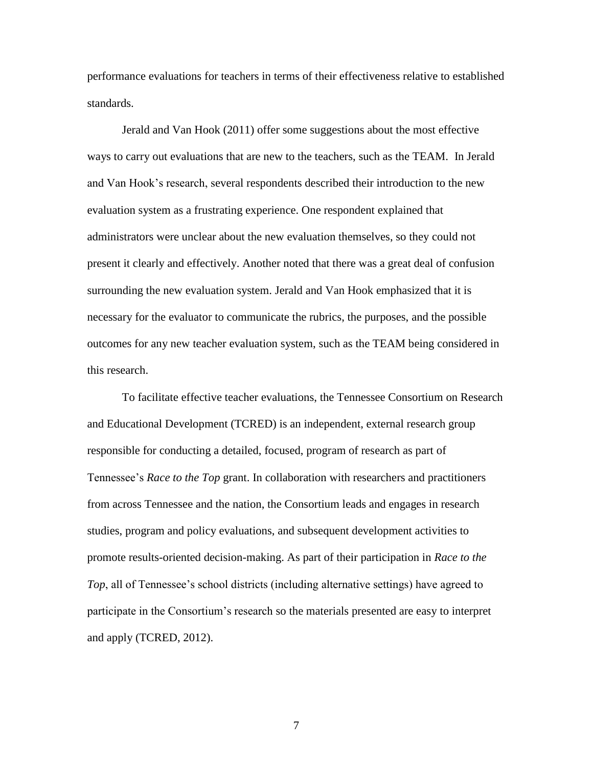performance evaluations for teachers in terms of their effectiveness relative to established standards.

Jerald and Van Hook (2011) offer some suggestions about the most effective ways to carry out evaluations that are new to the teachers, such as the TEAM. In Jerald and Van Hook's research, several respondents described their introduction to the new evaluation system as a frustrating experience. One respondent explained that administrators were unclear about the new evaluation themselves, so they could not present it clearly and effectively. Another noted that there was a great deal of confusion surrounding the new evaluation system. Jerald and Van Hook emphasized that it is necessary for the evaluator to communicate the rubrics, the purposes, and the possible outcomes for any new teacher evaluation system, such as the TEAM being considered in this research.

To facilitate effective teacher evaluations, the Tennessee Consortium on Research and Educational Development (TCRED) is an independent, external research group responsible for conducting a detailed, focused, program of research as part of Tennessee's *Race to the Top* grant. In collaboration with researchers and practitioners from across Tennessee and the nation, the Consortium leads and engages in research studies, program and policy evaluations, and subsequent development activities to promote results-oriented decision-making. As part of their participation in *Race to the Top*, all of Tennessee's school districts (including alternative settings) have agreed to participate in the Consortium's research so the materials presented are easy to interpret and apply (TCRED, 2012).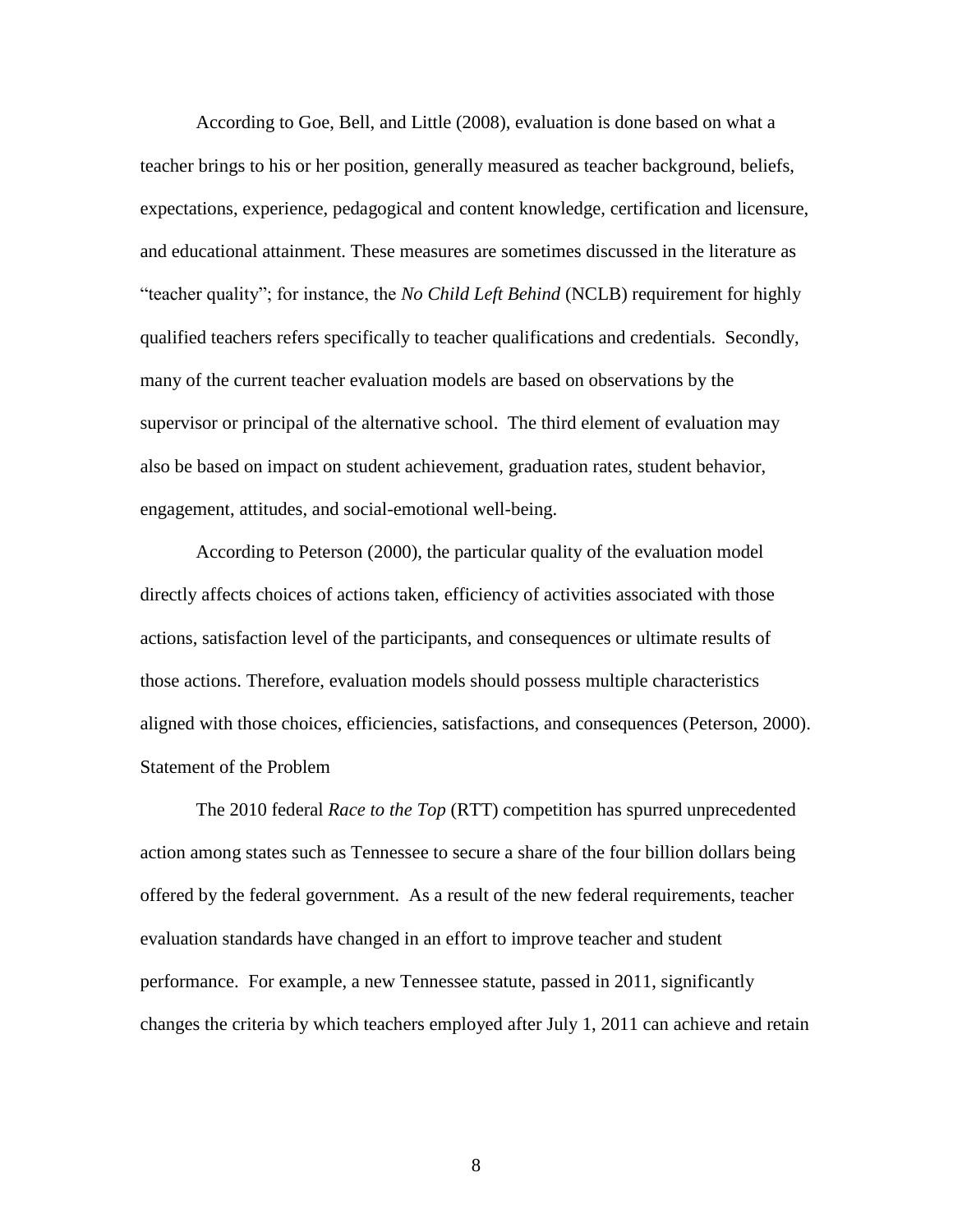According to Goe, Bell, and Little (2008), evaluation is done based on what a teacher brings to his or her position, generally measured as teacher background, beliefs, expectations, experience, pedagogical and content knowledge, certification and licensure, and educational attainment. These measures are sometimes discussed in the literature as "teacher quality"; for instance, the *No Child Left Behind* (NCLB) requirement for highly qualified teachers refers specifically to teacher qualifications and credentials. Secondly, many of the current teacher evaluation models are based on observations by the supervisor or principal of the alternative school. The third element of evaluation may also be based on impact on student achievement, graduation rates, student behavior, engagement, attitudes, and social-emotional well-being.

According to Peterson (2000), the particular quality of the evaluation model directly affects choices of actions taken, efficiency of activities associated with those actions, satisfaction level of the participants, and consequences or ultimate results of those actions. Therefore, evaluation models should possess multiple characteristics aligned with those choices, efficiencies, satisfactions, and consequences (Peterson, 2000).

## Statement of the Problem

The 2010 federal *Race to the Top* (RTT) competition has spurred unprecedented action among states such as Tennessee to secure a share of the four billion dollars being offered by the federal government. As a result of the new federal requirements, teacher evaluation standards have changed in an effort to improve teacher and student performance. For example, a new Tennessee statute, passed in 2011, significantly changes the criteria by which teachers employed after July 1, 2011 can achieve and retain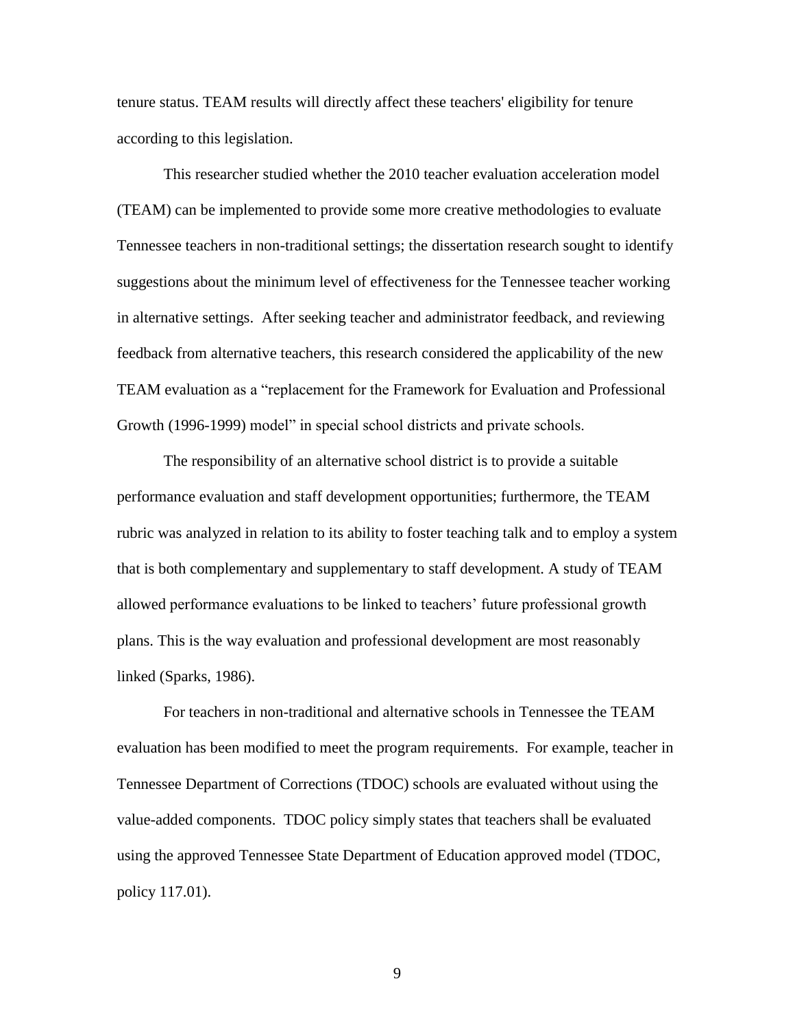tenure status. TEAM results will directly affect these teachers' eligibility for tenure according to this legislation.

This researcher studied whether the 2010 teacher evaluation acceleration model (TEAM) can be implemented to provide some more creative methodologies to evaluate Tennessee teachers in non-traditional settings; the dissertation research sought to identify suggestions about the minimum level of effectiveness for the Tennessee teacher working in alternative settings. After seeking teacher and administrator feedback, and reviewing feedback from alternative teachers, this research considered the applicability of the new TEAM evaluation as a "replacement for the Framework for Evaluation and Professional Growth (1996-1999) model" in special school districts and private schools.

The responsibility of an alternative school district is to provide a suitable performance evaluation and staff development opportunities; furthermore, the TEAM rubric was analyzed in relation to its ability to foster teaching talk and to employ a system that is both complementary and supplementary to staff development. A study of TEAM allowed performance evaluations to be linked to teachers' future professional growth plans. This is the way evaluation and professional development are most reasonably linked (Sparks, 1986).

For teachers in non-traditional and alternative schools in Tennessee the TEAM evaluation has been modified to meet the program requirements. For example, teacher in Tennessee Department of Corrections (TDOC) schools are evaluated without using the value-added components. TDOC policy simply states that teachers shall be evaluated using the approved Tennessee State Department of Education approved model (TDOC, policy 117.01).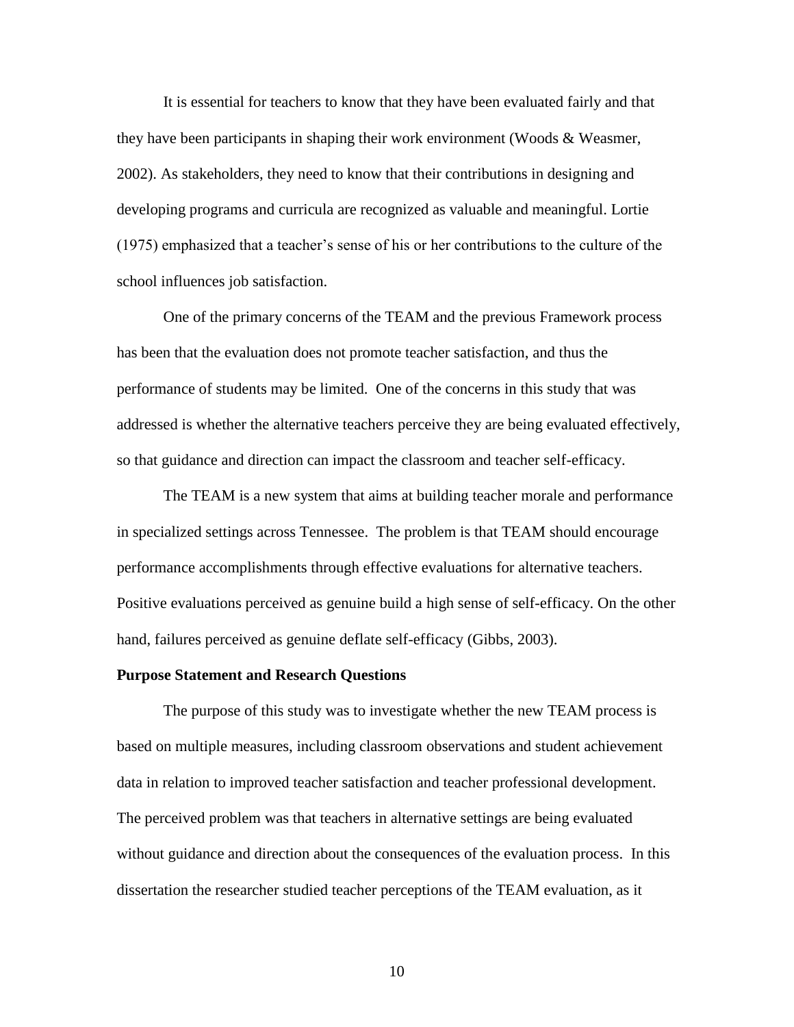It is essential for teachers to know that they have been evaluated fairly and that they have been participants in shaping their work environment (Woods & Weasmer, 2002). As stakeholders, they need to know that their contributions in designing and developing programs and curricula are recognized as valuable and meaningful. Lortie (1975) emphasized that a teacher's sense of his or her contributions to the culture of the school influences job satisfaction.

One of the primary concerns of the TEAM and the previous Framework process has been that the evaluation does not promote teacher satisfaction, and thus the performance of students may be limited. One of the concerns in this study that was addressed is whether the alternative teachers perceive they are being evaluated effectively, so that guidance and direction can impact the classroom and teacher self-efficacy.

The TEAM is a new system that aims at building teacher morale and performance in specialized settings across Tennessee. The problem is that TEAM should encourage performance accomplishments through effective evaluations for alternative teachers. Positive evaluations perceived as genuine build a high sense of self-efficacy. On the other hand, failures perceived as genuine deflate self-efficacy (Gibbs, 2003).

**Purpose Statement and Research Questions**

The purpose of this study was to investigate whether the new TEAM process is based on multiple measures, including classroom observations and student achievement data in relation to improved teacher satisfaction and teacher professional development. The perceived problem was that teachers in alternative settings are being evaluated without guidance and direction about the consequences of the evaluation process. In this dissertation the researcher studied teacher perceptions of the TEAM evaluation, as it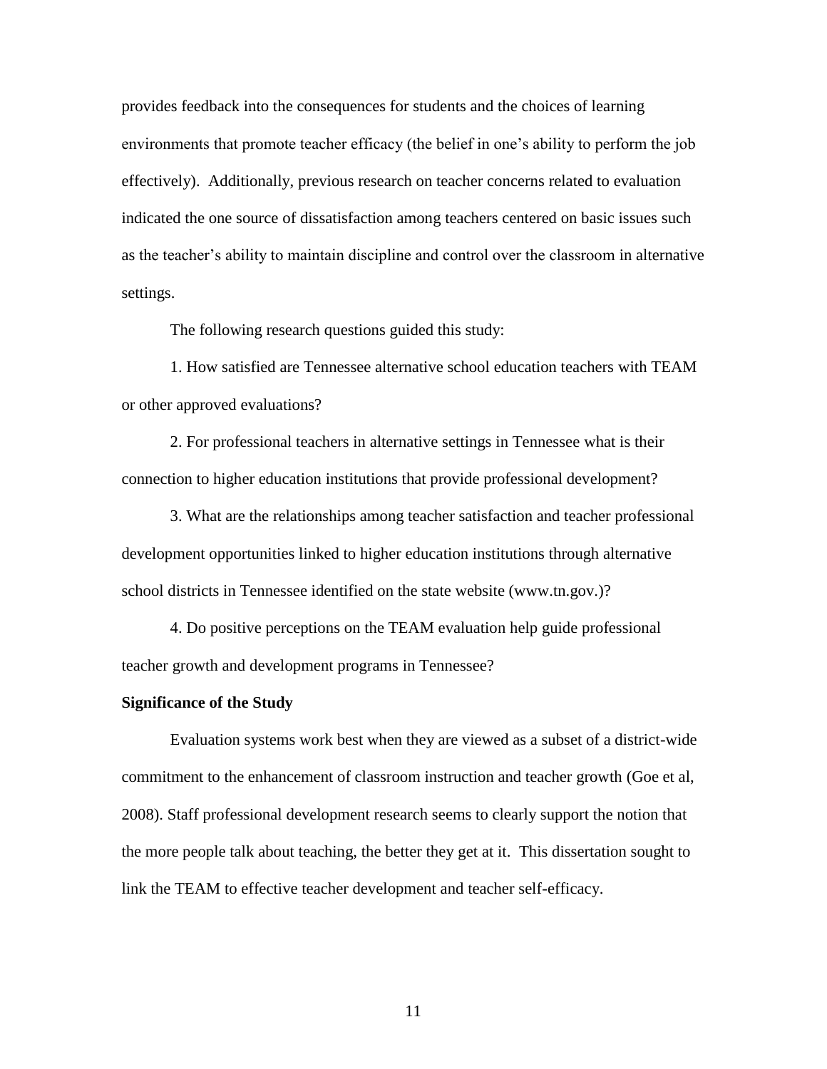provides feedback into the consequences for students and the choices of learning environments that promote teacher efficacy (the belief in one's ability to perform the job effectively). Additionally, previous research on teacher concerns related to evaluation indicated the one source of dissatisfaction among teachers centered on basic issues such as the teacher's ability to maintain discipline and control over the classroom in alternative settings.

The following research questions guided this study:

1. How satisfied are Tennessee alternative school education teachers with TEAM or other approved evaluations?

2. For professional teachers in alternative settings in Tennessee what is their connection to higher education institutions that provide professional development?

3. What are the relationships among teacher satisfaction and teacher professional development opportunities linked to higher education institutions through alternative school districts in Tennessee identified on the state website (www.tn.gov.)?

4. Do positive perceptions on the TEAM evaluation help guide professional teacher growth and development programs in Tennessee?

**Significance of the Study**

Evaluation systems work best when they are viewed as a subset of a district-wide commitment to the enhancement of classroom instruction and teacher growth (Goe et al, 2008). Staff professional development research seems to clearly support the notion that the more people talk about teaching, the better they get at it. This dissertation sought to link the TEAM to effective teacher development and teacher self-efficacy.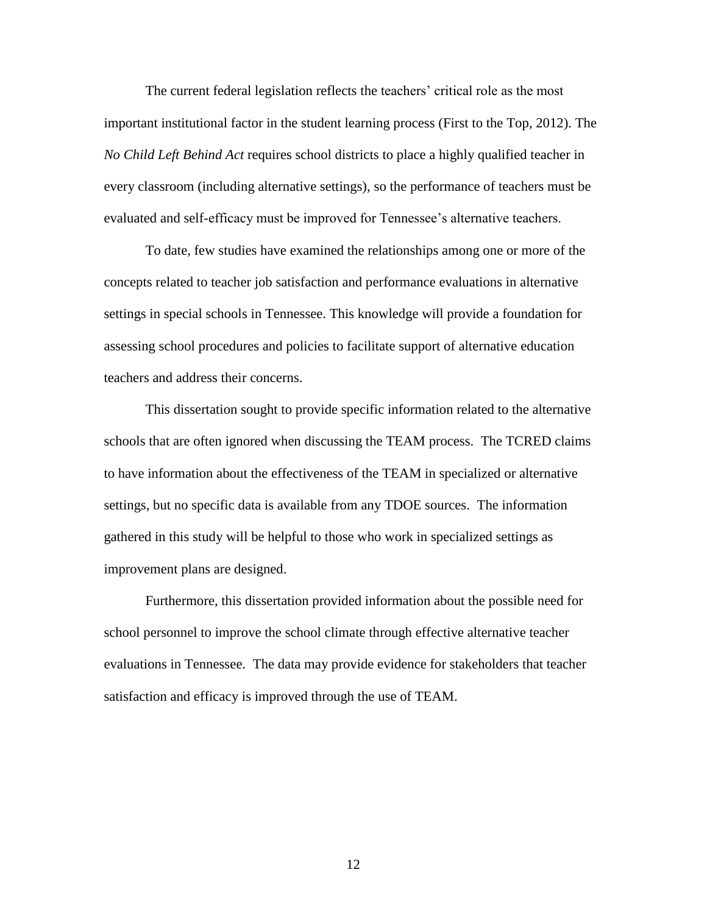The current federal legislation reflects the teachers' critical role as the most important institutional factor in the student learning process (First to the Top, 2012). The *No Child Left Behind Act* requires school districts to place a highly qualified teacher in every classroom (including alternative settings), so the performance of teachers must be evaluated and self-efficacy must be improved for Tennessee's alternative teachers.

To date, few studies have examined the relationships among one or more of the concepts related to teacher job satisfaction and performance evaluations in alternative settings in special schools in Tennessee. This knowledge will provide a foundation for assessing school procedures and policies to facilitate support of alternative education teachers and address their concerns.

This dissertation sought to provide specific information related to the alternative schools that are often ignored when discussing the TEAM process. The TCRED claims to have information about the effectiveness of the TEAM in specialized or alternative settings, but no specific data is available from any TDOE sources. The information gathered in this study will be helpful to those who work in specialized settings as improvement plans are designed.

Furthermore, this dissertation provided information about the possible need for school personnel to improve the school climate through effective alternative teacher evaluations in Tennessee. The data may provide evidence for stakeholders that teacher satisfaction and efficacy is improved through the use of TEAM.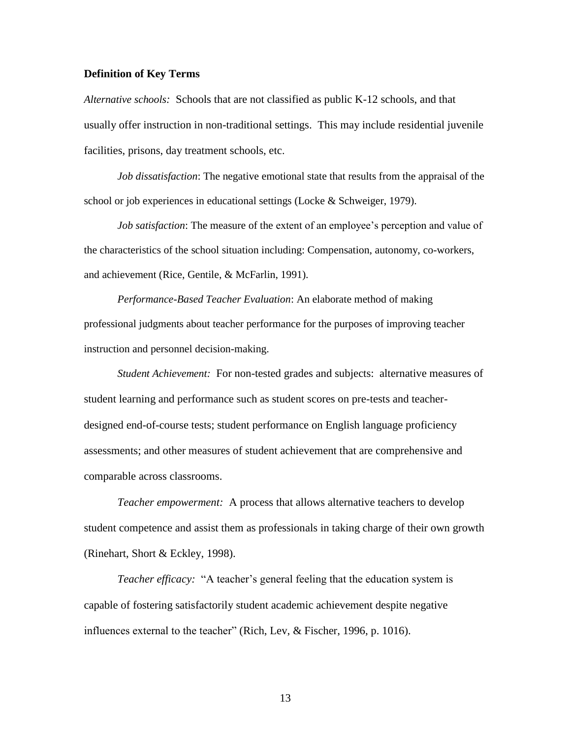**Definition of Key Terms**

*Alternative schools:* Schools that are not classified as public K-12 schools, and that usually offer instruction in non-traditional settings. This may include residential juvenile facilities, prisons, day treatment schools, etc.

*Job dissatisfaction*: The negative emotional state that results from the appraisal of the school or job experiences in educational settings (Locke & Schweiger, 1979).

*Job satisfaction*: The measure of the extent of an employee's perception and value of the characteristics of the school situation including: Compensation, autonomy, co-workers, and achievement (Rice, Gentile, & McFarlin, 1991).

*Performance-Based Teacher Evaluation*: An elaborate method of making professional judgments about teacher performance for the purposes of improving teacher instruction and personnel decision-making.

*Student Achievement:* For non-tested grades and subjects: alternative measures of student learning and performance such as student scores on pre-tests and teacher-designed end-of-course tests; student performance on English language proficiency assessments; and other measures of student achievement that are comprehensive and comparable across classrooms.

*Teacher empowerment:* A process that allows alternative teachers to develop student competence and assist them as professionals in taking charge of their own growth (Rinehart, Short & Eckley, 1998).

*Teacher efficacy:* "A teacher's general feeling that the education system is capable of fostering satisfactorily student academic achievement despite negative influences external to the teacher" (Rich, Lev, & Fischer, 1996, p. 1016).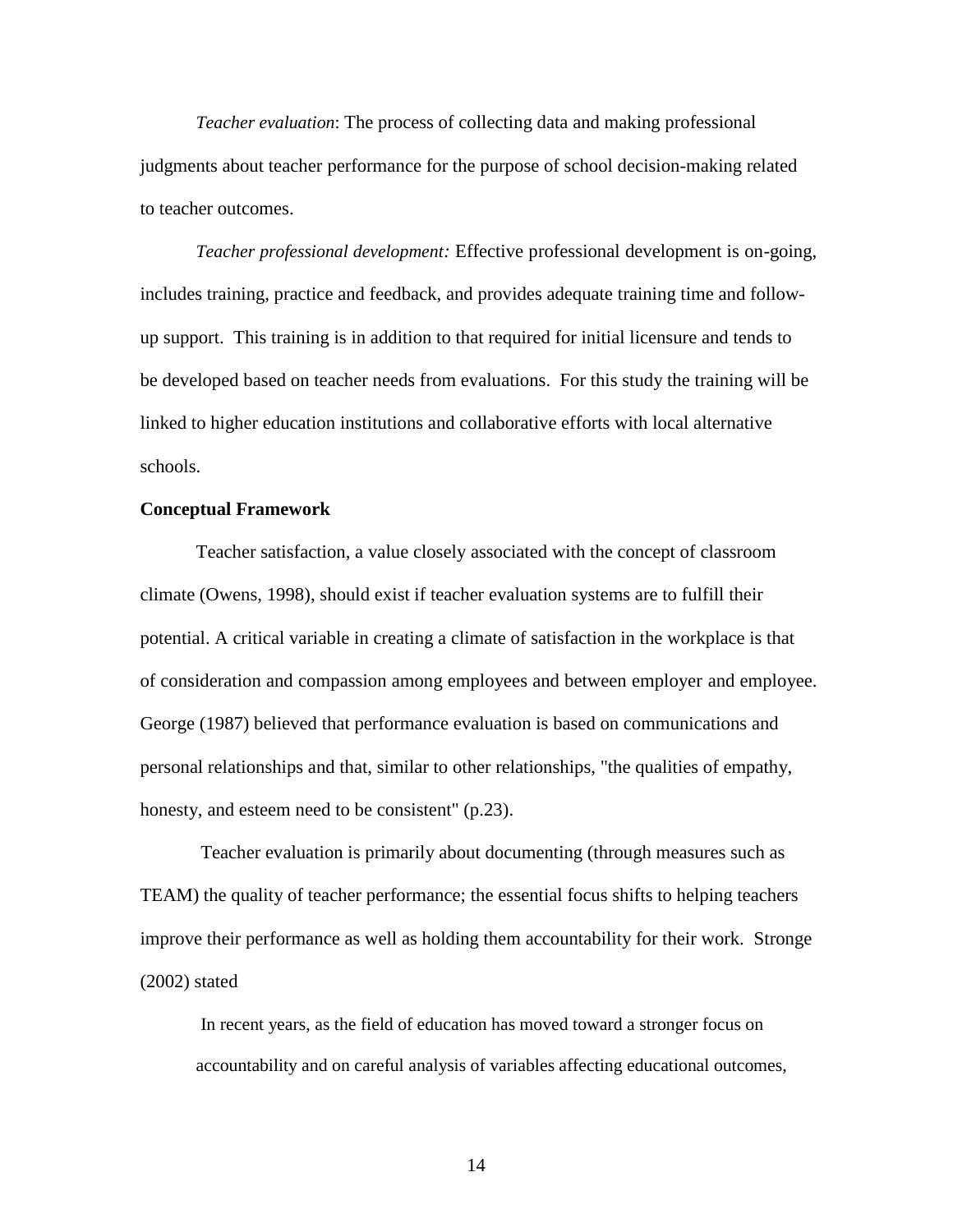*Teacher evaluation*: The process of collecting data and making professional judgments about teacher performance for the purpose of school decision-making related to teacher outcomes.

*Teacher professional development:* Effective professional development is on-going, includes training, practice and feedback, and provides adequate training time and follow-up support. This training is in addition to that required for initial licensure and tends to be developed based on teacher needs from evaluations. For this study the training will be linked to higher education institutions and collaborative efforts with local alternative schools.

**Conceptual Framework**

Teacher satisfaction, a value closely associated with the concept of classroom climate (Owens, 1998), should exist if teacher evaluation systems are to fulfill their potential. A critical variable in creating a climate of satisfaction in the workplace is that of consideration and compassion among employees and between employer and employee. George (1987) believed that performance evaluation is based on communications and personal relationships and that, similar to other relationships, "the qualities of empathy, honesty, and esteem need to be consistent" (p.23).

Teacher evaluation is primarily about documenting (through measures such as TEAM) the quality of teacher performance; the essential focus shifts to helping teachers improve their performance as well as holding them accountability for their work. Stronge (2002) stated

> In recent years, as the field of education has moved toward a stronger focus on accountability and on careful analysis of variables affecting educational outcomes,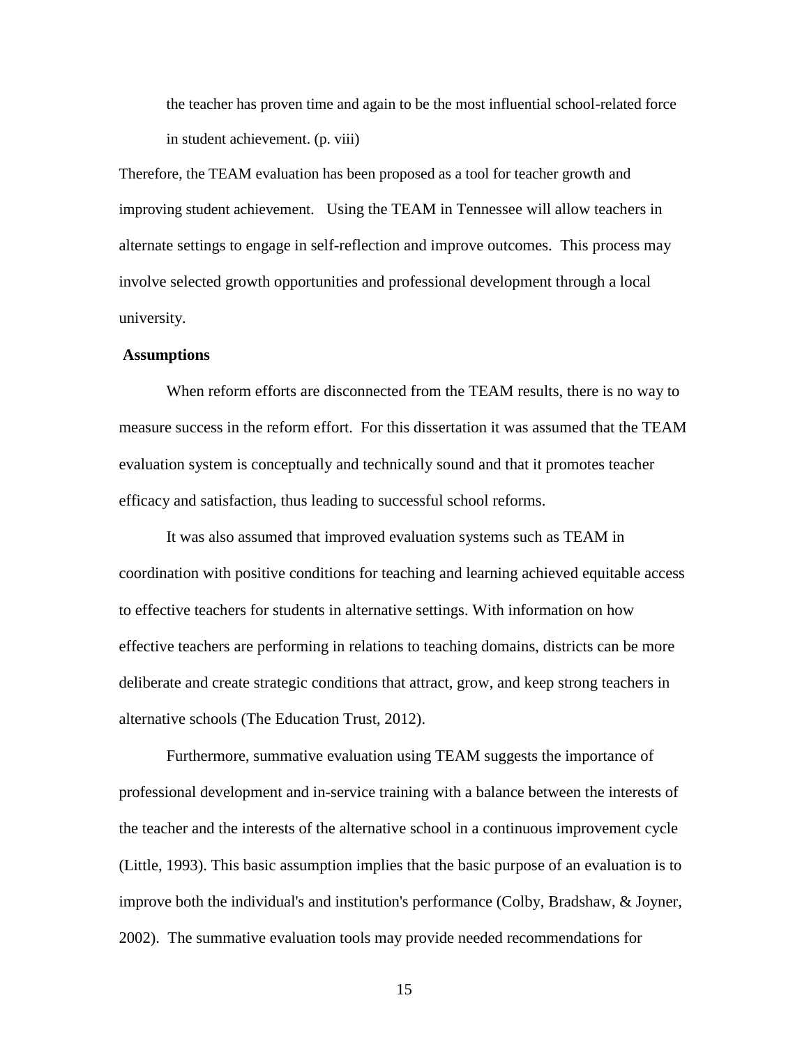> the teacher has proven time and again to be the most influential school-related force in student achievement. (p. viii)

Therefore, the TEAM evaluation has been proposed as a tool for teacher growth and improving student achievement. Using the TEAM in Tennessee will allow teachers in alternate settings to engage in self-reflection and improve outcomes. This process may involve selected growth opportunities and professional development through a local university.

**Assumptions**

When reform efforts are disconnected from the TEAM results, there is no way to measure success in the reform effort. For this dissertation it was assumed that the TEAM evaluation system is conceptually and technically sound and that it promotes teacher efficacy and satisfaction, thus leading to successful school reforms.

It was also assumed that improved evaluation systems such as TEAM in coordination with positive conditions for teaching and learning achieved equitable access to effective teachers for students in alternative settings. With information on how effective teachers are performing in relations to teaching domains, districts can be more deliberate and create strategic conditions that attract, grow, and keep strong teachers in alternative schools (The Education Trust, 2012).

Furthermore, summative evaluation using TEAM suggests the importance of professional development and in-service training with a balance between the interests of the teacher and the interests of the alternative school in a continuous improvement cycle (Little, 1993). This basic assumption implies that the basic purpose of an evaluation is to improve both the individual's and institution's performance (Colby, Bradshaw, & Joyner, 2002). The summative evaluation tools may provide needed recommendations for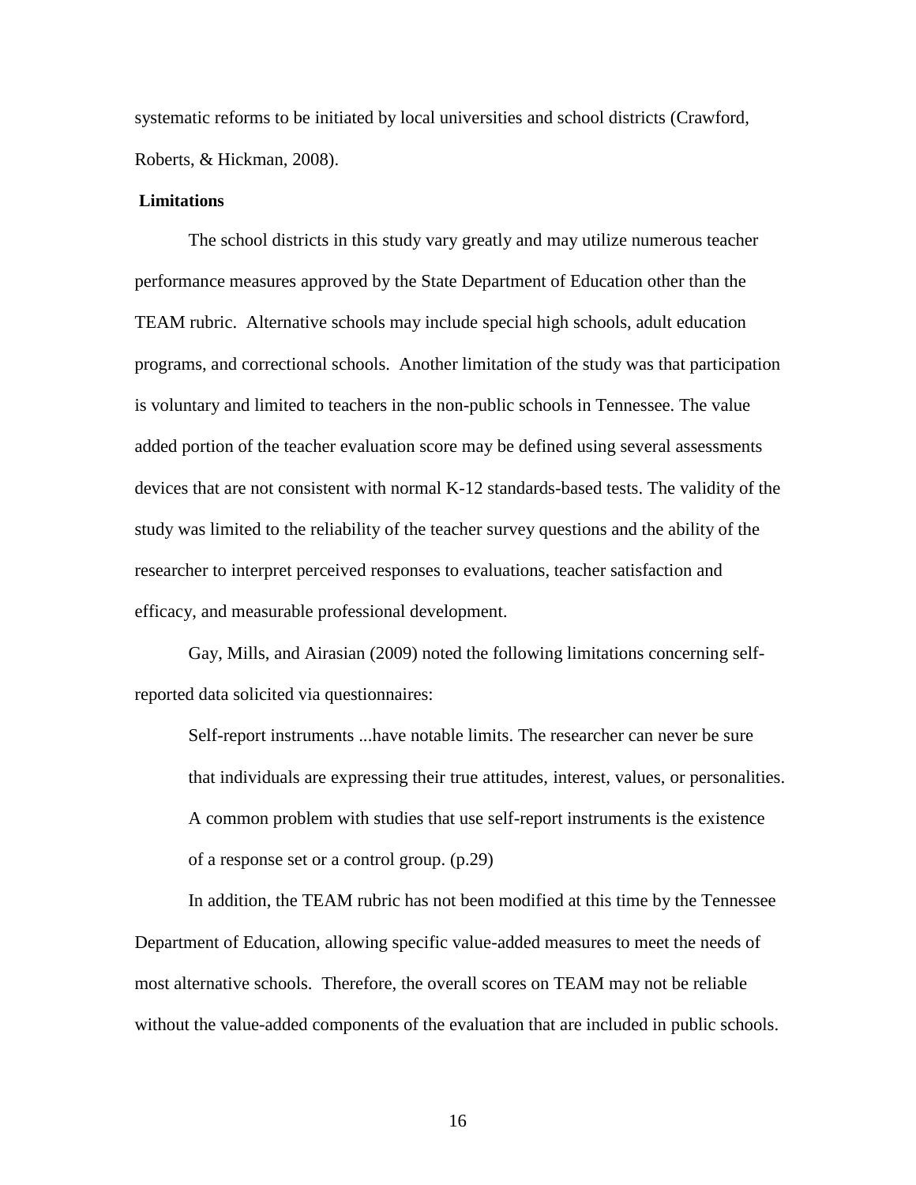systematic reforms to be initiated by local universities and school districts (Crawford, Roberts, & Hickman, 2008).

**Limitations**

The school districts in this study vary greatly and may utilize numerous teacher performance measures approved by the State Department of Education other than the TEAM rubric. Alternative schools may include special high schools, adult education programs, and correctional schools. Another limitation of the study was that participation is voluntary and limited to teachers in the non-public schools in Tennessee. The value added portion of the teacher evaluation score may be defined using several assessments devices that are not consistent with normal K-12 standards-based tests. The validity of the study was limited to the reliability of the teacher survey questions and the ability of the researcher to interpret perceived responses to evaluations, teacher satisfaction and efficacy, and measurable professional development.

Gay, Mills, and Airasian (2009) noted the following limitations concerning self-reported data solicited via questionnaires:

> Self-report instruments ...have notable limits. The researcher can never be sure that individuals are expressing their true attitudes, interest, values, or personalities. A common problem with studies that use self-report instruments is the existence of a response set or a control group. (p.29)

In addition, the TEAM rubric has not been modified at this time by the Tennessee Department of Education, allowing specific value-added measures to meet the needs of most alternative schools. Therefore, the overall scores on TEAM may not be reliable without the value-added components of the evaluation that are included in public schools.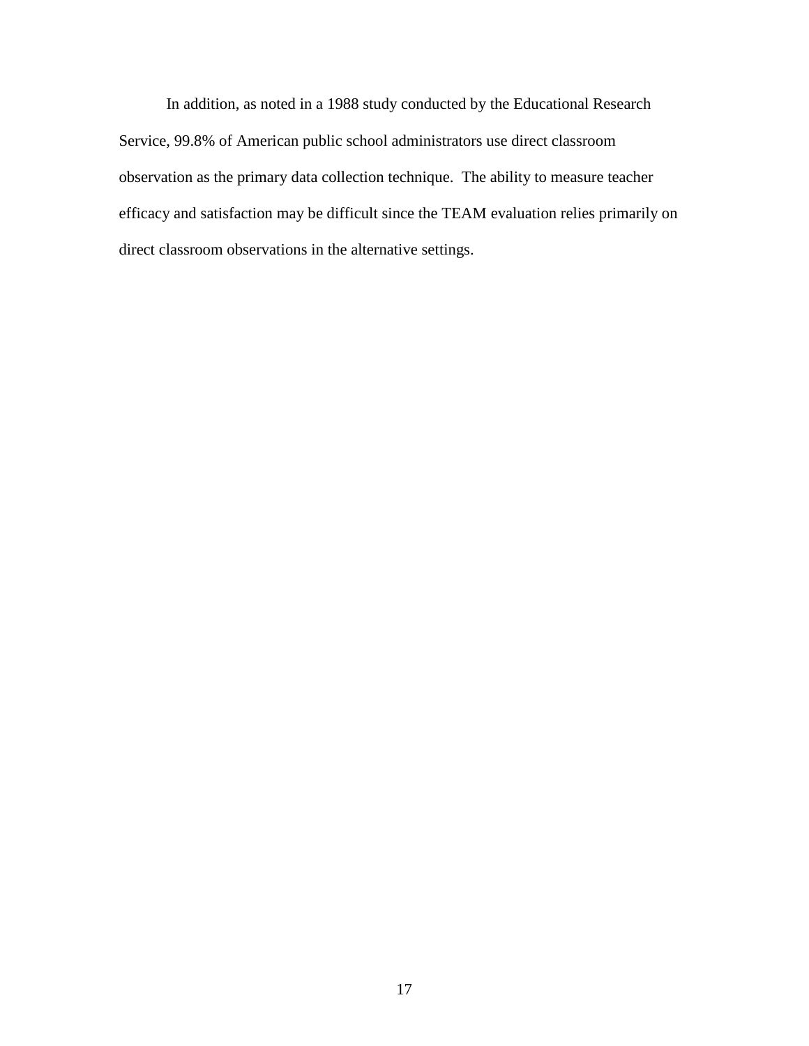In addition, as noted in a 1988 study conducted by the Educational Research Service, 99.8% of American public school administrators use direct classroom observation as the primary data collection technique. The ability to measure teacher efficacy and satisfaction may be difficult since the TEAM evaluation relies primarily on direct classroom observations in the alternative settings.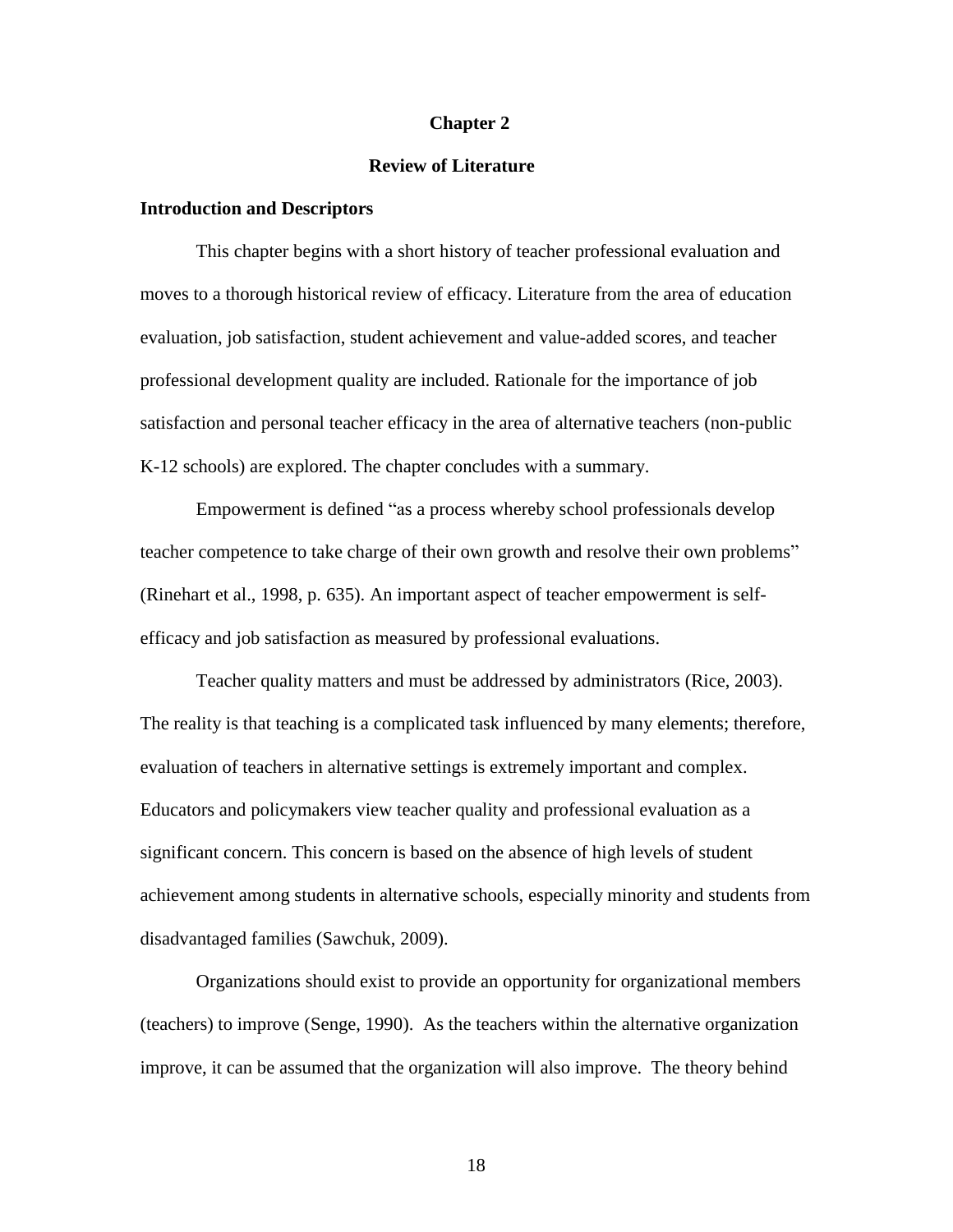# Chapter 2

# Review of Literature

## Introduction and Descriptors

This chapter begins with a short history of teacher professional evaluation and moves to a thorough historical review of efficacy. Literature from the area of education evaluation, job satisfaction, student achievement and value-added scores, and teacher professional development quality are included. Rationale for the importance of job satisfaction and personal teacher efficacy in the area of alternative teachers (non-public K-12 schools) are explored. The chapter concludes with a summary.

Empowerment is defined "as a process whereby school professionals develop teacher competence to take charge of their own growth and resolve their own problems" (Rinehart et al., 1998, p. 635). An important aspect of teacher empowerment is self-efficacy and job satisfaction as measured by professional evaluations.

Teacher quality matters and must be addressed by administrators (Rice, 2003). The reality is that teaching is a complicated task influenced by many elements; therefore, evaluation of teachers in alternative settings is extremely important and complex. Educators and policymakers view teacher quality and professional evaluation as a significant concern. This concern is based on the absence of high levels of student achievement among students in alternative schools, especially minority and students from disadvantaged families (Sawchuk, 2009).

Organizations should exist to provide an opportunity for organizational members (teachers) to improve (Senge, 1990). As the teachers within the alternative organization improve, it can be assumed that the organization will also improve. The theory behind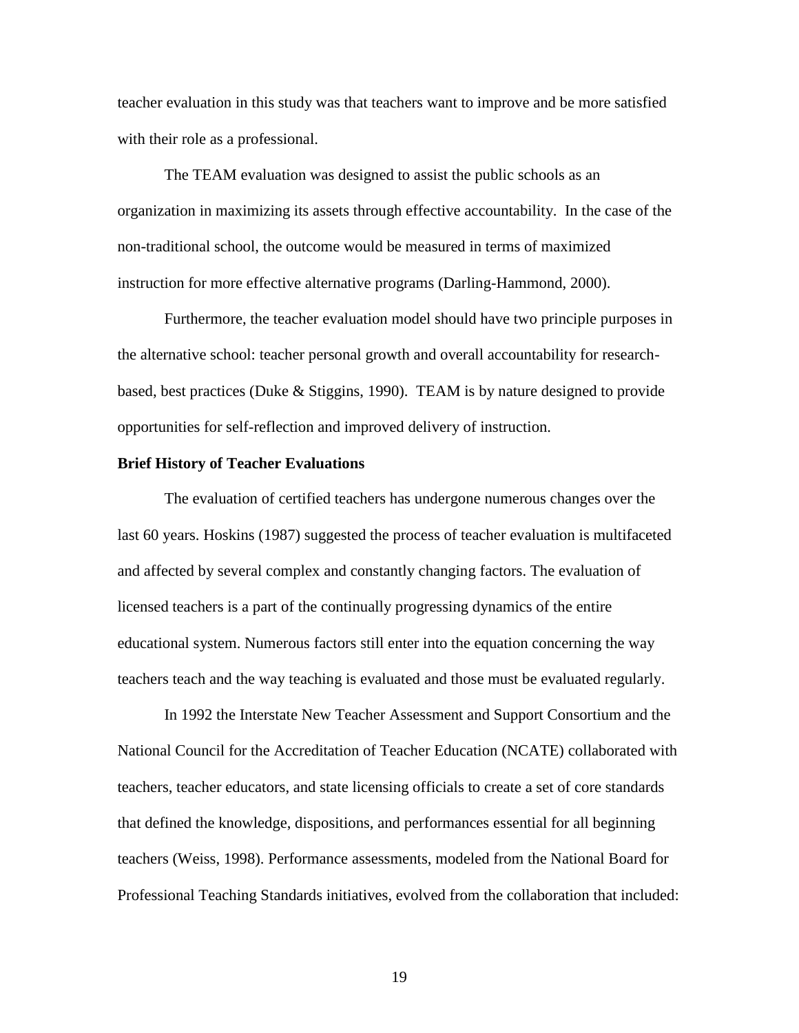teacher evaluation in this study was that teachers want to improve and be more satisfied with their role as a professional.

The TEAM evaluation was designed to assist the public schools as an organization in maximizing its assets through effective accountability. In the case of the non-traditional school, the outcome would be measured in terms of maximized instruction for more effective alternative programs (Darling-Hammond, 2000).

Furthermore, the teacher evaluation model should have two principle purposes in the alternative school: teacher personal growth and overall accountability for research-based, best practices (Duke & Stiggins, 1990). TEAM is by nature designed to provide opportunities for self-reflection and improved delivery of instruction.

**Brief History of Teacher Evaluations**

The evaluation of certified teachers has undergone numerous changes over the last 60 years. Hoskins (1987) suggested the process of teacher evaluation is multifaceted and affected by several complex and constantly changing factors. The evaluation of licensed teachers is a part of the continually progressing dynamics of the entire educational system. Numerous factors still enter into the equation concerning the way teachers teach and the way teaching is evaluated and those must be evaluated regularly.

In 1992 the Interstate New Teacher Assessment and Support Consortium and the National Council for the Accreditation of Teacher Education (NCATE) collaborated with teachers, teacher educators, and state licensing officials to create a set of core standards that defined the knowledge, dispositions, and performances essential for all beginning teachers (Weiss, 1998). Performance assessments, modeled from the National Board for Professional Teaching Standards initiatives, evolved from the collaboration that included: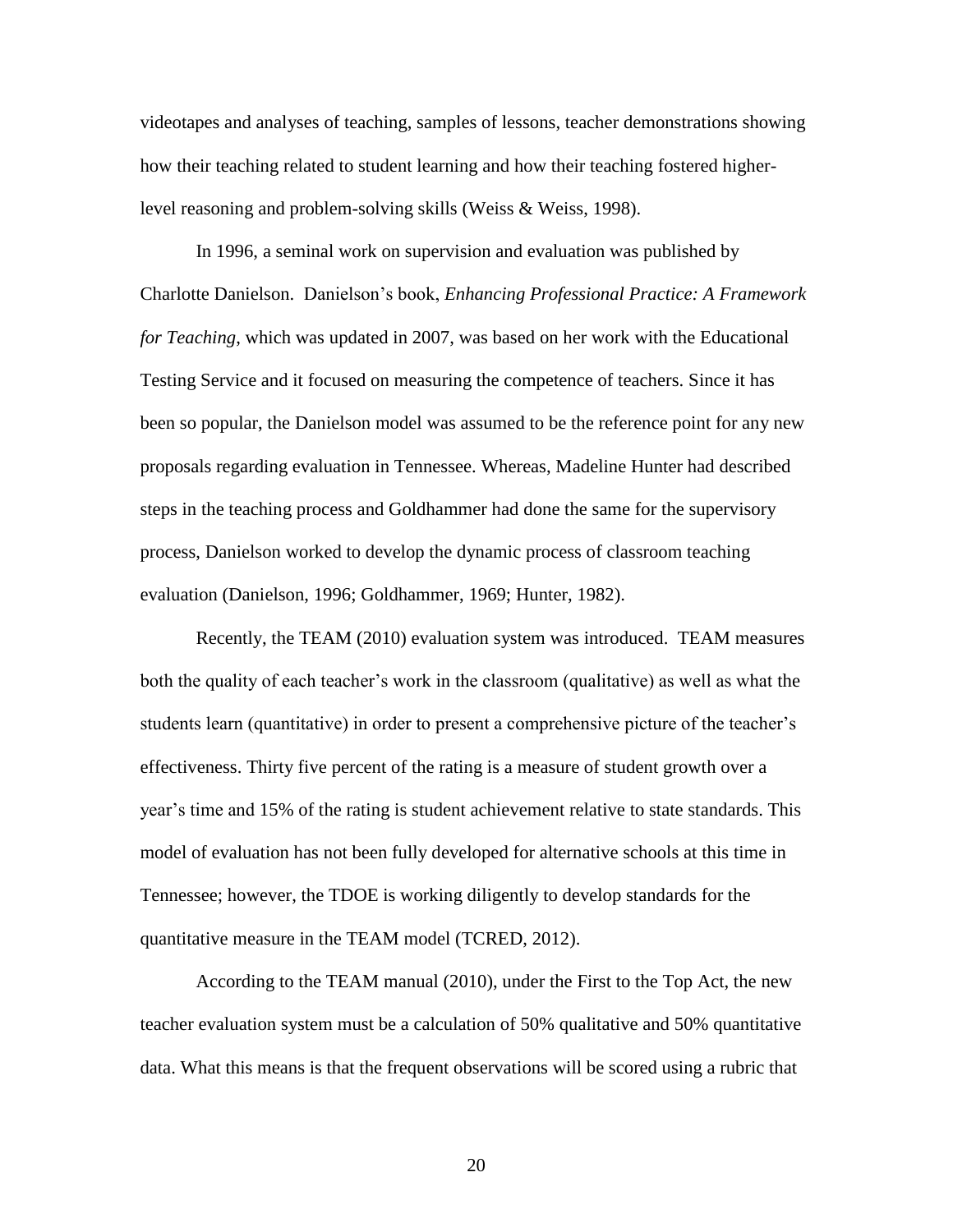videotapes and analyses of teaching, samples of lessons, teacher demonstrations showing how their teaching related to student learning and how their teaching fostered higher-level reasoning and problem-solving skills (Weiss & Weiss, 1998).

In 1996, a seminal work on supervision and evaluation was published by Charlotte Danielson. Danielson's book, *Enhancing Professional Practice: A Framework for Teaching*, which was updated in 2007, was based on her work with the Educational Testing Service and it focused on measuring the competence of teachers. Since it has been so popular, the Danielson model was assumed to be the reference point for any new proposals regarding evaluation in Tennessee. Whereas, Madeline Hunter had described steps in the teaching process and Goldhammer had done the same for the supervisory process, Danielson worked to develop the dynamic process of classroom teaching evaluation (Danielson, 1996; Goldhammer, 1969; Hunter, 1982).

Recently, the TEAM (2010) evaluation system was introduced. TEAM measures both the quality of each teacher's work in the classroom (qualitative) as well as what the students learn (quantitative) in order to present a comprehensive picture of the teacher's effectiveness. Thirty five percent of the rating is a measure of student growth over a year's time and 15% of the rating is student achievement relative to state standards. This model of evaluation has not been fully developed for alternative schools at this time in Tennessee; however, the TDOE is working diligently to develop standards for the quantitative measure in the TEAM model (TCRED, 2012).

According to the TEAM manual (2010), under the First to the Top Act, the new teacher evaluation system must be a calculation of 50% qualitative and 50% quantitative data. What this means is that the frequent observations will be scored using a rubric that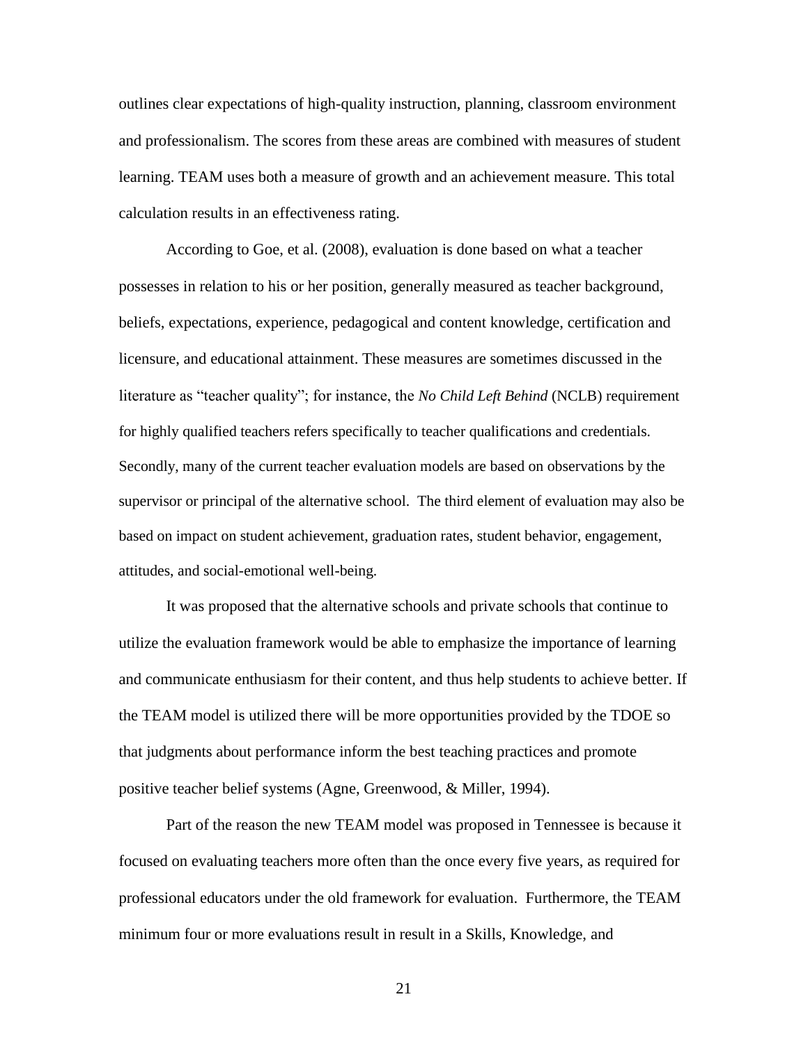outlines clear expectations of high-quality instruction, planning, classroom environment and professionalism. The scores from these areas are combined with measures of student learning. TEAM uses both a measure of growth and an achievement measure. This total calculation results in an effectiveness rating.

According to Goe, et al. (2008), evaluation is done based on what a teacher possesses in relation to his or her position, generally measured as teacher background, beliefs, expectations, experience, pedagogical and content knowledge, certification and licensure, and educational attainment. These measures are sometimes discussed in the literature as "teacher quality"; for instance, the *No Child Left Behind* (NCLB) requirement for highly qualified teachers refers specifically to teacher qualifications and credentials. Secondly, many of the current teacher evaluation models are based on observations by the supervisor or principal of the alternative school. The third element of evaluation may also be based on impact on student achievement, graduation rates, student behavior, engagement, attitudes, and social-emotional well-being.

It was proposed that the alternative schools and private schools that continue to utilize the evaluation framework would be able to emphasize the importance of learning and communicate enthusiasm for their content, and thus help students to achieve better. If the TEAM model is utilized there will be more opportunities provided by the TDOE so that judgments about performance inform the best teaching practices and promote positive teacher belief systems (Agne, Greenwood, & Miller, 1994).

Part of the reason the new TEAM model was proposed in Tennessee is because it focused on evaluating teachers more often than the once every five years, as required for professional educators under the old framework for evaluation. Furthermore, the TEAM minimum four or more evaluations result in result in a Skills, Knowledge, and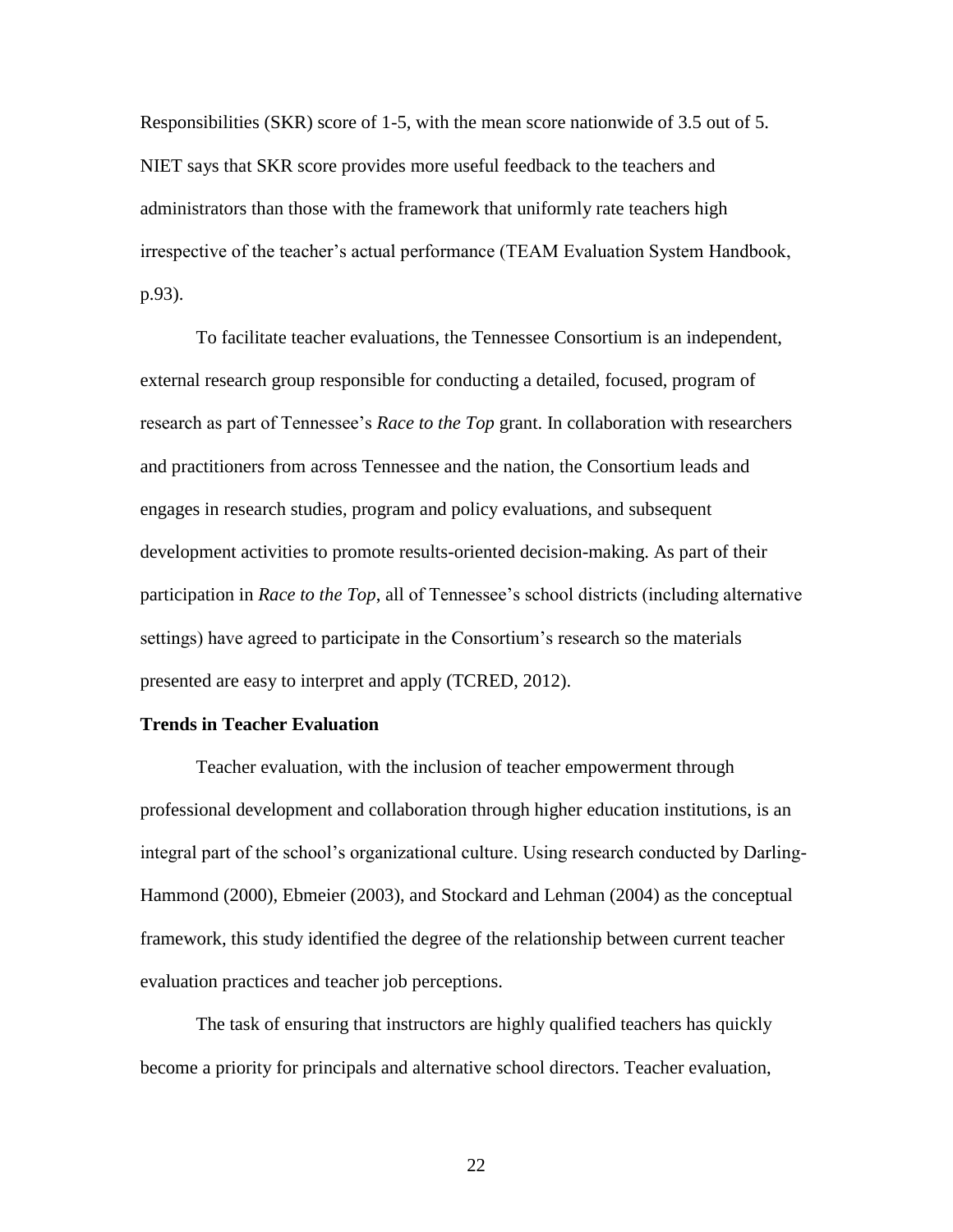Responsibilities (SKR) score of 1-5, with the mean score nationwide of 3.5 out of 5. NIET says that SKR score provides more useful feedback to the teachers and administrators than those with the framework that uniformly rate teachers high irrespective of the teacher's actual performance (TEAM Evaluation System Handbook, p.93).

To facilitate teacher evaluations, the Tennessee Consortium is an independent, external research group responsible for conducting a detailed, focused, program of research as part of Tennessee's *Race to the Top* grant. In collaboration with researchers and practitioners from across Tennessee and the nation, the Consortium leads and engages in research studies, program and policy evaluations, and subsequent development activities to promote results-oriented decision-making. As part of their participation in *Race to the Top*, all of Tennessee's school districts (including alternative settings) have agreed to participate in the Consortium's research so the materials presented are easy to interpret and apply (TCRED, 2012).

**Trends in Teacher Evaluation**

Teacher evaluation, with the inclusion of teacher empowerment through professional development and collaboration through higher education institutions, is an integral part of the school's organizational culture. Using research conducted by Darling-Hammond (2000), Ebmeier (2003), and Stockard and Lehman (2004) as the conceptual framework, this study identified the degree of the relationship between current teacher evaluation practices and teacher job perceptions.

The task of ensuring that instructors are highly qualified teachers has quickly become a priority for principals and alternative school directors. Teacher evaluation,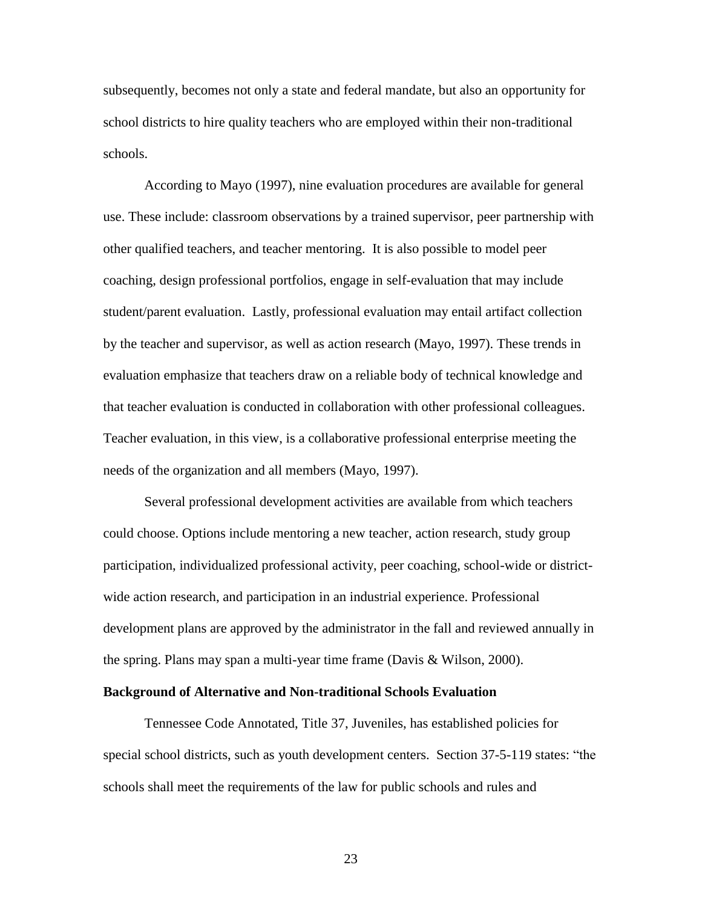subsequently, becomes not only a state and federal mandate, but also an opportunity for school districts to hire quality teachers who are employed within their non-traditional schools.

According to Mayo (1997), nine evaluation procedures are available for general use. These include: classroom observations by a trained supervisor, peer partnership with other qualified teachers, and teacher mentoring. It is also possible to model peer coaching, design professional portfolios, engage in self-evaluation that may include student/parent evaluation. Lastly, professional evaluation may entail artifact collection by the teacher and supervisor, as well as action research (Mayo, 1997). These trends in evaluation emphasize that teachers draw on a reliable body of technical knowledge and that teacher evaluation is conducted in collaboration with other professional colleagues. Teacher evaluation, in this view, is a collaborative professional enterprise meeting the needs of the organization and all members (Mayo, 1997).

Several professional development activities are available from which teachers could choose. Options include mentoring a new teacher, action research, study group participation, individualized professional activity, peer coaching, school-wide or district-wide action research, and participation in an industrial experience. Professional development plans are approved by the administrator in the fall and reviewed annually in the spring. Plans may span a multi-year time frame (Davis & Wilson, 2000).

**Background of Alternative and Non-traditional Schools Evaluation**

Tennessee Code Annotated, Title 37, Juveniles, has established policies for special school districts, such as youth development centers. Section 37-5-119 states: "the schools shall meet the requirements of the law for public schools and rules and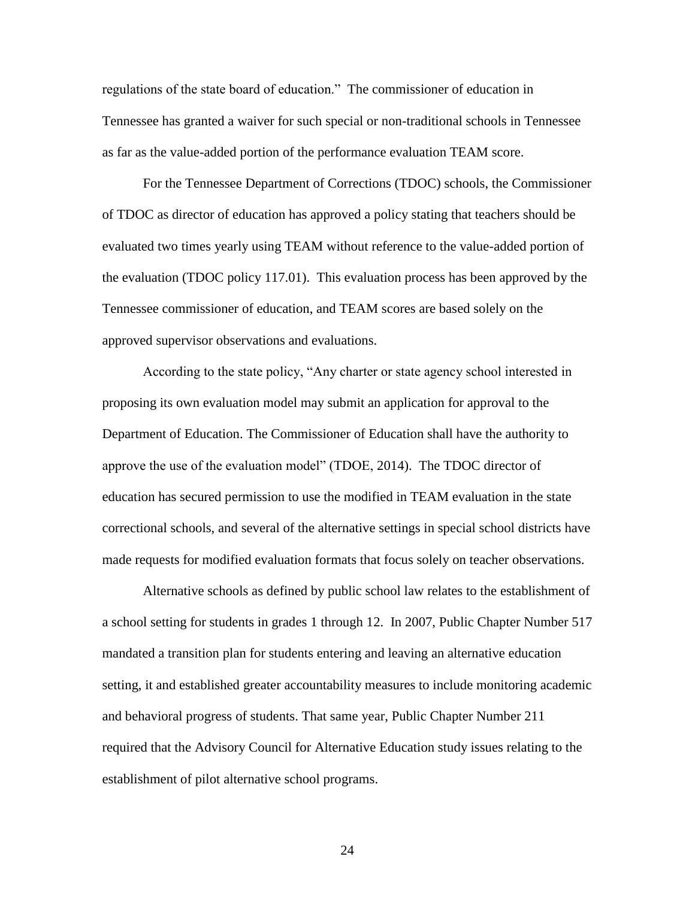regulations of the state board of education." The commissioner of education in Tennessee has granted a waiver for such special or non-traditional schools in Tennessee as far as the value-added portion of the performance evaluation TEAM score.

For the Tennessee Department of Corrections (TDOC) schools, the Commissioner of TDOC as director of education has approved a policy stating that teachers should be evaluated two times yearly using TEAM without reference to the value-added portion of the evaluation (TDOC policy 117.01). This evaluation process has been approved by the Tennessee commissioner of education, and TEAM scores are based solely on the approved supervisor observations and evaluations.

According to the state policy, "Any charter or state agency school interested in proposing its own evaluation model may submit an application for approval to the Department of Education. The Commissioner of Education shall have the authority to approve the use of the evaluation model" (TDOE, 2014). The TDOC director of education has secured permission to use the modified in TEAM evaluation in the state correctional schools, and several of the alternative settings in special school districts have made requests for modified evaluation formats that focus solely on teacher observations.

Alternative schools as defined by public school law relates to the establishment of a school setting for students in grades 1 through 12. In 2007, Public Chapter Number 517 mandated a transition plan for students entering and leaving an alternative education setting, it and established greater accountability measures to include monitoring academic and behavioral progress of students. That same year, Public Chapter Number 211 required that the Advisory Council for Alternative Education study issues relating to the establishment of pilot alternative school programs.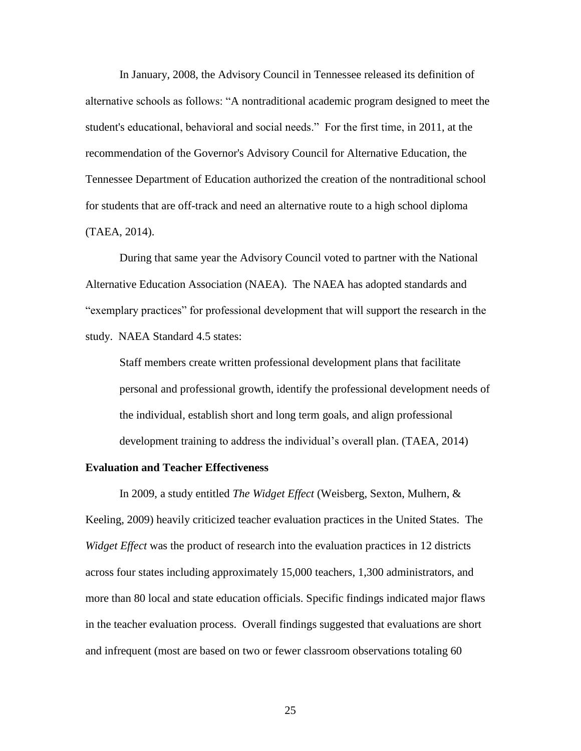In January, 2008, the Advisory Council in Tennessee released its definition of alternative schools as follows: "A nontraditional academic program designed to meet the student's educational, behavioral and social needs." For the first time, in 2011, at the recommendation of the Governor's Advisory Council for Alternative Education, the Tennessee Department of Education authorized the creation of the nontraditional school for students that are off-track and need an alternative route to a high school diploma (TAEA, 2014).

During that same year the Advisory Council voted to partner with the National Alternative Education Association (NAEA). The NAEA has adopted standards and "exemplary practices" for professional development that will support the research in the study. NAEA Standard 4.5 states:

> Staff members create written professional development plans that facilitate personal and professional growth, identify the professional development needs of the individual, establish short and long term goals, and align professional development training to address the individual's overall plan. (TAEA, 2014)

**Evaluation and Teacher Effectiveness**

In 2009, a study entitled *The Widget Effect* (Weisberg, Sexton, Mulhern, & Keeling, 2009) heavily criticized teacher evaluation practices in the United States. The *Widget Effect* was the product of research into the evaluation practices in 12 districts across four states including approximately 15,000 teachers, 1,300 administrators, and more than 80 local and state education officials. Specific findings indicated major flaws in the teacher evaluation process. Overall findings suggested that evaluations are short and infrequent (most are based on two or fewer classroom observations totaling 60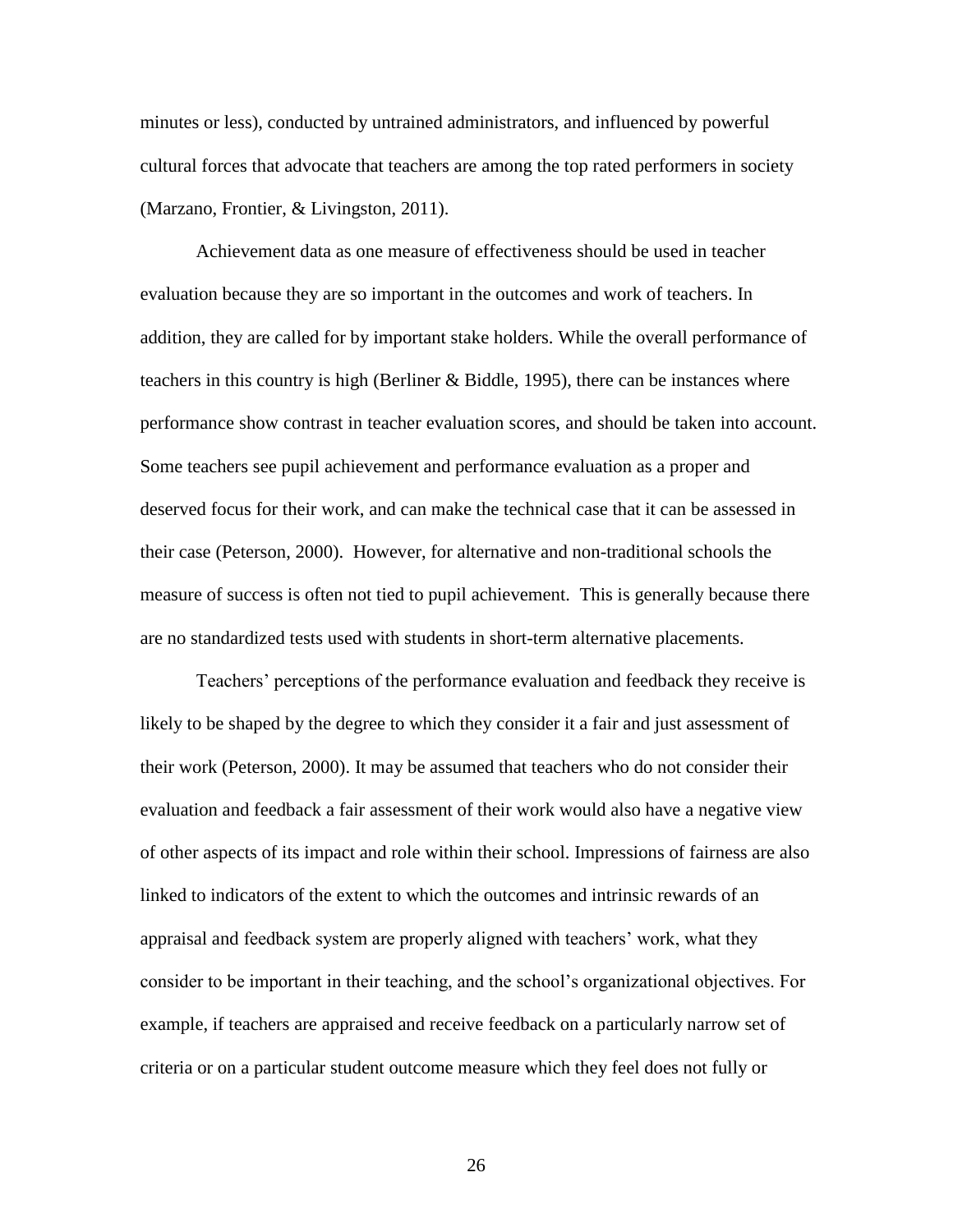minutes or less), conducted by untrained administrators, and influenced by powerful cultural forces that advocate that teachers are among the top rated performers in society (Marzano, Frontier, & Livingston, 2011).

Achievement data as one measure of effectiveness should be used in teacher evaluation because they are so important in the outcomes and work of teachers. In addition, they are called for by important stake holders. While the overall performance of teachers in this country is high (Berliner & Biddle, 1995), there can be instances where performance show contrast in teacher evaluation scores, and should be taken into account. Some teachers see pupil achievement and performance evaluation as a proper and deserved focus for their work, and can make the technical case that it can be assessed in their case (Peterson, 2000). However, for alternative and non-traditional schools the measure of success is often not tied to pupil achievement. This is generally because there are no standardized tests used with students in short-term alternative placements.

Teachers' perceptions of the performance evaluation and feedback they receive is likely to be shaped by the degree to which they consider it a fair and just assessment of their work (Peterson, 2000). It may be assumed that teachers who do not consider their evaluation and feedback a fair assessment of their work would also have a negative view of other aspects of its impact and role within their school. Impressions of fairness are also linked to indicators of the extent to which the outcomes and intrinsic rewards of an appraisal and feedback system are properly aligned with teachers' work, what they consider to be important in their teaching, and the school's organizational objectives. For example, if teachers are appraised and receive feedback on a particularly narrow set of criteria or on a particular student outcome measure which they feel does not fully or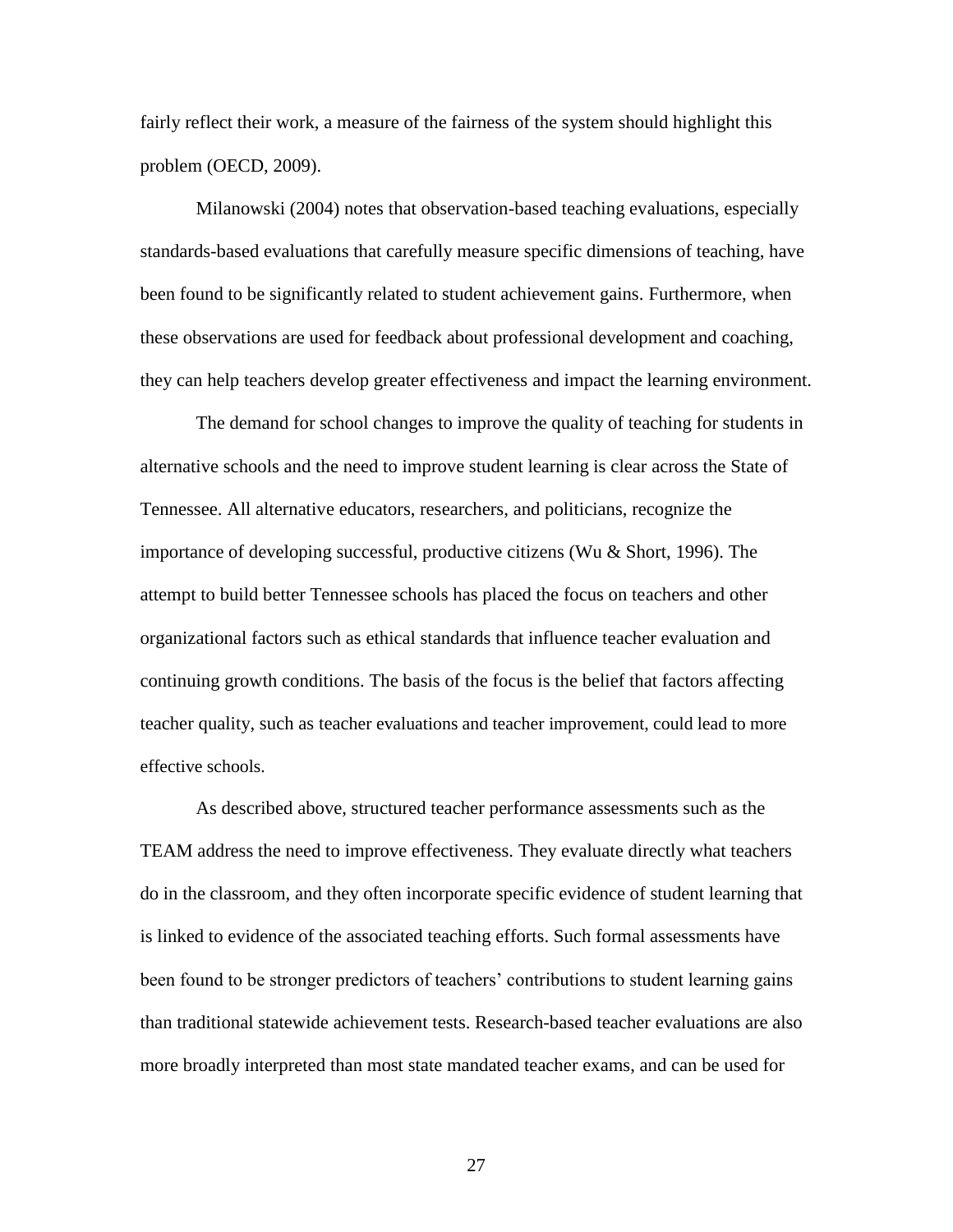fairly reflect their work, a measure of the fairness of the system should highlight this problem (OECD, 2009).

Milanowski (2004) notes that observation-based teaching evaluations, especially standards-based evaluations that carefully measure specific dimensions of teaching, have been found to be significantly related to student achievement gains. Furthermore, when these observations are used for feedback about professional development and coaching, they can help teachers develop greater effectiveness and impact the learning environment.

The demand for school changes to improve the quality of teaching for students in alternative schools and the need to improve student learning is clear across the State of Tennessee. All alternative educators, researchers, and politicians, recognize the importance of developing successful, productive citizens (Wu & Short, 1996). The attempt to build better Tennessee schools has placed the focus on teachers and other organizational factors such as ethical standards that influence teacher evaluation and continuing growth conditions. The basis of the focus is the belief that factors affecting teacher quality, such as teacher evaluations and teacher improvement, could lead to more effective schools.

As described above, structured teacher performance assessments such as the TEAM address the need to improve effectiveness. They evaluate directly what teachers do in the classroom, and they often incorporate specific evidence of student learning that is linked to evidence of the associated teaching efforts. Such formal assessments have been found to be stronger predictors of teachers' contributions to student learning gains than traditional statewide achievement tests. Research-based teacher evaluations are also more broadly interpreted than most state mandated teacher exams, and can be used for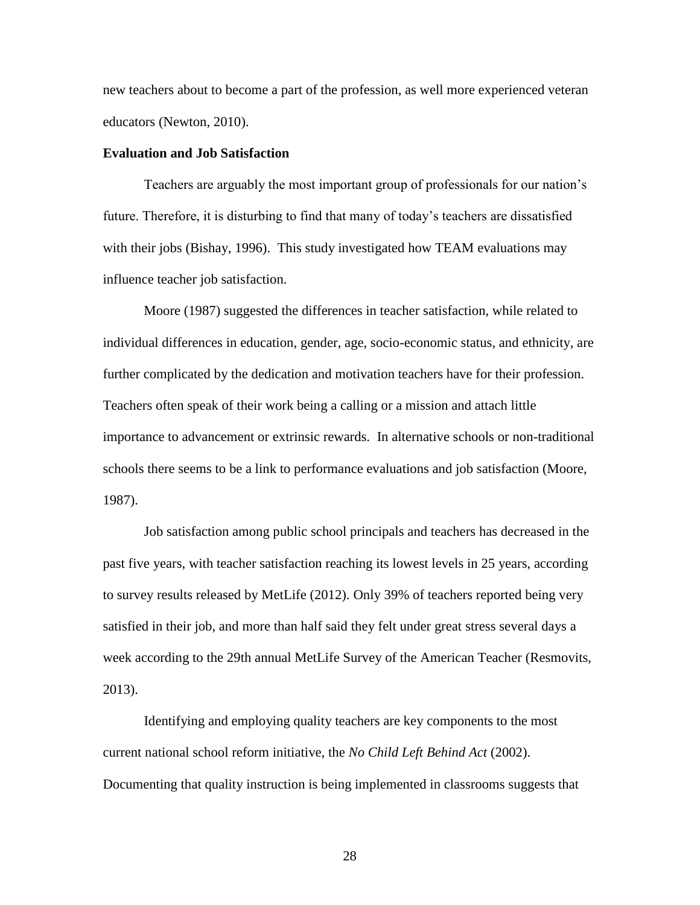new teachers about to become a part of the profession, as well more experienced veteran educators (Newton, 2010).

**Evaluation and Job Satisfaction**

Teachers are arguably the most important group of professionals for our nation's future. Therefore, it is disturbing to find that many of today's teachers are dissatisfied with their jobs (Bishay, 1996). This study investigated how TEAM evaluations may influence teacher job satisfaction.

Moore (1987) suggested the differences in teacher satisfaction, while related to individual differences in education, gender, age, socio-economic status, and ethnicity, are further complicated by the dedication and motivation teachers have for their profession. Teachers often speak of their work being a calling or a mission and attach little importance to advancement or extrinsic rewards. In alternative schools or non-traditional schools there seems to be a link to performance evaluations and job satisfaction (Moore, 1987).

Job satisfaction among public school principals and teachers has decreased in the past five years, with teacher satisfaction reaching its lowest levels in 25 years, according to survey results released by MetLife (2012). Only 39% of teachers reported being very satisfied in their job, and more than half said they felt under great stress several days a week according to the 29th annual MetLife Survey of the American Teacher (Resmovits, 2013).

Identifying and employing quality teachers are key components to the most current national school reform initiative, the *No Child Left Behind Act* (2002). Documenting that quality instruction is being implemented in classrooms suggests that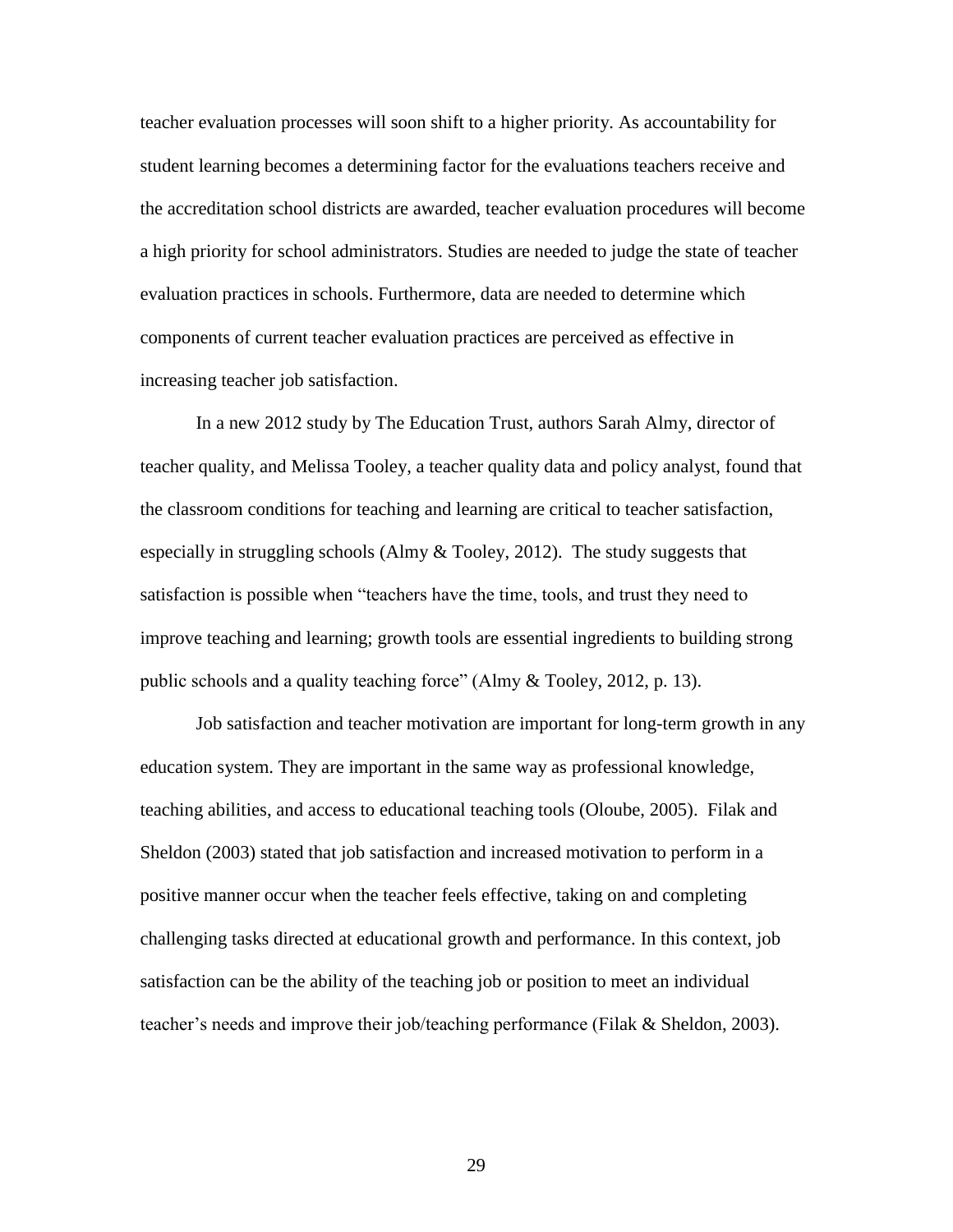teacher evaluation processes will soon shift to a higher priority. As accountability for student learning becomes a determining factor for the evaluations teachers receive and the accreditation school districts are awarded, teacher evaluation procedures will become a high priority for school administrators. Studies are needed to judge the state of teacher evaluation practices in schools. Furthermore, data are needed to determine which components of current teacher evaluation practices are perceived as effective in increasing teacher job satisfaction.

In a new 2012 study by The Education Trust, authors Sarah Almy, director of teacher quality, and Melissa Tooley, a teacher quality data and policy analyst, found that the classroom conditions for teaching and learning are critical to teacher satisfaction, especially in struggling schools (Almy & Tooley, 2012). The study suggests that satisfaction is possible when "teachers have the time, tools, and trust they need to improve teaching and learning; growth tools are essential ingredients to building strong public schools and a quality teaching force" (Almy & Tooley, 2012, p. 13).

Job satisfaction and teacher motivation are important for long-term growth in any education system. They are important in the same way as professional knowledge, teaching abilities, and access to educational teaching tools (Oloube, 2005). Filak and Sheldon (2003) stated that job satisfaction and increased motivation to perform in a positive manner occur when the teacher feels effective, taking on and completing challenging tasks directed at educational growth and performance. In this context, job satisfaction can be the ability of the teaching job or position to meet an individual teacher's needs and improve their job/teaching performance (Filak & Sheldon, 2003).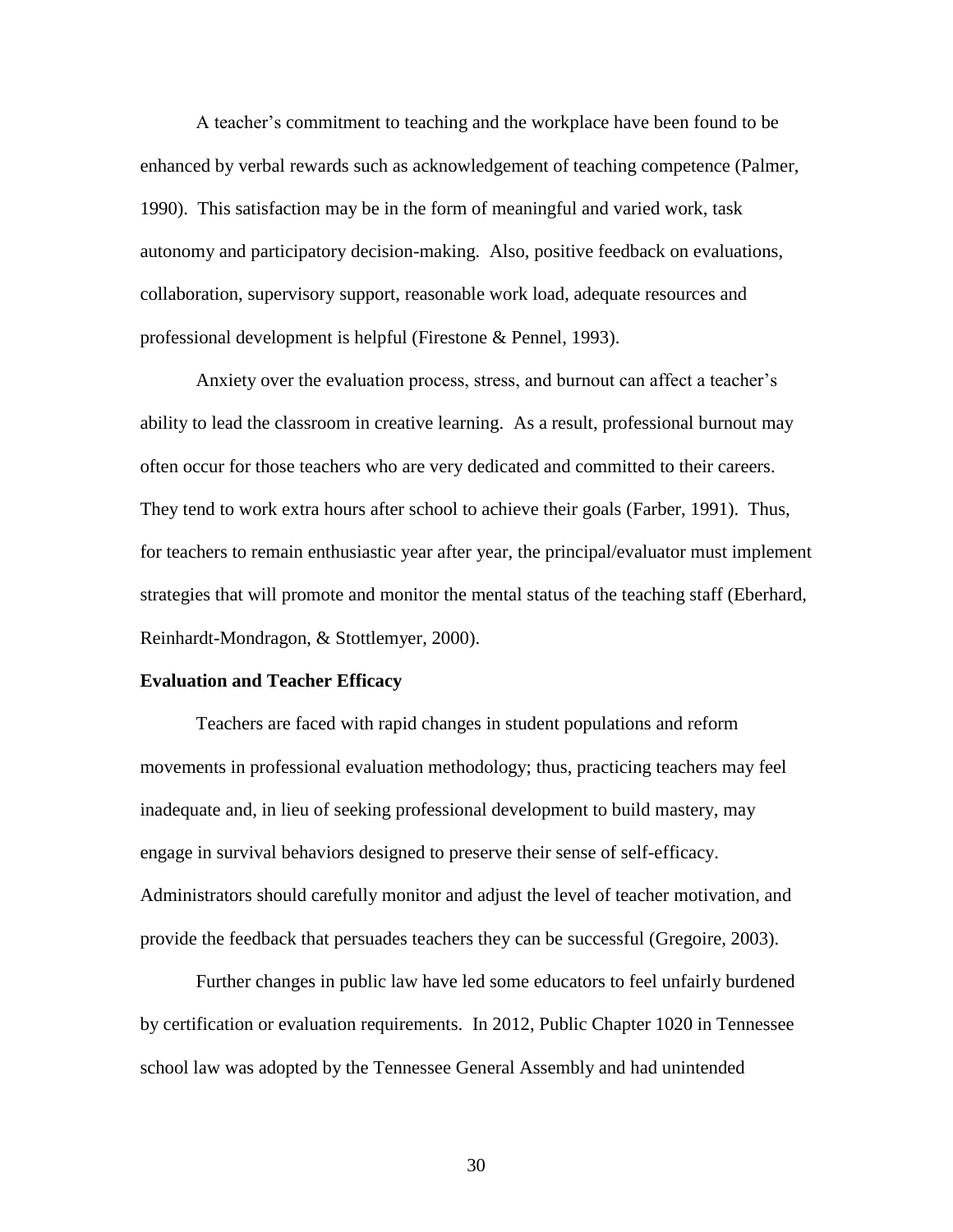A teacher's commitment to teaching and the workplace have been found to be enhanced by verbal rewards such as acknowledgement of teaching competence (Palmer, 1990). This satisfaction may be in the form of meaningful and varied work, task autonomy and participatory decision-making. Also, positive feedback on evaluations, collaboration, supervisory support, reasonable work load, adequate resources and professional development is helpful (Firestone & Pennel, 1993).

Anxiety over the evaluation process, stress, and burnout can affect a teacher's ability to lead the classroom in creative learning. As a result, professional burnout may often occur for those teachers who are very dedicated and committed to their careers. They tend to work extra hours after school to achieve their goals (Farber, 1991). Thus, for teachers to remain enthusiastic year after year, the principal/evaluator must implement strategies that will promote and monitor the mental status of the teaching staff (Eberhard, Reinhardt-Mondragon, & Stottlemyer, 2000).

**Evaluation and Teacher Efficacy**

Teachers are faced with rapid changes in student populations and reform movements in professional evaluation methodology; thus, practicing teachers may feel inadequate and, in lieu of seeking professional development to build mastery, may engage in survival behaviors designed to preserve their sense of self-efficacy. Administrators should carefully monitor and adjust the level of teacher motivation, and provide the feedback that persuades teachers they can be successful (Gregoire, 2003).

Further changes in public law have led some educators to feel unfairly burdened by certification or evaluation requirements. In 2012, Public Chapter 1020 in Tennessee school law was adopted by the Tennessee General Assembly and had unintended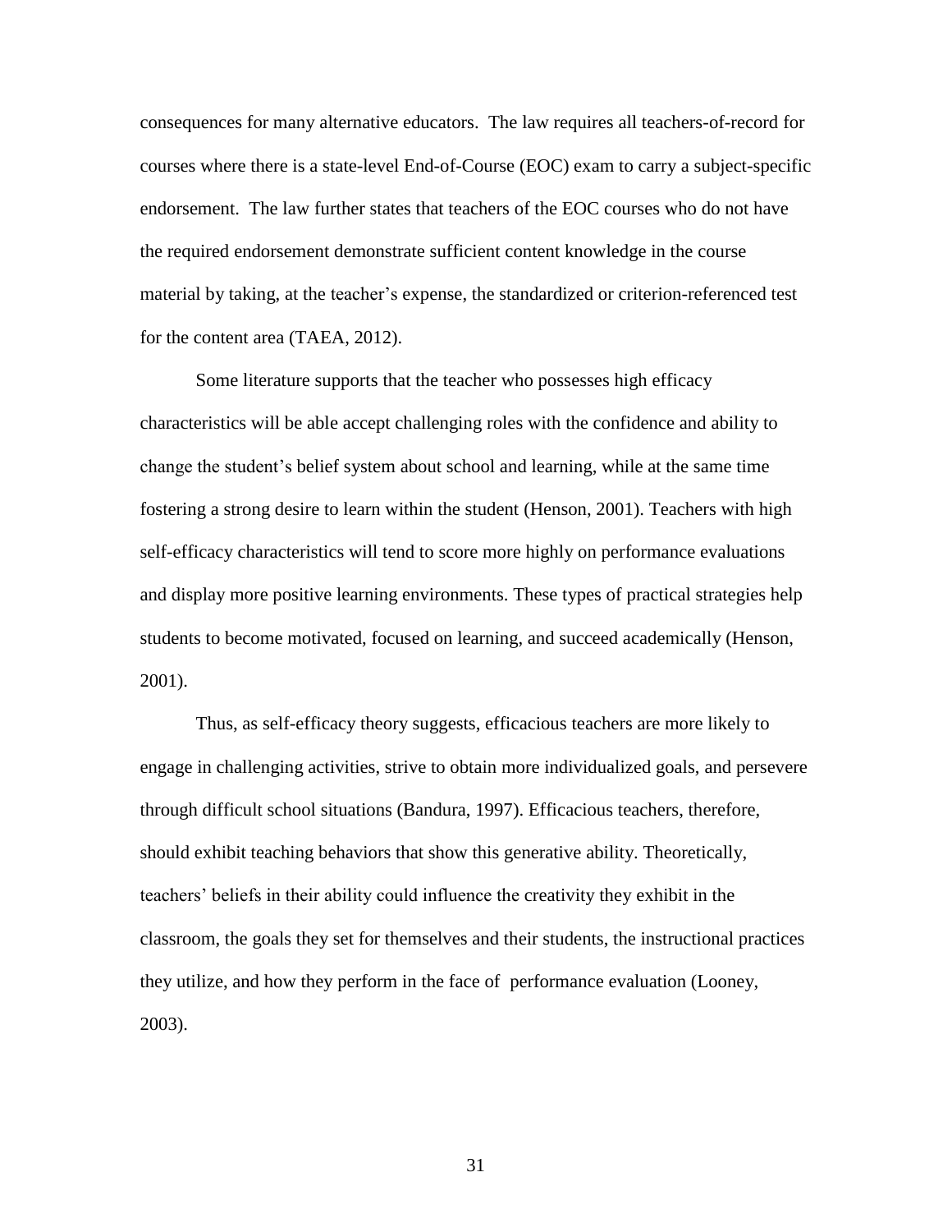consequences for many alternative educators. The law requires all teachers-of-record for courses where there is a state-level End-of-Course (EOC) exam to carry a subject-specific endorsement. The law further states that teachers of the EOC courses who do not have the required endorsement demonstrate sufficient content knowledge in the course material by taking, at the teacher's expense, the standardized or criterion-referenced test for the content area (TAEA, 2012).

Some literature supports that the teacher who possesses high efficacy characteristics will be able accept challenging roles with the confidence and ability to change the student's belief system about school and learning, while at the same time fostering a strong desire to learn within the student (Henson, 2001). Teachers with high self-efficacy characteristics will tend to score more highly on performance evaluations and display more positive learning environments. These types of practical strategies help students to become motivated, focused on learning, and succeed academically (Henson, 2001).

Thus, as self-efficacy theory suggests, efficacious teachers are more likely to engage in challenging activities, strive to obtain more individualized goals, and persevere through difficult school situations (Bandura, 1997). Efficacious teachers, therefore, should exhibit teaching behaviors that show this generative ability. Theoretically, teachers' beliefs in their ability could influence the creativity they exhibit in the classroom, the goals they set for themselves and their students, the instructional practices they utilize, and how they perform in the face of performance evaluation (Looney, 2003).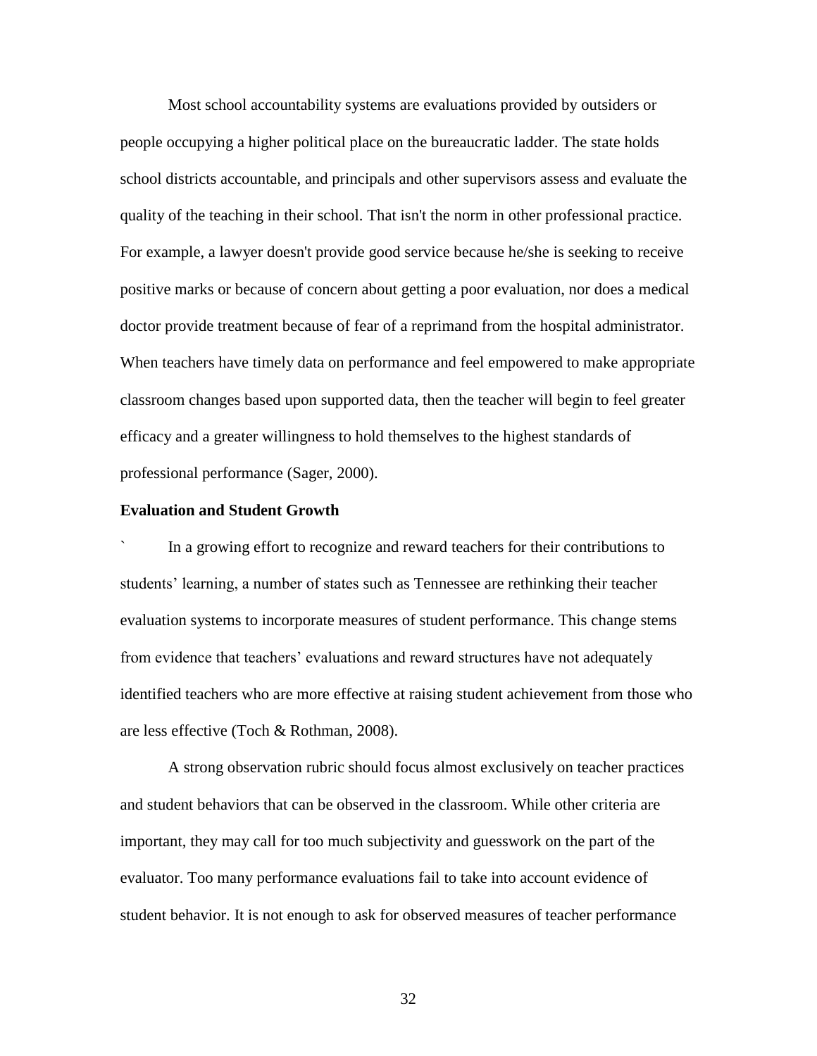Most school accountability systems are evaluations provided by outsiders or people occupying a higher political place on the bureaucratic ladder. The state holds school districts accountable, and principals and other supervisors assess and evaluate the quality of the teaching in their school. That isn't the norm in other professional practice. For example, a lawyer doesn't provide good service because he/she is seeking to receive positive marks or because of concern about getting a poor evaluation, nor does a medical doctor provide treatment because of fear of a reprimand from the hospital administrator. When teachers have timely data on performance and feel empowered to make appropriate classroom changes based upon supported data, then the teacher will begin to feel greater efficacy and a greater willingness to hold themselves to the highest standards of professional performance (Sager, 2000).

**Evaluation and Student Growth**

` In a growing effort to recognize and reward teachers for their contributions to students' learning, a number of states such as Tennessee are rethinking their teacher evaluation systems to incorporate measures of student performance. This change stems from evidence that teachers' evaluations and reward structures have not adequately identified teachers who are more effective at raising student achievement from those who are less effective (Toch & Rothman, 2008).

A strong observation rubric should focus almost exclusively on teacher practices and student behaviors that can be observed in the classroom. While other criteria are important, they may call for too much subjectivity and guesswork on the part of the evaluator. Too many performance evaluations fail to take into account evidence of student behavior. It is not enough to ask for observed measures of teacher performance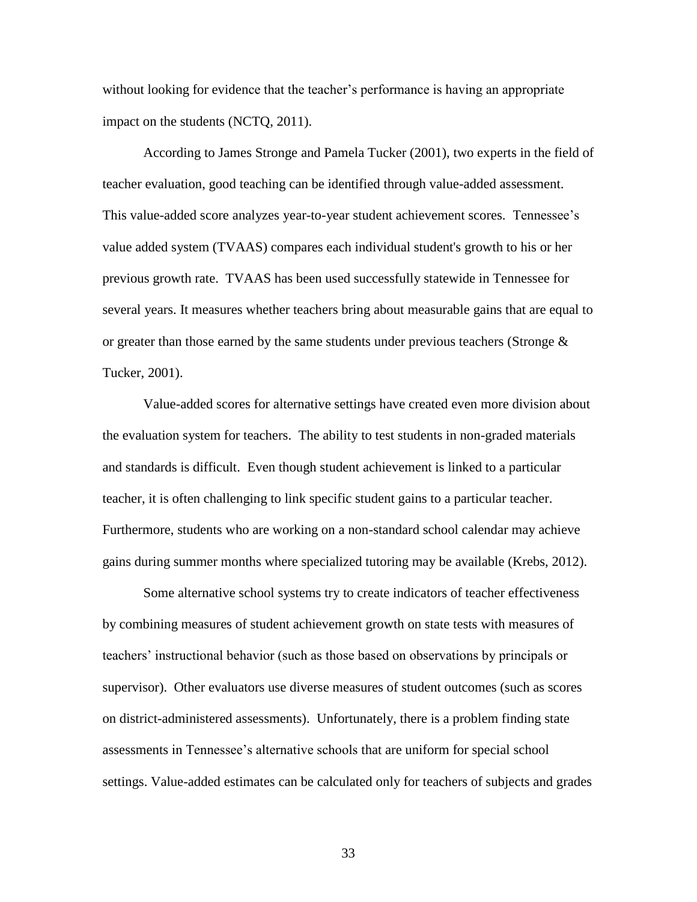without looking for evidence that the teacher's performance is having an appropriate impact on the students (NCTQ, 2011).

According to James Stronge and Pamela Tucker (2001), two experts in the field of teacher evaluation, good teaching can be identified through value-added assessment. This value-added score analyzes year-to-year student achievement scores. Tennessee's value added system (TVAAS) compares each individual student's growth to his or her previous growth rate. TVAAS has been used successfully statewide in Tennessee for several years. It measures whether teachers bring about measurable gains that are equal to or greater than those earned by the same students under previous teachers (Stronge & Tucker, 2001).

Value-added scores for alternative settings have created even more division about the evaluation system for teachers. The ability to test students in non-graded materials and standards is difficult. Even though student achievement is linked to a particular teacher, it is often challenging to link specific student gains to a particular teacher. Furthermore, students who are working on a non-standard school calendar may achieve gains during summer months where specialized tutoring may be available (Krebs, 2012).

Some alternative school systems try to create indicators of teacher effectiveness by combining measures of student achievement growth on state tests with measures of teachers' instructional behavior (such as those based on observations by principals or supervisor). Other evaluators use diverse measures of student outcomes (such as scores on district-administered assessments). Unfortunately, there is a problem finding state assessments in Tennessee's alternative schools that are uniform for special school settings. Value-added estimates can be calculated only for teachers of subjects and grades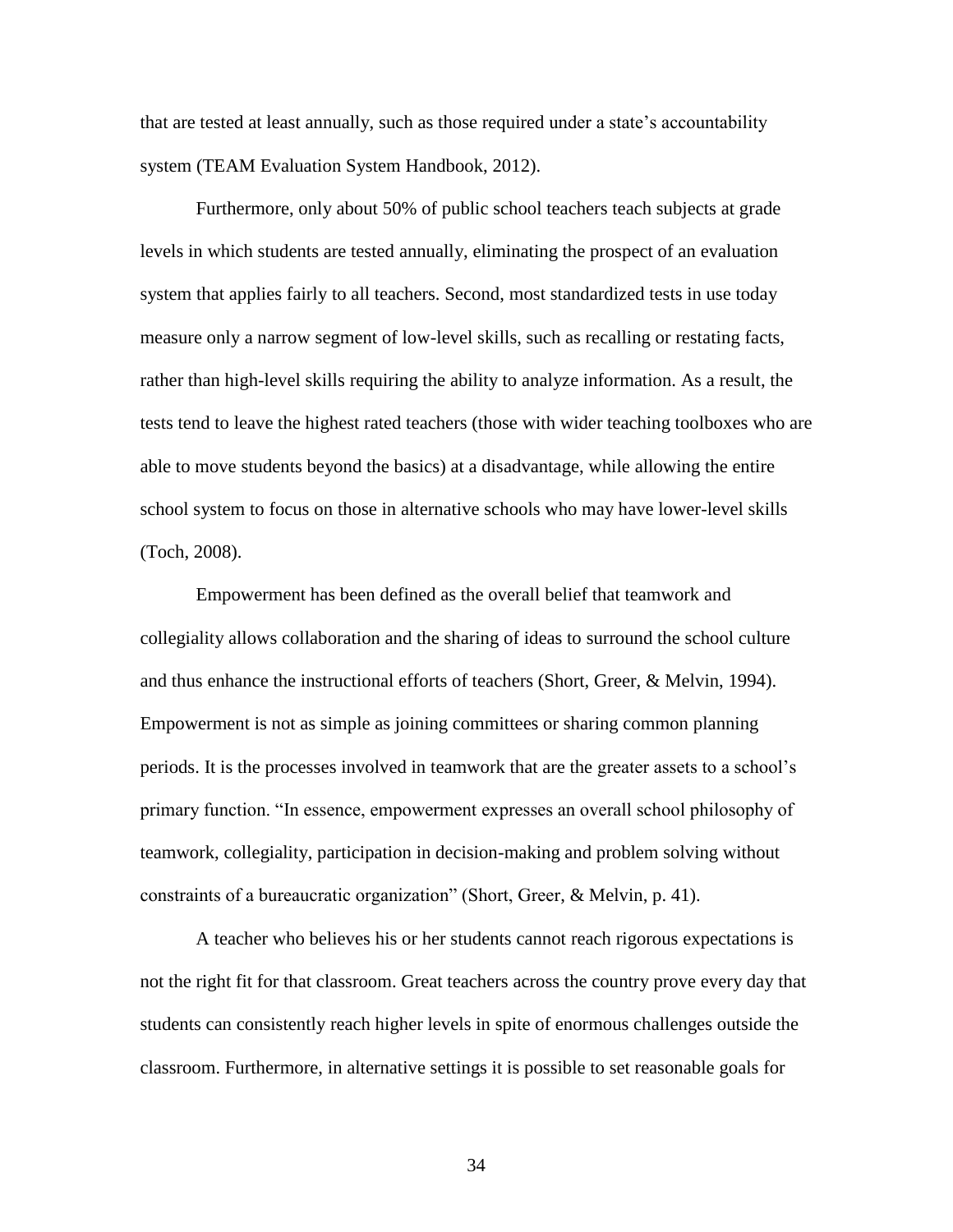that are tested at least annually, such as those required under a state's accountability system (TEAM Evaluation System Handbook, 2012).

Furthermore, only about 50% of public school teachers teach subjects at grade levels in which students are tested annually, eliminating the prospect of an evaluation system that applies fairly to all teachers. Second, most standardized tests in use today measure only a narrow segment of low-level skills, such as recalling or restating facts, rather than high-level skills requiring the ability to analyze information. As a result, the tests tend to leave the highest rated teachers (those with wider teaching toolboxes who are able to move students beyond the basics) at a disadvantage, while allowing the entire school system to focus on those in alternative schools who may have lower-level skills (Toch, 2008).

Empowerment has been defined as the overall belief that teamwork and collegiality allows collaboration and the sharing of ideas to surround the school culture and thus enhance the instructional efforts of teachers (Short, Greer, & Melvin, 1994). Empowerment is not as simple as joining committees or sharing common planning periods. It is the processes involved in teamwork that are the greater assets to a school's primary function. "In essence, empowerment expresses an overall school philosophy of teamwork, collegiality, participation in decision-making and problem solving without constraints of a bureaucratic organization" (Short, Greer, & Melvin, p. 41).

A teacher who believes his or her students cannot reach rigorous expectations is not the right fit for that classroom. Great teachers across the country prove every day that students can consistently reach higher levels in spite of enormous challenges outside the classroom. Furthermore, in alternative settings it is possible to set reasonable goals for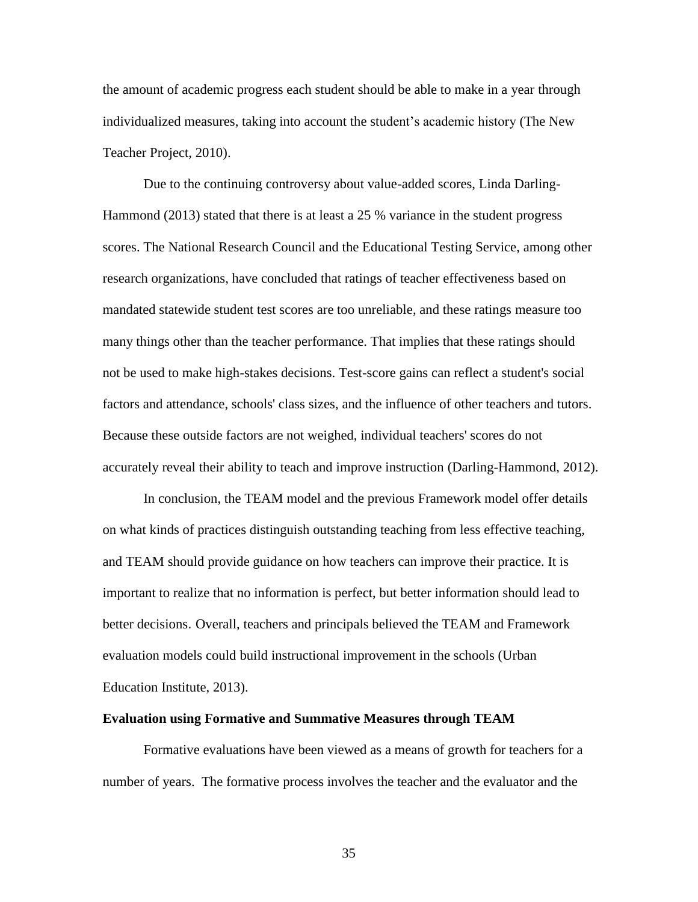the amount of academic progress each student should be able to make in a year through individualized measures, taking into account the student's academic history (The New Teacher Project, 2010).

Due to the continuing controversy about value-added scores, Linda Darling-Hammond (2013) stated that there is at least a 25 % variance in the student progress scores. The National Research Council and the Educational Testing Service, among other research organizations, have concluded that ratings of teacher effectiveness based on mandated statewide student test scores are too unreliable, and these ratings measure too many things other than the teacher performance. That implies that these ratings should not be used to make high-stakes decisions. Test-score gains can reflect a student's social factors and attendance, schools' class sizes, and the influence of other teachers and tutors. Because these outside factors are not weighed, individual teachers' scores do not accurately reveal their ability to teach and improve instruction (Darling-Hammond, 2012).

In conclusion, the TEAM model and the previous Framework model offer details on what kinds of practices distinguish outstanding teaching from less effective teaching, and TEAM should provide guidance on how teachers can improve their practice. It is important to realize that no information is perfect, but better information should lead to better decisions. Overall, teachers and principals believed the TEAM and Framework evaluation models could build instructional improvement in the schools (Urban Education Institute, 2013).

**Evaluation using Formative and Summative Measures through TEAM**

Formative evaluations have been viewed as a means of growth for teachers for a number of years. The formative process involves the teacher and the evaluator and the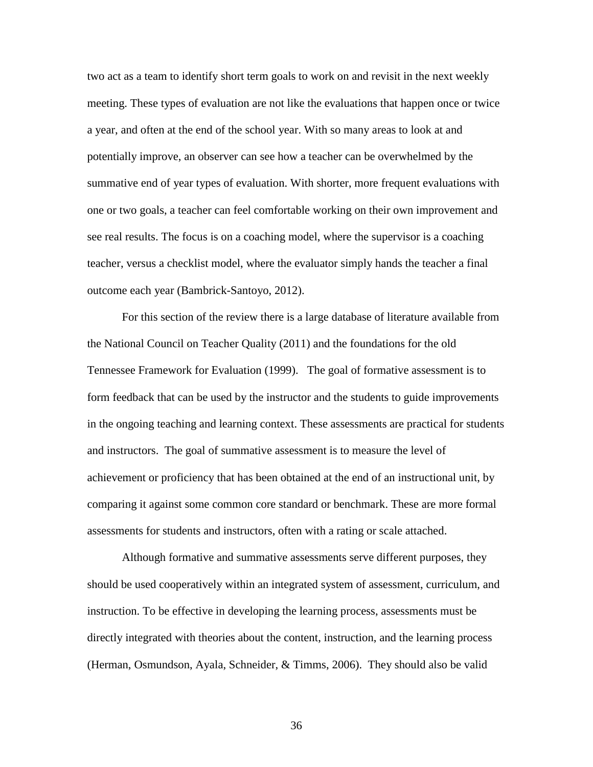two act as a team to identify short term goals to work on and revisit in the next weekly meeting. These types of evaluation are not like the evaluations that happen once or twice a year, and often at the end of the school year. With so many areas to look at and potentially improve, an observer can see how a teacher can be overwhelmed by the summative end of year types of evaluation. With shorter, more frequent evaluations with one or two goals, a teacher can feel comfortable working on their own improvement and see real results. The focus is on a coaching model, where the supervisor is a coaching teacher, versus a checklist model, where the evaluator simply hands the teacher a final outcome each year (Bambrick-Santoyo, 2012).

For this section of the review there is a large database of literature available from the National Council on Teacher Quality (2011) and the foundations for the old Tennessee Framework for Evaluation (1999). The goal of formative assessment is to form feedback that can be used by the instructor and the students to guide improvements in the ongoing teaching and learning context. These assessments are practical for students and instructors. The goal of summative assessment is to measure the level of achievement or proficiency that has been obtained at the end of an instructional unit, by comparing it against some common core standard or benchmark. These are more formal assessments for students and instructors, often with a rating or scale attached.

Although formative and summative assessments serve different purposes, they should be used cooperatively within an integrated system of assessment, curriculum, and instruction. To be effective in developing the learning process, assessments must be directly integrated with theories about the content, instruction, and the learning process (Herman, Osmundson, Ayala, Schneider, & Timms, 2006). They should also be valid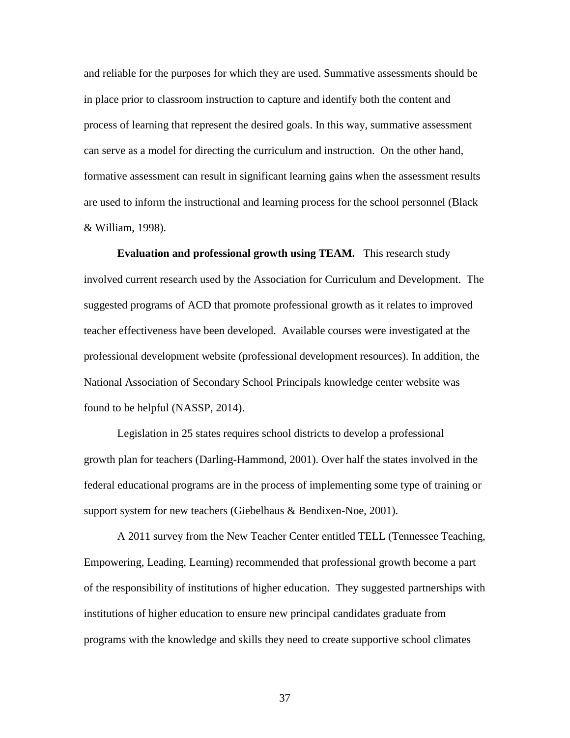and reliable for the purposes for which they are used. Summative assessments should be in place prior to classroom instruction to capture and identify both the content and process of learning that represent the desired goals. In this way, summative assessment can serve as a model for directing the curriculum and instruction. On the other hand, formative assessment can result in significant learning gains when the assessment results are used to inform the instructional and learning process for the school personnel (Black & William, 1998).

**Evaluation and professional growth using TEAM.** This research study involved current research used by the Association for Curriculum and Development. The suggested programs of ACD that promote professional growth as it relates to improved teacher effectiveness have been developed. Available courses were investigated at the professional development website (professional development resources). In addition, the National Association of Secondary School Principals knowledge center website was found to be helpful (NASSP, 2014).

Legislation in 25 states requires school districts to develop a professional growth plan for teachers (Darling-Hammond, 2001). Over half the states involved in the federal educational programs are in the process of implementing some type of training or support system for new teachers (Giebelhaus & Bendixen-Noe, 2001).

A 2011 survey from the New Teacher Center entitled TELL (Tennessee Teaching, Empowering, Leading, Learning) recommended that professional growth become a part of the responsibility of institutions of higher education. They suggested partnerships with institutions of higher education to ensure new principal candidates graduate from programs with the knowledge and skills they need to create supportive school climates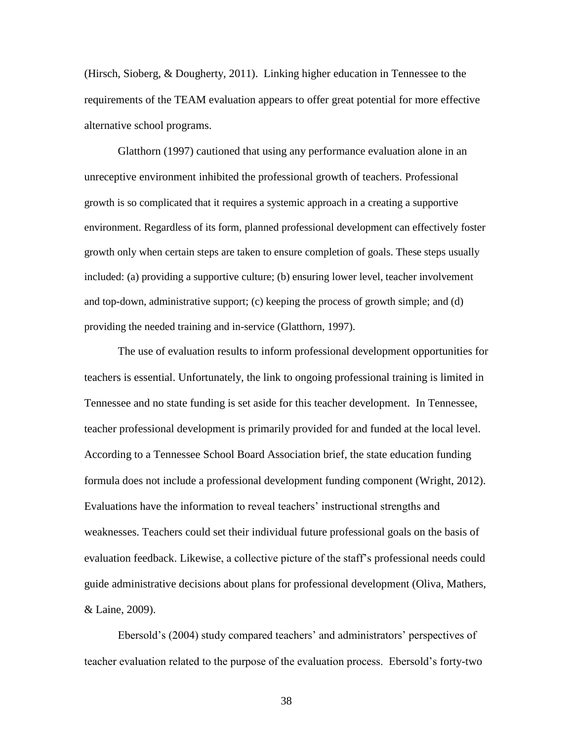(Hirsch, Sioberg, & Dougherty, 2011). Linking higher education in Tennessee to the requirements of the TEAM evaluation appears to offer great potential for more effective alternative school programs.

Glatthorn (1997) cautioned that using any performance evaluation alone in an unreceptive environment inhibited the professional growth of teachers. Professional growth is so complicated that it requires a systemic approach in a creating a supportive environment. Regardless of its form, planned professional development can effectively foster growth only when certain steps are taken to ensure completion of goals. These steps usually included: (a) providing a supportive culture; (b) ensuring lower level, teacher involvement and top-down, administrative support; (c) keeping the process of growth simple; and (d) providing the needed training and in-service (Glatthorn, 1997).

The use of evaluation results to inform professional development opportunities for teachers is essential. Unfortunately, the link to ongoing professional training is limited in Tennessee and no state funding is set aside for this teacher development. In Tennessee, teacher professional development is primarily provided for and funded at the local level. According to a Tennessee School Board Association brief, the state education funding formula does not include a professional development funding component (Wright, 2012). Evaluations have the information to reveal teachers' instructional strengths and weaknesses. Teachers could set their individual future professional goals on the basis of evaluation feedback. Likewise, a collective picture of the staff's professional needs could guide administrative decisions about plans for professional development (Oliva, Mathers, & Laine, 2009).

Ebersold's (2004) study compared teachers' and administrators' perspectives of teacher evaluation related to the purpose of the evaluation process. Ebersold's forty-two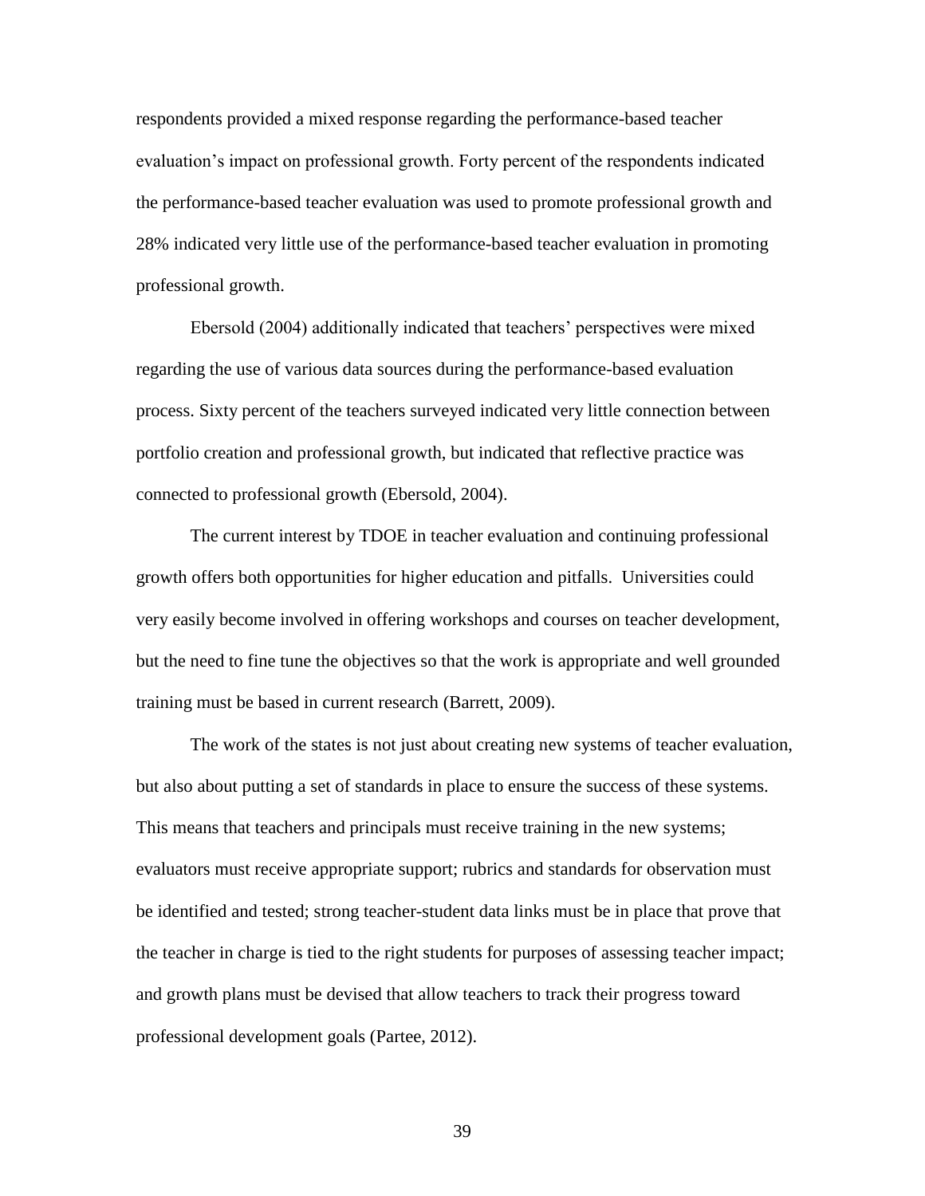respondents provided a mixed response regarding the performance-based teacher evaluation's impact on professional growth. Forty percent of the respondents indicated the performance-based teacher evaluation was used to promote professional growth and 28% indicated very little use of the performance-based teacher evaluation in promoting professional growth.

Ebersold (2004) additionally indicated that teachers' perspectives were mixed regarding the use of various data sources during the performance-based evaluation process. Sixty percent of the teachers surveyed indicated very little connection between portfolio creation and professional growth, but indicated that reflective practice was connected to professional growth (Ebersold, 2004).

The current interest by TDOE in teacher evaluation and continuing professional growth offers both opportunities for higher education and pitfalls. Universities could very easily become involved in offering workshops and courses on teacher development, but the need to fine tune the objectives so that the work is appropriate and well grounded training must be based in current research (Barrett, 2009).

The work of the states is not just about creating new systems of teacher evaluation, but also about putting a set of standards in place to ensure the success of these systems. This means that teachers and principals must receive training in the new systems; evaluators must receive appropriate support; rubrics and standards for observation must be identified and tested; strong teacher-student data links must be in place that prove that the teacher in charge is tied to the right students for purposes of assessing teacher impact; and growth plans must be devised that allow teachers to track their progress toward professional development goals (Partee, 2012).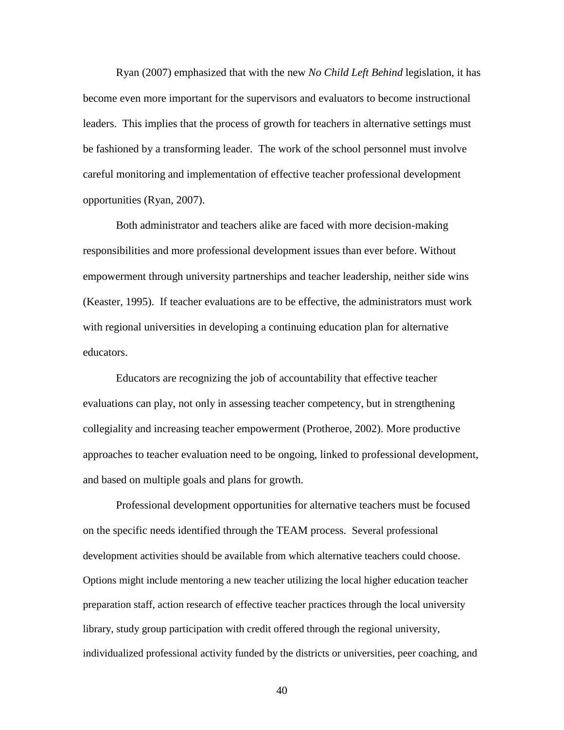Ryan (2007) emphasized that with the new *No Child Left Behind* legislation, it has become even more important for the supervisors and evaluators to become instructional leaders. This implies that the process of growth for teachers in alternative settings must be fashioned by a transforming leader. The work of the school personnel must involve careful monitoring and implementation of effective teacher professional development opportunities (Ryan, 2007).

Both administrator and teachers alike are faced with more decision-making responsibilities and more professional development issues than ever before. Without empowerment through university partnerships and teacher leadership, neither side wins (Keaster, 1995). If teacher evaluations are to be effective, the administrators must work with regional universities in developing a continuing education plan for alternative educators.

Educators are recognizing the job of accountability that effective teacher evaluations can play, not only in assessing teacher competency, but in strengthening collegiality and increasing teacher empowerment (Protheroe, 2002). More productive approaches to teacher evaluation need to be ongoing, linked to professional development, and based on multiple goals and plans for growth.

Professional development opportunities for alternative teachers must be focused on the specific needs identified through the TEAM process. Several professional development activities should be available from which alternative teachers could choose. Options might include mentoring a new teacher utilizing the local higher education teacher preparation staff, action research of effective teacher practices through the local university library, study group participation with credit offered through the regional university, individualized professional activity funded by the districts or universities, peer coaching, and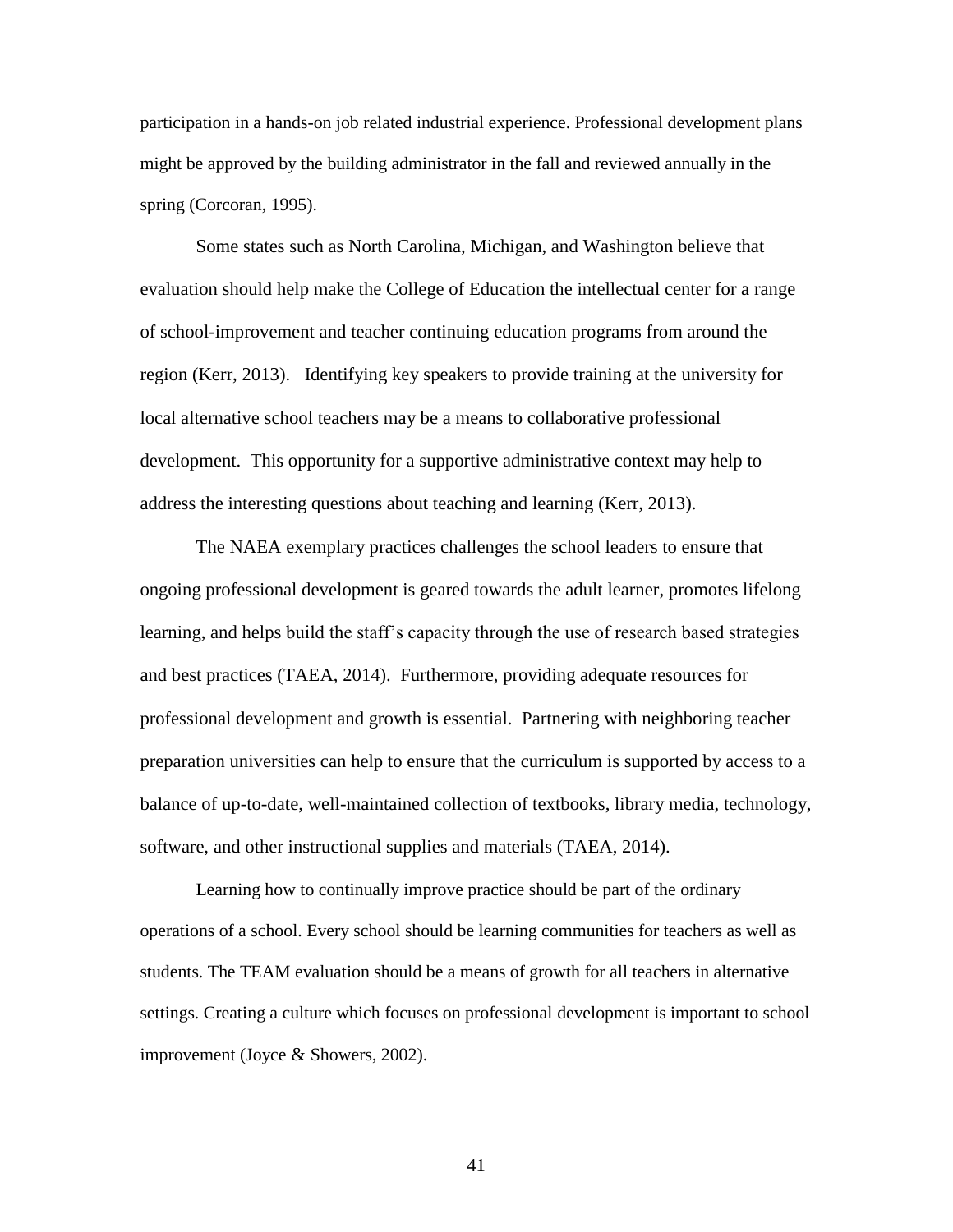participation in a hands-on job related industrial experience. Professional development plans might be approved by the building administrator in the fall and reviewed annually in the spring (Corcoran, 1995).

Some states such as North Carolina, Michigan, and Washington believe that evaluation should help make the College of Education the intellectual center for a range of school-improvement and teacher continuing education programs from around the region (Kerr, 2013). Identifying key speakers to provide training at the university for local alternative school teachers may be a means to collaborative professional development. This opportunity for a supportive administrative context may help to address the interesting questions about teaching and learning (Kerr, 2013).

The NAEA exemplary practices challenges the school leaders to ensure that ongoing professional development is geared towards the adult learner, promotes lifelong learning, and helps build the staff's capacity through the use of research based strategies and best practices (TAEA, 2014). Furthermore, providing adequate resources for professional development and growth is essential. Partnering with neighboring teacher preparation universities can help to ensure that the curriculum is supported by access to a balance of up-to-date, well-maintained collection of textbooks, library media, technology, software, and other instructional supplies and materials (TAEA, 2014).

Learning how to continually improve practice should be part of the ordinary operations of a school. Every school should be learning communities for teachers as well as students. The TEAM evaluation should be a means of growth for all teachers in alternative settings. Creating a culture which focuses on professional development is important to school improvement (Joyce & Showers, 2002).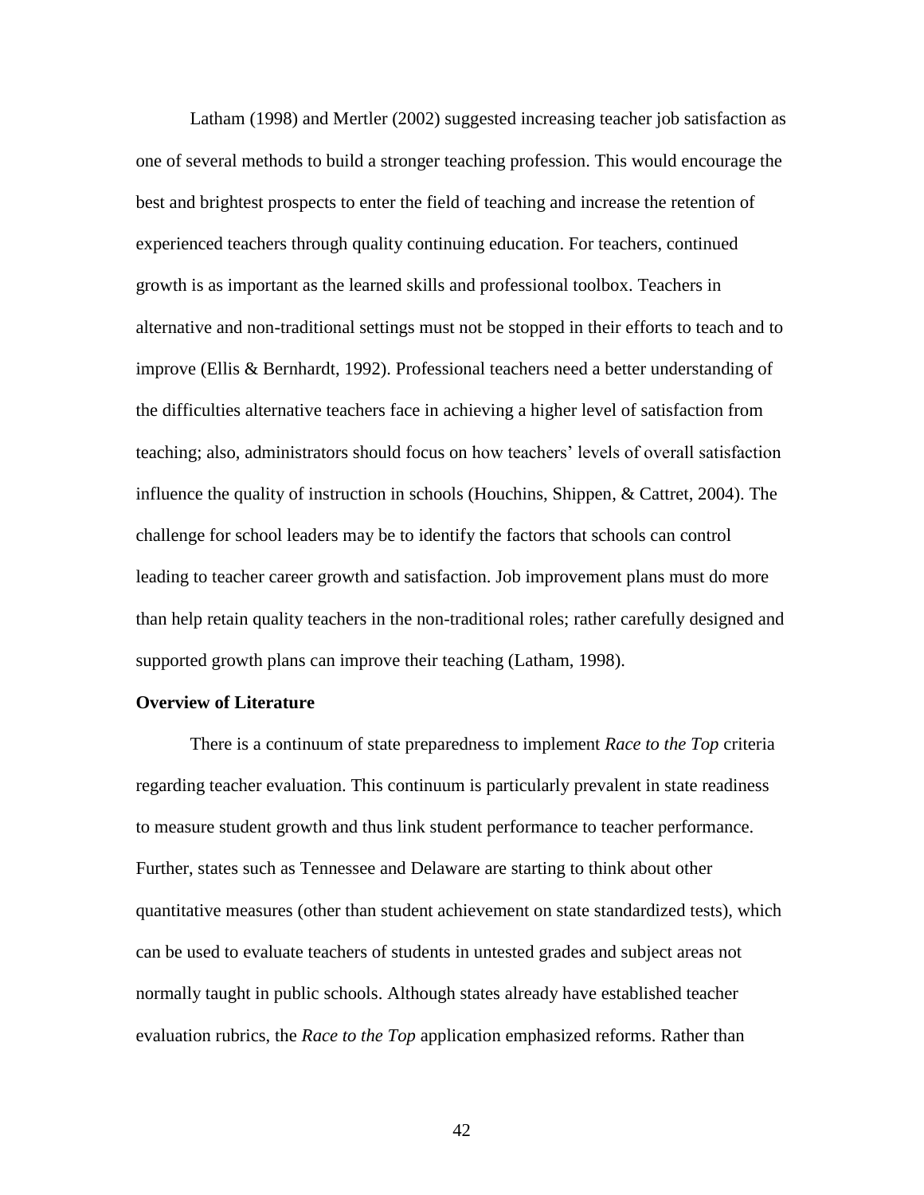Latham (1998) and Mertler (2002) suggested increasing teacher job satisfaction as one of several methods to build a stronger teaching profession. This would encourage the best and brightest prospects to enter the field of teaching and increase the retention of experienced teachers through quality continuing education. For teachers, continued growth is as important as the learned skills and professional toolbox. Teachers in alternative and non-traditional settings must not be stopped in their efforts to teach and to improve (Ellis & Bernhardt, 1992). Professional teachers need a better understanding of the difficulties alternative teachers face in achieving a higher level of satisfaction from teaching; also, administrators should focus on how teachers' levels of overall satisfaction influence the quality of instruction in schools (Houchins, Shippen, & Cattret, 2004). The challenge for school leaders may be to identify the factors that schools can control leading to teacher career growth and satisfaction. Job improvement plans must do more than help retain quality teachers in the non-traditional roles; rather carefully designed and supported growth plans can improve their teaching (Latham, 1998).

**Overview of Literature**

There is a continuum of state preparedness to implement *Race to the Top* criteria regarding teacher evaluation. This continuum is particularly prevalent in state readiness to measure student growth and thus link student performance to teacher performance. Further, states such as Tennessee and Delaware are starting to think about other quantitative measures (other than student achievement on state standardized tests), which can be used to evaluate teachers of students in untested grades and subject areas not normally taught in public schools. Although states already have established teacher evaluation rubrics, the *Race to the Top* application emphasized reforms. Rather than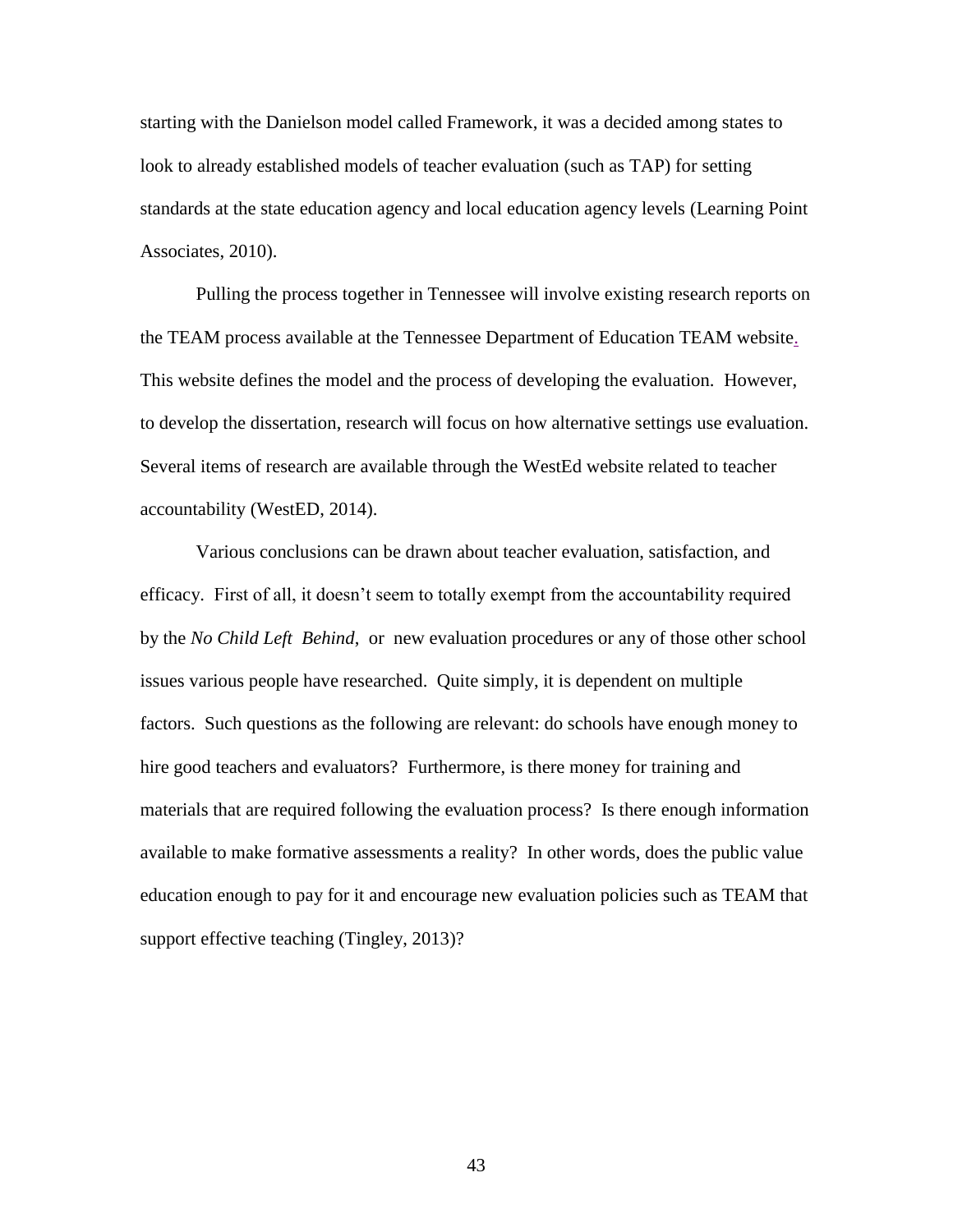starting with the Danielson model called Framework, it was a decided among states to look to already established models of teacher evaluation (such as TAP) for setting standards at the state education agency and local education agency levels (Learning Point Associates, 2010).

Pulling the process together in Tennessee will involve existing research reports on the TEAM process available at the Tennessee Department of Education TEAM website. This website defines the model and the process of developing the evaluation. However, to develop the dissertation, research will focus on how alternative settings use evaluation. Several items of research are available through the WestEd website related to teacher accountability (WestED, 2014).

Various conclusions can be drawn about teacher evaluation, satisfaction, and efficacy. First of all, it doesn't seem to totally exempt from the accountability required by the *No Child Left Behind*, or new evaluation procedures or any of those other school issues various people have researched. Quite simply, it is dependent on multiple factors. Such questions as the following are relevant: do schools have enough money to hire good teachers and evaluators? Furthermore, is there money for training and materials that are required following the evaluation process? Is there enough information available to make formative assessments a reality? In other words, does the public value education enough to pay for it and encourage new evaluation policies such as TEAM that support effective teaching (Tingley, 2013)?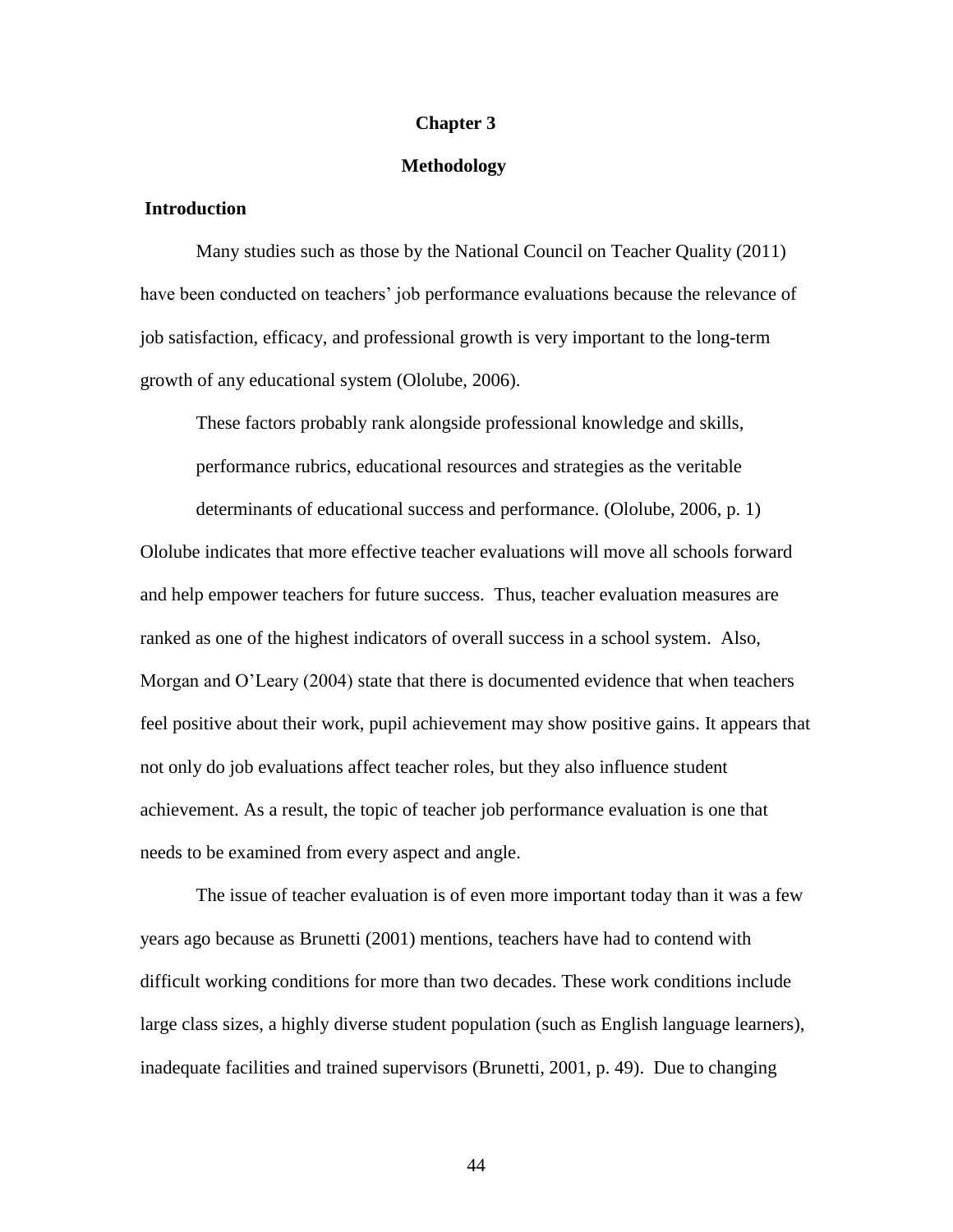# Chapter 3

# Methodology

## Introduction

Many studies such as those by the National Council on Teacher Quality (2011) have been conducted on teachers' job performance evaluations because the relevance of job satisfaction, efficacy, and professional growth is very important to the long-term growth of any educational system (Ololube, 2006).

> These factors probably rank alongside professional knowledge and skills, performance rubrics, educational resources and strategies as the veritable determinants of educational success and performance. (Ololube, 2006, p. 1)

Ololube indicates that more effective teacher evaluations will move all schools forward and help empower teachers for future success. Thus, teacher evaluation measures are ranked as one of the highest indicators of overall success in a school system. Also, Morgan and O'Leary (2004) state that there is documented evidence that when teachers feel positive about their work, pupil achievement may show positive gains. It appears that not only do job evaluations affect teacher roles, but they also influence student achievement. As a result, the topic of teacher job performance evaluation is one that needs to be examined from every aspect and angle.

The issue of teacher evaluation is of even more important today than it was a few years ago because as Brunetti (2001) mentions, teachers have had to contend with difficult working conditions for more than two decades. These work conditions include large class sizes, a highly diverse student population (such as English language learners), inadequate facilities and trained supervisors (Brunetti, 2001, p. 49). Due to changing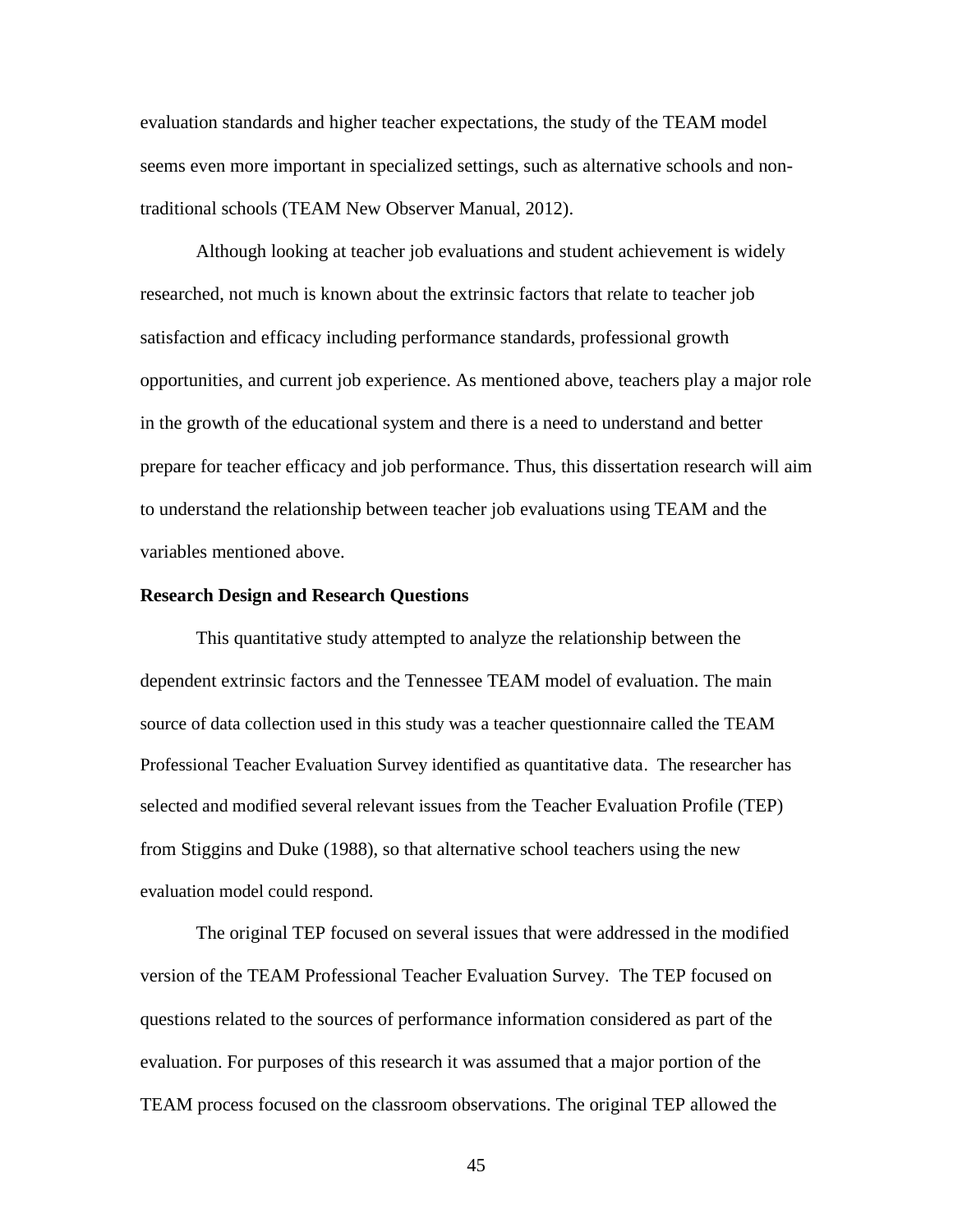evaluation standards and higher teacher expectations, the study of the TEAM model seems even more important in specialized settings, such as alternative schools and non-traditional schools (TEAM New Observer Manual, 2012).

Although looking at teacher job evaluations and student achievement is widely researched, not much is known about the extrinsic factors that relate to teacher job satisfaction and efficacy including performance standards, professional growth opportunities, and current job experience. As mentioned above, teachers play a major role in the growth of the educational system and there is a need to understand and better prepare for teacher efficacy and job performance. Thus, this dissertation research will aim to understand the relationship between teacher job evaluations using TEAM and the variables mentioned above.

**Research Design and Research Questions**

This quantitative study attempted to analyze the relationship between the dependent extrinsic factors and the Tennessee TEAM model of evaluation. The main source of data collection used in this study was a teacher questionnaire called the TEAM Professional Teacher Evaluation Survey identified as quantitative data. The researcher has selected and modified several relevant issues from the Teacher Evaluation Profile (TEP) from Stiggins and Duke (1988), so that alternative school teachers using the new evaluation model could respond.

The original TEP focused on several issues that were addressed in the modified version of the TEAM Professional Teacher Evaluation Survey. The TEP focused on questions related to the sources of performance information considered as part of the evaluation. For purposes of this research it was assumed that a major portion of the TEAM process focused on the classroom observations. The original TEP allowed the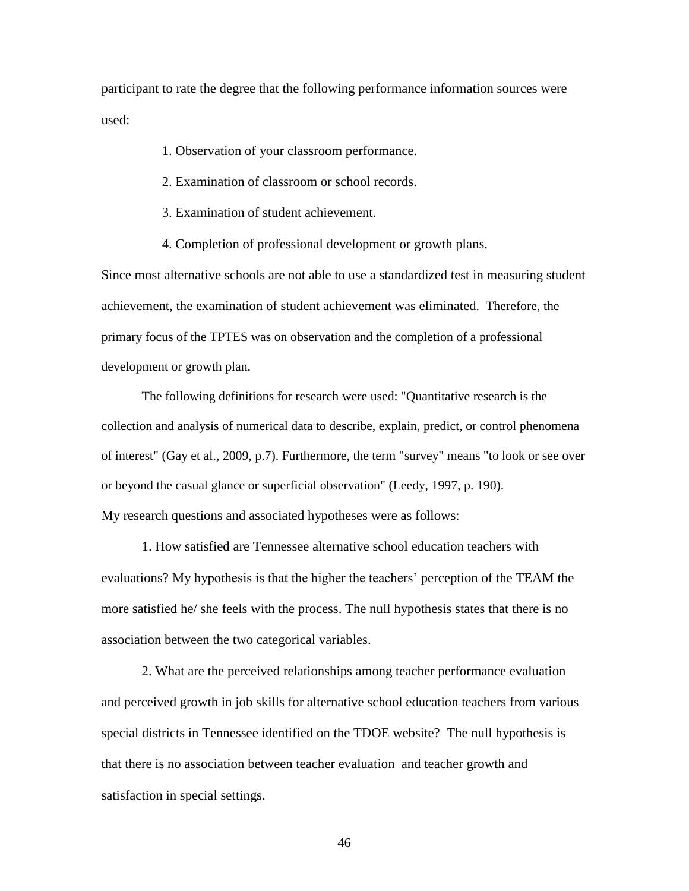participant to rate the degree that the following performance information sources were used:

1. Observation of your classroom performance.

2. Examination of classroom or school records.

3. Examination of student achievement.

4. Completion of professional development or growth plans.

Since most alternative schools are not able to use a standardized test in measuring student achievement, the examination of student achievement was eliminated. Therefore, the primary focus of the TPTES was on observation and the completion of a professional development or growth plan.

The following definitions for research were used: "Quantitative research is the collection and analysis of numerical data to describe, explain, predict, or control phenomena of interest" (Gay et al., 2009, p.7). Furthermore, the term "survey" means "to look or see over or beyond the casual glance or superficial observation" (Leedy, 1997, p. 190).

My research questions and associated hypotheses were as follows:

1. How satisfied are Tennessee alternative school education teachers with evaluations? My hypothesis is that the higher the teachers' perception of the TEAM the more satisfied he/ she feels with the process. The null hypothesis states that there is no association between the two categorical variables.

2. What are the perceived relationships among teacher performance evaluation and perceived growth in job skills for alternative school education teachers from various special districts in Tennessee identified on the TDOE website? The null hypothesis is that there is no association between teacher evaluation and teacher growth and satisfaction in special settings.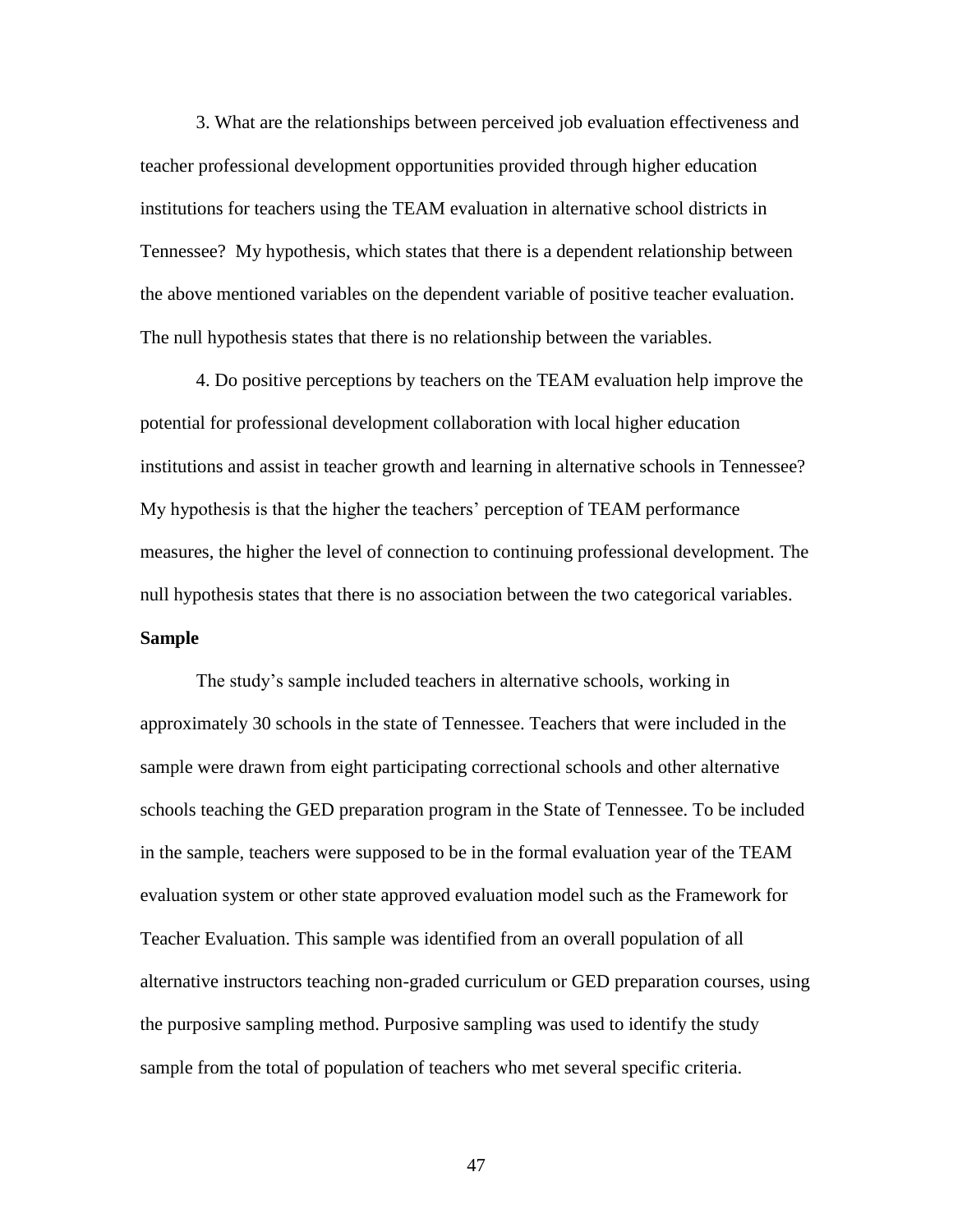3. What are the relationships between perceived job evaluation effectiveness and teacher professional development opportunities provided through higher education institutions for teachers using the TEAM evaluation in alternative school districts in Tennessee? My hypothesis, which states that there is a dependent relationship between the above mentioned variables on the dependent variable of positive teacher evaluation. The null hypothesis states that there is no relationship between the variables.

4. Do positive perceptions by teachers on the TEAM evaluation help improve the potential for professional development collaboration with local higher education institutions and assist in teacher growth and learning in alternative schools in Tennessee? My hypothesis is that the higher the teachers' perception of TEAM performance measures, the higher the level of connection to continuing professional development. The null hypothesis states that there is no association between the two categorical variables.

**Sample**

The study's sample included teachers in alternative schools, working in approximately 30 schools in the state of Tennessee. Teachers that were included in the sample were drawn from eight participating correctional schools and other alternative schools teaching the GED preparation program in the State of Tennessee. To be included in the sample, teachers were supposed to be in the formal evaluation year of the TEAM evaluation system or other state approved evaluation model such as the Framework for Teacher Evaluation. This sample was identified from an overall population of all alternative instructors teaching non-graded curriculum or GED preparation courses, using the purposive sampling method. Purposive sampling was used to identify the study sample from the total of population of teachers who met several specific criteria.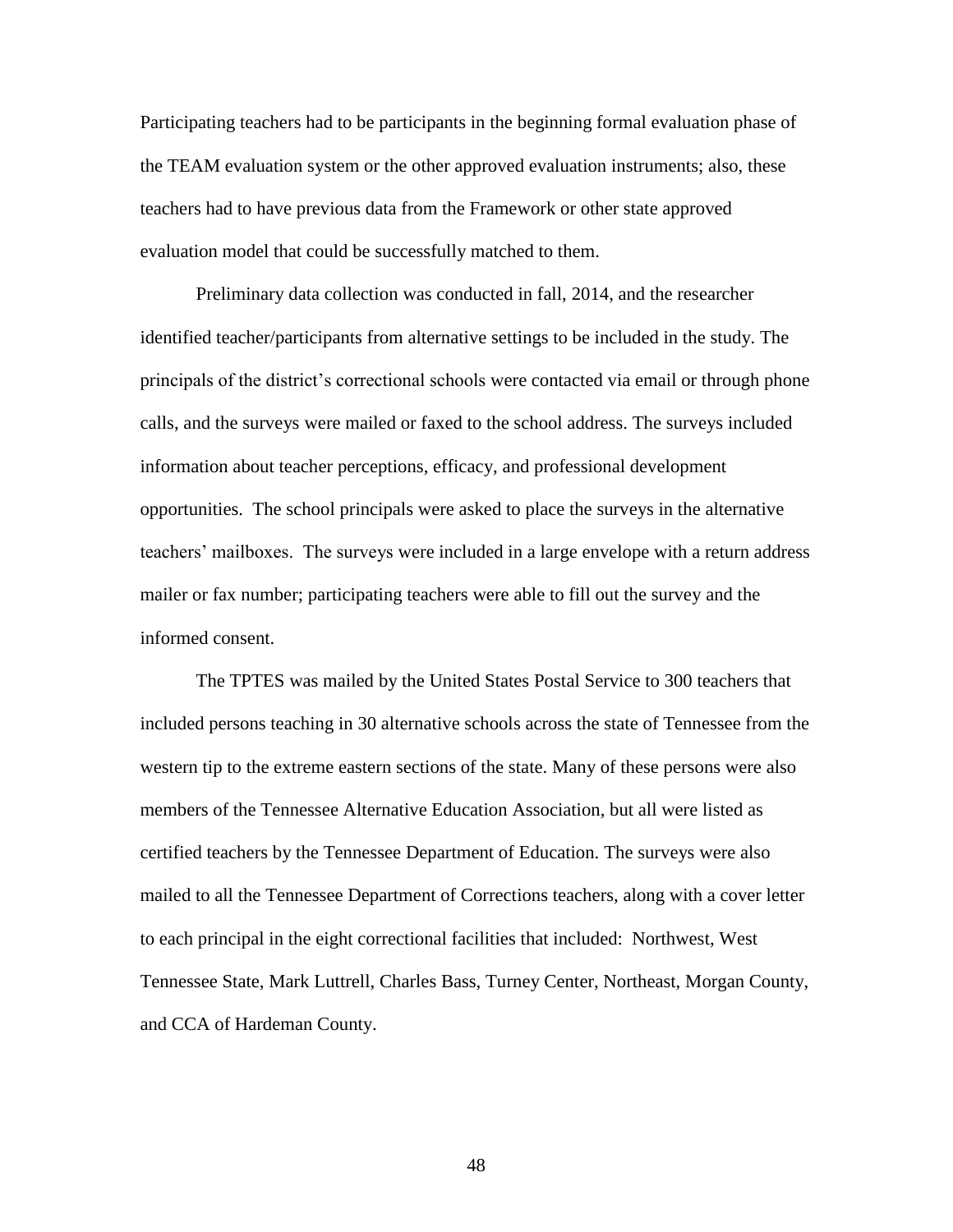Participating teachers had to be participants in the beginning formal evaluation phase of the TEAM evaluation system or the other approved evaluation instruments; also, these teachers had to have previous data from the Framework or other state approved evaluation model that could be successfully matched to them.

Preliminary data collection was conducted in fall, 2014, and the researcher identified teacher/participants from alternative settings to be included in the study. The principals of the district's correctional schools were contacted via email or through phone calls, and the surveys were mailed or faxed to the school address. The surveys included information about teacher perceptions, efficacy, and professional development opportunities. The school principals were asked to place the surveys in the alternative teachers' mailboxes. The surveys were included in a large envelope with a return address mailer or fax number; participating teachers were able to fill out the survey and the informed consent.

The TPTES was mailed by the United States Postal Service to 300 teachers that included persons teaching in 30 alternative schools across the state of Tennessee from the western tip to the extreme eastern sections of the state. Many of these persons were also members of the Tennessee Alternative Education Association, but all were listed as certified teachers by the Tennessee Department of Education. The surveys were also mailed to all the Tennessee Department of Corrections teachers, along with a cover letter to each principal in the eight correctional facilities that included: Northwest, West Tennessee State, Mark Luttrell, Charles Bass, Turney Center, Northeast, Morgan County, and CCA of Hardeman County.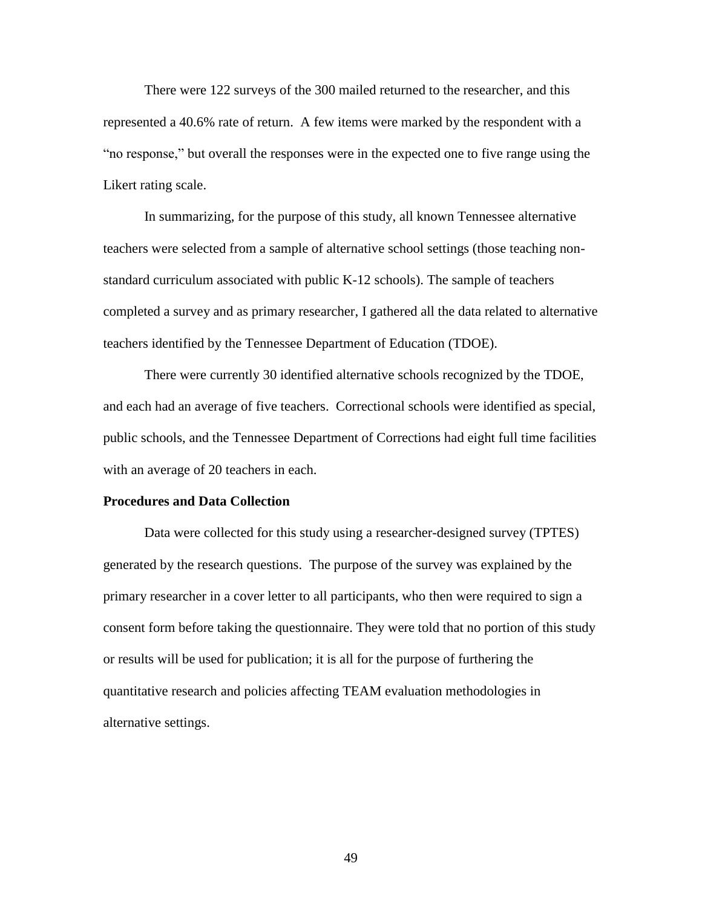There were 122 surveys of the 300 mailed returned to the researcher, and this represented a 40.6% rate of return. A few items were marked by the respondent with a "no response," but overall the responses were in the expected one to five range using the Likert rating scale.

In summarizing, for the purpose of this study, all known Tennessee alternative teachers were selected from a sample of alternative school settings (those teaching non-standard curriculum associated with public K-12 schools). The sample of teachers completed a survey and as primary researcher, I gathered all the data related to alternative teachers identified by the Tennessee Department of Education (TDOE).

There were currently 30 identified alternative schools recognized by the TDOE, and each had an average of five teachers. Correctional schools were identified as special, public schools, and the Tennessee Department of Corrections had eight full time facilities with an average of 20 teachers in each.

**Procedures and Data Collection**

Data were collected for this study using a researcher-designed survey (TPTES) generated by the research questions. The purpose of the survey was explained by the primary researcher in a cover letter to all participants, who then were required to sign a consent form before taking the questionnaire. They were told that no portion of this study or results will be used for publication; it is all for the purpose of furthering the quantitative research and policies affecting TEAM evaluation methodologies in alternative settings.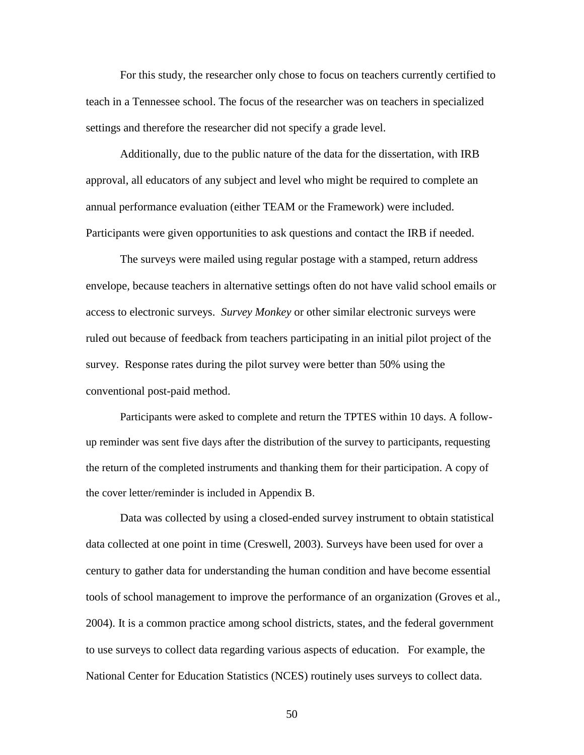For this study, the researcher only chose to focus on teachers currently certified to teach in a Tennessee school. The focus of the researcher was on teachers in specialized settings and therefore the researcher did not specify a grade level.

Additionally, due to the public nature of the data for the dissertation, with IRB approval, all educators of any subject and level who might be required to complete an annual performance evaluation (either TEAM or the Framework) were included. Participants were given opportunities to ask questions and contact the IRB if needed.

The surveys were mailed using regular postage with a stamped, return address envelope, because teachers in alternative settings often do not have valid school emails or access to electronic surveys. *Survey Monkey* or other similar electronic surveys were ruled out because of feedback from teachers participating in an initial pilot project of the survey. Response rates during the pilot survey were better than 50% using the conventional post-paid method.

Participants were asked to complete and return the TPTES within 10 days. A follow-up reminder was sent five days after the distribution of the survey to participants, requesting the return of the completed instruments and thanking them for their participation. A copy of the cover letter/reminder is included in Appendix B.

Data was collected by using a closed-ended survey instrument to obtain statistical data collected at one point in time (Creswell, 2003). Surveys have been used for over a century to gather data for understanding the human condition and have become essential tools of school management to improve the performance of an organization (Groves et al., 2004). It is a common practice among school districts, states, and the federal government to use surveys to collect data regarding various aspects of education. For example, the National Center for Education Statistics (NCES) routinely uses surveys to collect data.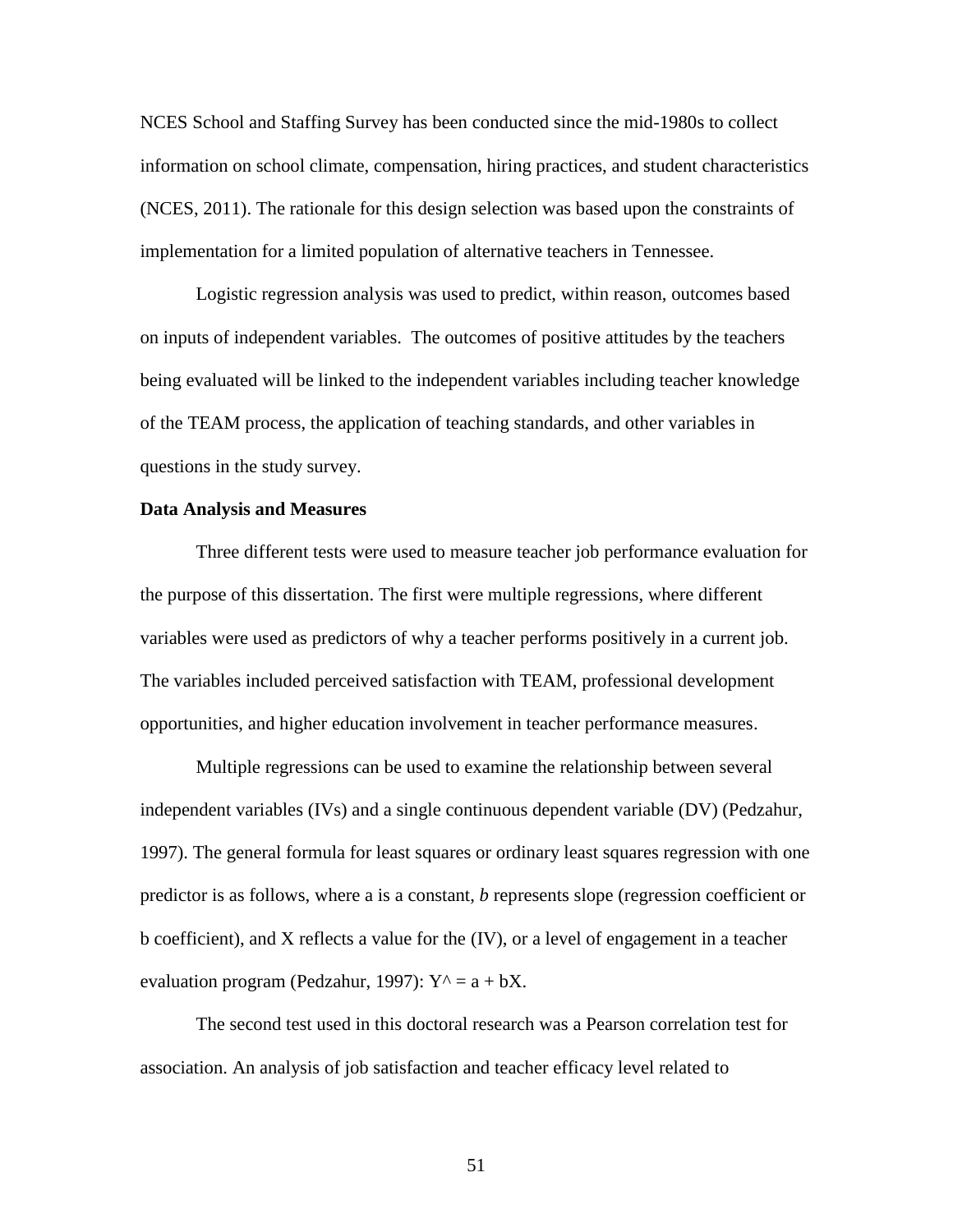NCES School and Staffing Survey has been conducted since the mid-1980s to collect information on school climate, compensation, hiring practices, and student characteristics (NCES, 2011). The rationale for this design selection was based upon the constraints of implementation for a limited population of alternative teachers in Tennessee.

Logistic regression analysis was used to predict, within reason, outcomes based on inputs of independent variables. The outcomes of positive attitudes by the teachers being evaluated will be linked to the independent variables including teacher knowledge of the TEAM process, the application of teaching standards, and other variables in questions in the study survey.

**Data Analysis and Measures**

Three different tests were used to measure teacher job performance evaluation for the purpose of this dissertation. The first were multiple regressions, where different variables were used as predictors of why a teacher performs positively in a current job. The variables included perceived satisfaction with TEAM, professional development opportunities, and higher education involvement in teacher performance measures.

Multiple regressions can be used to examine the relationship between several independent variables (IVs) and a single continuous dependent variable (DV) (Pedzahur, 1997). The general formula for least squares or ordinary least squares regression with one predictor is as follows, where a is a constant, *b* represents slope (regression coefficient or b coefficient), and X reflects a value for the (IV), or a level of engagement in a teacher evaluation program (Pedzahur, 1997): $Y^{\wedge} = a + bX$.

The second test used in this doctoral research was a Pearson correlation test for association. An analysis of job satisfaction and teacher efficacy level related to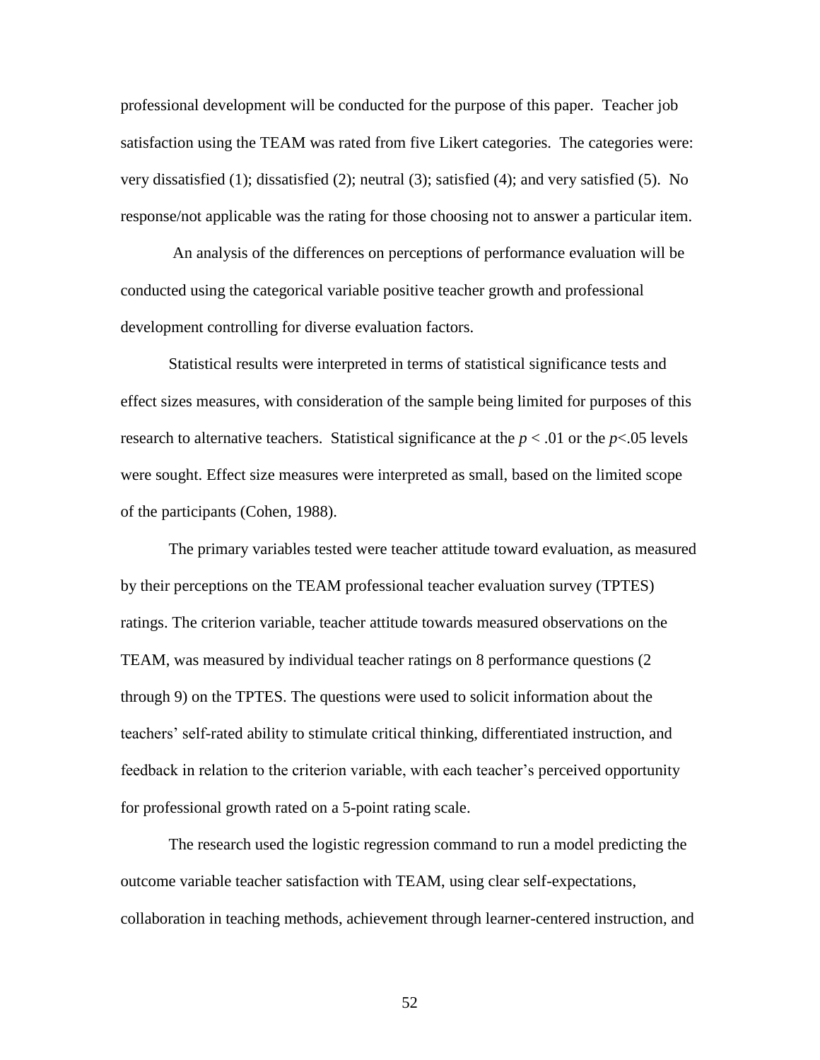professional development will be conducted for the purpose of this paper. Teacher job satisfaction using the TEAM was rated from five Likert categories. The categories were: very dissatisfied (1); dissatisfied (2); neutral (3); satisfied (4); and very satisfied (5). No response/not applicable was the rating for those choosing not to answer a particular item.

An analysis of the differences on perceptions of performance evaluation will be conducted using the categorical variable positive teacher growth and professional development controlling for diverse evaluation factors.

Statistical results were interpreted in terms of statistical significance tests and effect sizes measures, with consideration of the sample being limited for purposes of this research to alternative teachers. Statistical significance at the $p < .01$ or the $p<.05$ levels were sought. Effect size measures were interpreted as small, based on the limited scope of the participants (Cohen, 1988).

The primary variables tested were teacher attitude toward evaluation, as measured by their perceptions on the TEAM professional teacher evaluation survey (TPTES) ratings. The criterion variable, teacher attitude towards measured observations on the TEAM, was measured by individual teacher ratings on 8 performance questions (2 through 9) on the TPTES. The questions were used to solicit information about the teachers' self-rated ability to stimulate critical thinking, differentiated instruction, and feedback in relation to the criterion variable, with each teacher's perceived opportunity for professional growth rated on a 5-point rating scale.

The research used the logistic regression command to run a model predicting the outcome variable teacher satisfaction with TEAM, using clear self-expectations, collaboration in teaching methods, achievement through learner-centered instruction, and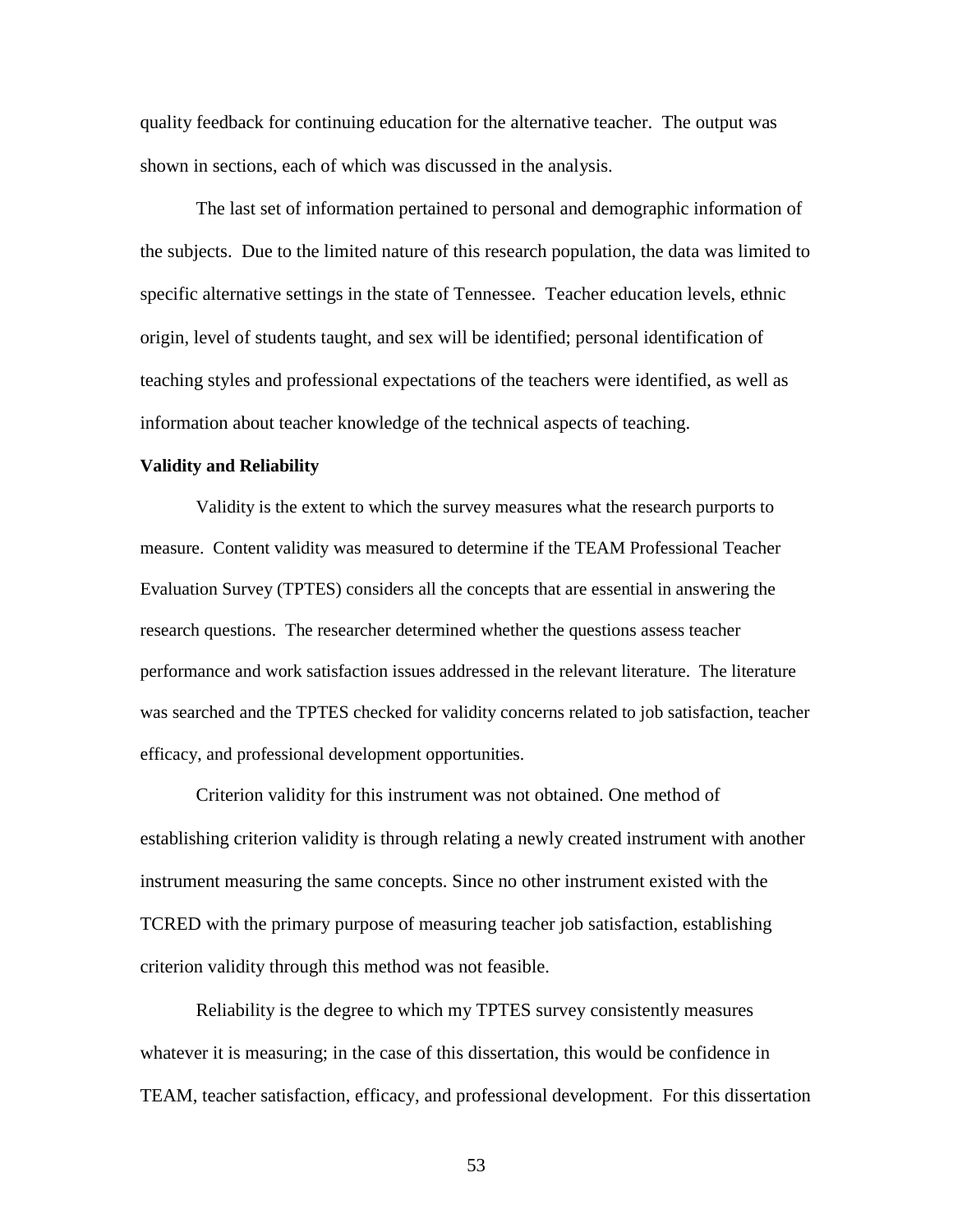quality feedback for continuing education for the alternative teacher. The output was shown in sections, each of which was discussed in the analysis.

The last set of information pertained to personal and demographic information of the subjects. Due to the limited nature of this research population, the data was limited to specific alternative settings in the state of Tennessee. Teacher education levels, ethnic origin, level of students taught, and sex will be identified; personal identification of teaching styles and professional expectations of the teachers were identified, as well as information about teacher knowledge of the technical aspects of teaching.

**Validity and Reliability**

Validity is the extent to which the survey measures what the research purports to measure. Content validity was measured to determine if the TEAM Professional Teacher Evaluation Survey (TPTES) considers all the concepts that are essential in answering the research questions. The researcher determined whether the questions assess teacher performance and work satisfaction issues addressed in the relevant literature. The literature was searched and the TPTES checked for validity concerns related to job satisfaction, teacher efficacy, and professional development opportunities.

Criterion validity for this instrument was not obtained. One method of establishing criterion validity is through relating a newly created instrument with another instrument measuring the same concepts. Since no other instrument existed with the TCRED with the primary purpose of measuring teacher job satisfaction, establishing criterion validity through this method was not feasible.

Reliability is the degree to which my TPTES survey consistently measures whatever it is measuring; in the case of this dissertation, this would be confidence in TEAM, teacher satisfaction, efficacy, and professional development. For this dissertation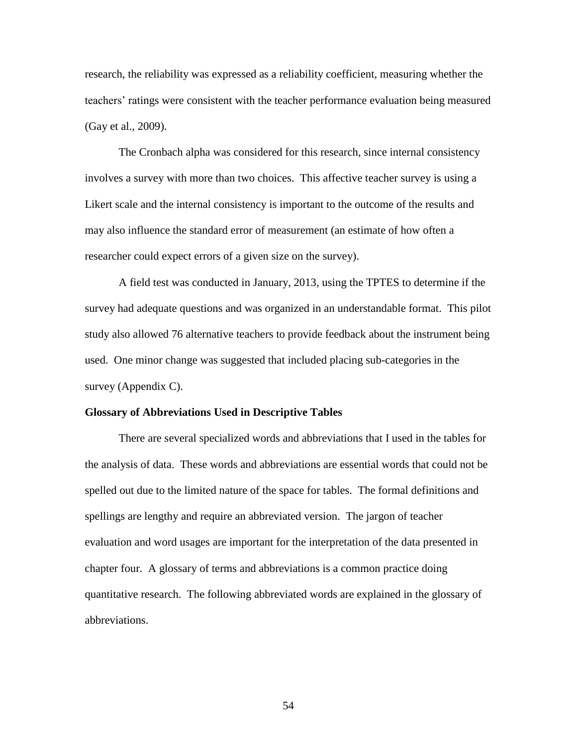research, the reliability was expressed as a reliability coefficient, measuring whether the teachers' ratings were consistent with the teacher performance evaluation being measured (Gay et al., 2009).

The Cronbach alpha was considered for this research, since internal consistency involves a survey with more than two choices. This affective teacher survey is using a Likert scale and the internal consistency is important to the outcome of the results and may also influence the standard error of measurement (an estimate of how often a researcher could expect errors of a given size on the survey).

A field test was conducted in January, 2013, using the TPTES to determine if the survey had adequate questions and was organized in an understandable format. This pilot study also allowed 76 alternative teachers to provide feedback about the instrument being used. One minor change was suggested that included placing sub-categories in the survey (Appendix C).

**Glossary of Abbreviations Used in Descriptive Tables**

There are several specialized words and abbreviations that I used in the tables for the analysis of data. These words and abbreviations are essential words that could not be spelled out due to the limited nature of the space for tables. The formal definitions and spellings are lengthy and require an abbreviated version. The jargon of teacher evaluation and word usages are important for the interpretation of the data presented in chapter four. A glossary of terms and abbreviations is a common practice doing quantitative research. The following abbreviated words are explained in the glossary of abbreviations.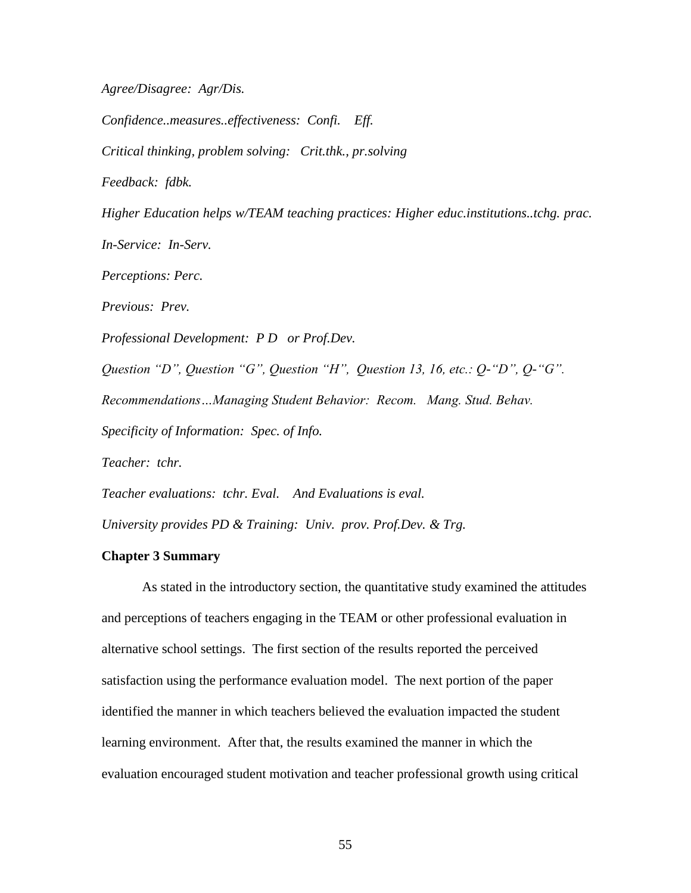*Agree/Disagree: Agr/Dis.*

*Confidence..measures..effectiveness: Confi. Eff.*

*Critical thinking, problem solving: Crit.thk., pr.solving*

*Feedback: fdbk.*

*Higher Education helps w/TEAM teaching practices: Higher educ.institutions..tchg. prac.*

*In-Service: In-Serv.*

*Perceptions: Perc.*

*Previous: Prev.*

*Professional Development: P D or Prof.Dev.*

*Question "D", Question "G", Question "H", Question 13, 16, etc.: Q-"D", Q-"G".*

*Recommendations…Managing Student Behavior: Recom. Mang. Stud. Behav.*

*Specificity of Information: Spec. of Info.*

*Teacher: tchr.*

*Teacher evaluations: tchr. Eval. And Evaluations is eval.*

*University provides PD & Training: Univ. prov. Prof.Dev. & Trg.*

**Chapter 3 Summary**

As stated in the introductory section, the quantitative study examined the attitudes and perceptions of teachers engaging in the TEAM or other professional evaluation in alternative school settings. The first section of the results reported the perceived satisfaction using the performance evaluation model. The next portion of the paper identified the manner in which teachers believed the evaluation impacted the student learning environment. After that, the results examined the manner in which the evaluation encouraged student motivation and teacher professional growth using critical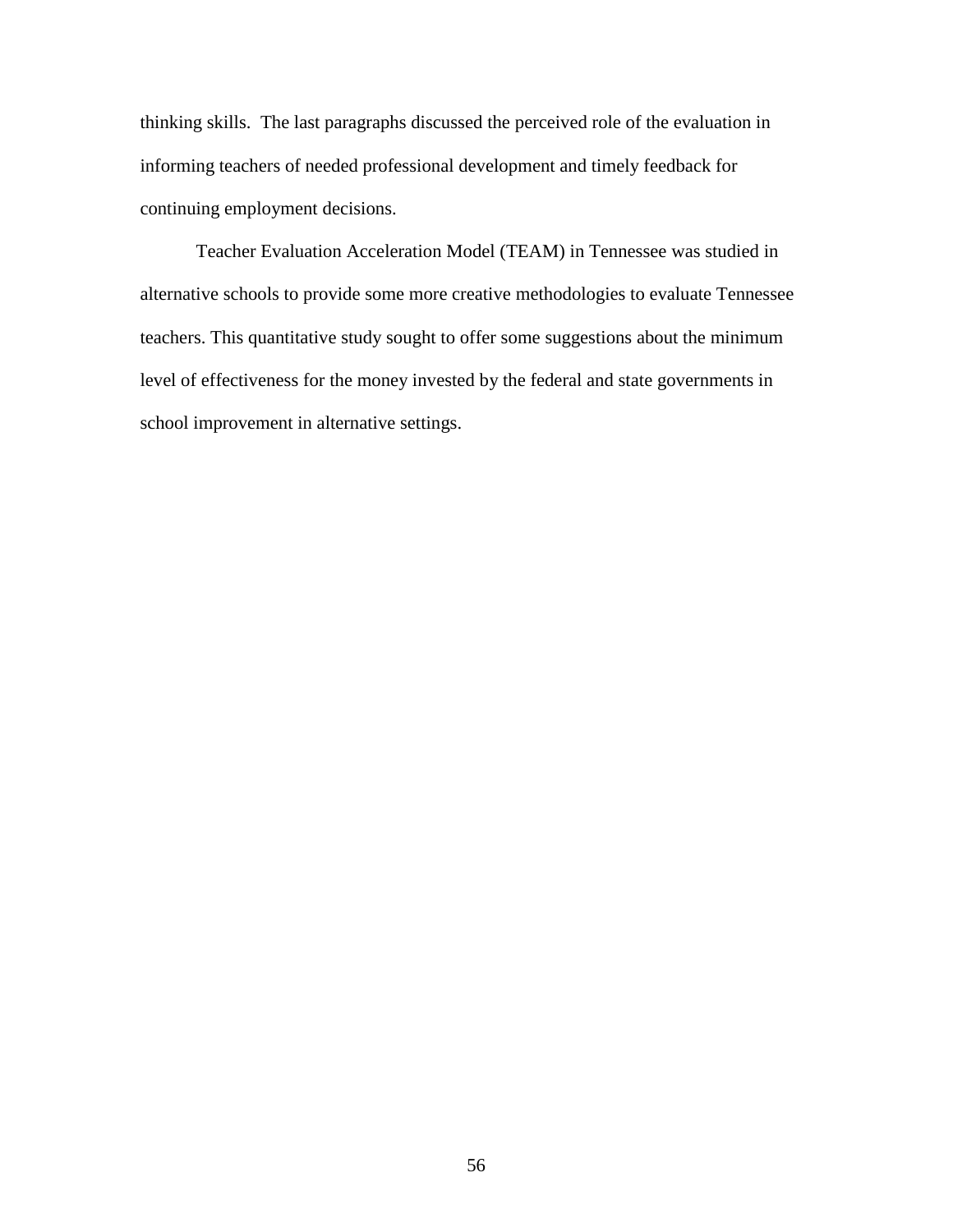thinking skills. The last paragraphs discussed the perceived role of the evaluation in informing teachers of needed professional development and timely feedback for continuing employment decisions.

Teacher Evaluation Acceleration Model (TEAM) in Tennessee was studied in alternative schools to provide some more creative methodologies to evaluate Tennessee teachers. This quantitative study sought to offer some suggestions about the minimum level of effectiveness for the money invested by the federal and state governments in school improvement in alternative settings.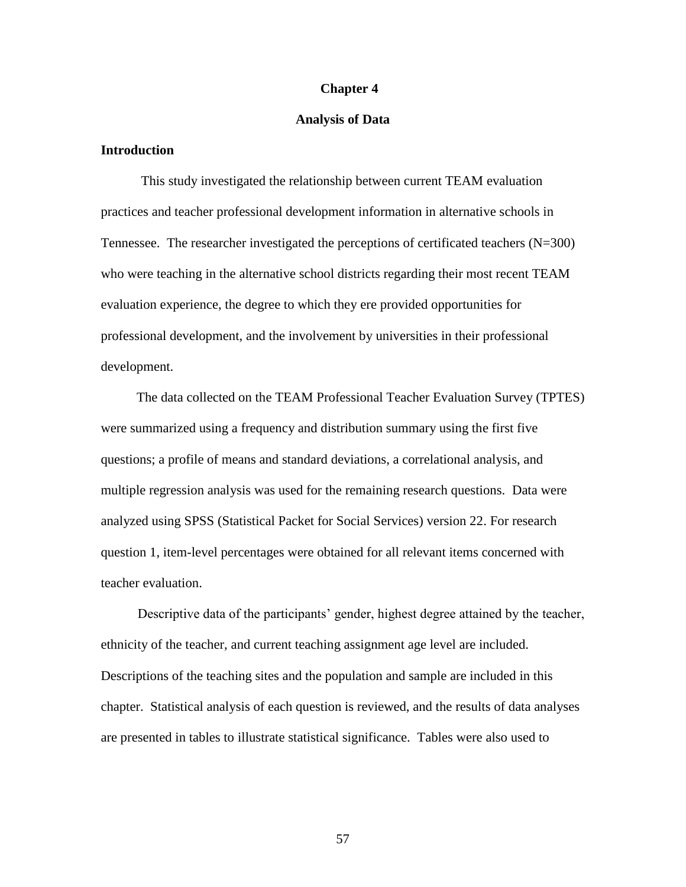# Chapter 4

## Analysis of Data

### Introduction

This study investigated the relationship between current TEAM evaluation practices and teacher professional development information in alternative schools in Tennessee. The researcher investigated the perceptions of certificated teachers (N=300) who were teaching in the alternative school districts regarding their most recent TEAM evaluation experience, the degree to which they ere provided opportunities for professional development, and the involvement by universities in their professional development.

The data collected on the TEAM Professional Teacher Evaluation Survey (TPTES) were summarized using a frequency and distribution summary using the first five questions; a profile of means and standard deviations, a correlational analysis, and multiple regression analysis was used for the remaining research questions. Data were analyzed using SPSS (Statistical Packet for Social Services) version 22. For research question 1, item-level percentages were obtained for all relevant items concerned with teacher evaluation.

Descriptive data of the participants' gender, highest degree attained by the teacher, ethnicity of the teacher, and current teaching assignment age level are included. Descriptions of the teaching sites and the population and sample are included in this chapter. Statistical analysis of each question is reviewed, and the results of data analyses are presented in tables to illustrate statistical significance. Tables were also used to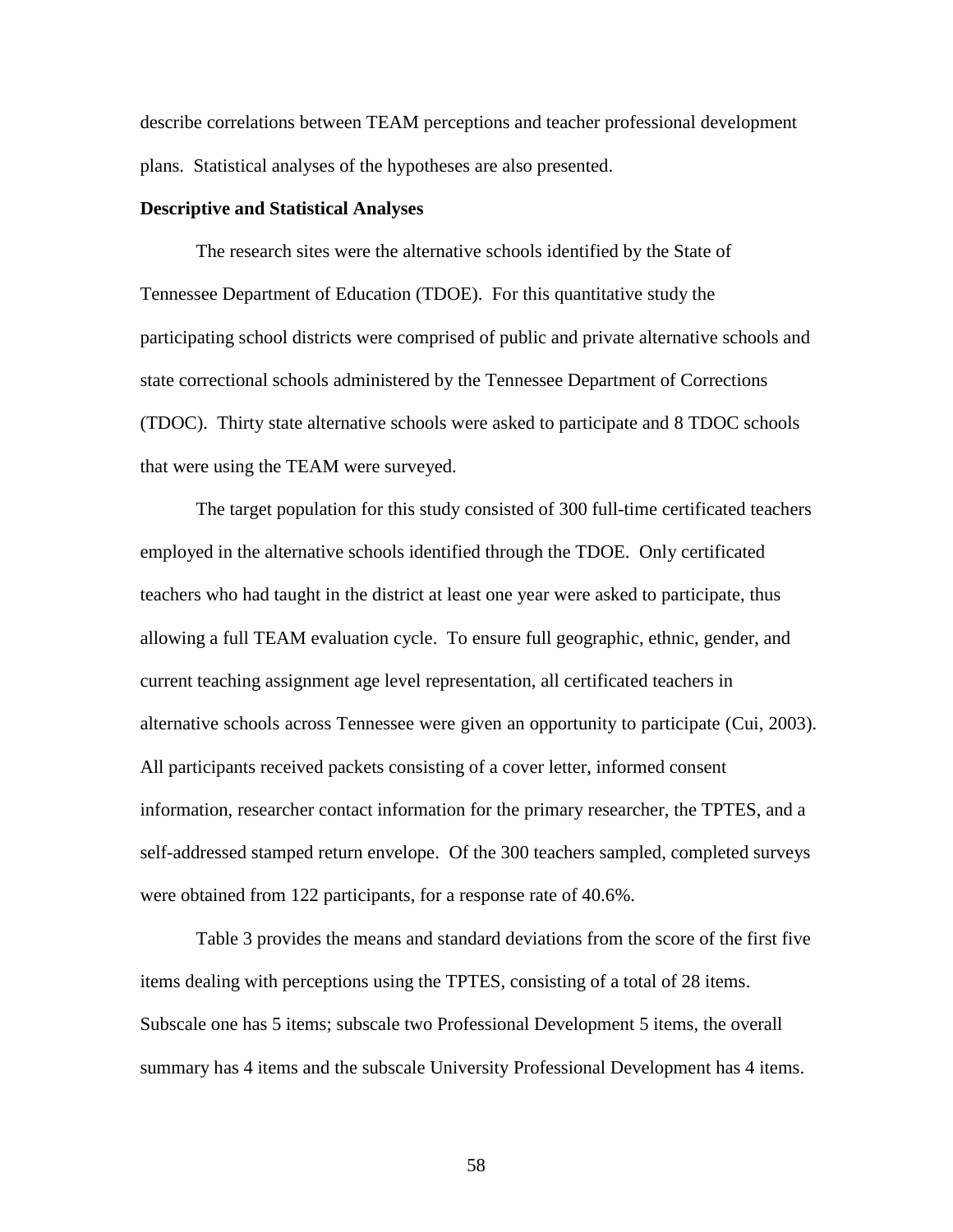describe correlations between TEAM perceptions and teacher professional development plans. Statistical analyses of the hypotheses are also presented.

**Descriptive and Statistical Analyses**

The research sites were the alternative schools identified by the State of Tennessee Department of Education (TDOE). For this quantitative study the participating school districts were comprised of public and private alternative schools and state correctional schools administered by the Tennessee Department of Corrections (TDOC). Thirty state alternative schools were asked to participate and 8 TDOC schools that were using the TEAM were surveyed.

The target population for this study consisted of 300 full-time certificated teachers employed in the alternative schools identified through the TDOE. Only certificated teachers who had taught in the district at least one year were asked to participate, thus allowing a full TEAM evaluation cycle. To ensure full geographic, ethnic, gender, and current teaching assignment age level representation, all certificated teachers in alternative schools across Tennessee were given an opportunity to participate (Cui, 2003). All participants received packets consisting of a cover letter, informed consent information, researcher contact information for the primary researcher, the TPTES, and a self-addressed stamped return envelope. Of the 300 teachers sampled, completed surveys were obtained from 122 participants, for a response rate of 40.6%.

Table 3 provides the means and standard deviations from the score of the first five items dealing with perceptions using the TPTES, consisting of a total of 28 items. Subscale one has 5 items; subscale two Professional Development 5 items, the overall summary has 4 items and the subscale University Professional Development has 4 items.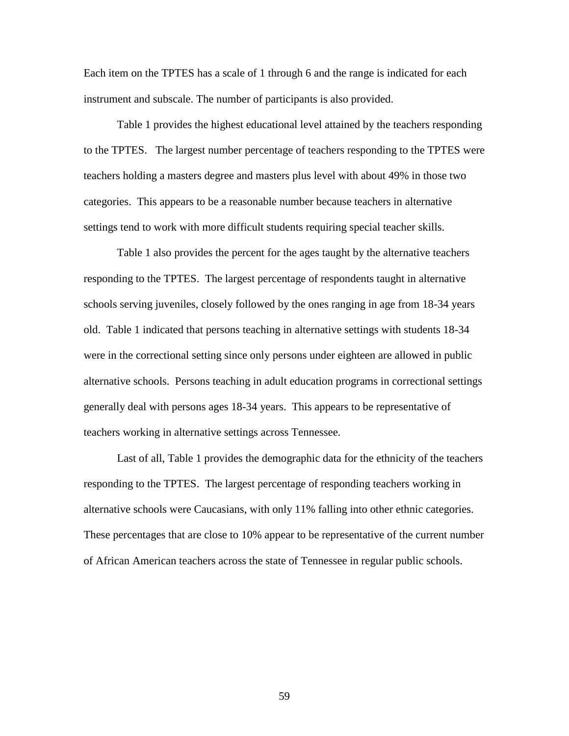Each item on the TPTES has a scale of 1 through 6 and the range is indicated for each instrument and subscale. The number of participants is also provided.

Table 1 provides the highest educational level attained by the teachers responding to the TPTES. The largest number percentage of teachers responding to the TPTES were teachers holding a masters degree and masters plus level with about 49% in those two categories. This appears to be a reasonable number because teachers in alternative settings tend to work with more difficult students requiring special teacher skills.

Table 1 also provides the percent for the ages taught by the alternative teachers responding to the TPTES. The largest percentage of respondents taught in alternative schools serving juveniles, closely followed by the ones ranging in age from 18-34 years old. Table 1 indicated that persons teaching in alternative settings with students 18-34 were in the correctional setting since only persons under eighteen are allowed in public alternative schools. Persons teaching in adult education programs in correctional settings generally deal with persons ages 18-34 years. This appears to be representative of teachers working in alternative settings across Tennessee.

Last of all, Table 1 provides the demographic data for the ethnicity of the teachers responding to the TPTES. The largest percentage of responding teachers working in alternative schools were Caucasians, with only 11% falling into other ethnic categories. These percentages that are close to 10% appear to be representative of the current number of African American teachers across the state of Tennessee in regular public schools.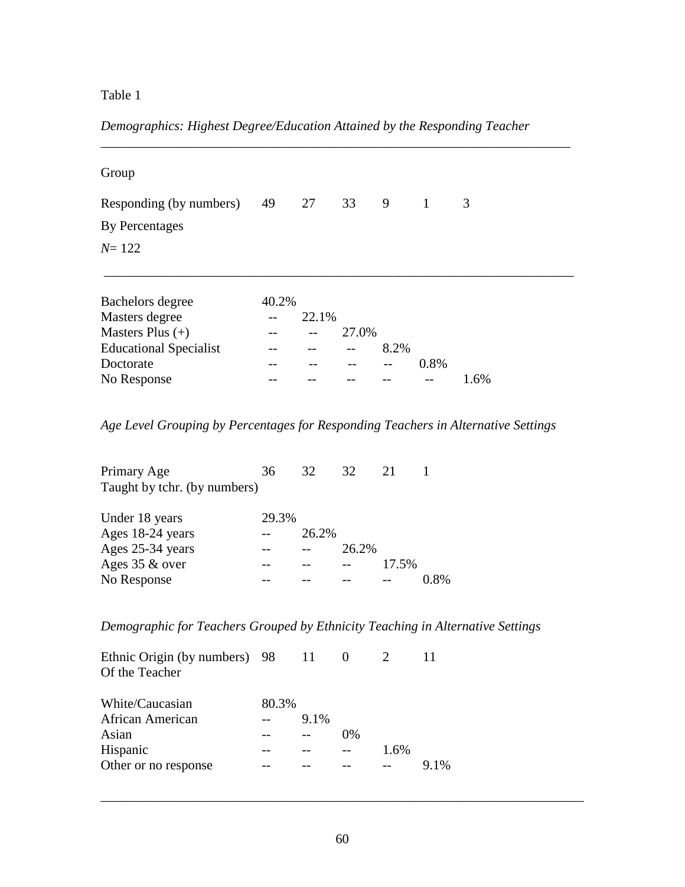Table 1

*Demographics: Highest Degree/Education Attained by the Responding Teacher*

| Group | | | | | | |
|---|---|---|---|---|---|---|
| Responding (by numbers) | 49 | 27 | 33 | 9 | 1 | 3 |
| By Percentages | | | | | | |
| *N*= 122 | | | | | | |
| Bachelors degree | 40.2% | | | | | |
| Masters degree | -- | 22.1% | | | | |
| Masters Plus (+) | -- | -- | 27.0% | | | |
| Educational Specialist | -- | -- | -- | 8.2% | | |
| Doctorate | -- | -- | -- | -- | 0.8% | |
| No Response | -- | -- | -- | -- | -- | 1.6% |

*Age Level Grouping by Percentages for Responding Teachers in Alternative Settings*

| Primary Age Taught by tchr. (by numbers) | 36 | 32 | 32 | 21 | 1 |
|---|---|---|---|---|---|
| Under 18 years | 29.3% | | | | |
| Ages 18-24 years | -- | 26.2% | | | |
| Ages 25-34 years | -- | -- | 26.2% | | |
| Ages 35 & over | -- | -- | -- | 17.5% | |
| No Response | -- | -- | -- | -- | 0.8% |

*Demographic for Teachers Grouped by Ethnicity Teaching in Alternative Settings*

| Ethnic Origin (by numbers) Of the Teacher | 98 | 11 | 0 | 2 | 11 |
|---|---|---|---|---|---|
| White/Caucasian | 80.3% | | | | |
| African American | -- | 9.1% | | | |
| Asian | -- | -- | 0% | | |
| Hispanic | -- | -- | -- | 1.6% | |
| Other or no response | -- | -- | -- | -- | 9.1% |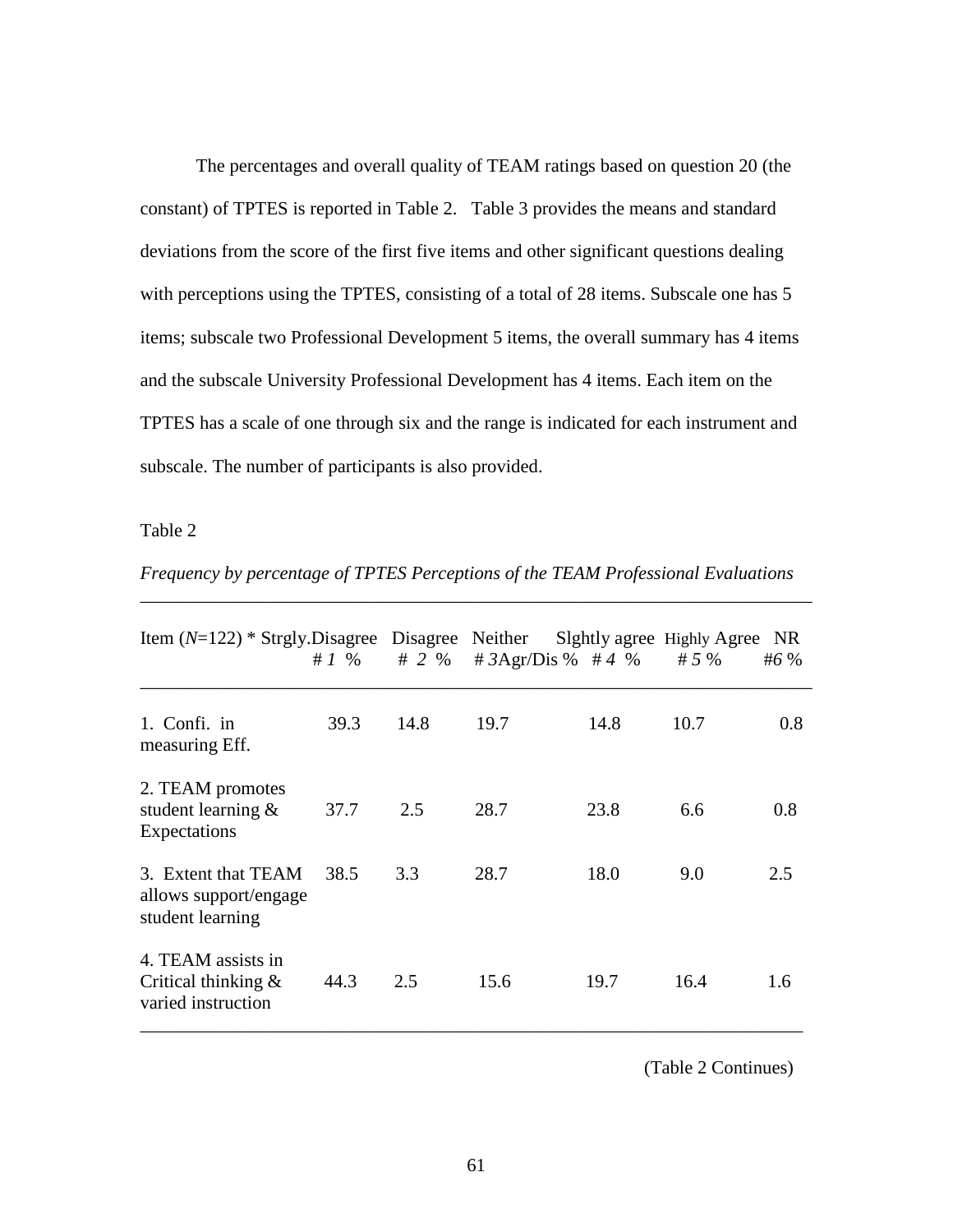The percentages and overall quality of TEAM ratings based on question 20 (the constant) of TPTES is reported in Table 2. Table 3 provides the means and standard deviations from the score of the first five items and other significant questions dealing with perceptions using the TPTES, consisting of a total of 28 items. Subscale one has 5 items; subscale two Professional Development 5 items, the overall summary has 4 items and the subscale University Professional Development has 4 items. Each item on the TPTES has a scale of one through six and the range is indicated for each instrument and subscale. The number of participants is also provided.

Table 2

*Frequency by percentage of TPTES Perceptions of the TEAM Professional Evaluations*

| Item (*N*=122) * | Strgly.Disagree # *1* % | Disagree # *2* % | Neither # *3* Agr/Dis % | Slghtly agree # *4* % | Highly Agree # *5* % | NR #*6* % |
|---|---|---|---|---|---|---|
| 1. Confi. in measuring Eff. | 39.3 | 14.8 | 19.7 | 14.8 | 10.7 | 0.8 |
| 2. TEAM promotes student learning & Expectations | 37.7 | 2.5 | 28.7 | 23.8 | 6.6 | 0.8 |
| 3. Extent that TEAM allows support/engage student learning | 38.5 | 3.3 | 28.7 | 18.0 | 9.0 | 2.5 |
| 4. TEAM assists in Critical thinking & varied instruction | 44.3 | 2.5 | 15.6 | 19.7 | 16.4 | 1.6 |

(Table 2 Continues)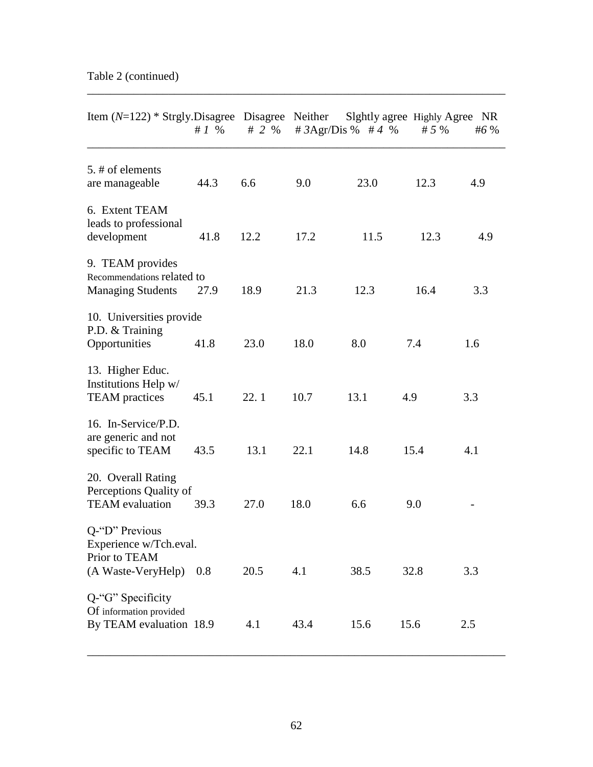Table 2 (continued)

| Item (*N*=122) * | Strgly.Disagree # *1* % | Disagree # *2* % | Neither # *3*Agr/Dis % | Slghtly agree # *4* % | Highly Agree # *5* % | NR #*6* % |
|---|---|---|---|---|---|---|
| 5. # of elements are manageable | 44.3 | 6.6 | 9.0 | 23.0 | 12.3 | 4.9 |
| 6. Extent TEAM leads to professional development | 41.8 | 12.2 | 17.2 | 11.5 | 12.3 | 4.9 |
| 9. TEAM provides Recommendations related to Managing Students | 27.9 | 18.9 | 21.3 | 12.3 | 16.4 | 3.3 |
| 10. Universities provide P.D. & Training Opportunities | 41.8 | 23.0 | 18.0 | 8.0 | 7.4 | 1.6 |
| 13. Higher Educ. Institutions Help w/ TEAM practices | 45.1 | 22. 1 | 10.7 | 13.1 | 4.9 | 3.3 |
| 16. In-Service/P.D. are generic and not specific to TEAM | 43.5 | 13.1 | 22.1 | 14.8 | 15.4 | 4.1 |
| 20. Overall Rating Perceptions Quality of TEAM evaluation | 39.3 | 27.0 | 18.0 | 6.6 | 9.0 | - |
| Q-"D" Previous Experience w/Tch.eval. Prior to TEAM (A Waste-VeryHelp) | 0.8 | 20.5 | 4.1 | 38.5 | 32.8 | 3.3 |
| Q-"G" Specificity Of information provided By TEAM evaluation | 18.9 | 4.1 | 43.4 | 15.6 | 15.6 | 2.5 |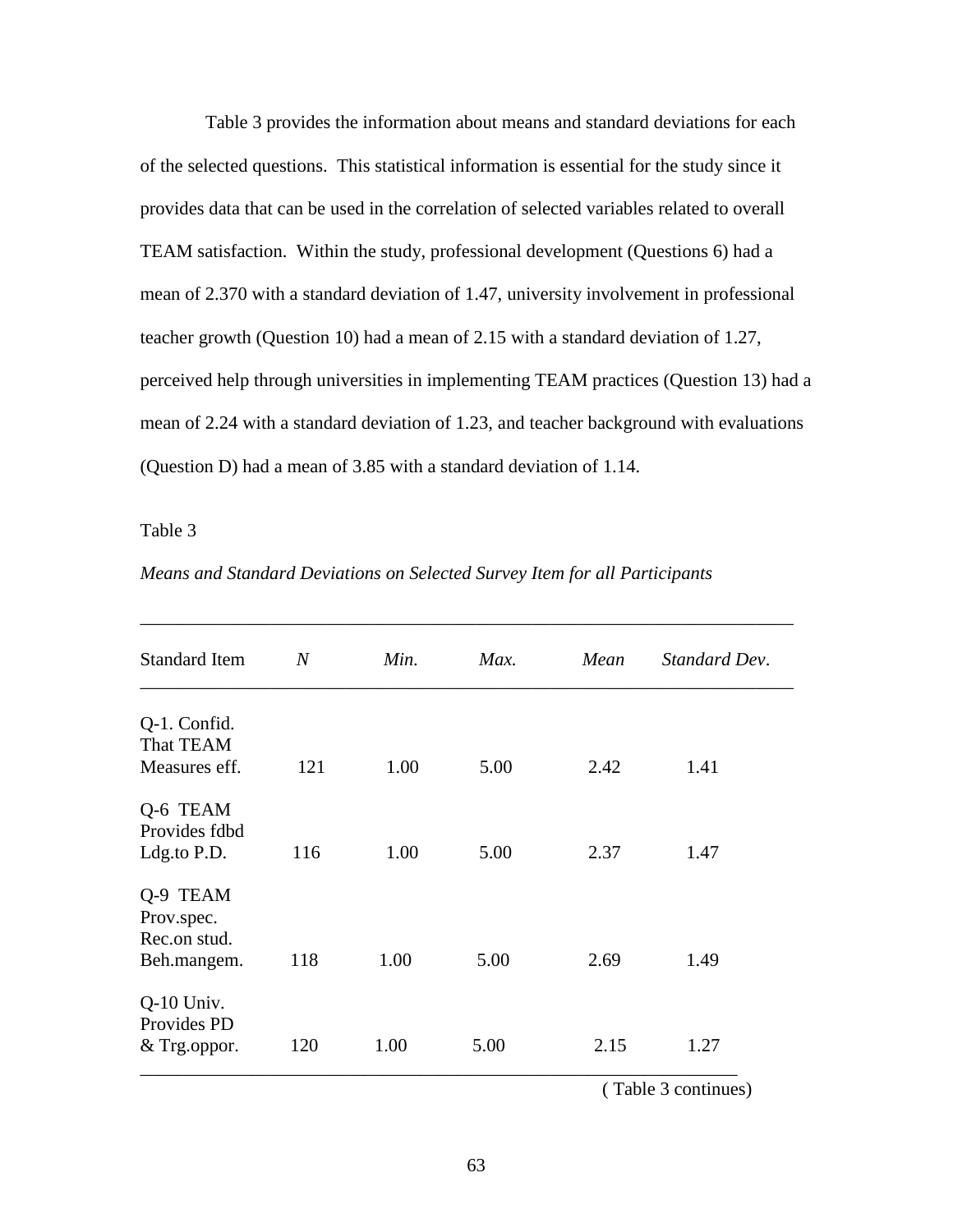Table 3 provides the information about means and standard deviations for each of the selected questions. This statistical information is essential for the study since it provides data that can be used in the correlation of selected variables related to overall TEAM satisfaction. Within the study, professional development (Questions 6) had a mean of 2.370 with a standard deviation of 1.47, university involvement in professional teacher growth (Question 10) had a mean of 2.15 with a standard deviation of 1.27, perceived help through universities in implementing TEAM practices (Question 13) had a mean of 2.24 with a standard deviation of 1.23, and teacher background with evaluations (Question D) had a mean of 3.85 with a standard deviation of 1.14.

Table 3

*Means and Standard Deviations on Selected Survey Item for all Participants*

| Standard Item | *N* | *Min.* | *Max.* | *Mean* | *Standard Dev*. |
|---|---|---|---|---|---|
| Q-1. Confid. That TEAM Measures eff. | 121 | 1.00 | 5.00 | 2.42 | 1.41 |
| Q-6 TEAM Provides fdbd Ldg.to P.D. | 116 | 1.00 | 5.00 | 2.37 | 1.47 |
| Q-9 TEAM Prov.spec. Rec.on stud. Beh.mangem. | 118 | 1.00 | 5.00 | 2.69 | 1.49 |
| Q-10 Univ. Provides PD & Trg.oppor. | 120 | 1.00 | 5.00 | 2.15 | 1.27 |

( Table 3 continues)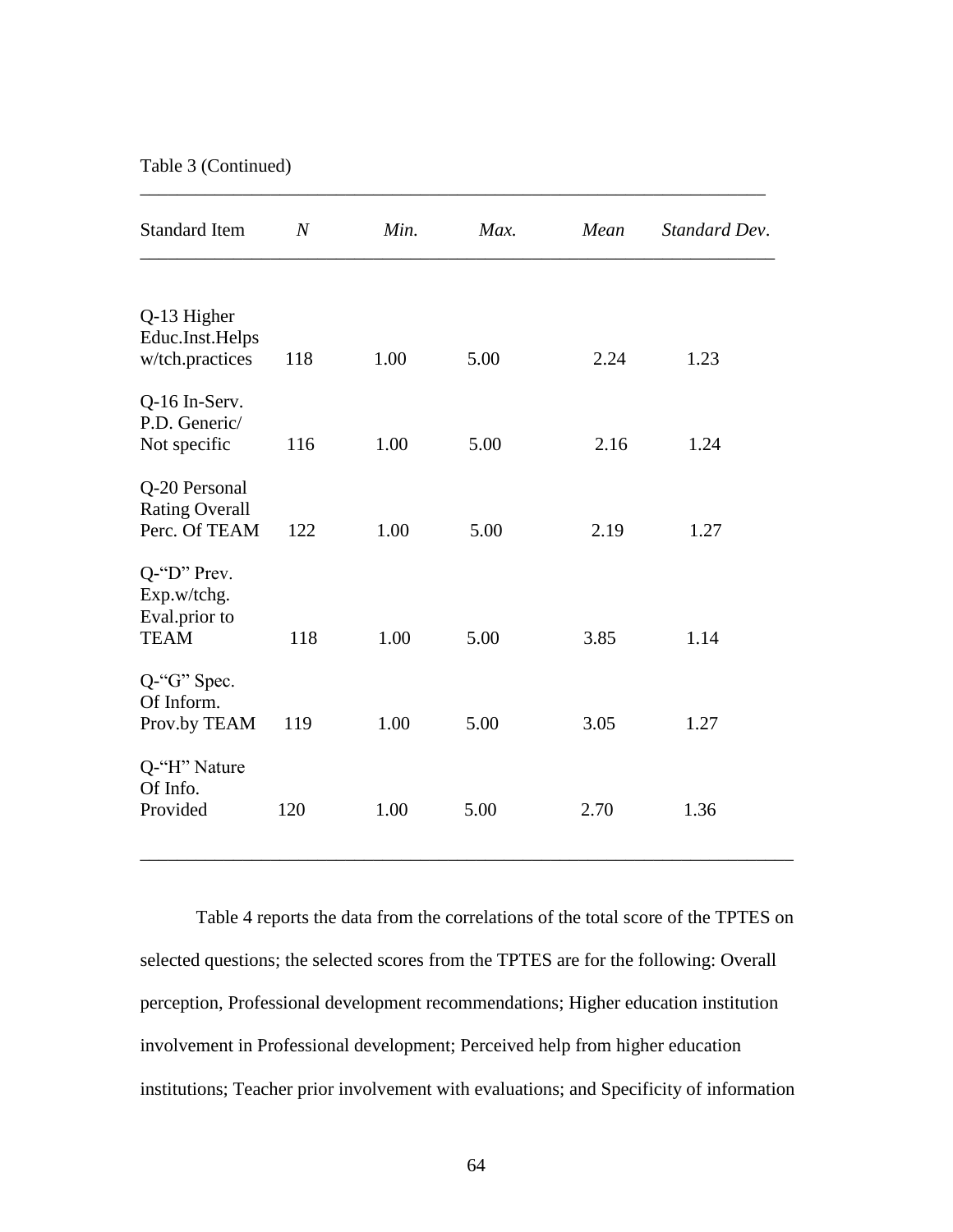Table 3 (Continued)

| Standard Item | *N* | *Min.* | *Max.* | *Mean* | *Standard Dev*. |
|---|---|---|---|---|---|
| Q-13 Higher Educ.Inst.Helps w/tch.practices | 118 | 1.00 | 5.00 | 2.24 | 1.23 |
| Q-16 In-Serv. P.D. Generic/ Not specific | 116 | 1.00 | 5.00 | 2.16 | 1.24 |
| Q-20 Personal Rating Overall Perc. Of TEAM | 122 | 1.00 | 5.00 | 2.19 | 1.27 |
| Q-"D" Prev. Exp.w/tchg. Eval.prior to TEAM | 118 | 1.00 | 5.00 | 3.85 | 1.14 |
| Q-"G" Spec. Of Inform. Prov.by TEAM | 119 | 1.00 | 5.00 | 3.05 | 1.27 |
| Q-"H" Nature Of Info. Provided | 120 | 1.00 | 5.00 | 2.70 | 1.36 |

Table 4 reports the data from the correlations of the total score of the TPTES on selected questions; the selected scores from the TPTES are for the following: Overall perception, Professional development recommendations; Higher education institution involvement in Professional development; Perceived help from higher education institutions; Teacher prior involvement with evaluations; and Specificity of information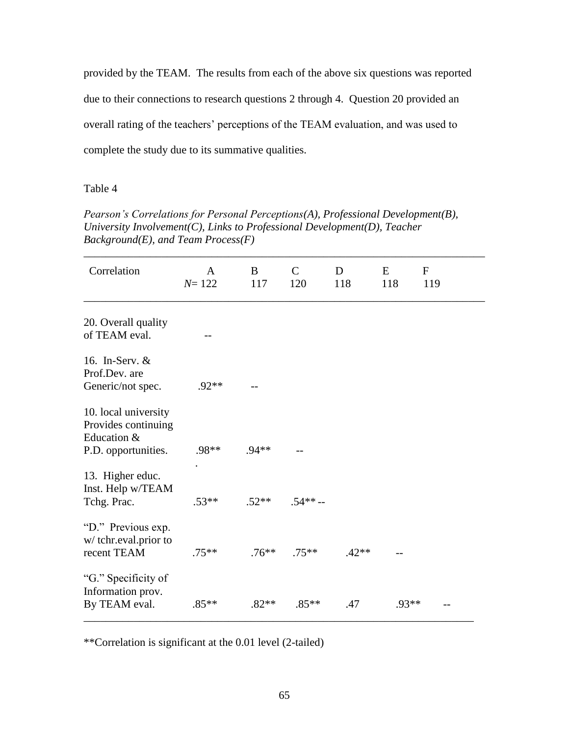provided by the TEAM. The results from each of the above six questions was reported due to their connections to research questions 2 through 4. Question 20 provided an overall rating of the teachers' perceptions of the TEAM evaluation, and was used to complete the study due to its summative qualities.

Table 4

*Pearson's Correlations for Personal Perceptions(A), Professional Development(B), University Involvement(C), Links to Professional Development(D), Teacher Background(E), and Team Process(F)*

| Correlation | A<br>*N*= 122 | B<br>117 | C<br>120 | D<br>118 | E<br>118 | F<br>119 |
|---|---|---|---|---|---|---|
| 20. Overall quality of TEAM eval. | -- | | | | | |
| 16. In-Serv. & Prof.Dev. are Generic/not spec. | .92** | -- | | | | |
| 10. local university Provides continuing Education & P.D. opportunities. | .98** | .94** | -- | | | |
| 13. Higher educ. Inst. Help w/TEAM Tchg. Prac. | .53** | .52** | .54** | -- | | |
| "D." Previous exp. w/ tchr.eval.prior to recent TEAM | .75** | .76** | .75** | .42** | -- | |
| "G." Specificity of Information prov. By TEAM eval. | .85** | .82** | .85** | .47 | .93** | -- |

**Correlation is significant at the 0.01 level (2-tailed)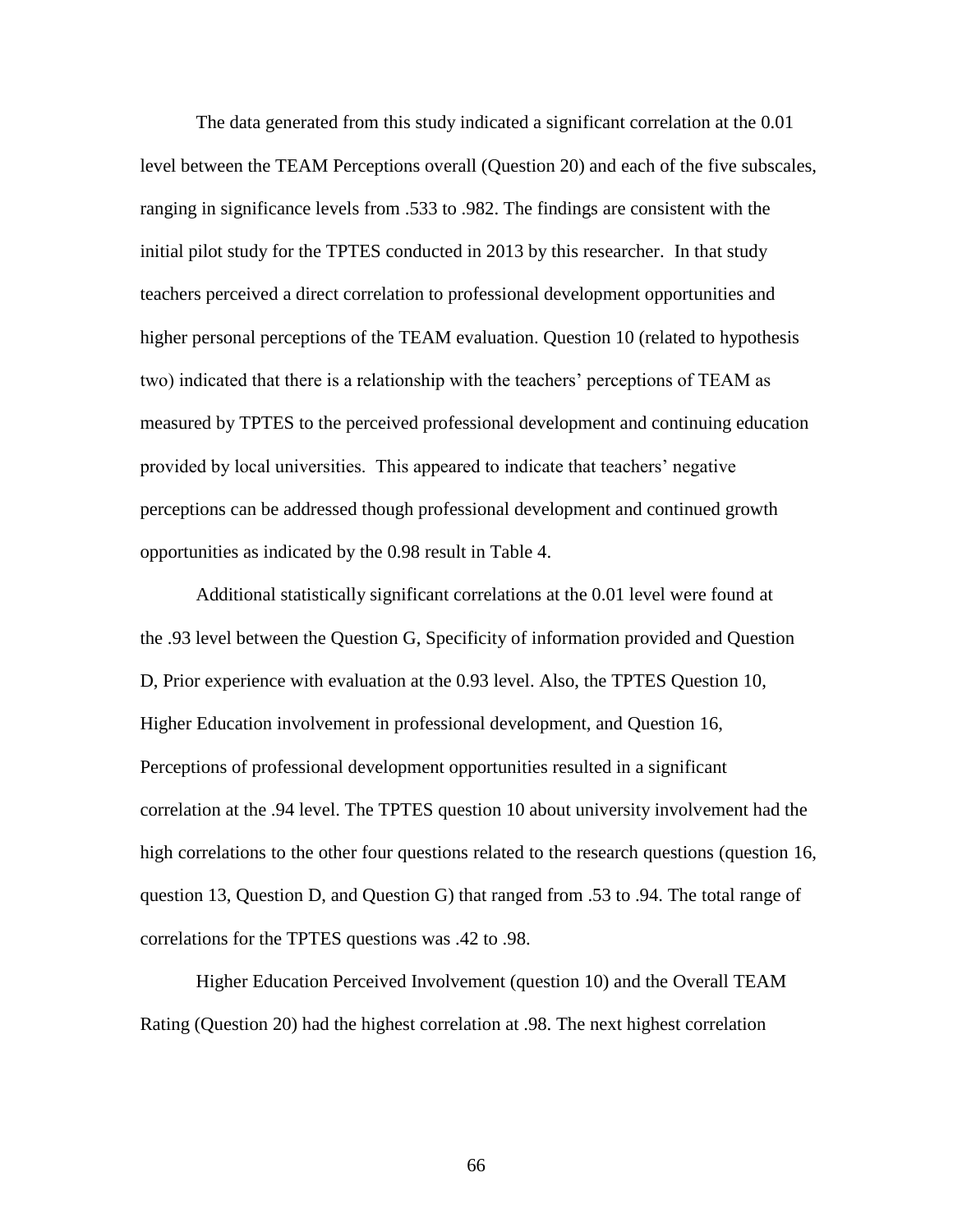The data generated from this study indicated a significant correlation at the 0.01 level between the TEAM Perceptions overall (Question 20) and each of the five subscales, ranging in significance levels from .533 to .982. The findings are consistent with the initial pilot study for the TPTES conducted in 2013 by this researcher. In that study teachers perceived a direct correlation to professional development opportunities and higher personal perceptions of the TEAM evaluation. Question 10 (related to hypothesis two) indicated that there is a relationship with the teachers' perceptions of TEAM as measured by TPTES to the perceived professional development and continuing education provided by local universities. This appeared to indicate that teachers' negative perceptions can be addressed though professional development and continued growth opportunities as indicated by the 0.98 result in Table 4.

Additional statistically significant correlations at the 0.01 level were found at the .93 level between the Question G, Specificity of information provided and Question D, Prior experience with evaluation at the 0.93 level. Also, the TPTES Question 10, Higher Education involvement in professional development, and Question 16, Perceptions of professional development opportunities resulted in a significant correlation at the .94 level. The TPTES question 10 about university involvement had the high correlations to the other four questions related to the research questions (question 16, question 13, Question D, and Question G) that ranged from .53 to .94. The total range of correlations for the TPTES questions was .42 to .98.

Higher Education Perceived Involvement (question 10) and the Overall TEAM Rating (Question 20) had the highest correlation at .98. The next highest correlation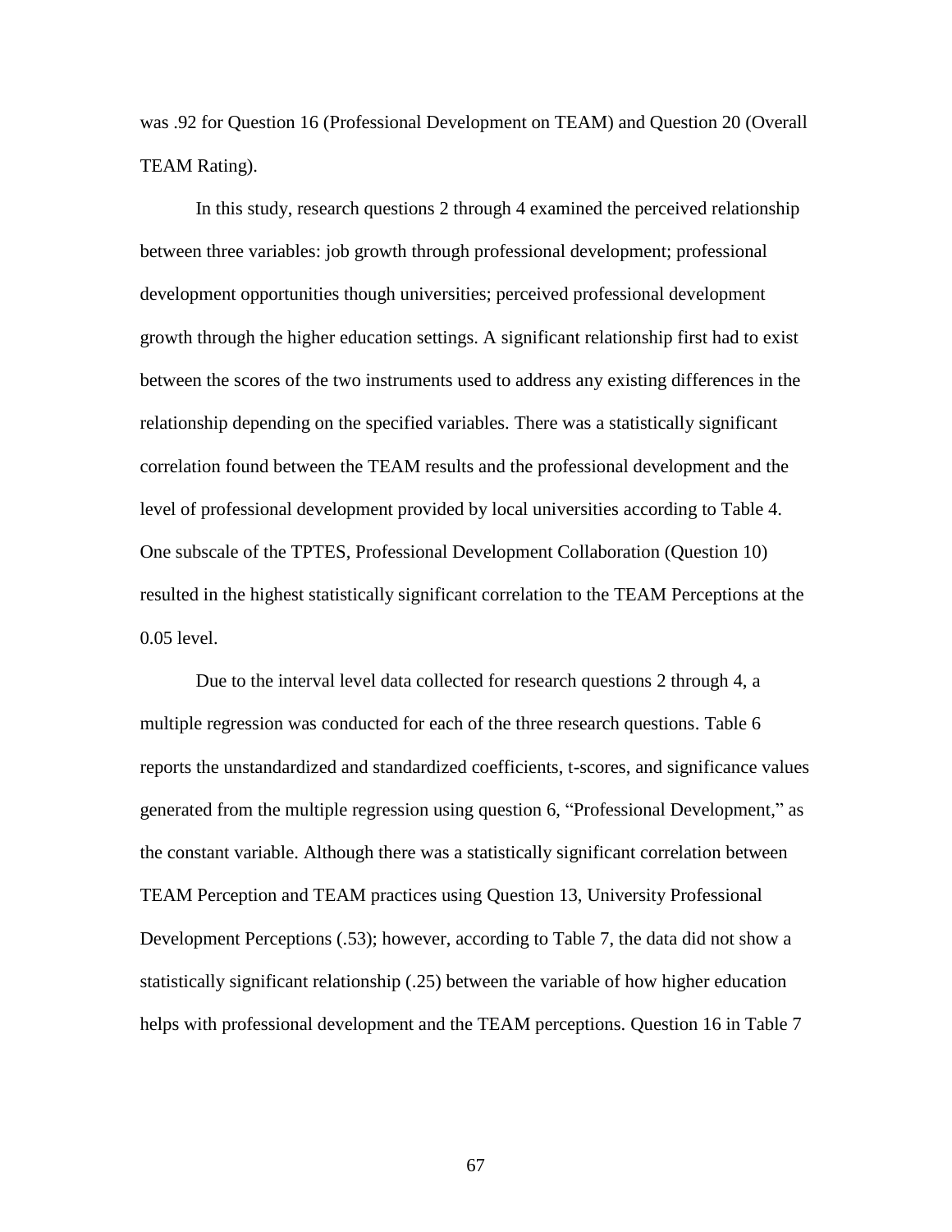was .92 for Question 16 (Professional Development on TEAM) and Question 20 (Overall TEAM Rating).

In this study, research questions 2 through 4 examined the perceived relationship between three variables: job growth through professional development; professional development opportunities though universities; perceived professional development growth through the higher education settings. A significant relationship first had to exist between the scores of the two instruments used to address any existing differences in the relationship depending on the specified variables. There was a statistically significant correlation found between the TEAM results and the professional development and the level of professional development provided by local universities according to Table 4. One subscale of the TPTES, Professional Development Collaboration (Question 10) resulted in the highest statistically significant correlation to the TEAM Perceptions at the 0.05 level.

Due to the interval level data collected for research questions 2 through 4, a multiple regression was conducted for each of the three research questions. Table 6 reports the unstandardized and standardized coefficients, t-scores, and significance values generated from the multiple regression using question 6, "Professional Development," as the constant variable. Although there was a statistically significant correlation between TEAM Perception and TEAM practices using Question 13, University Professional Development Perceptions (.53); however, according to Table 7, the data did not show a statistically significant relationship (.25) between the variable of how higher education helps with professional development and the TEAM perceptions. Question 16 in Table 7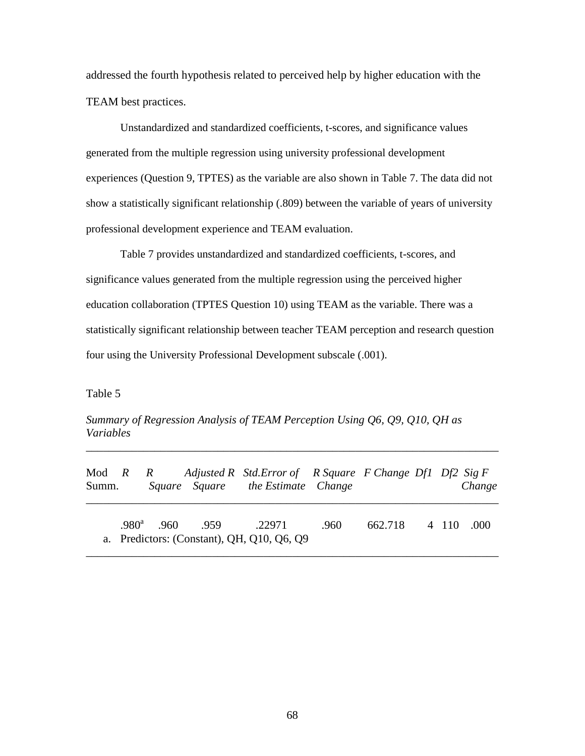addressed the fourth hypothesis related to perceived help by higher education with the TEAM best practices.

Unstandardized and standardized coefficients, t-scores, and significance values generated from the multiple regression using university professional development experiences (Question 9, TPTES) as the variable are also shown in Table 7. The data did not show a statistically significant relationship (.809) between the variable of years of university professional development experience and TEAM evaluation.

Table 7 provides unstandardized and standardized coefficients, t-scores, and significance values generated from the multiple regression using the perceived higher education collaboration (TPTES Question 10) using TEAM as the variable. There was a statistically significant relationship between teacher TEAM perception and research question four using the University Professional Development subscale (.001).

Table 5

*Summary of Regression Analysis of TEAM Perception Using Q6, Q9, Q10, QH as Variables*

| Mod Summ. | *R* | *R Square* | *Adjusted R Square* | *Std.Error of the Estimate* | *R Square Change* | *F Change* | *Df1* | *Df2* | *Sig F Change* |
|---|---|---|---|---|---|---|---|---|---|
| | .980[a] | .960 | .959 | .22971 | .960 | 662.718 | 4 | 110 | .000 |

a. Predictors: (Constant), QH, Q10, Q6, Q9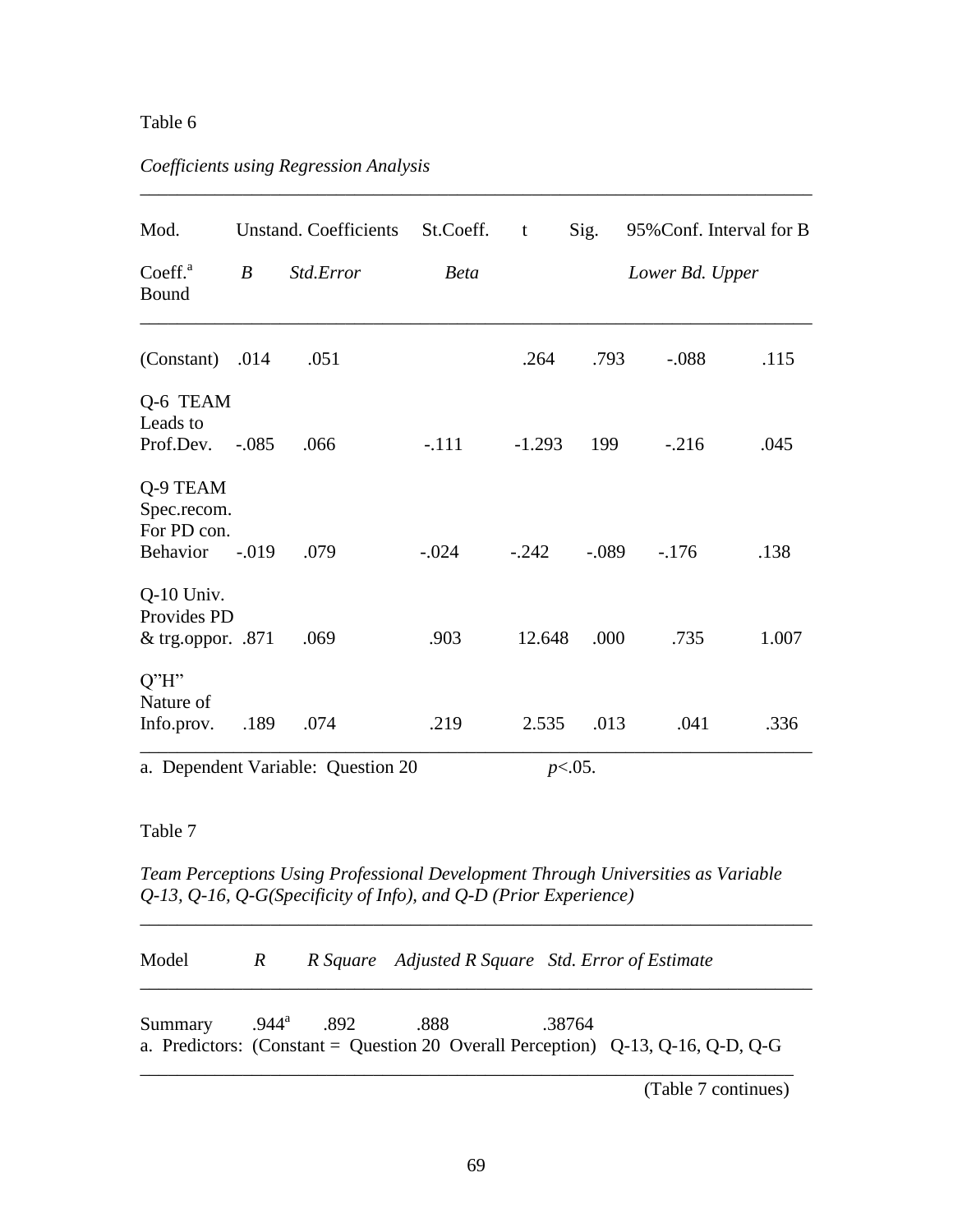Table 6

*Coefficients using Regression Analysis*

| Mod. | Unstand. Coefficients | | St.Coeff. | t | Sig. | 95%Conf. Interval for B | |
|---|---|---|---|---|---|---|---|
| Coeff.[a] Bound | *B* | *Std.Error* | *Beta* | | | *Lower Bd.* | *Upper* |
| (Constant) | .014 | .051 | | .264 | .793 | -.088 | .115 |
| Q-6 TEAM Leads to Prof.Dev. | -.085 | .066 | -.111 | -1.293 | 199 | -.216 | .045 |
| Q-9 TEAM Spec.recom. For PD con. Behavior | -.019 | .079 | -.024 | -.242 | -.089 | -.176 | .138 |
| Q-10 Univ. Provides PD & trg.oppor. | .871 | .069 | .903 | 12.648 | .000 | .735 | 1.007 |
| Q"H" Nature of Info.prov. | .189 | .074 | .219 | 2.535 | .013 | .041 | .336 |

a. Dependent Variable: Question 20 $p<.05$.

Table 7

*Team Perceptions Using Professional Development Through Universities as Variable Q-13, Q-16, Q-G(Specificity of Info), and Q-D (Prior Experience)*

| Model | *R* | *R Square* | *Adjusted R Square* | *Std. Error of Estimate* |
|---|---|---|---|---|
| Summary | .944[a] | .892 | .888 | .38764 |

a. Predictors: (Constant = Question 20 Overall Perception) Q-13, Q-16, Q-D, Q-G

(Table 7 continues)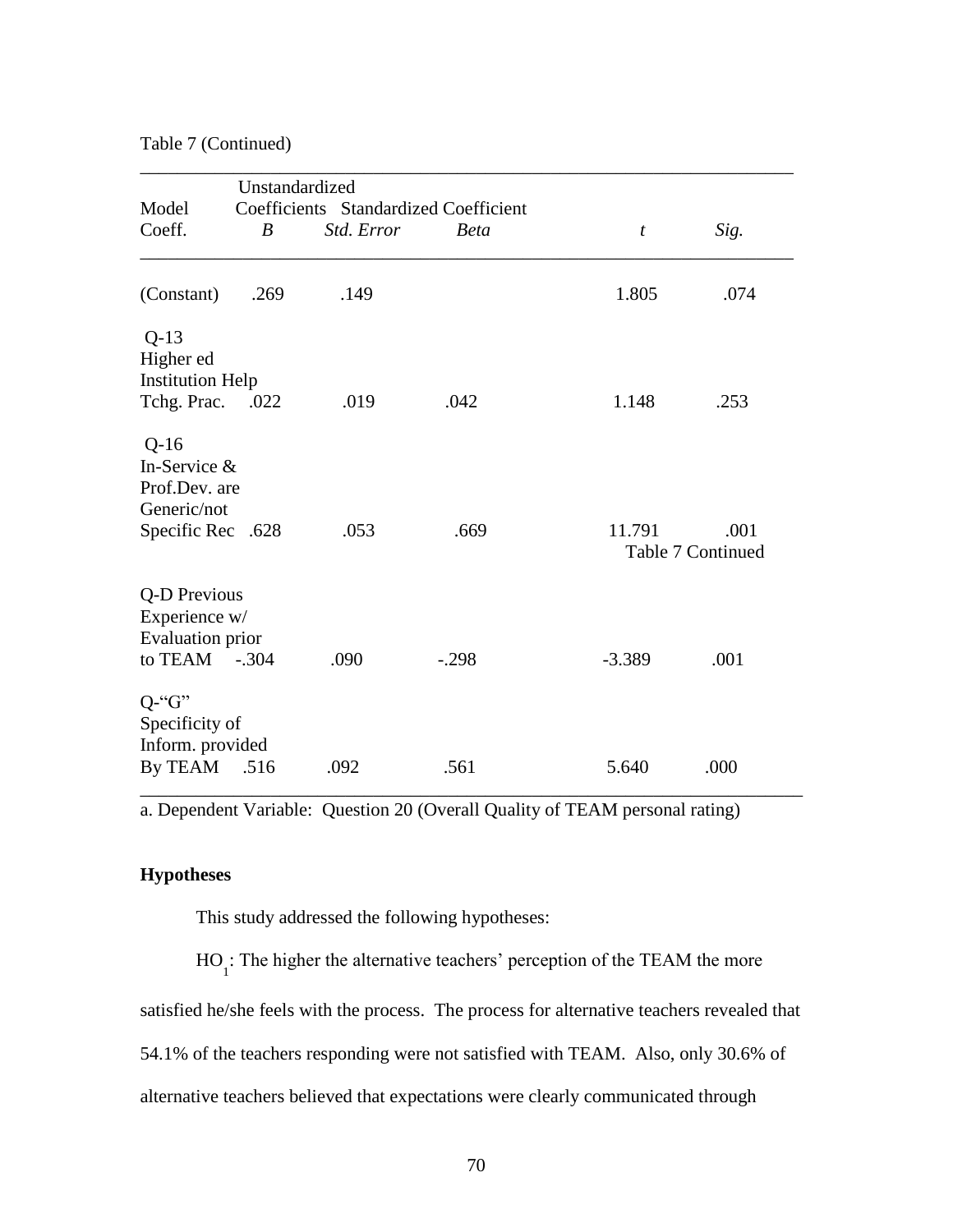Table 7 (Continued)

| Model Coeff. | Unstandardized Coefficients *B* | *Std. Error* | Standardized Coefficient *Beta* | *t* | *Sig.* |
|---|---|---|---|---|---|
| (Constant) | .269 | .149 | | 1.805 | .074 |
| Q-13 Higher ed Institution Help Tchg. Prac. | .022 | .019 | .042 | 1.148 | .253 |
| Q-16 In-Service & Prof.Dev. are Generic/not Specific Rec | .628 | .053 | .669 | 11.791 | .001 |
| Q-D Previous Experience w/ Evaluation prior to TEAM | -.304 | .090 | -.298 | -3.389 | .001 |
| Q-"G" Specificity of Inform. provided By TEAM | .516 | .092 | .561 | 5.640 | .000 |

a. Dependent Variable: Question 20 (Overall Quality of TEAM personal rating)

## Hypotheses

This study addressed the following hypotheses:

$HO_1$: The higher the alternative teachers' perception of the TEAM the more satisfied he/she feels with the process. The process for alternative teachers revealed that 54.1% of the teachers responding were not satisfied with TEAM. Also, only 30.6% of alternative teachers believed that expectations were clearly communicated through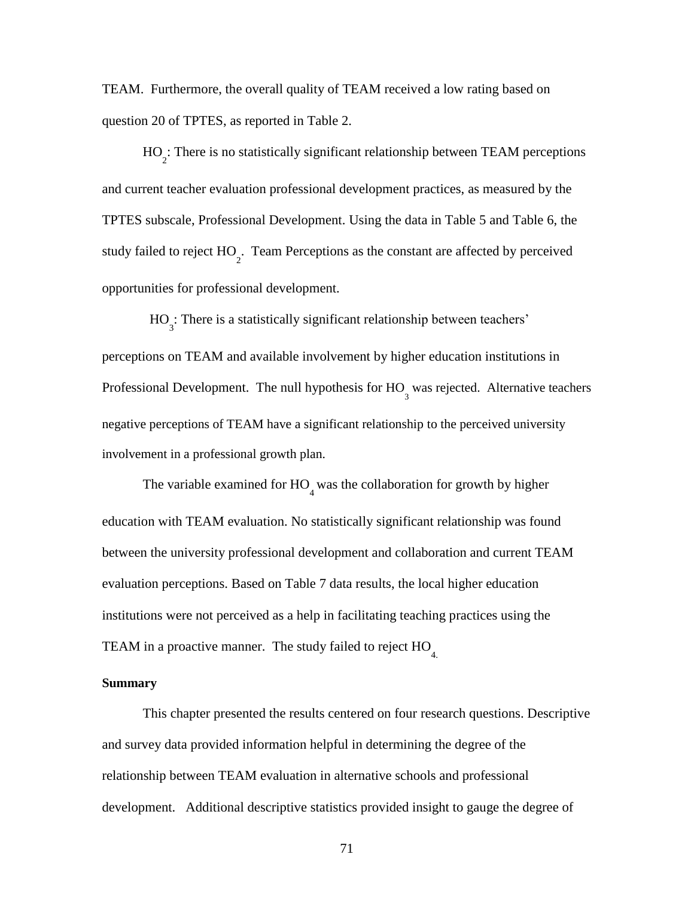TEAM. Furthermore, the overall quality of TEAM received a low rating based on question 20 of TPTES, as reported in Table 2.

$HO_2$: There is no statistically significant relationship between TEAM perceptions and current teacher evaluation professional development practices, as measured by the TPTES subscale, Professional Development. Using the data in Table 5 and Table 6, the study failed to reject $HO_2$. Team Perceptions as the constant are affected by perceived opportunities for professional development.

$HO_3$: There is a statistically significant relationship between teachers' perceptions on TEAM and available involvement by higher education institutions in Professional Development. The null hypothesis for $HO_3$ was rejected. Alternative teachers negative perceptions of TEAM have a significant relationship to the perceived university involvement in a professional growth plan.

The variable examined for $HO_4$ was the collaboration for growth by higher education with TEAM evaluation. No statistically significant relationship was found between the university professional development and collaboration and current TEAM evaluation perceptions. Based on Table 7 data results, the local higher education institutions were not perceived as a help in facilitating teaching practices using the TEAM in a proactive manner. The study failed to reject $HO_4$.

**Summary**

This chapter presented the results centered on four research questions. Descriptive and survey data provided information helpful in determining the degree of the relationship between TEAM evaluation in alternative schools and professional development. Additional descriptive statistics provided insight to gauge the degree of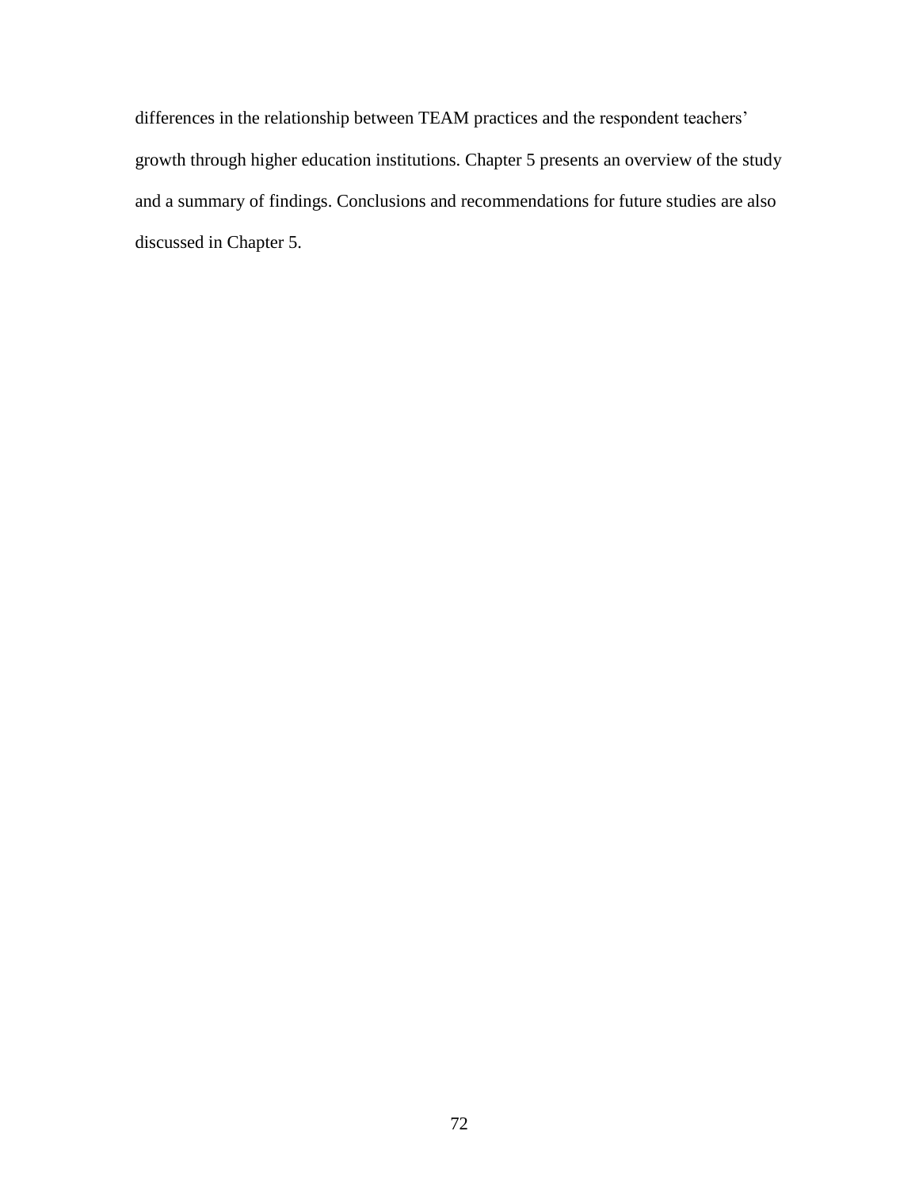differences in the relationship between TEAM practices and the respondent teachers' growth through higher education institutions. Chapter 5 presents an overview of the study and a summary of findings. Conclusions and recommendations for future studies are also discussed in Chapter 5.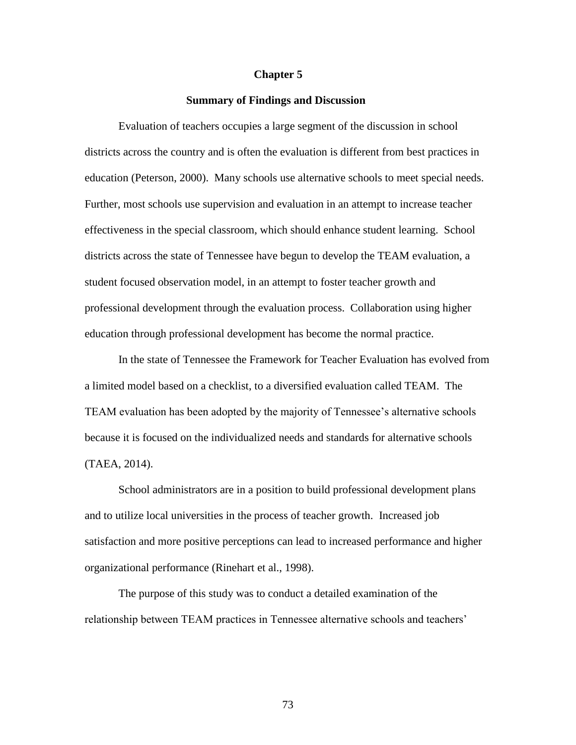# Chapter 5

## Summary of Findings and Discussion

Evaluation of teachers occupies a large segment of the discussion in school districts across the country and is often the evaluation is different from best practices in education (Peterson, 2000). Many schools use alternative schools to meet special needs. Further, most schools use supervision and evaluation in an attempt to increase teacher effectiveness in the special classroom, which should enhance student learning. School districts across the state of Tennessee have begun to develop the TEAM evaluation, a student focused observation model, in an attempt to foster teacher growth and professional development through the evaluation process. Collaboration using higher education through professional development has become the normal practice.

In the state of Tennessee the Framework for Teacher Evaluation has evolved from a limited model based on a checklist, to a diversified evaluation called TEAM. The TEAM evaluation has been adopted by the majority of Tennessee's alternative schools because it is focused on the individualized needs and standards for alternative schools (TAEA, 2014).

School administrators are in a position to build professional development plans and to utilize local universities in the process of teacher growth. Increased job satisfaction and more positive perceptions can lead to increased performance and higher organizational performance (Rinehart et al., 1998).

The purpose of this study was to conduct a detailed examination of the relationship between TEAM practices in Tennessee alternative schools and teachers'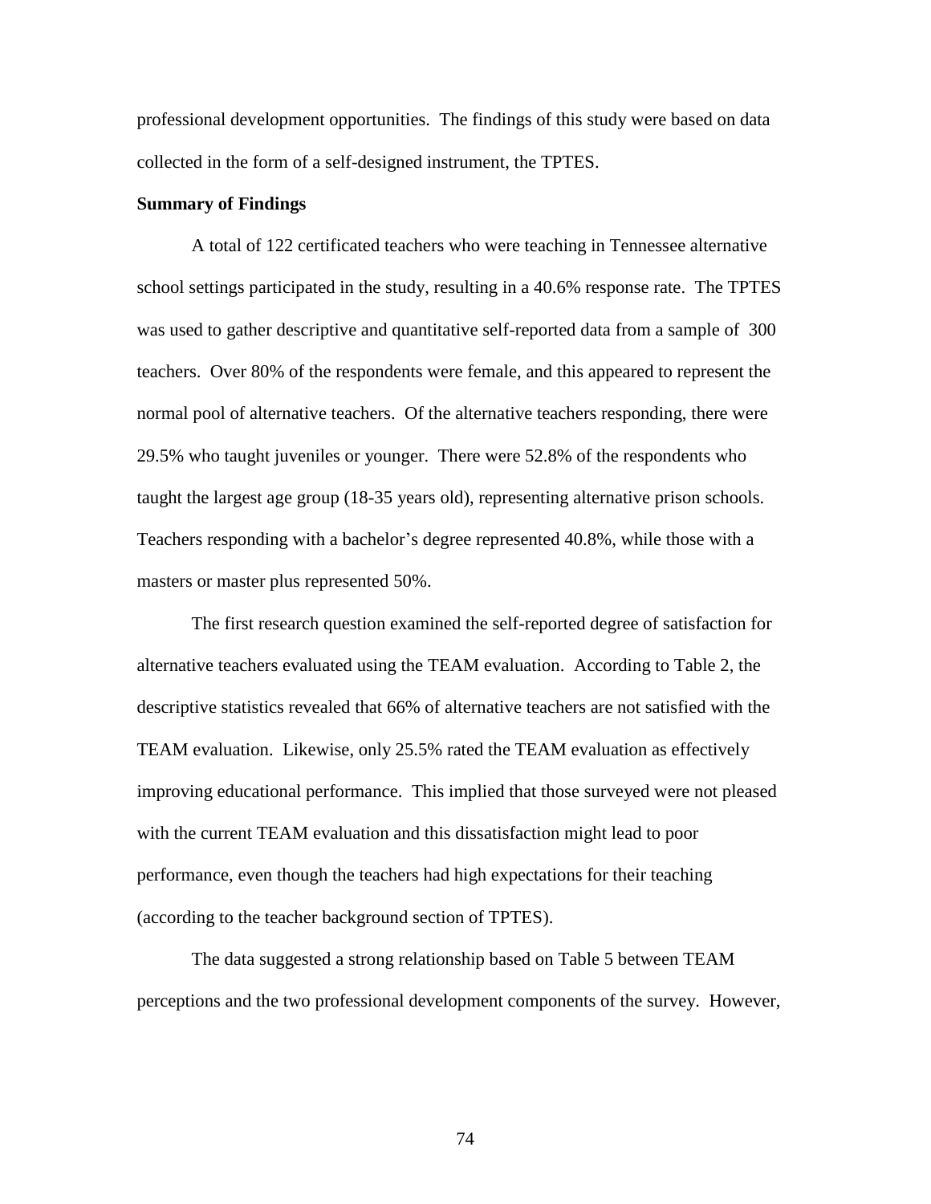professional development opportunities. The findings of this study were based on data collected in the form of a self-designed instrument, the TPTES.

**Summary of Findings**

A total of 122 certificated teachers who were teaching in Tennessee alternative school settings participated in the study, resulting in a 40.6% response rate. The TPTES was used to gather descriptive and quantitative self-reported data from a sample of 300 teachers. Over 80% of the respondents were female, and this appeared to represent the normal pool of alternative teachers. Of the alternative teachers responding, there were 29.5% who taught juveniles or younger. There were 52.8% of the respondents who taught the largest age group (18-35 years old), representing alternative prison schools. Teachers responding with a bachelor's degree represented 40.8%, while those with a masters or master plus represented 50%.

The first research question examined the self-reported degree of satisfaction for alternative teachers evaluated using the TEAM evaluation. According to Table 2, the descriptive statistics revealed that 66% of alternative teachers are not satisfied with the TEAM evaluation. Likewise, only 25.5% rated the TEAM evaluation as effectively improving educational performance. This implied that those surveyed were not pleased with the current TEAM evaluation and this dissatisfaction might lead to poor performance, even though the teachers had high expectations for their teaching (according to the teacher background section of TPTES).

The data suggested a strong relationship based on Table 5 between TEAM perceptions and the two professional development components of the survey. However,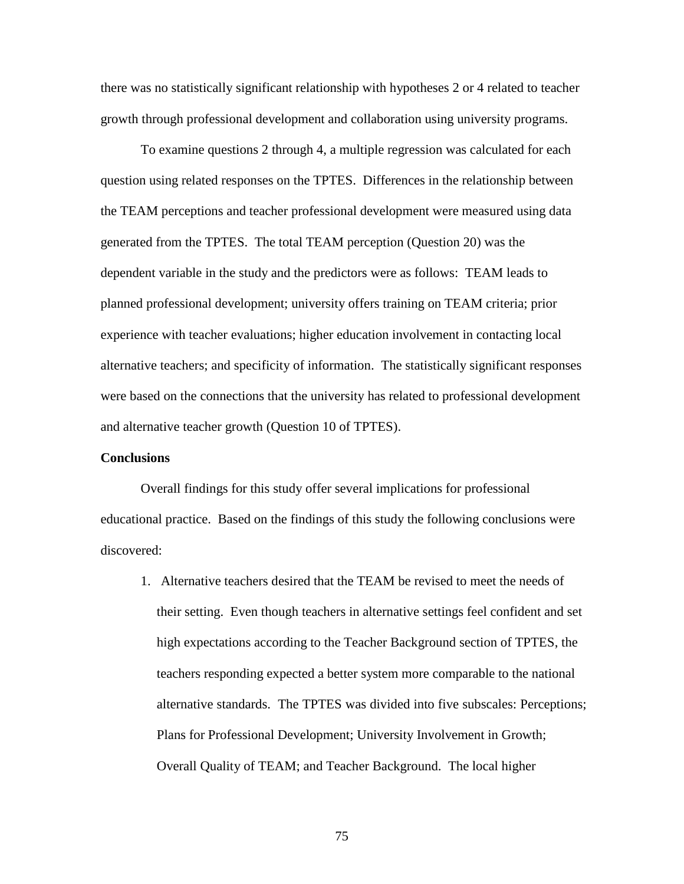there was no statistically significant relationship with hypotheses 2 or 4 related to teacher growth through professional development and collaboration using university programs.

To examine questions 2 through 4, a multiple regression was calculated for each question using related responses on the TPTES. Differences in the relationship between the TEAM perceptions and teacher professional development were measured using data generated from the TPTES. The total TEAM perception (Question 20) was the dependent variable in the study and the predictors were as follows: TEAM leads to planned professional development; university offers training on TEAM criteria; prior experience with teacher evaluations; higher education involvement in contacting local alternative teachers; and specificity of information. The statistically significant responses were based on the connections that the university has related to professional development and alternative teacher growth (Question 10 of TPTES).

**Conclusions**

Overall findings for this study offer several implications for professional educational practice. Based on the findings of this study the following conclusions were discovered:

1. Alternative teachers desired that the TEAM be revised to meet the needs of their setting. Even though teachers in alternative settings feel confident and set high expectations according to the Teacher Background section of TPTES, the teachers responding expected a better system more comparable to the national alternative standards. The TPTES was divided into five subscales: Perceptions; Plans for Professional Development; University Involvement in Growth; Overall Quality of TEAM; and Teacher Background. The local higher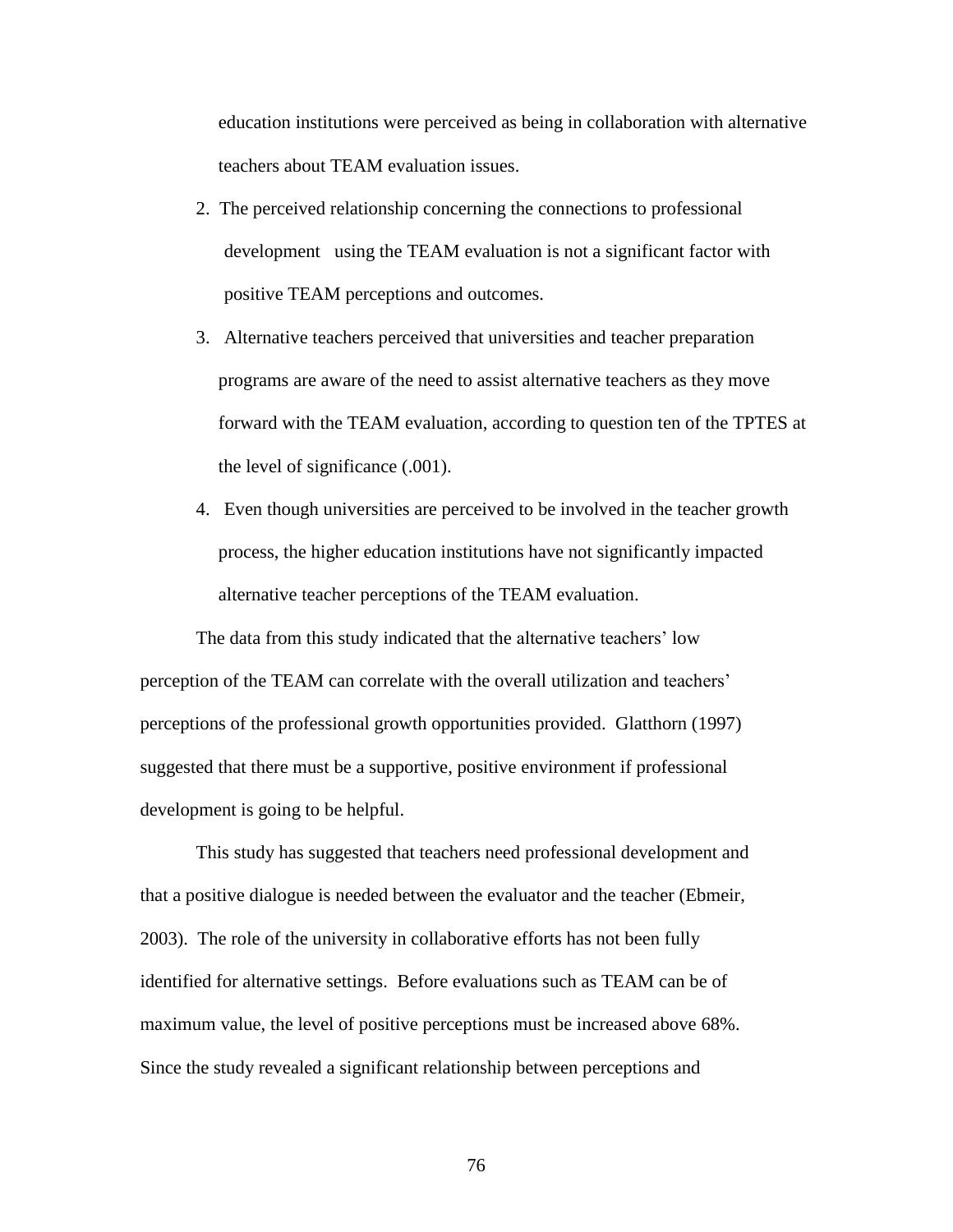education institutions were perceived as being in collaboration with alternative teachers about TEAM evaluation issues.

2. The perceived relationship concerning the connections to professional development using the TEAM evaluation is not a significant factor with positive TEAM perceptions and outcomes.
3. Alternative teachers perceived that universities and teacher preparation programs are aware of the need to assist alternative teachers as they move forward with the TEAM evaluation, according to question ten of the TPTES at the level of significance (.001).
4. Even though universities are perceived to be involved in the teacher growth process, the higher education institutions have not significantly impacted alternative teacher perceptions of the TEAM evaluation.

The data from this study indicated that the alternative teachers' low perception of the TEAM can correlate with the overall utilization and teachers' perceptions of the professional growth opportunities provided. Glatthorn (1997) suggested that there must be a supportive, positive environment if professional development is going to be helpful.

This study has suggested that teachers need professional development and that a positive dialogue is needed between the evaluator and the teacher (Ebmeir, 2003). The role of the university in collaborative efforts has not been fully identified for alternative settings. Before evaluations such as TEAM can be of maximum value, the level of positive perceptions must be increased above 68%. Since the study revealed a significant relationship between perceptions and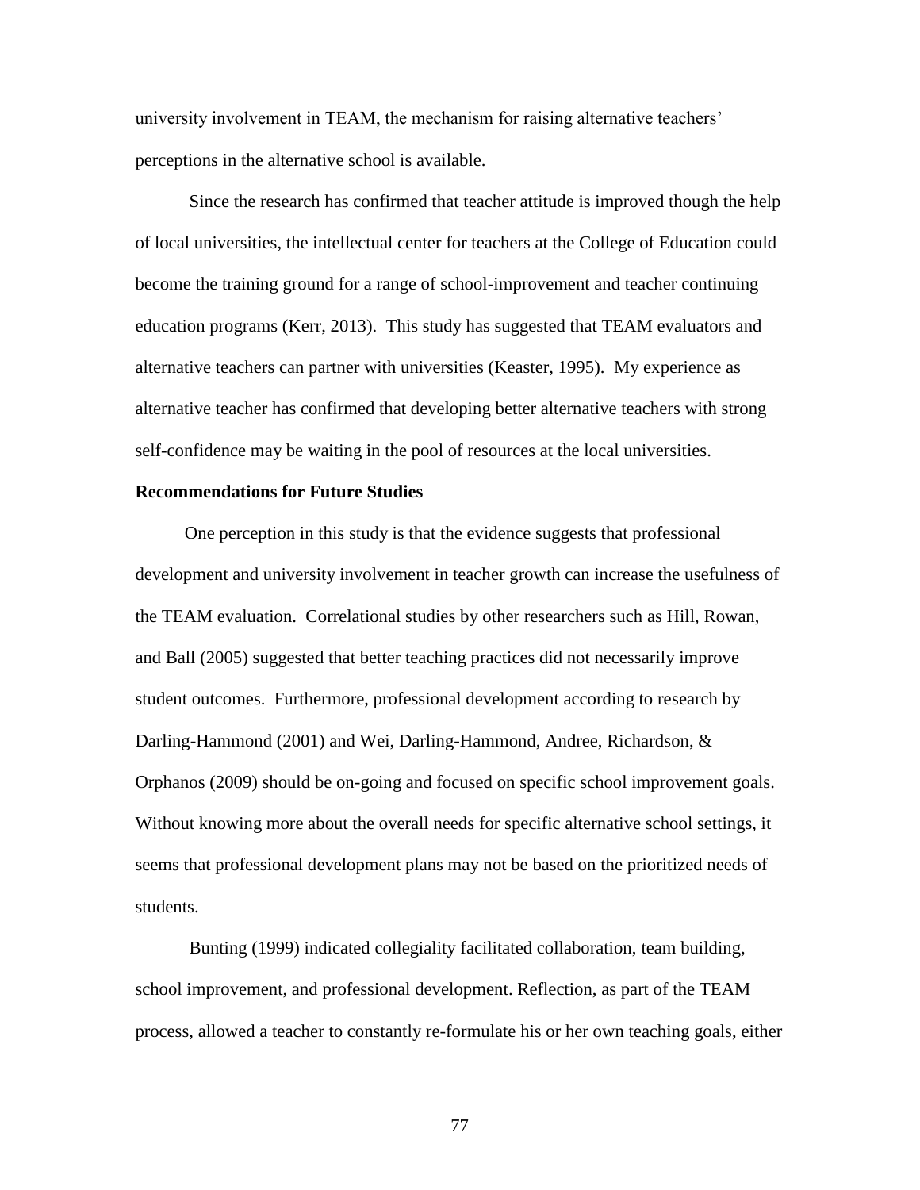university involvement in TEAM, the mechanism for raising alternative teachers' perceptions in the alternative school is available.

Since the research has confirmed that teacher attitude is improved though the help of local universities, the intellectual center for teachers at the College of Education could become the training ground for a range of school-improvement and teacher continuing education programs (Kerr, 2013). This study has suggested that TEAM evaluators and alternative teachers can partner with universities (Keaster, 1995). My experience as alternative teacher has confirmed that developing better alternative teachers with strong self-confidence may be waiting in the pool of resources at the local universities.

**Recommendations for Future Studies**

One perception in this study is that the evidence suggests that professional development and university involvement in teacher growth can increase the usefulness of the TEAM evaluation. Correlational studies by other researchers such as Hill, Rowan, and Ball (2005) suggested that better teaching practices did not necessarily improve student outcomes. Furthermore, professional development according to research by Darling-Hammond (2001) and Wei, Darling-Hammond, Andree, Richardson, & Orphanos (2009) should be on-going and focused on specific school improvement goals. Without knowing more about the overall needs for specific alternative school settings, it seems that professional development plans may not be based on the prioritized needs of students.

Bunting (1999) indicated collegiality facilitated collaboration, team building, school improvement, and professional development. Reflection, as part of the TEAM process, allowed a teacher to constantly re-formulate his or her own teaching goals, either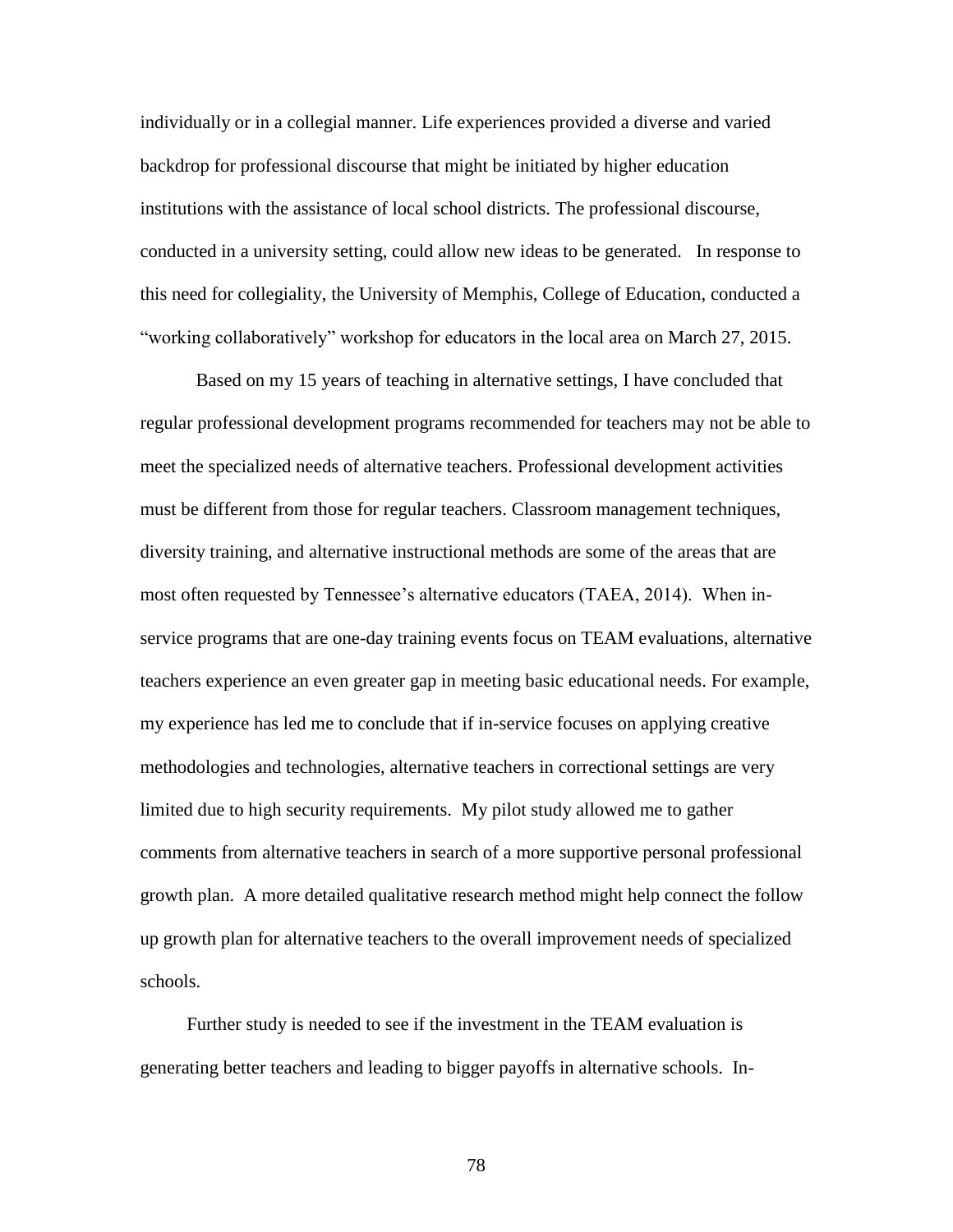individually or in a collegial manner. Life experiences provided a diverse and varied backdrop for professional discourse that might be initiated by higher education institutions with the assistance of local school districts. The professional discourse, conducted in a university setting, could allow new ideas to be generated. In response to this need for collegiality, the University of Memphis, College of Education, conducted a "working collaboratively" workshop for educators in the local area on March 27, 2015.

Based on my 15 years of teaching in alternative settings, I have concluded that regular professional development programs recommended for teachers may not be able to meet the specialized needs of alternative teachers. Professional development activities must be different from those for regular teachers. Classroom management techniques, diversity training, and alternative instructional methods are some of the areas that are most often requested by Tennessee's alternative educators (TAEA, 2014). When in-service programs that are one-day training events focus on TEAM evaluations, alternative teachers experience an even greater gap in meeting basic educational needs. For example, my experience has led me to conclude that if in-service focuses on applying creative methodologies and technologies, alternative teachers in correctional settings are very limited due to high security requirements. My pilot study allowed me to gather comments from alternative teachers in search of a more supportive personal professional growth plan. A more detailed qualitative research method might help connect the follow up growth plan for alternative teachers to the overall improvement needs of specialized schools.

Further study is needed to see if the investment in the TEAM evaluation is generating better teachers and leading to bigger payoffs in alternative schools. In-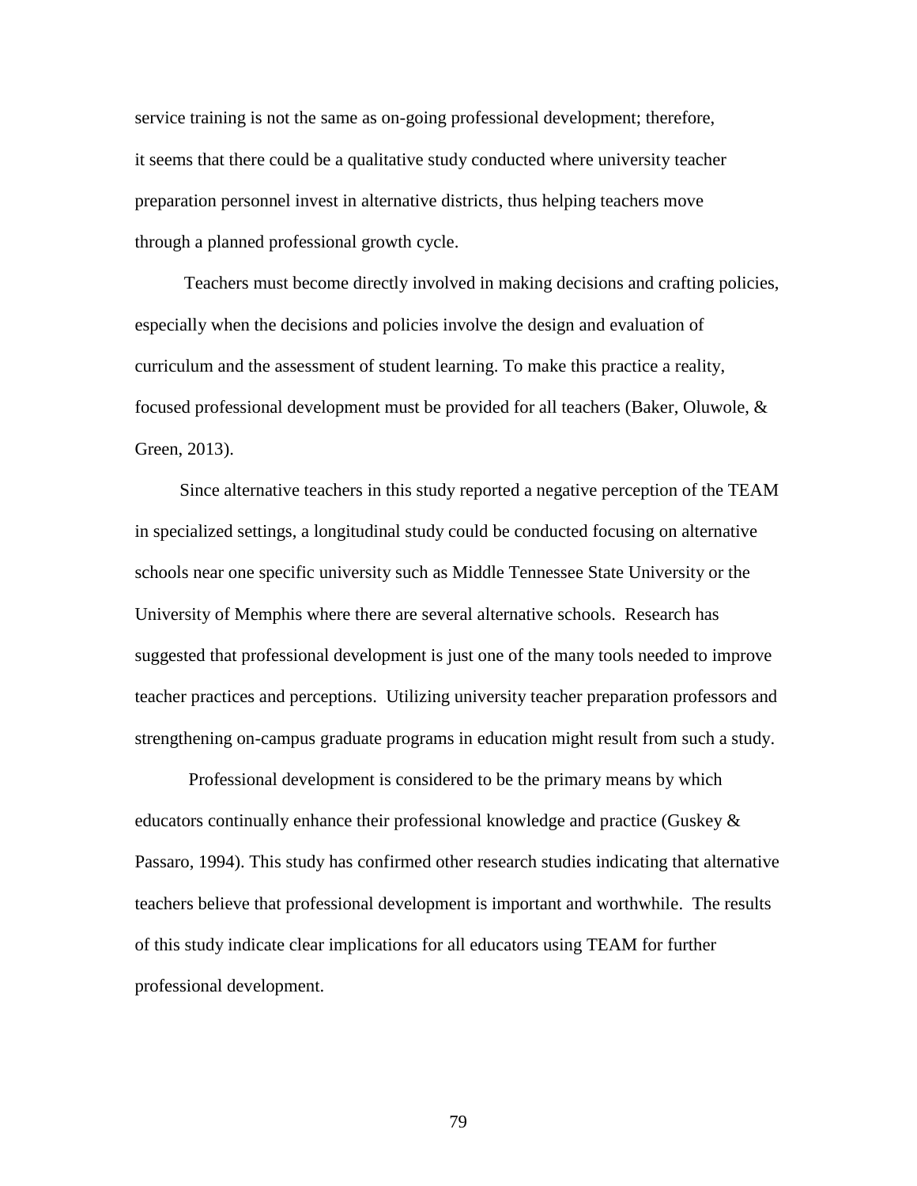service training is not the same as on-going professional development; therefore, it seems that there could be a qualitative study conducted where university teacher preparation personnel invest in alternative districts, thus helping teachers move through a planned professional growth cycle.

Teachers must become directly involved in making decisions and crafting policies, especially when the decisions and policies involve the design and evaluation of curriculum and the assessment of student learning. To make this practice a reality, focused professional development must be provided for all teachers (Baker, Oluwole, & Green, 2013).

Since alternative teachers in this study reported a negative perception of the TEAM in specialized settings, a longitudinal study could be conducted focusing on alternative schools near one specific university such as Middle Tennessee State University or the University of Memphis where there are several alternative schools. Research has suggested that professional development is just one of the many tools needed to improve teacher practices and perceptions. Utilizing university teacher preparation professors and strengthening on-campus graduate programs in education might result from such a study.

Professional development is considered to be the primary means by which educators continually enhance their professional knowledge and practice (Guskey & Passaro, 1994). This study has confirmed other research studies indicating that alternative teachers believe that professional development is important and worthwhile. The results of this study indicate clear implications for all educators using TEAM for further professional development.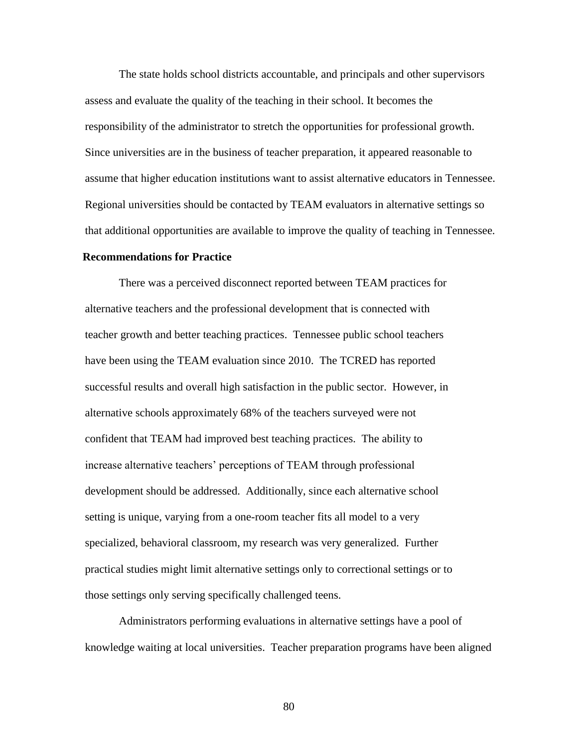The state holds school districts accountable, and principals and other supervisors assess and evaluate the quality of the teaching in their school. It becomes the responsibility of the administrator to stretch the opportunities for professional growth. Since universities are in the business of teacher preparation, it appeared reasonable to assume that higher education institutions want to assist alternative educators in Tennessee. Regional universities should be contacted by TEAM evaluators in alternative settings so that additional opportunities are available to improve the quality of teaching in Tennessee.

**Recommendations for Practice**

There was a perceived disconnect reported between TEAM practices for alternative teachers and the professional development that is connected with teacher growth and better teaching practices. Tennessee public school teachers have been using the TEAM evaluation since 2010. The TCRED has reported successful results and overall high satisfaction in the public sector. However, in alternative schools approximately 68% of the teachers surveyed were not confident that TEAM had improved best teaching practices. The ability to increase alternative teachers' perceptions of TEAM through professional development should be addressed. Additionally, since each alternative school setting is unique, varying from a one-room teacher fits all model to a very specialized, behavioral classroom, my research was very generalized. Further practical studies might limit alternative settings only to correctional settings or to those settings only serving specifically challenged teens.

Administrators performing evaluations in alternative settings have a pool of knowledge waiting at local universities. Teacher preparation programs have been aligned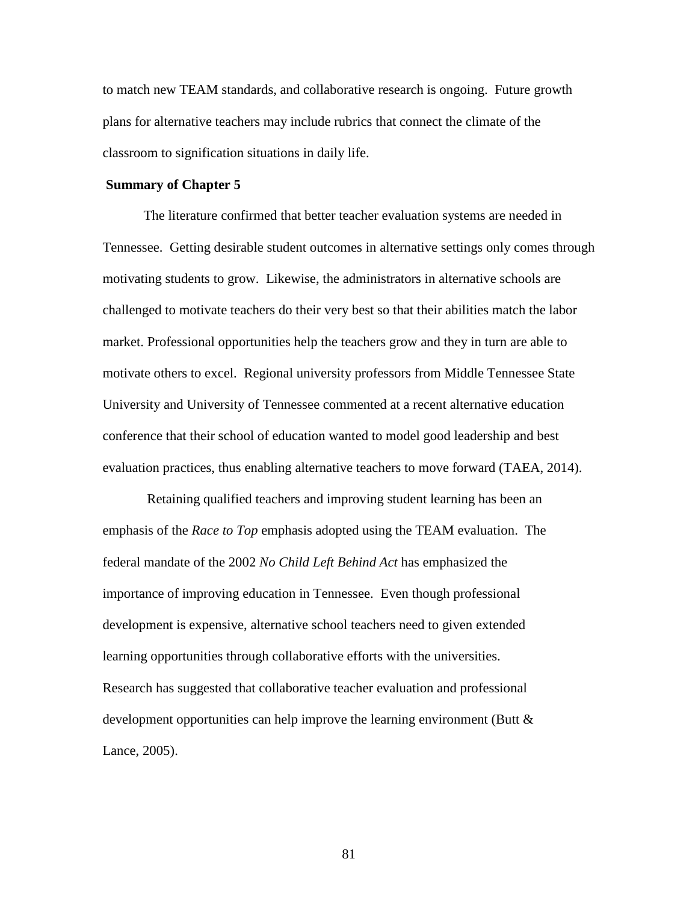to match new TEAM standards, and collaborative research is ongoing. Future growth plans for alternative teachers may include rubrics that connect the climate of the classroom to signification situations in daily life.

## Summary of Chapter 5

The literature confirmed that better teacher evaluation systems are needed in Tennessee. Getting desirable student outcomes in alternative settings only comes through motivating students to grow. Likewise, the administrators in alternative schools are challenged to motivate teachers do their very best so that their abilities match the labor market. Professional opportunities help the teachers grow and they in turn are able to motivate others to excel. Regional university professors from Middle Tennessee State University and University of Tennessee commented at a recent alternative education conference that their school of education wanted to model good leadership and best evaluation practices, thus enabling alternative teachers to move forward (TAEA, 2014).

Retaining qualified teachers and improving student learning has been an emphasis of the *Race to Top* emphasis adopted using the TEAM evaluation. The federal mandate of the 2002 *No Child Left Behind Act* has emphasized the importance of improving education in Tennessee. Even though professional development is expensive, alternative school teachers need to given extended learning opportunities through collaborative efforts with the universities. Research has suggested that collaborative teacher evaluation and professional development opportunities can help improve the learning environment (Butt & Lance, 2005).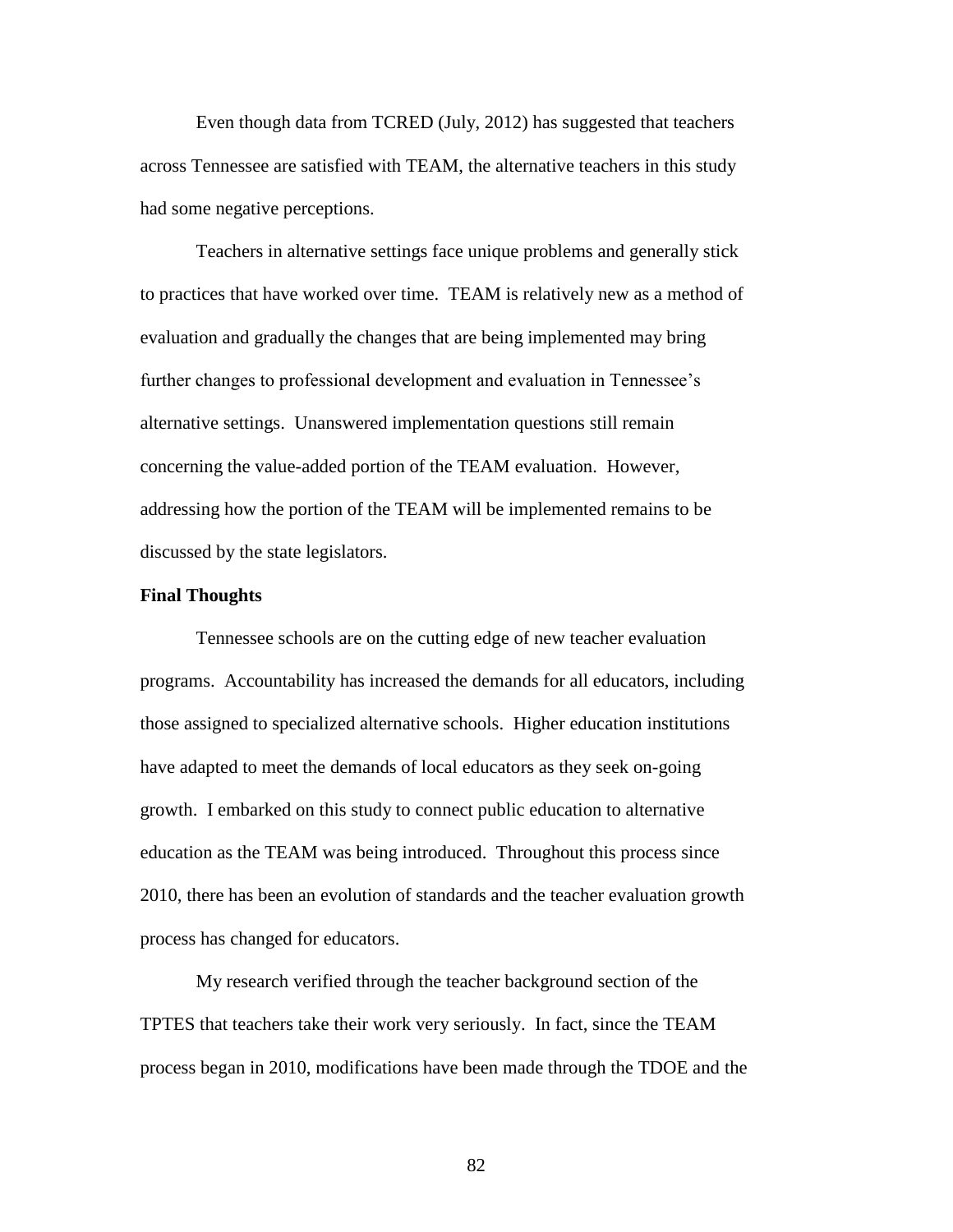Even though data from TCRED (July, 2012) has suggested that teachers across Tennessee are satisfied with TEAM, the alternative teachers in this study had some negative perceptions.

Teachers in alternative settings face unique problems and generally stick to practices that have worked over time. TEAM is relatively new as a method of evaluation and gradually the changes that are being implemented may bring further changes to professional development and evaluation in Tennessee's alternative settings. Unanswered implementation questions still remain concerning the value-added portion of the TEAM evaluation. However, addressing how the portion of the TEAM will be implemented remains to be discussed by the state legislators.

**Final Thoughts**

Tennessee schools are on the cutting edge of new teacher evaluation programs. Accountability has increased the demands for all educators, including those assigned to specialized alternative schools. Higher education institutions have adapted to meet the demands of local educators as they seek on-going growth. I embarked on this study to connect public education to alternative education as the TEAM was being introduced. Throughout this process since 2010, there has been an evolution of standards and the teacher evaluation growth process has changed for educators.

My research verified through the teacher background section of the TPTES that teachers take their work very seriously. In fact, since the TEAM process began in 2010, modifications have been made through the TDOE and the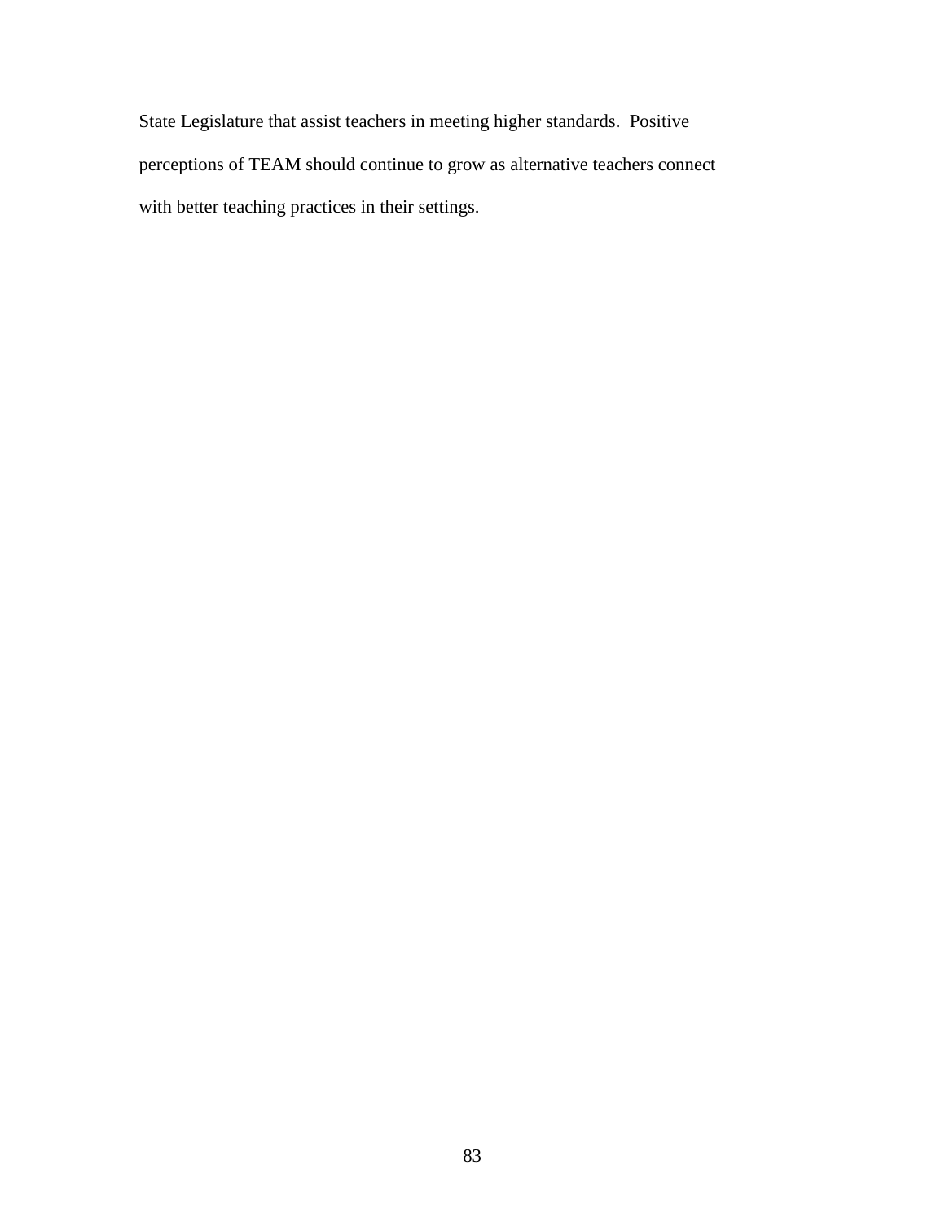State Legislature that assist teachers in meeting higher standards.  Positive perceptions of TEAM should continue to grow as alternative teachers connect with better teaching practices in their settings.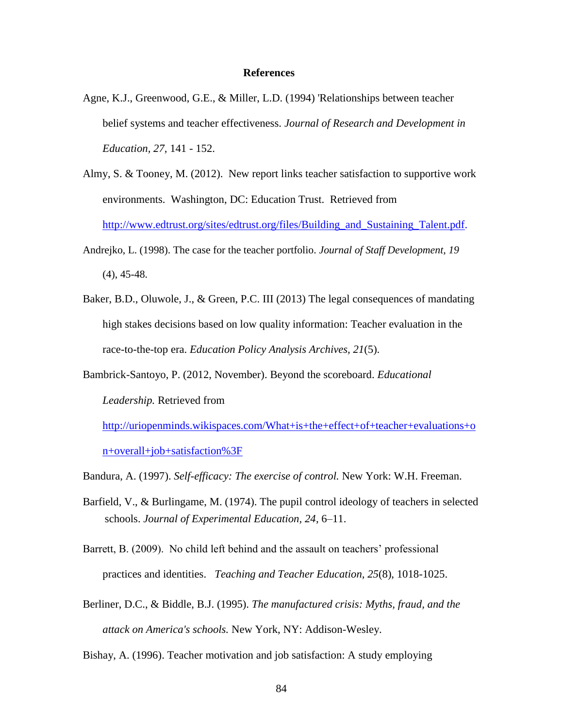**References**

Agne, K.J., Greenwood, G.E., & Miller, L.D. (1994) 'Relationships between teacher belief systems and teacher effectiveness. *Journal of Research and Development in Education, 27*, 141 - 152.

Almy, S. & Tooney, M. (2012). New report links teacher satisfaction to supportive work environments. Washington, DC: Education Trust. Retrieved from http://www.edtrust.org/sites/edtrust.org/files/Building_and_Sustaining_Talent.pdf.

Andrejko, L. (1998). The case for the teacher portfolio. *Journal of Staff Development, 19* (4), 45-48.

Baker, B.D., Oluwole, J., & Green, P.C. III (2013) The legal consequences of mandating high stakes decisions based on low quality information: Teacher evaluation in the race-to-the-top era. *Education Policy Analysis Archives, 21*(5).

Bambrick-Santoyo, P. (2012, November). Beyond the scoreboard. *Educational Leadership.* Retrieved from http://uriopenminds.wikispaces.com/What+is+the+effect+of+teacher+evaluations+on+overall+job+satisfaction%3F

Bandura, A. (1997). *Self-efficacy: The exercise of control.* New York: W.H. Freeman.

Barfield, V., & Burlingame, M. (1974). The pupil control ideology of teachers in selected schools. *Journal of Experimental Education, 24*, 6–11.

Barrett, B. (2009). No child left behind and the assault on teachers' professional practices and identities. *Teaching and Teacher Education, 25*(8), 1018-1025.

Berliner, D.C., & Biddle, B.J. (1995). *The manufactured crisis: Myths, fraud, and the attack on America's schools.* New York, NY: Addison-Wesley.

Bishay, A. (1996). Teacher motivation and job satisfaction: A study employing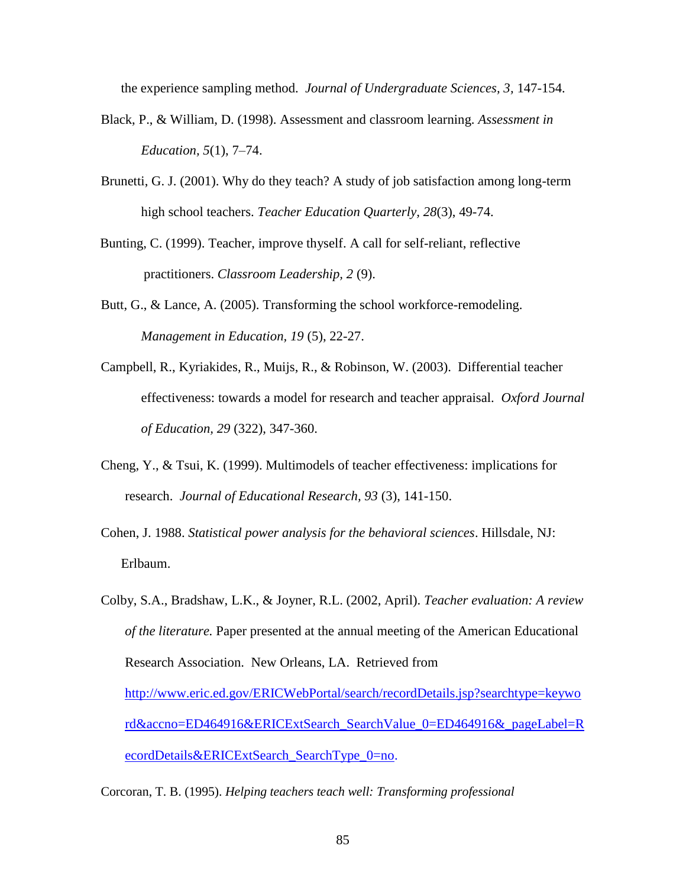the experience sampling method. *Journal of Undergraduate Sciences, 3*, 147-154.

Black, P., & William, D. (1998). Assessment and classroom learning. *Assessment in Education, 5*(1), 7–74.

Brunetti, G. J. (2001). Why do they teach? A study of job satisfaction among long-term high school teachers. *Teacher Education Quarterly, 28*(3), 49-74.

Bunting, C. (1999). Teacher, improve thyself. A call for self-reliant, reflective practitioners. *Classroom Leadership, 2* (9).

Butt, G., & Lance, A. (2005). Transforming the school workforce-remodeling. *Management in Education, 19* (5), 22-27.

Campbell, R., Kyriakides, R., Muijs, R., & Robinson, W. (2003). Differential teacher effectiveness: towards a model for research and teacher appraisal. *Oxford Journal of Education, 29* (322), 347-360.

Cheng, Y., & Tsui, K. (1999). Multimodels of teacher effectiveness: implications for research. *Journal of Educational Research, 93* (3), 141-150.

Cohen, J. 1988. *Statistical power analysis for the behavioral sciences*. Hillsdale, NJ: Erlbaum.

Colby, S.A., Bradshaw, L.K., & Joyner, R.L. (2002, April). *Teacher evaluation: A review of the literature.* Paper presented at the annual meeting of the American Educational Research Association. New Orleans, LA. Retrieved from http://www.eric.ed.gov/ERICWebPortal/search/recordDetails.jsp?searchtype=keyword&accno=ED464916&ERICExtSearch_SearchValue_0=ED464916&_pageLabel=RecordDetails&ERICExtSearch_SearchType_0=no.

Corcoran, T. B. (1995). *Helping teachers teach well: Transforming professional*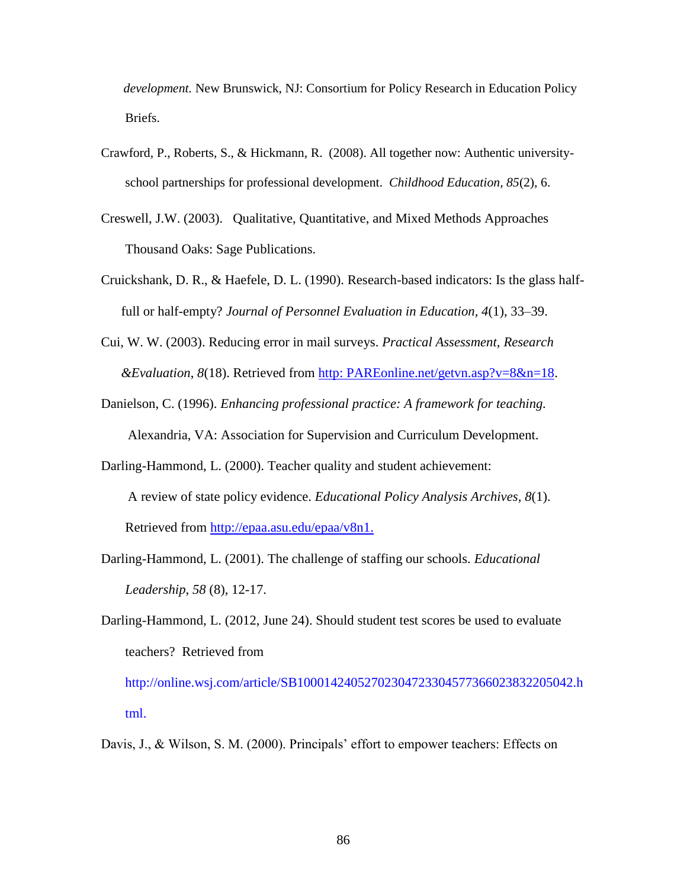*development.* New Brunswick, NJ: Consortium for Policy Research in Education Policy Briefs.

Crawford, P., Roberts, S., & Hickmann, R. (2008). All together now: Authentic university-school partnerships for professional development. *Childhood Education, 85*(2), 6.

Creswell, J.W. (2003). Qualitative, Quantitative, and Mixed Methods Approaches Thousand Oaks: Sage Publications.

Cruickshank, D. R., & Haefele, D. L. (1990). Research-based indicators: Is the glass half-full or half-empty? *Journal of Personnel Evaluation in Education, 4*(1), 33–39.

Cui, W. W. (2003). Reducing error in mail surveys. *Practical Assessment, Research &Evaluation*, *8*(18). Retrieved from http: PAREonline.net/getvn.asp?v=8&n=18.

Danielson, C. (1996). *Enhancing professional practice: A framework for teaching.* Alexandria, VA: Association for Supervision and Curriculum Development.

Darling-Hammond, L. (2000). Teacher quality and student achievement: A review of state policy evidence. *Educational Policy Analysis Archives, 8*(1). Retrieved from http://epaa.asu.edu/epaa/v8n1.

Darling-Hammond, L. (2001). The challenge of staffing our schools. *Educational Leadership*, *58* (8), 12-17.

Darling-Hammond, L. (2012, June 24). Should student test scores be used to evaluate teachers? Retrieved from http://online.wsj.com/article/SB10001424052702304723304577366023832205042.html.

Davis, J., & Wilson, S. M. (2000). Principals' effort to empower teachers: Effects on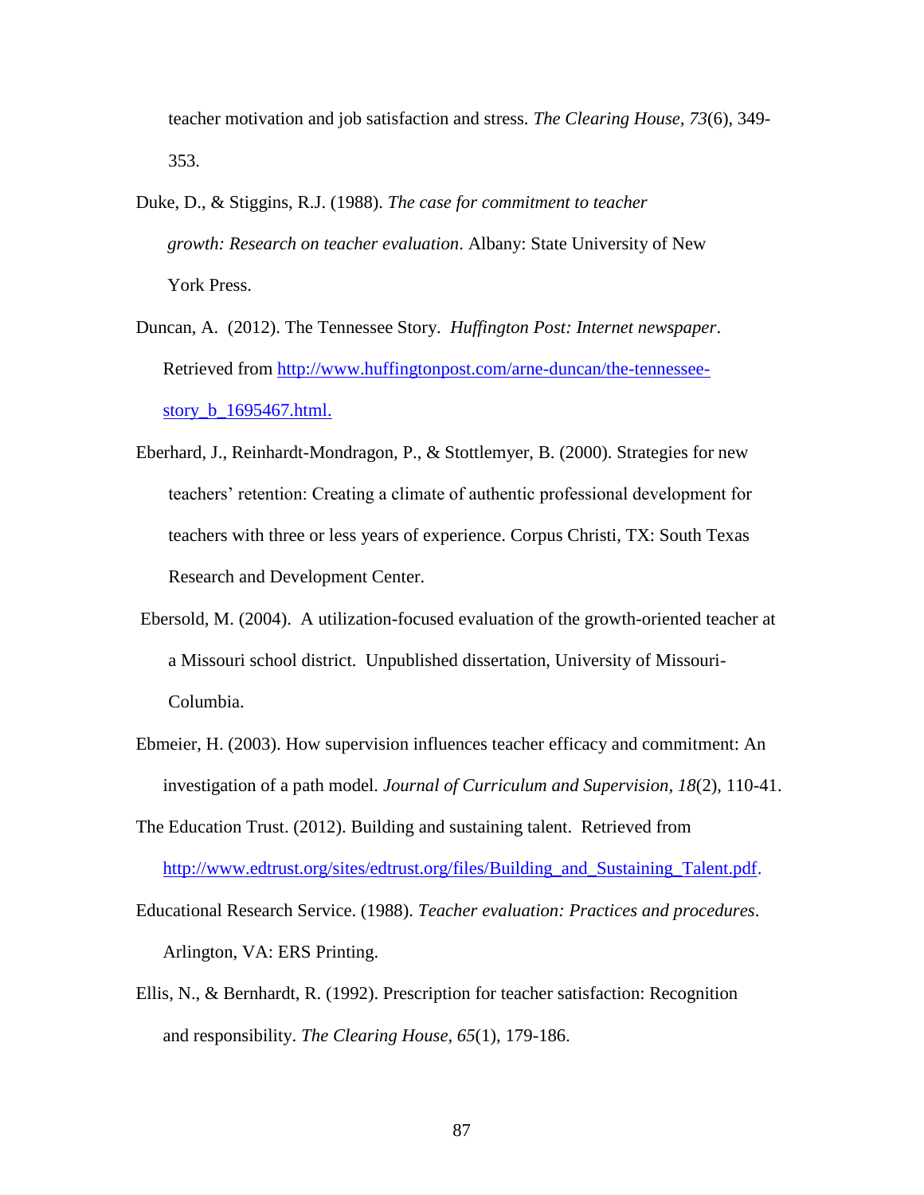teacher motivation and job satisfaction and stress. *The Clearing House, 73*(6), 349-353.

Duke, D., & Stiggins, R.J. (1988). *The case for commitment to teacher growth: Research on teacher evaluation*. Albany: State University of New York Press.

Duncan, A. (2012). The Tennessee Story. *Huffington Post: Internet newspaper*. Retrieved from http://www.huffingtonpost.com/arne-duncan/the-tennessee-story_b_1695467.html.

Eberhard, J., Reinhardt-Mondragon, P., & Stottlemyer, B. (2000). Strategies for new teachers' retention: Creating a climate of authentic professional development for teachers with three or less years of experience. Corpus Christi, TX: South Texas Research and Development Center.

Ebersold, M. (2004). A utilization-focused evaluation of the growth-oriented teacher at a Missouri school district. Unpublished dissertation, University of Missouri-Columbia.

Ebmeier, H. (2003). How supervision influences teacher efficacy and commitment: An investigation of a path model. *Journal of Curriculum and Supervision*, *18*(2), 110-41.

The Education Trust. (2012). Building and sustaining talent. Retrieved from http://www.edtrust.org/sites/edtrust.org/files/Building_and_Sustaining_Talent.pdf.

Educational Research Service. (1988). *Teacher evaluation: Practices and procedures*. Arlington, VA: ERS Printing.

Ellis, N., & Bernhardt, R. (1992). Prescription for teacher satisfaction: Recognition and responsibility. *The Clearing House, 65*(1), 179-186.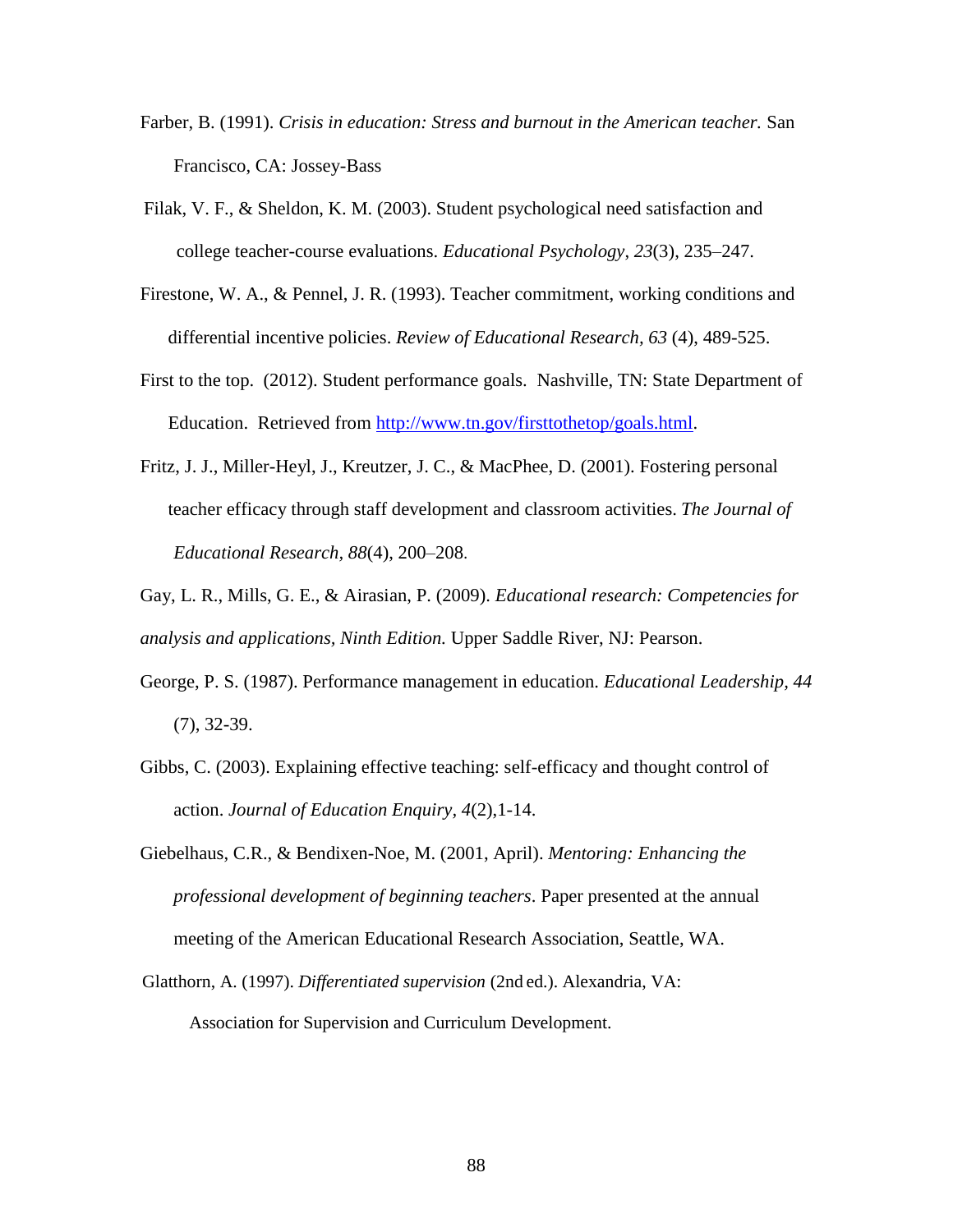Farber, B. (1991). *Crisis in education: Stress and burnout in the American teacher.* San Francisco, CA: Jossey-Bass

Filak, V. F., & Sheldon, K. M. (2003). Student psychological need satisfaction and college teacher-course evaluations. *Educational Psychology*, *23*(3), 235–247.

Firestone, W. A., & Pennel, J. R. (1993). Teacher commitment, working conditions and differential incentive policies. *Review of Educational Research, 63* (4), 489-525.

First to the top. (2012). Student performance goals. Nashville, TN: State Department of Education. Retrieved from http://www.tn.gov/firsttothetop/goals.html.

Fritz, J. J., Miller-Heyl, J., Kreutzer, J. C., & MacPhee, D. (2001). Fostering personal teacher efficacy through staff development and classroom activities. *The Journal of Educational Research*, *88*(4), 200–208.

Gay, L. R., Mills, G. E., & Airasian, P. (2009). *Educational research: Competencies for analysis and applications, Ninth Edition.* Upper Saddle River, NJ: Pearson.

George, P. S. (1987). Performance management in education. *Educational Leadership*, *44* (7), 32-39.

Gibbs, C. (2003). Explaining effective teaching: self-efficacy and thought control of action. *Journal of Education Enquiry, 4*(2),1-14.

Giebelhaus, C.R., & Bendixen-Noe, M. (2001, April). *Mentoring: Enhancing the professional development of beginning teachers*. Paper presented at the annual meeting of the American Educational Research Association, Seattle, WA.

Glatthorn, A. (1997). *Differentiated supervision* (2nd ed.). Alexandria, VA: Association for Supervision and Curriculum Development.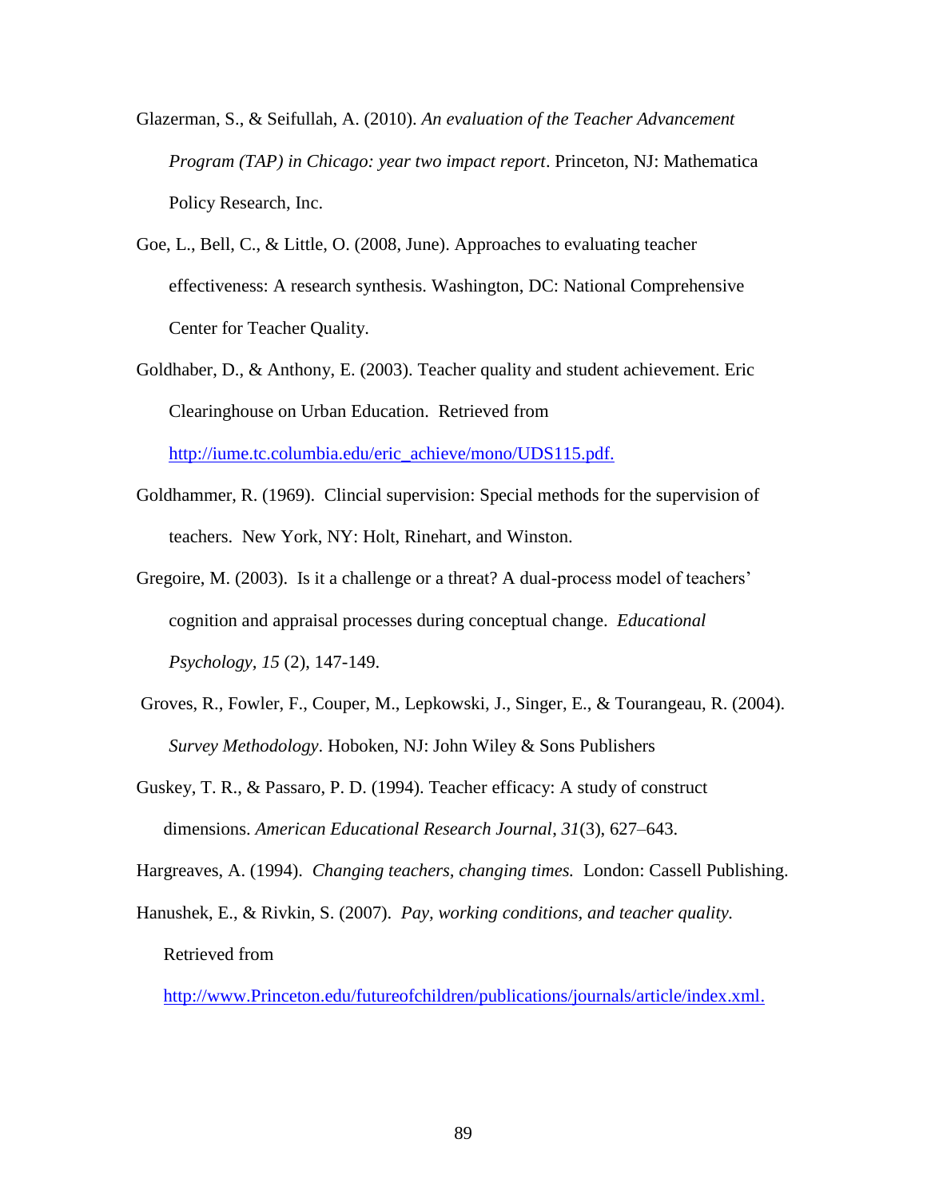Glazerman, S., & Seifullah, A. (2010). *An evaluation of the Teacher Advancement Program (TAP) in Chicago: year two impact report*. Princeton, NJ: Mathematica Policy Research, Inc.

Goe, L., Bell, C., & Little, O. (2008, June). Approaches to evaluating teacher effectiveness: A research synthesis. Washington, DC: National Comprehensive Center for Teacher Quality.

Goldhaber, D., & Anthony, E. (2003). Teacher quality and student achievement. Eric Clearinghouse on Urban Education. Retrieved from http://iume.tc.columbia.edu/eric_achieve/mono/UDS115.pdf.

Goldhammer, R. (1969). Clincial supervision: Special methods for the supervision of teachers. New York, NY: Holt, Rinehart, and Winston.

Gregoire, M. (2003). Is it a challenge or a threat? A dual-process model of teachers' cognition and appraisal processes during conceptual change. *Educational Psychology, 15* (2), 147-149.

Groves, R., Fowler, F., Couper, M., Lepkowski, J., Singer, E., & Tourangeau, R. (2004). *Survey Methodology*. Hoboken, NJ: John Wiley & Sons Publishers

Guskey, T. R., & Passaro, P. D. (1994). Teacher efficacy: A study of construct dimensions. *American Educational Research Journal*, *31*(3), 627–643.

Hargreaves, A. (1994). *Changing teachers, changing times.* London: Cassell Publishing.

Hanushek, E., & Rivkin, S. (2007). *Pay, working conditions, and teacher quality.* Retrieved from http://www.Princeton.edu/futureofchildren/publications/journals/article/index.xml.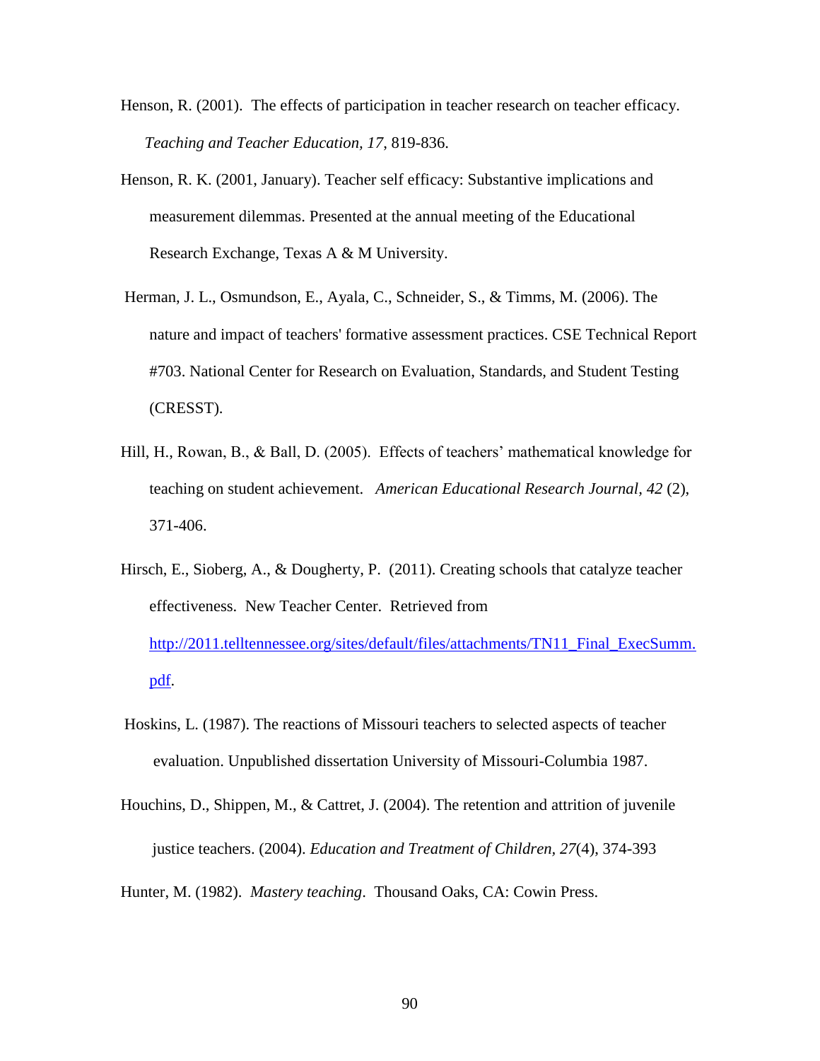Henson, R. (2001). The effects of participation in teacher research on teacher efficacy. *Teaching and Teacher Education, 17*, 819-836.

Henson, R. K. (2001, January). Teacher self efficacy: Substantive implications and measurement dilemmas. Presented at the annual meeting of the Educational Research Exchange, Texas A & M University.

Herman, J. L., Osmundson, E., Ayala, C., Schneider, S., & Timms, M. (2006). The nature and impact of teachers' formative assessment practices. CSE Technical Report #703. National Center for Research on Evaluation, Standards, and Student Testing (CRESST).

Hill, H., Rowan, B., & Ball, D. (2005). Effects of teachers' mathematical knowledge for teaching on student achievement. *American Educational Research Journal, 42* (2), 371-406.

Hirsch, E., Sioberg, A., & Dougherty, P. (2011). Creating schools that catalyze teacher effectiveness. New Teacher Center. Retrieved from http://2011.telltennessee.org/sites/default/files/attachments/TN11_Final_ExecSumm.pdf.

Hoskins, L. (1987). The reactions of Missouri teachers to selected aspects of teacher evaluation. Unpublished dissertation University of Missouri-Columbia 1987.

Houchins, D., Shippen, M., & Cattret, J. (2004). The retention and attrition of juvenile justice teachers. (2004). *Education and Treatment of Children, 27*(4), 374-393

Hunter, M. (1982). *Mastery teaching*. Thousand Oaks, CA: Cowin Press.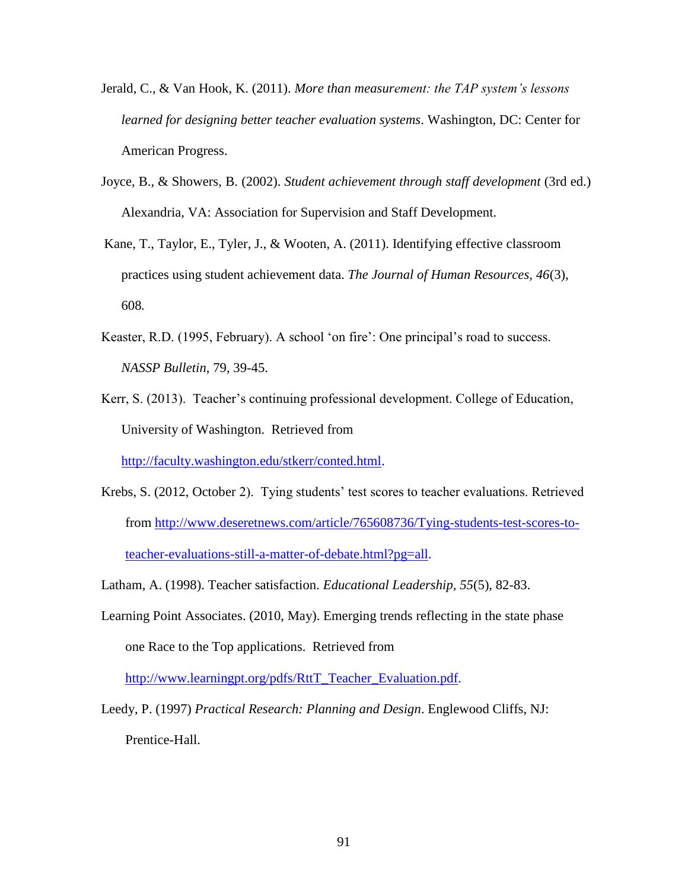Jerald, C., & Van Hook, K. (2011). *More than measurement: the TAP system's lessons learned for designing better teacher evaluation systems*. Washington, DC: Center for American Progress.

Joyce, B., & Showers, B. (2002). *Student achievement through staff development* (3rd ed.) Alexandria, VA: Association for Supervision and Staff Development.

Kane, T., Taylor, E., Tyler, J., & Wooten, A. (2011). Identifying effective classroom practices using student achievement data. *The Journal of Human Resources, 46*(3), 608.

Keaster, R.D. (1995, February). A school 'on fire': One principal's road to success. *NASSP Bulletin*, 79, 39-45.

Kerr, S. (2013). Teacher's continuing professional development. College of Education, University of Washington. Retrieved from http://faculty.washington.edu/stkerr/conted.html.

Krebs, S. (2012, October 2). Tying students' test scores to teacher evaluations. Retrieved from http://www.deseretnews.com/article/765608736/Tying-students-test-scores-to-teacher-evaluations-still-a-matter-of-debate.html?pg=all.

Latham, A. (1998). Teacher satisfaction. *Educational Leadership, 55*(5), 82-83.

Learning Point Associates. (2010, May). Emerging trends reflecting in the state phase one Race to the Top applications. Retrieved from http://www.learningpt.org/pdfs/RttT_Teacher_Evaluation.pdf.

Leedy, P. (1997) *Practical Research: Planning and Design*. Englewood Cliffs, NJ: Prentice-Hall.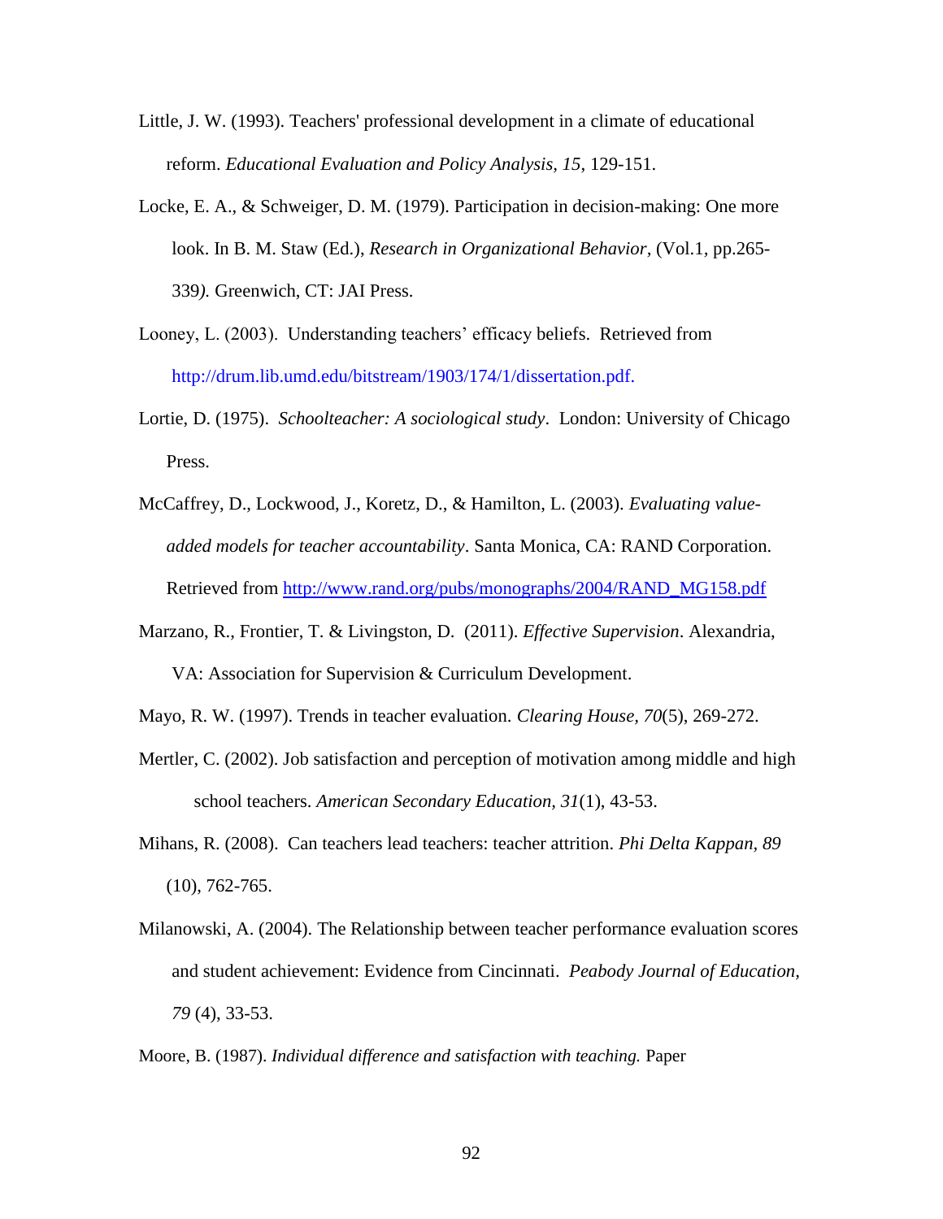Little, J. W. (1993). Teachers' professional development in a climate of educational reform. *Educational Evaluation and Policy Analysis, 15*, 129-151.

Locke, E. A., & Schweiger, D. M. (1979). Participation in decision-making: One more look. In B. M. Staw (Ed.), *Research in Organizational Behavior,* (Vol.1, pp.265-339*).* Greenwich, CT: JAI Press.

Looney, L. (2003). Understanding teachers' efficacy beliefs. Retrieved from http://drum.lib.umd.edu/bitstream/1903/174/1/dissertation.pdf.

Lortie, D. (1975). *Schoolteacher: A sociological study*. London: University of Chicago Press.

McCaffrey, D., Lockwood, J., Koretz, D., & Hamilton, L. (2003). *Evaluating value-added models for teacher accountability*. Santa Monica, CA: RAND Corporation. Retrieved from http://www.rand.org/pubs/monographs/2004/RAND_MG158.pdf

Marzano, R., Frontier, T. & Livingston, D. (2011). *Effective Supervision*. Alexandria, VA: Association for Supervision & Curriculum Development.

Mayo, R. W. (1997). Trends in teacher evaluation. *Clearing House, 70*(5), 269-272.

Mertler, C. (2002). Job satisfaction and perception of motivation among middle and high school teachers. *American Secondary Education, 31*(1), 43-53.

Mihans, R. (2008). Can teachers lead teachers: teacher attrition. *Phi Delta Kappan, 89* (10), 762-765.

Milanowski, A. (2004). The Relationship between teacher performance evaluation scores and student achievement: Evidence from Cincinnati. *Peabody Journal of Education, 79* (4), 33-53.

Moore, B. (1987). *Individual difference and satisfaction with teaching.* Paper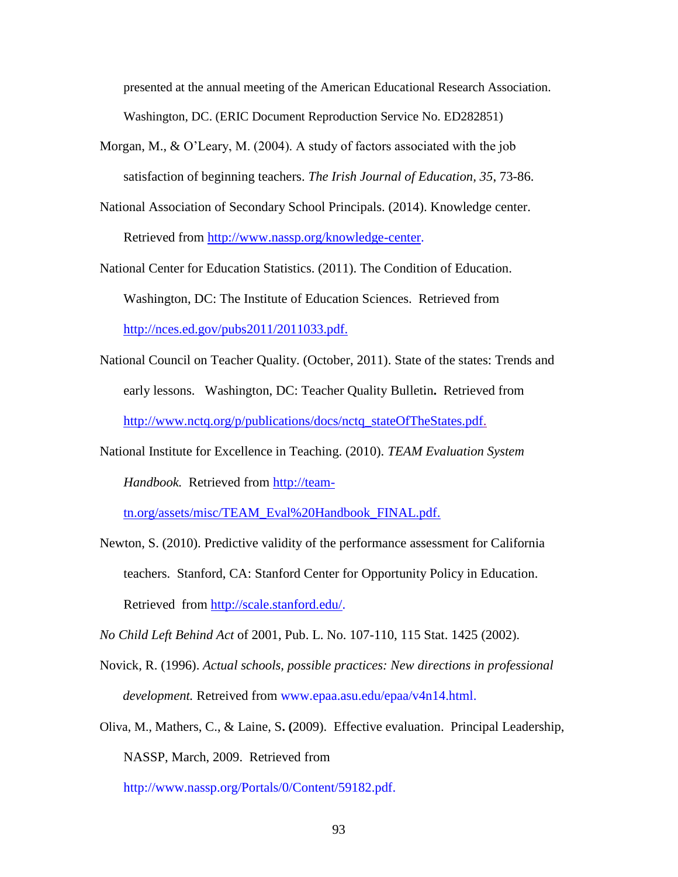presented at the annual meeting of the American Educational Research Association. Washington, DC. (ERIC Document Reproduction Service No. ED282851)

Morgan, M., & O'Leary, M. (2004). A study of factors associated with the job satisfaction of beginning teachers. *The Irish Journal of Education, 35*, 73-86.

National Association of Secondary School Principals. (2014). Knowledge center. Retrieved from http://www.nassp.org/knowledge-center.

National Center for Education Statistics. (2011). The Condition of Education. Washington, DC: The Institute of Education Sciences. Retrieved from http://nces.ed.gov/pubs2011/2011033.pdf.

National Council on Teacher Quality. (October, 2011). State of the states: Trends and early lessons. Washington, DC: Teacher Quality Bulletin**.** Retrieved from http://www.nctq.org/p/publications/docs/nctq_stateOfTheStates.pdf.

National Institute for Excellence in Teaching. (2010). *TEAM Evaluation System Handbook.* Retrieved from http://team-tn.org/assets/misc/TEAM_Eval%20Handbook_FINAL.pdf.

Newton, S. (2010). Predictive validity of the performance assessment for California teachers. Stanford, CA: Stanford Center for Opportunity Policy in Education. Retrieved from http://scale.stanford.edu/.

*No Child Left Behind Act* of 2001, Pub. L. No. 107-110, 115 Stat. 1425 (2002).

Novick, R. (1996). *Actual schools, possible practices: New directions in professional development.* Retreived from www.epaa.asu.edu/epaa/v4n14.html.

Oliva, M., Mathers, C., & Laine, S**. (**2009). Effective evaluation. Principal Leadership, NASSP, March, 2009. Retrieved from http://www.nassp.org/Portals/0/Content/59182.pdf.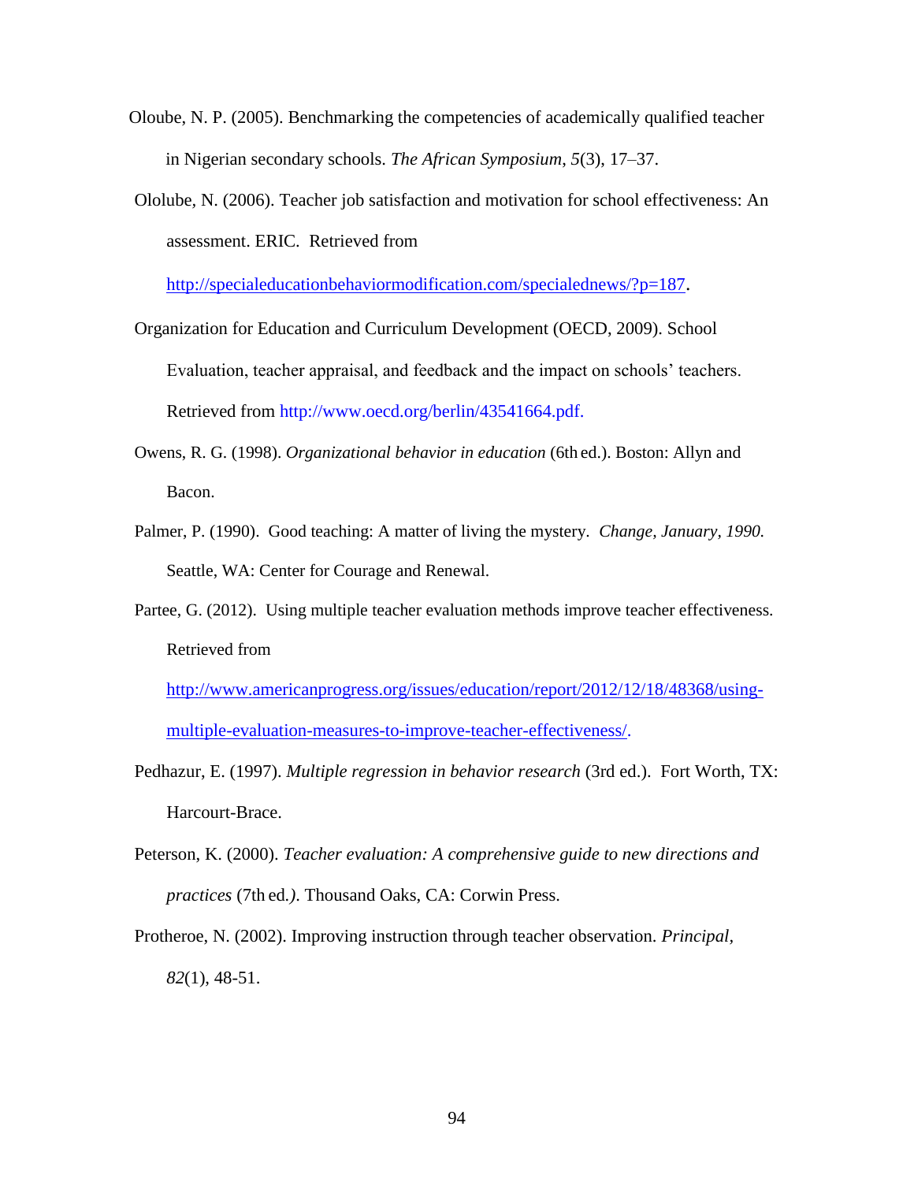Oloube, N. P. (2005). Benchmarking the competencies of academically qualified teacher in Nigerian secondary schools. *The African Symposium*, *5*(3), 17–37.

Ololube, N. (2006). Teacher job satisfaction and motivation for school effectiveness: An assessment. ERIC. Retrieved from http://specialeducationbehaviormodification.com/specialednews/?p=187.

Organization for Education and Curriculum Development (OECD, 2009). School Evaluation, teacher appraisal, and feedback and the impact on schools' teachers. Retrieved from http://www.oecd.org/berlin/43541664.pdf.

Owens, R. G. (1998). *Organizational behavior in education* (6th ed.). Boston: Allyn and Bacon.

Palmer, P. (1990). Good teaching: A matter of living the mystery. *Change, January, 1990.* Seattle, WA: Center for Courage and Renewal.

Partee, G. (2012). Using multiple teacher evaluation methods improve teacher effectiveness. Retrieved from http://www.americanprogress.org/issues/education/report/2012/12/18/48368/using-multiple-evaluation-measures-to-improve-teacher-effectiveness/.

Pedhazur, E. (1997). *Multiple regression in behavior research* (3rd ed.). Fort Worth, TX: Harcourt-Brace.

Peterson, K. (2000). *Teacher evaluation: A comprehensive guide to new directions and practices* (7th ed.). Thousand Oaks, CA: Corwin Press.

Protheroe, N. (2002). Improving instruction through teacher observation. *Principal, 82*(1), 48-51.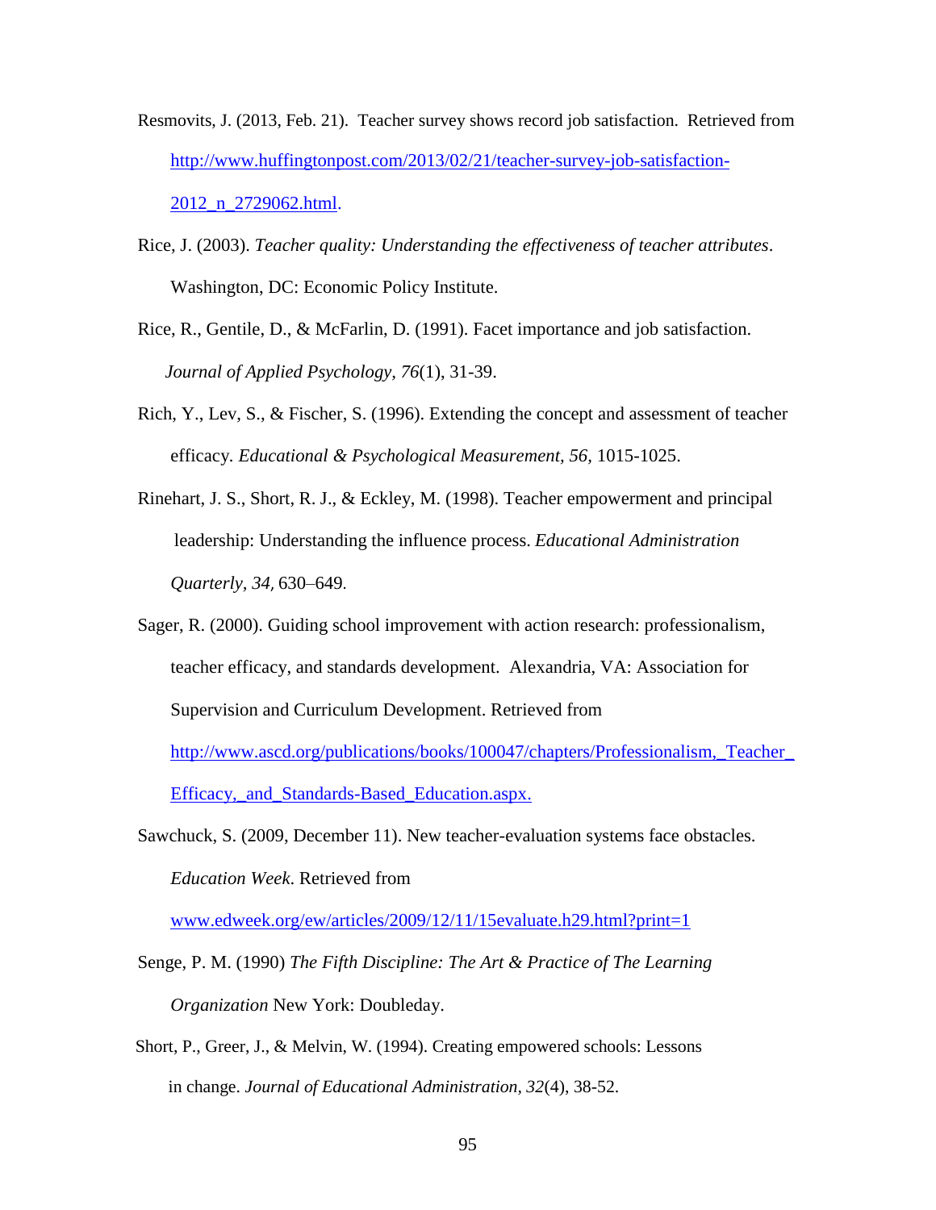Resmovits, J. (2013, Feb. 21). Teacher survey shows record job satisfaction. Retrieved from http://www.huffingtonpost.com/2013/02/21/teacher-survey-job-satisfaction-2012_n_2729062.html.

Rice, J. (2003). *Teacher quality: Understanding the effectiveness of teacher attributes*. Washington, DC: Economic Policy Institute.

Rice, R., Gentile, D., & McFarlin, D. (1991). Facet importance and job satisfaction. *Journal of Applied Psychology, 76*(1), 31-39.

Rich, Y., Lev, S., & Fischer, S. (1996). Extending the concept and assessment of teacher efficacy. *Educational & Psychological Measurement, 56*, 1015-1025.

Rinehart, J. S., Short, R. J., & Eckley, M. (1998). Teacher empowerment and principal leadership: Understanding the influence process. *Educational Administration Quarterly, 34,* 630–649.

Sager, R. (2000). Guiding school improvement with action research: professionalism, teacher efficacy, and standards development. Alexandria, VA: Association for Supervision and Curriculum Development. Retrieved from http://www.ascd.org/publications/books/100047/chapters/Professionalism,_Teacher_Efficacy,_and_Standards-Based_Education.aspx.

Sawchuck, S. (2009, December 11). New teacher-evaluation systems face obstacles. *Education Week*. Retrieved from www.edweek.org/ew/articles/2009/12/11/15evaluate.h29.html?print=1

Senge, P. M. (1990) *The Fifth Discipline: The Art & Practice of The Learning Organization* New York: Doubleday.

Short, P., Greer, J., & Melvin, W. (1994). Creating empowered schools: Lessons in change. *Journal of Educational Administration, 32*(4), 38-52.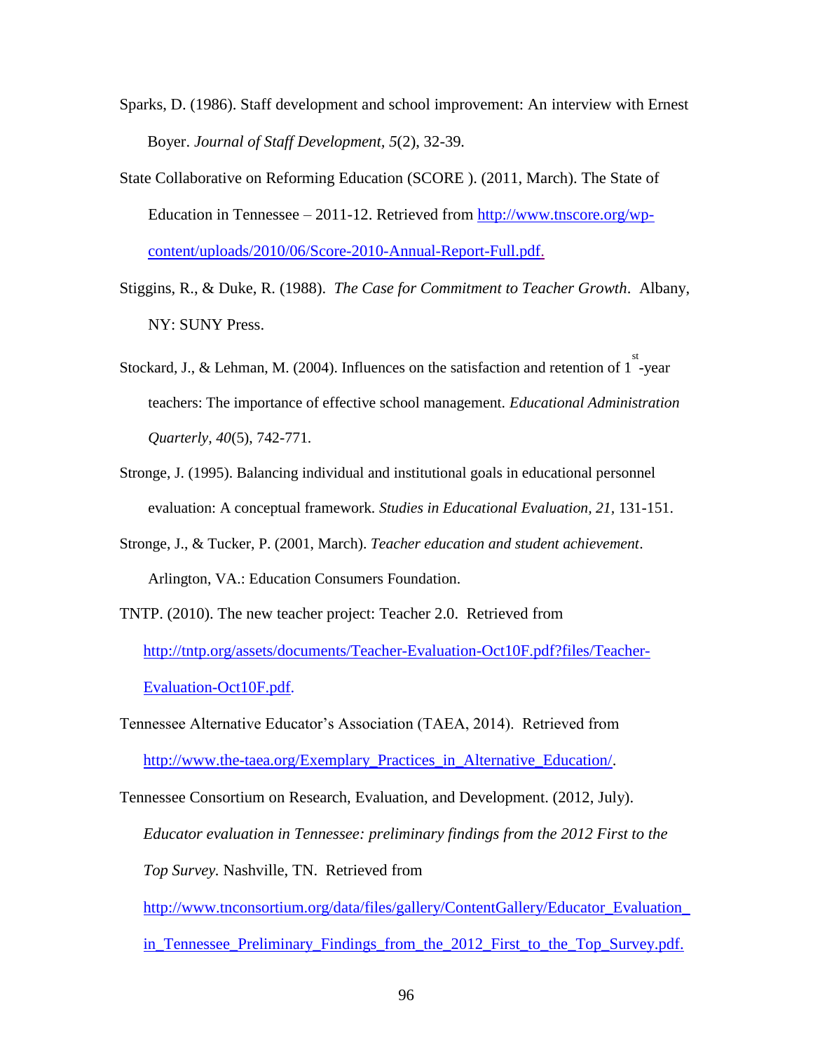Sparks, D. (1986). Staff development and school improvement: An interview with Ernest Boyer. *Journal of Staff Development, 5*(2), 32-39.

State Collaborative on Reforming Education (SCORE ). (2011, March). The State of Education in Tennessee – 2011-12. Retrieved from http://www.tnscore.org/wp-content/uploads/2010/06/Score-2010-Annual-Report-Full.pdf.

Stiggins, R., & Duke, R. (1988). *The Case for Commitment to Teacher Growth*. Albany, NY: SUNY Press.

Stockard, J., & Lehman, M. (2004). Influences on the satisfaction and retention of 1st-year teachers: The importance of effective school management. *Educational Administration Quarterly, 40*(5), 742-771.

Stronge, J. (1995). Balancing individual and institutional goals in educational personnel evaluation: A conceptual framework. *Studies in Educational Evaluation, 21*, 131-151.

Stronge, J., & Tucker, P. (2001, March). *Teacher education and student achievement*. Arlington, VA.: Education Consumers Foundation.

TNTP. (2010). The new teacher project: Teacher 2.0. Retrieved from http://tntp.org/assets/documents/Teacher-Evaluation-Oct10F.pdf?files/Teacher-Evaluation-Oct10F.pdf.

Tennessee Alternative Educator's Association (TAEA, 2014). Retrieved from http://www.the-taea.org/Exemplary_Practices_in_Alternative_Education/.

Tennessee Consortium on Research, Evaluation, and Development. (2012, July). *Educator evaluation in Tennessee: preliminary findings from the 2012 First to the Top Survey.* Nashville, TN. Retrieved from http://www.tnconsortium.org/data/files/gallery/ContentGallery/Educator_Evaluation_in_Tennessee_Preliminary_Findings_from_the_2012_First_to_the_Top_Survey.pdf.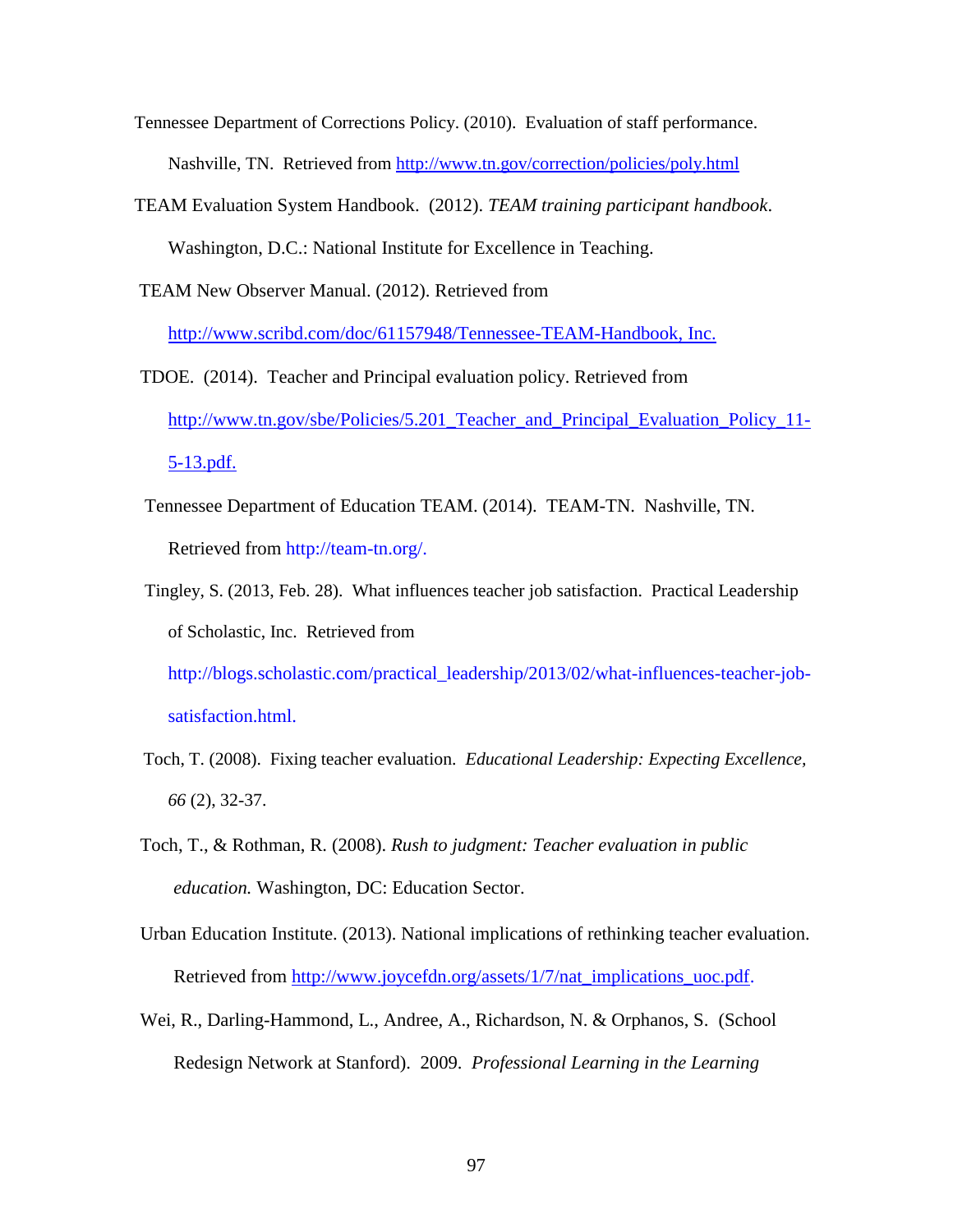Tennessee Department of Corrections Policy. (2010). Evaluation of staff performance. Nashville, TN. Retrieved from http://www.tn.gov/correction/policies/poly.html

TEAM Evaluation System Handbook. (2012). *TEAM training participant handbook*. Washington, D.C.: National Institute for Excellence in Teaching.

TEAM New Observer Manual. (2012). Retrieved from http://www.scribd.com/doc/61157948/Tennessee-TEAM-Handbook, Inc.

TDOE. (2014). Teacher and Principal evaluation policy. Retrieved from http://www.tn.gov/sbe/Policies/5.201_Teacher_and_Principal_Evaluation_Policy_11-5-13.pdf.

Tennessee Department of Education TEAM. (2014). TEAM-TN. Nashville, TN. Retrieved from http://team-tn.org/.

Tingley, S. (2013, Feb. 28). What influences teacher job satisfaction. Practical Leadership of Scholastic, Inc. Retrieved from http://blogs.scholastic.com/practical_leadership/2013/02/what-influences-teacher-job-satisfaction.html.

Toch, T. (2008). Fixing teacher evaluation. *Educational Leadership: Expecting Excellence, 66* (2), 32-37.

Toch, T., & Rothman, R. (2008). *Rush to judgment: Teacher evaluation in public education.* Washington, DC: Education Sector.

Urban Education Institute. (2013). National implications of rethinking teacher evaluation. Retrieved from http://www.joycefdn.org/assets/1/7/nat_implications_uoc.pdf.

Wei, R., Darling-Hammond, L., Andree, A., Richardson, N. & Orphanos, S. (School Redesign Network at Stanford). 2009. *Professional Learning in the Learning*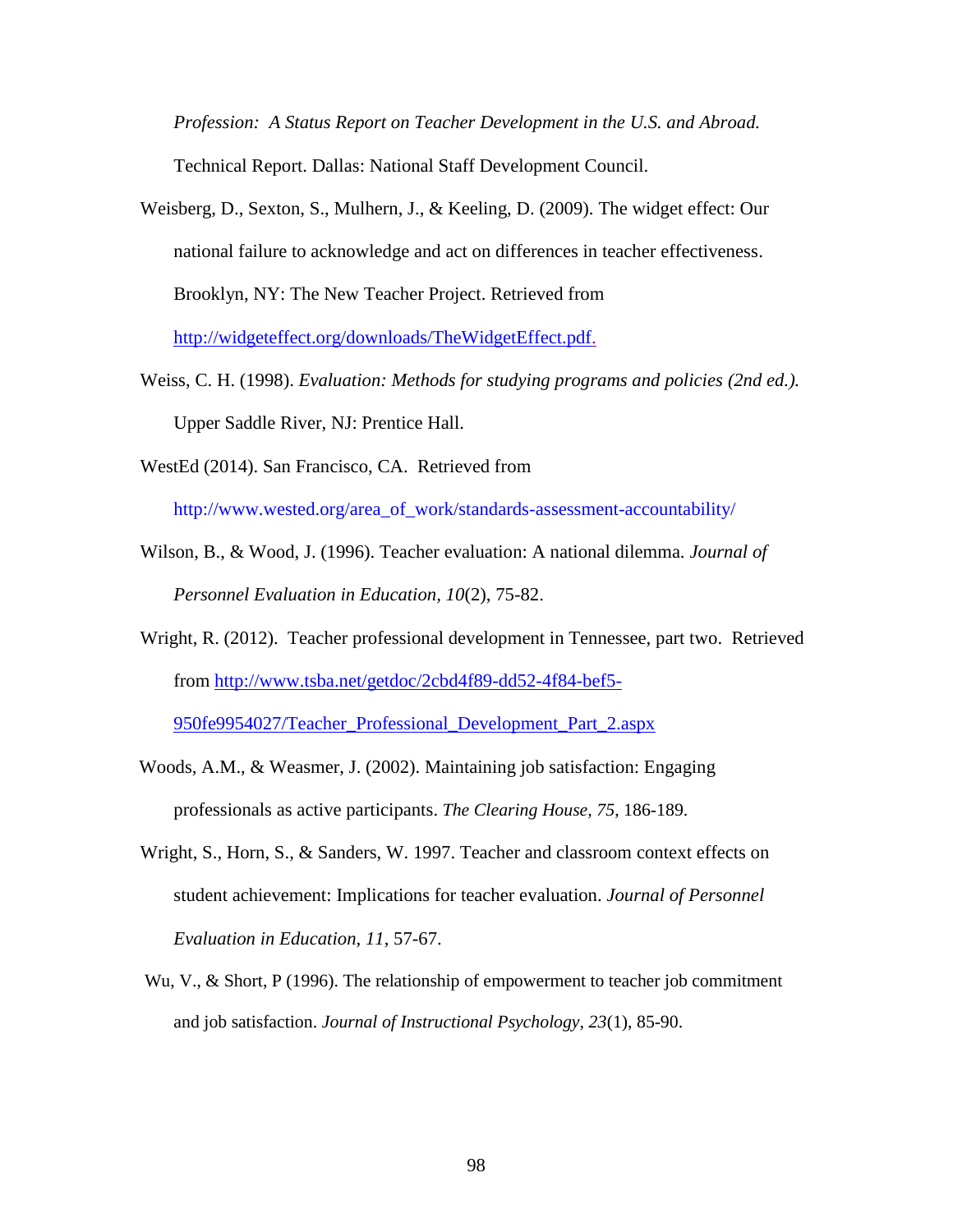*Profession: A Status Report on Teacher Development in the U.S. and Abroad.* Technical Report. Dallas: National Staff Development Council.

Weisberg, D., Sexton, S., Mulhern, J., & Keeling, D. (2009). The widget effect: Our national failure to acknowledge and act on differences in teacher effectiveness. Brooklyn, NY: The New Teacher Project. Retrieved from http://widgeteffect.org/downloads/TheWidgetEffect.pdf.

Weiss, C. H. (1998). *Evaluation: Methods for studying programs and policies (2nd ed.).* Upper Saddle River, NJ: Prentice Hall.

WestEd (2014). San Francisco, CA. Retrieved from http://www.wested.org/area_of_work/standards-assessment-accountability/

Wilson, B., & Wood, J. (1996). Teacher evaluation: A national dilemma. *Journal of Personnel Evaluation in Education, 10*(2), 75-82.

Wright, R. (2012). Teacher professional development in Tennessee, part two. Retrieved from http://www.tsba.net/getdoc/2cbd4f89-dd52-4f84-bef5-950fe9954027/Teacher_Professional_Development_Part_2.aspx

Woods, A.M., & Weasmer, J. (2002). Maintaining job satisfaction: Engaging professionals as active participants. *The Clearing House, 75*, 186-189.

Wright, S., Horn, S., & Sanders, W. 1997. Teacher and classroom context effects on student achievement: Implications for teacher evaluation. *Journal of Personnel Evaluation in Education, 11*, 57-67.

Wu, V., & Short, P (1996). The relationship of empowerment to teacher job commitment and job satisfaction. *Journal of Instructional Psychology, 23*(1), 85-90.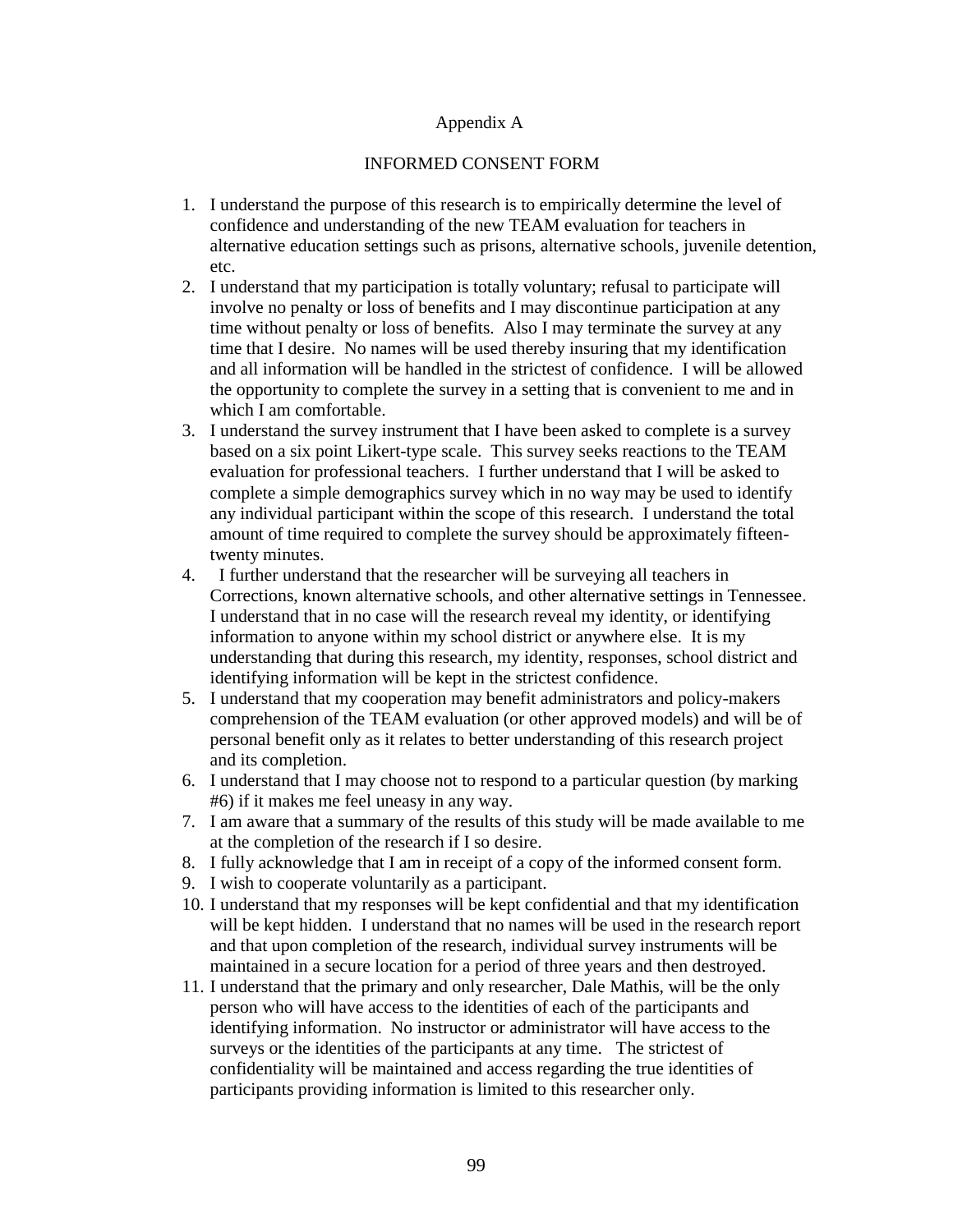Appendix A

INFORMED CONSENT FORM

1. I understand the purpose of this research is to empirically determine the level of confidence and understanding of the new TEAM evaluation for teachers in alternative education settings such as prisons, alternative schools, juvenile detention, etc.
2. I understand that my participation is totally voluntary; refusal to participate will involve no penalty or loss of benefits and I may discontinue participation at any time without penalty or loss of benefits. Also I may terminate the survey at any time that I desire. No names will be used thereby insuring that my identification and all information will be handled in the strictest of confidence. I will be allowed the opportunity to complete the survey in a setting that is convenient to me and in which I am comfortable.
3. I understand the survey instrument that I have been asked to complete is a survey based on a six point Likert-type scale. This survey seeks reactions to the TEAM evaluation for professional teachers. I further understand that I will be asked to complete a simple demographics survey which in no way may be used to identify any individual participant within the scope of this research. I understand the total amount of time required to complete the survey should be approximately fifteen-twenty minutes.
4. I further understand that the researcher will be surveying all teachers in Corrections, known alternative schools, and other alternative settings in Tennessee. I understand that in no case will the research reveal my identity, or identifying information to anyone within my school district or anywhere else. It is my understanding that during this research, my identity, responses, school district and identifying information will be kept in the strictest confidence.
5. I understand that my cooperation may benefit administrators and policy-makers comprehension of the TEAM evaluation (or other approved models) and will be of personal benefit only as it relates to better understanding of this research project and its completion.
6. I understand that I may choose not to respond to a particular question (by marking #6) if it makes me feel uneasy in any way.
7. I am aware that a summary of the results of this study will be made available to me at the completion of the research if I so desire.
8. I fully acknowledge that I am in receipt of a copy of the informed consent form.
9. I wish to cooperate voluntarily as a participant.
10. I understand that my responses will be kept confidential and that my identification will be kept hidden. I understand that no names will be used in the research report and that upon completion of the research, individual survey instruments will be maintained in a secure location for a period of three years and then destroyed.
11. I understand that the primary and only researcher, Dale Mathis, will be the only person who will have access to the identities of each of the participants and identifying information. No instructor or administrator will have access to the surveys or the identities of the participants at any time. The strictest of confidentiality will be maintained and access regarding the true identities of participants providing information is limited to this researcher only.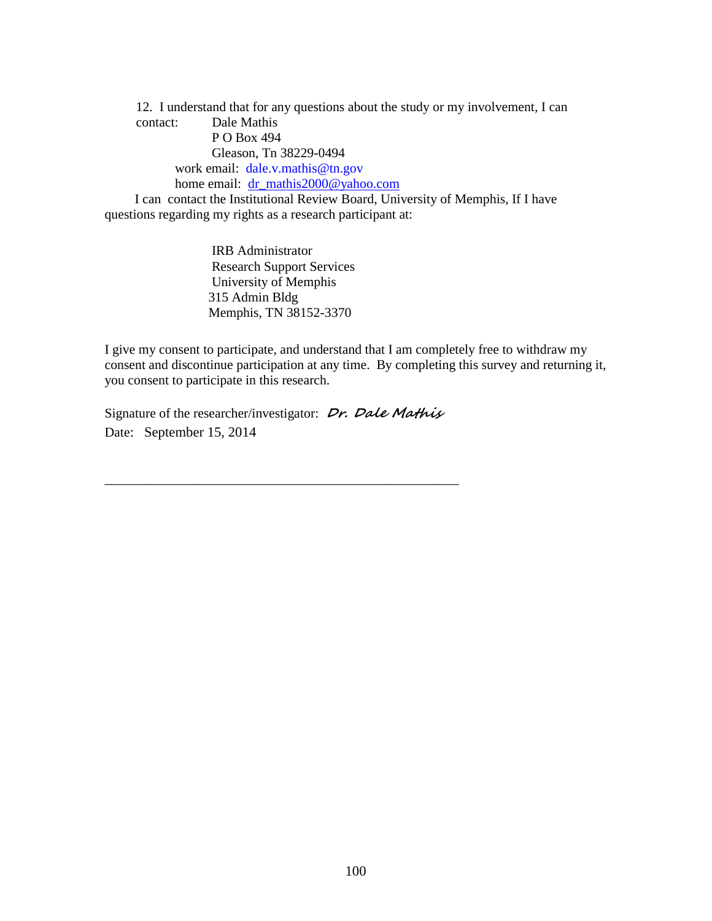12. I understand that for any questions about the study or my involvement, I can contact: Dale Mathis
P O Box 494
Gleason, Tn 38229-0494
work email: dale.v.mathis@tn.gov
home email: dr_mathis2000@yahoo.com

I can contact the Institutional Review Board, University of Memphis, If I have questions regarding my rights as a research participant at:

IRB Administrator
Research Support Services
University of Memphis
315 Admin Bldg
Memphis, TN 38152-3370

I give my consent to participate, and understand that I am completely free to withdraw my consent and discontinue participation at any time. By completing this survey and returning it, you consent to participate in this research.

Signature of the researcher/investigator: *Dr. Dale Mathis*
Date: September 15, 2014

\_\_\_\_\_\_\_\_\_\_\_\_\_\_\_\_\_\_\_\_\_\_\_\_\_\_\_\_\_\_\_\_\_\_\_\_\_\_\_\_\_\_\_\_\_\_\_\_\_\_\_\_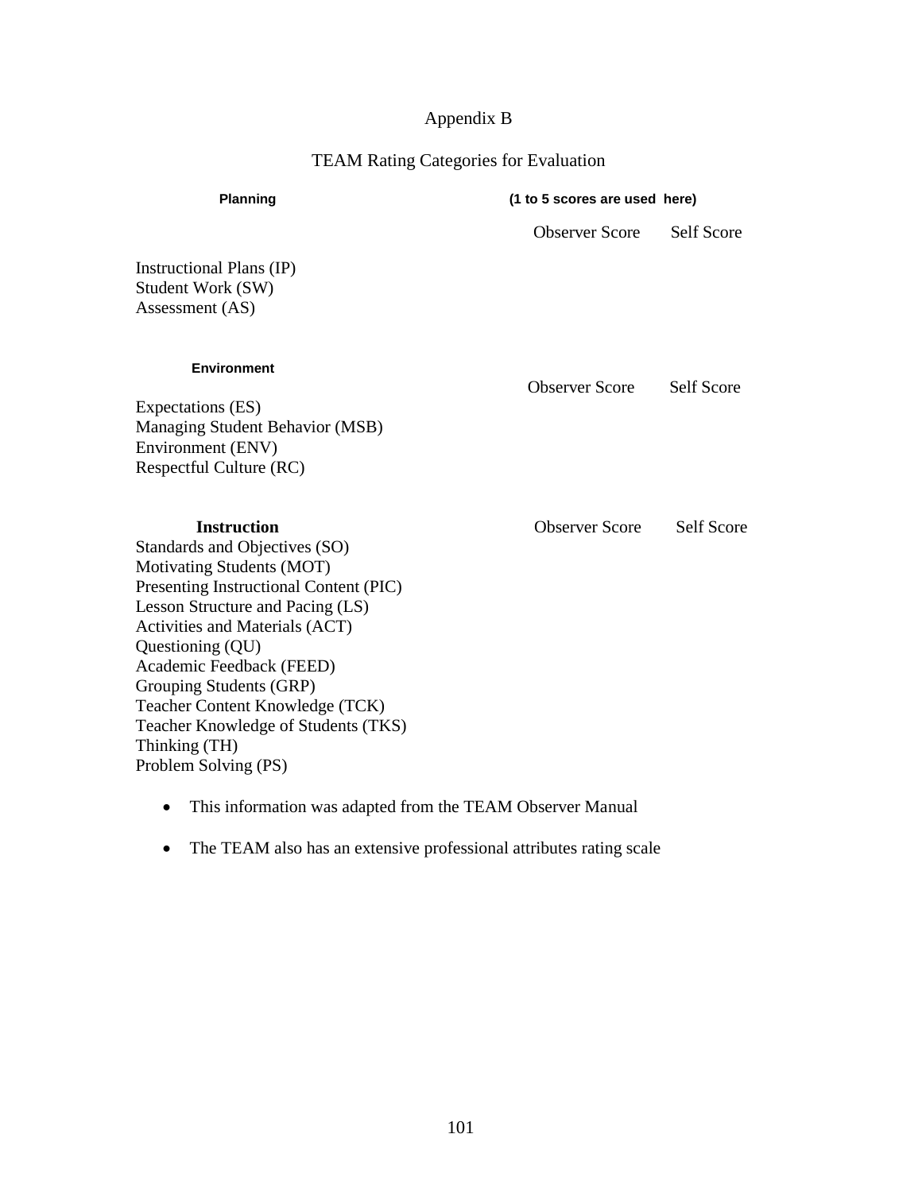# Appendix B

## TEAM Rating Categories for Evaluation

| **Planning** | **(1 to 5 scores are used here)** | |
|---|---|---|
| | Observer Score | Self Score |
| Instructional Plans (IP) | | |
| Student Work (SW) | | |
| Assessment (AS) | | |

| **Environment** | Observer Score | Self Score |
|---|---|---|
| Expectations (ES) | | |
| Managing Student Behavior (MSB) | | |
| Environment (ENV) | | |
| Respectful Culture (RC) | | |

| **Instruction** | Observer Score | Self Score |
|---|---|---|
| Standards and Objectives (SO) | | |
| Motivating Students (MOT) | | |
| Presenting Instructional Content (PIC) | | |
| Lesson Structure and Pacing (LS) | | |
| Activities and Materials (ACT) | | |
| Questioning (QU) | | |
| Academic Feedback (FEED) | | |
| Grouping Students (GRP) | | |
| Teacher Content Knowledge (TCK) | | |
| Teacher Knowledge of Students (TKS) | | |
| Thinking (TH) | | |
| Problem Solving (PS) | | |

- This information was adapted from the TEAM Observer Manual
- The TEAM also has an extensive professional attributes rating scale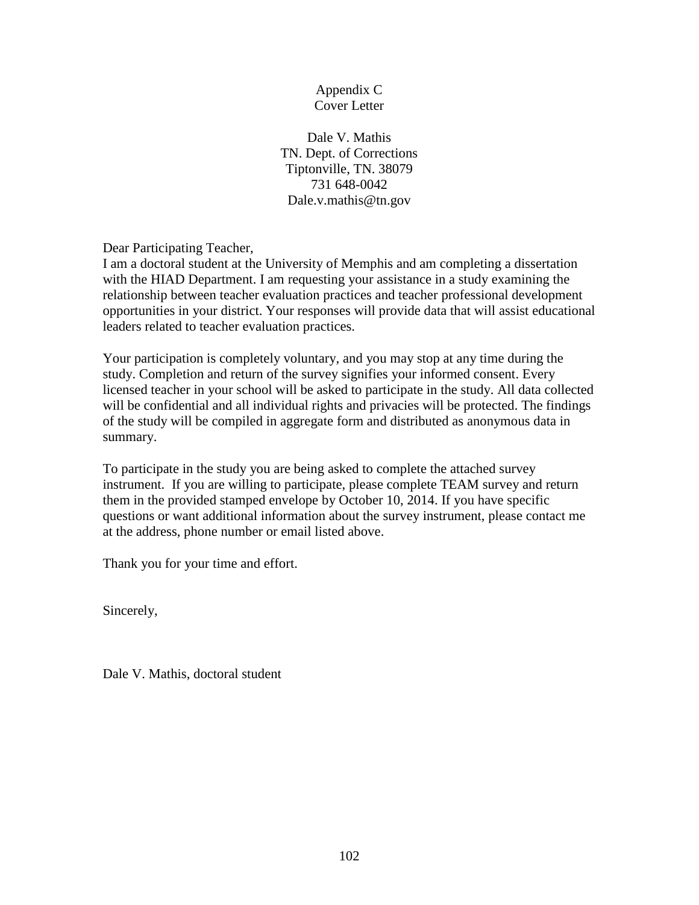Appendix C
Cover Letter

Dale V. Mathis
TN. Dept. of Corrections
Tiptonville, TN. 38079
731 648-0042
Dale.v.mathis@tn.gov

Dear Participating Teacher,
I am a doctoral student at the University of Memphis and am completing a dissertation with the HIAD Department. I am requesting your assistance in a study examining the relationship between teacher evaluation practices and teacher professional development opportunities in your district. Your responses will provide data that will assist educational leaders related to teacher evaluation practices.

Your participation is completely voluntary, and you may stop at any time during the study. Completion and return of the survey signifies your informed consent. Every licensed teacher in your school will be asked to participate in the study. All data collected will be confidential and all individual rights and privacies will be protected. The findings of the study will be compiled in aggregate form and distributed as anonymous data in summary.

To participate in the study you are being asked to complete the attached survey instrument. If you are willing to participate, please complete TEAM survey and return them in the provided stamped envelope by October 10, 2014. If you have specific questions or want additional information about the survey instrument, please contact me at the address, phone number or email listed above.

Thank you for your time and effort.

Sincerely,

Dale V. Mathis, doctoral student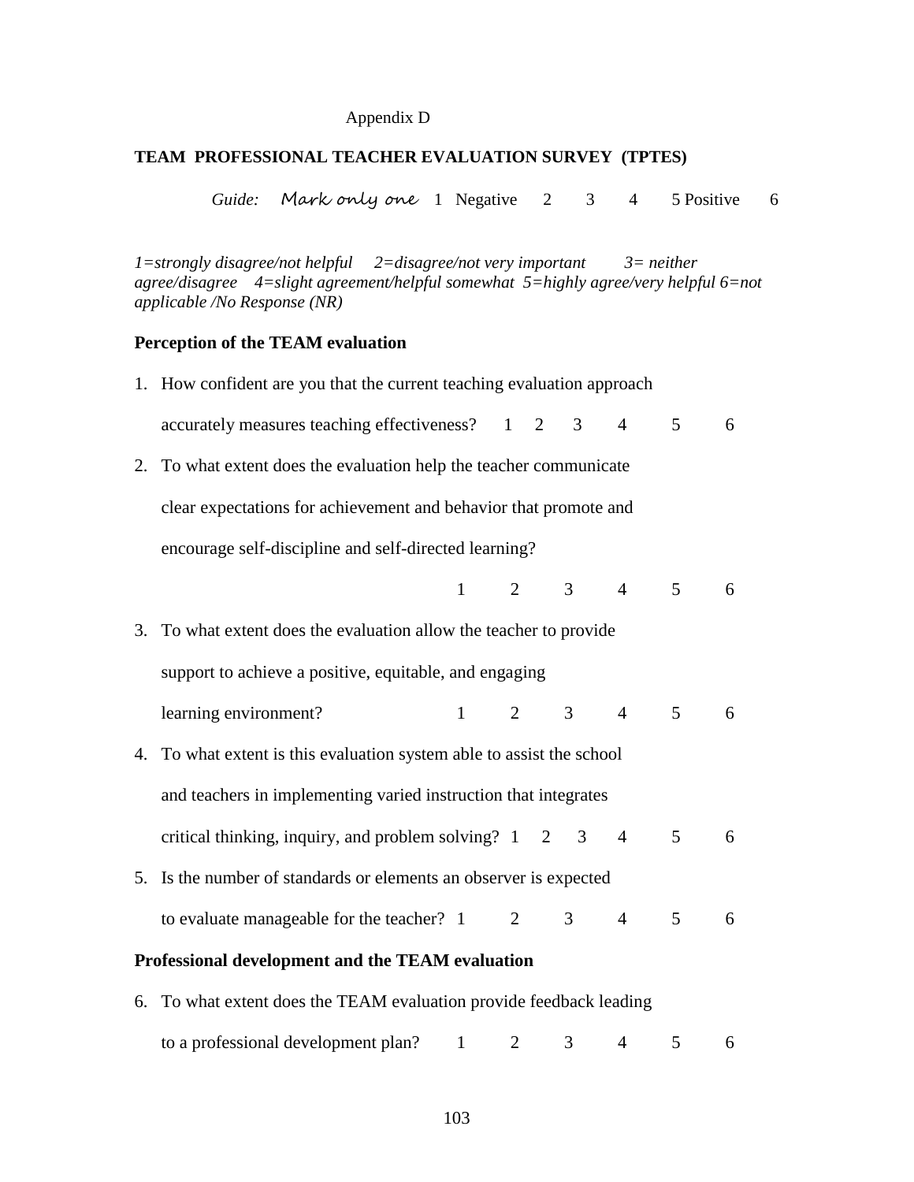Appendix D

**TEAM PROFESSIONAL TEACHER EVALUATION SURVEY (TPTES)**

*Guide:* Mark only one 1 Negative 2 3 4 5 Positive 6

*1=strongly disagree/not helpful 2=disagree/not very important 3= neither agree/disagree 4=slight agreement/helpful somewhat 5=highly agree/very helpful 6=not applicable /No Response (NR)*

**Perception of the TEAM evaluation**

1. How confident are you that the current teaching evaluation approach accurately measures teaching effectiveness? 1 2 3 4 5 6
2. To what extent does the evaluation help the teacher communicate clear expectations for achievement and behavior that promote and encourage self-discipline and self-directed learning?

   1 2 3 4 5 6
3. To what extent does the evaluation allow the teacher to provide support to achieve a positive, equitable, and engaging learning environment? 1 2 3 4 5 6
4. To what extent is this evaluation system able to assist the school and teachers in implementing varied instruction that integrates critical thinking, inquiry, and problem solving? 1 2 3 4 5 6
5. Is the number of standards or elements an observer is expected to evaluate manageable for the teacher? 1 2 3 4 5 6

**Professional development and the TEAM evaluation**

6. To what extent does the TEAM evaluation provide feedback leading to a professional development plan? 1 2 3 4 5 6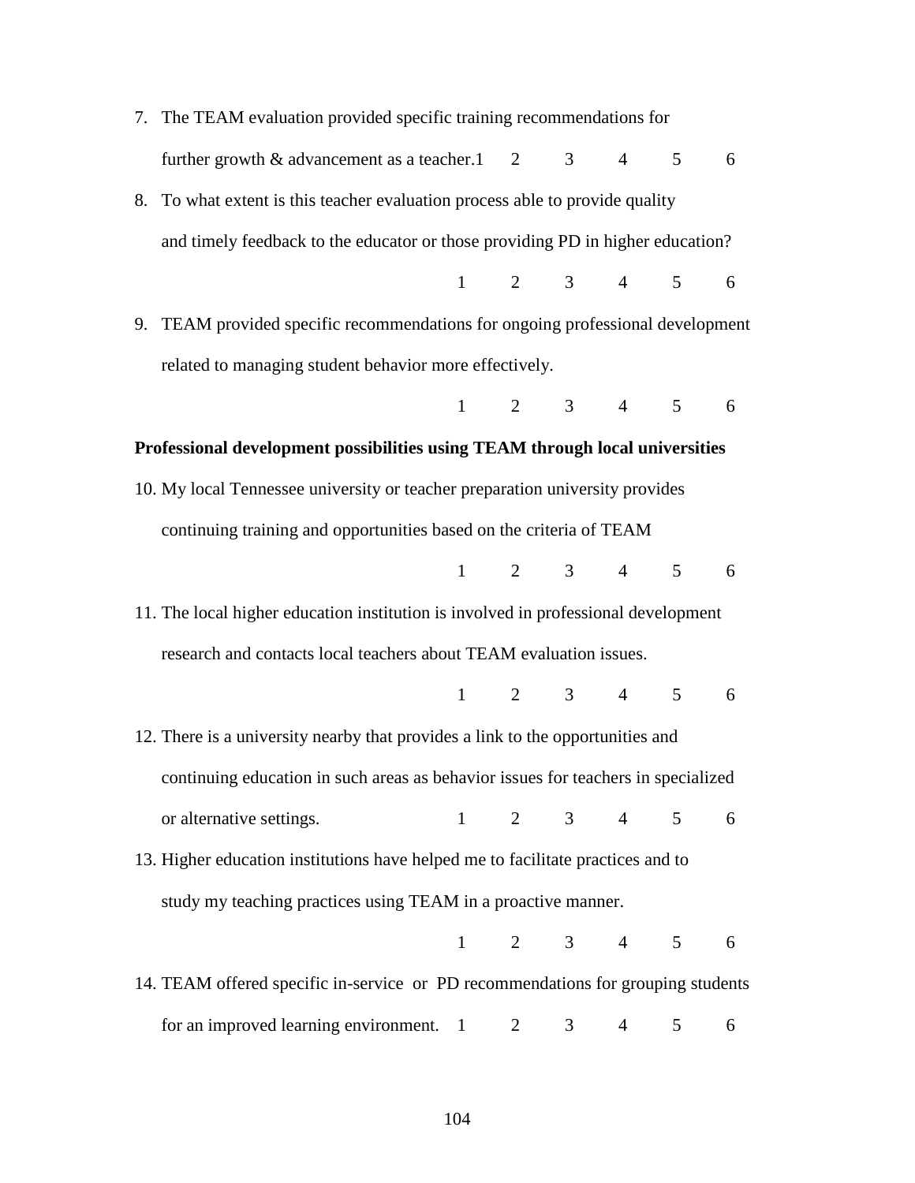7. The TEAM evaluation provided specific training recommendations for further growth & advancement as a teacher. 1 2 3 4 5 6

8. To what extent is this teacher evaluation process able to provide quality and timely feedback to the educator or those providing PD in higher education?

   1 2 3 4 5 6

9. TEAM provided specific recommendations for ongoing professional development related to managing student behavior more effectively.

   1 2 3 4 5 6

**Professional development possibilities using TEAM through local universities**

10. My local Tennessee university or teacher preparation university provides continuing training and opportunities based on the criteria of TEAM

    1 2 3 4 5 6

11. The local higher education institution is involved in professional development research and contacts local teachers about TEAM evaluation issues.

    1 2 3 4 5 6

12. There is a university nearby that provides a link to the opportunities and continuing education in such areas as behavior issues for teachers in specialized or alternative settings. 1 2 3 4 5 6

13. Higher education institutions have helped me to facilitate practices and to study my teaching practices using TEAM in a proactive manner.

    1 2 3 4 5 6

14. TEAM offered specific in-service or PD recommendations for grouping students for an improved learning environment. 1 2 3 4 5 6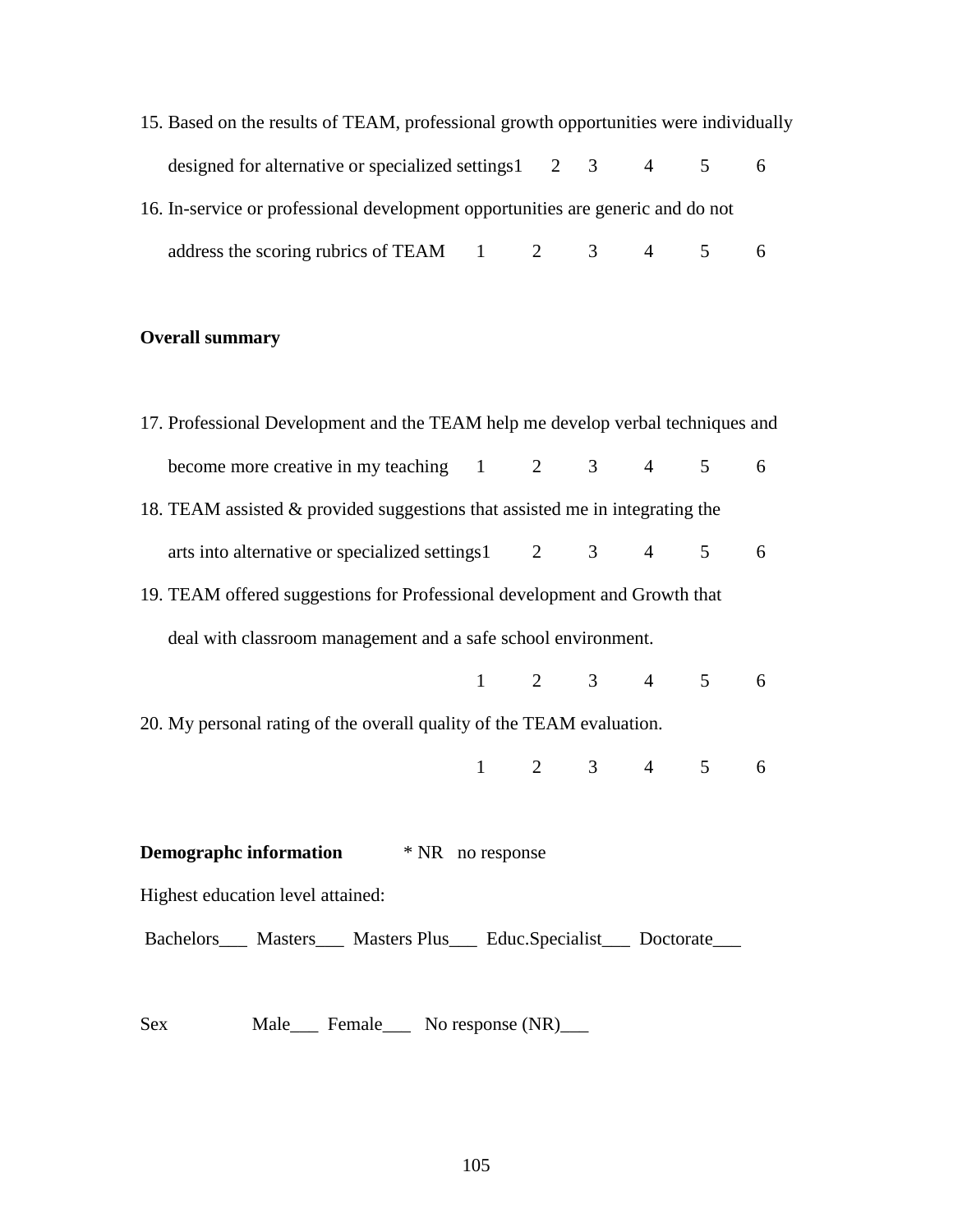15. Based on the results of TEAM, professional growth opportunities were individually designed for alternative or specialized settings 1 2 3 4 5 6
16. In-service or professional development opportunities are generic and do not address the scoring rubrics of TEAM 1 2 3 4 5 6

**Overall summary**

17. Professional Development and the TEAM help me develop verbal techniques and become more creative in my teaching 1 2 3 4 5 6
18. TEAM assisted & provided suggestions that assisted me in integrating the arts into alternative or specialized settings 1 2 3 4 5 6
19. TEAM offered suggestions for Professional development and Growth that deal with classroom management and a safe school environment.
    1 2 3 4 5 6
20. My personal rating of the overall quality of the TEAM evaluation.
    1 2 3 4 5 6

**Demographc information** * NR no response

Highest education level attained:

Bachelors___ Masters___ Masters Plus___ Educ.Specialist___ Doctorate___

Sex Male___ Female___ No response (NR)___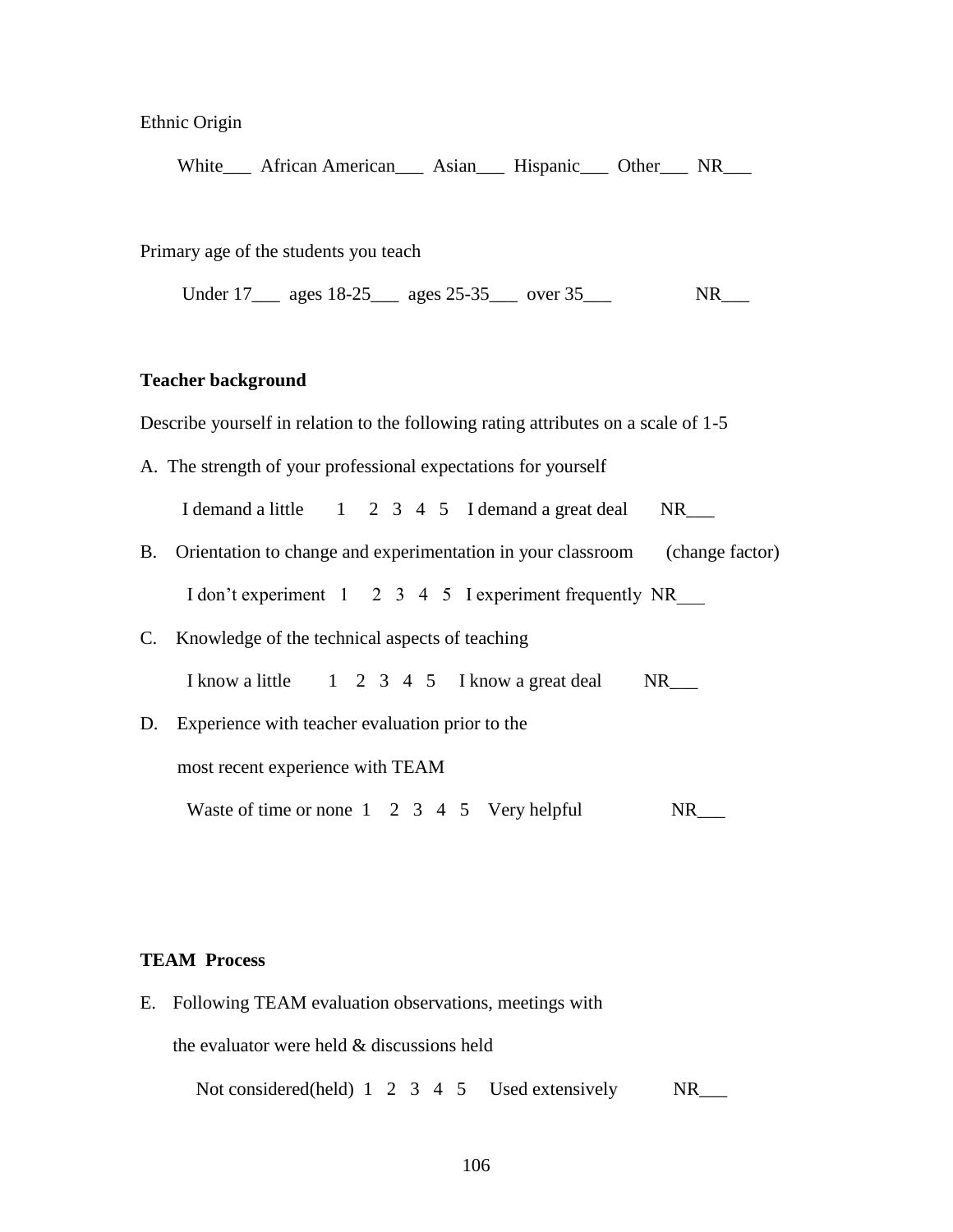Ethnic Origin

White___ African American___ Asian___ Hispanic___ Other___ NR___

Primary age of the students you teach

Under 17___ ages 18-25___ ages 25-35___ over 35___ NR___

**Teacher background**

Describe yourself in relation to the following rating attributes on a scale of 1-5

A. The strength of your professional expectations for yourself

I demand a little 1 2 3 4 5 I demand a great deal NR___

B. Orientation to change and experimentation in your classroom (change factor)

I don't experiment 1 2 3 4 5 I experiment frequently NR___

C. Knowledge of the technical aspects of teaching

I know a little 1 2 3 4 5 I know a great deal NR___

D. Experience with teacher evaluation prior to the most recent experience with TEAM

Waste of time or none 1 2 3 4 5 Very helpful NR___

**TEAM Process**

E. Following TEAM evaluation observations, meetings with the evaluator were held & discussions held

Not considered(held) 1 2 3 4 5 Used extensively NR___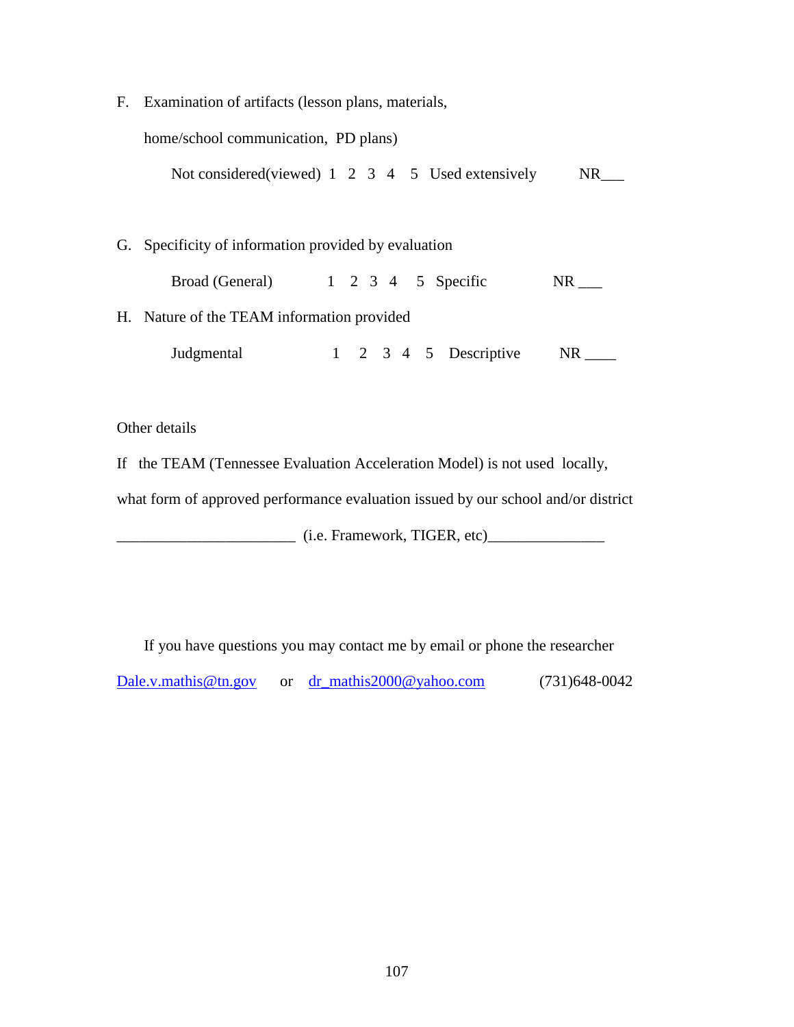F. Examination of artifacts (lesson plans, materials, home/school communication, PD plans)

Not considered(viewed) 1 2 3 4 5 Used extensively NR___

G. Specificity of information provided by evaluation

Broad (General) 1 2 3 4 5 Specific NR ___

H. Nature of the TEAM information provided

Judgmental 1 2 3 4 5 Descriptive NR ____

Other details

If the TEAM (Tennessee Evaluation Acceleration Model) is not used locally, what form of approved performance evaluation issued by our school and/or district

_______________________ (i.e. Framework, TIGER, etc)_______________

If you have questions you may contact me by email or phone the researcher

Dale.v.mathis@tn.gov or dr_mathis2000@yahoo.com (731)648-0042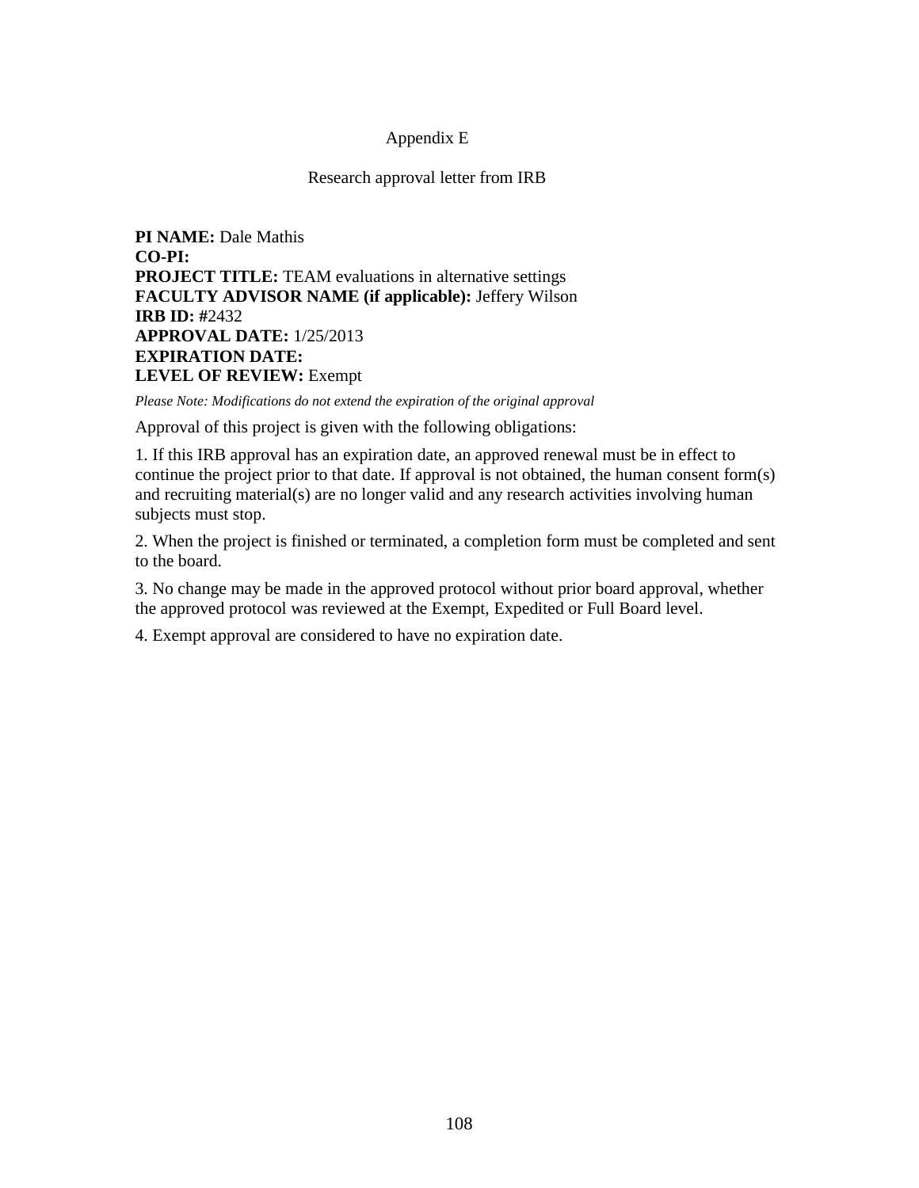Appendix E

Research approval letter from IRB

**PI NAME:** Dale Mathis
**CO-PI:**
**PROJECT TITLE:** TEAM evaluations in alternative settings
**FACULTY ADVISOR NAME (if applicable):** Jeffery Wilson
**IRB ID: #**2432
**APPROVAL DATE:** 1/25/2013
**EXPIRATION DATE:**
**LEVEL OF REVIEW:** Exempt

*Please Note: Modifications do not extend the expiration of the original approval*

Approval of this project is given with the following obligations:

1. If this IRB approval has an expiration date, an approved renewal must be in effect to continue the project prior to that date. If approval is not obtained, the human consent form(s) and recruiting material(s) are no longer valid and any research activities involving human subjects must stop.

2. When the project is finished or terminated, a completion form must be completed and sent to the board.

3. No change may be made in the approved protocol without prior board approval, whether the approved protocol was reviewed at the Exempt, Expedited or Full Board level.

4. Exempt approval are considered to have no expiration date.